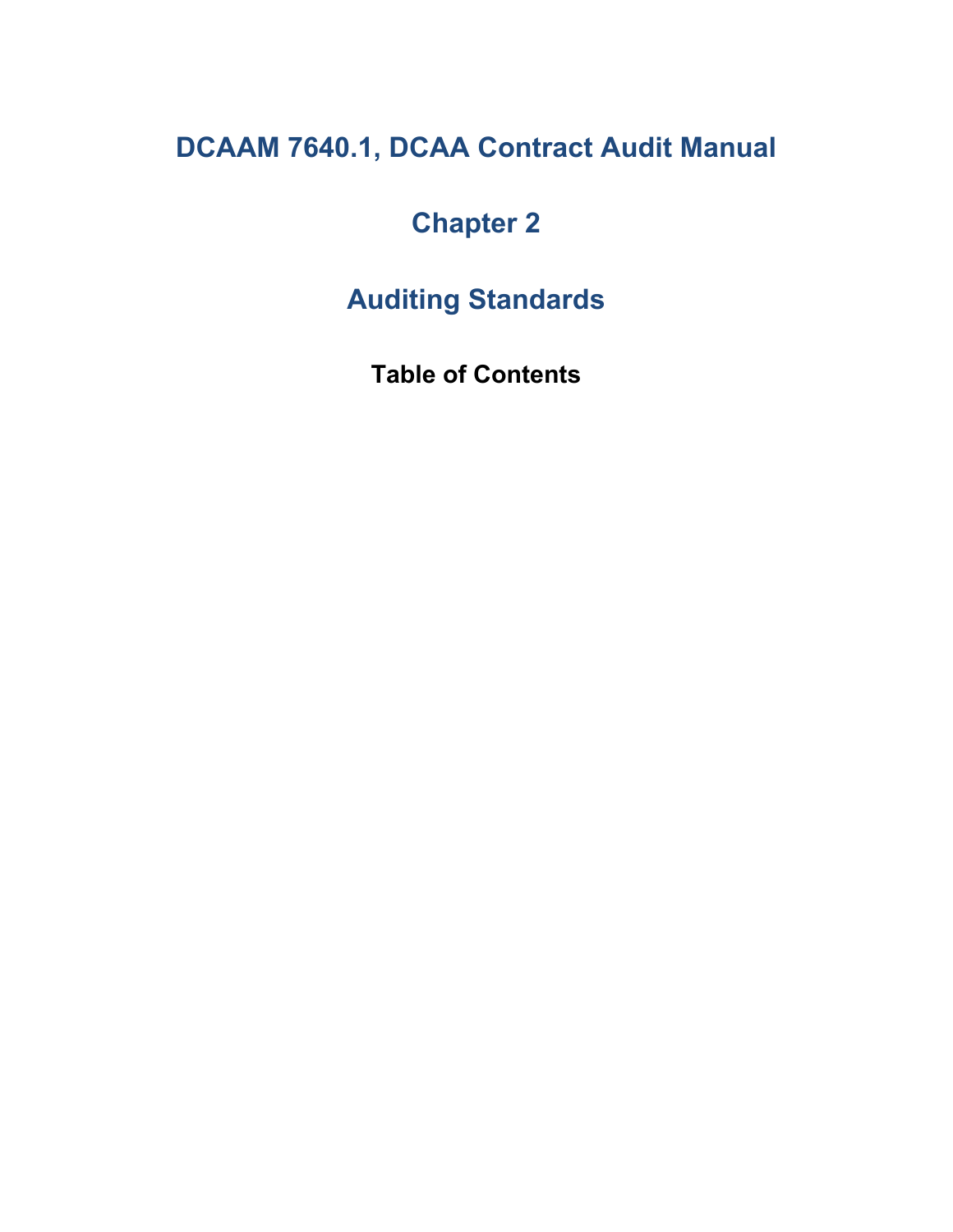# DCAAM 7640.1, DCAA Contract Audit Manual

# Chapter 2

# Auditing Standards

**Table of Contents**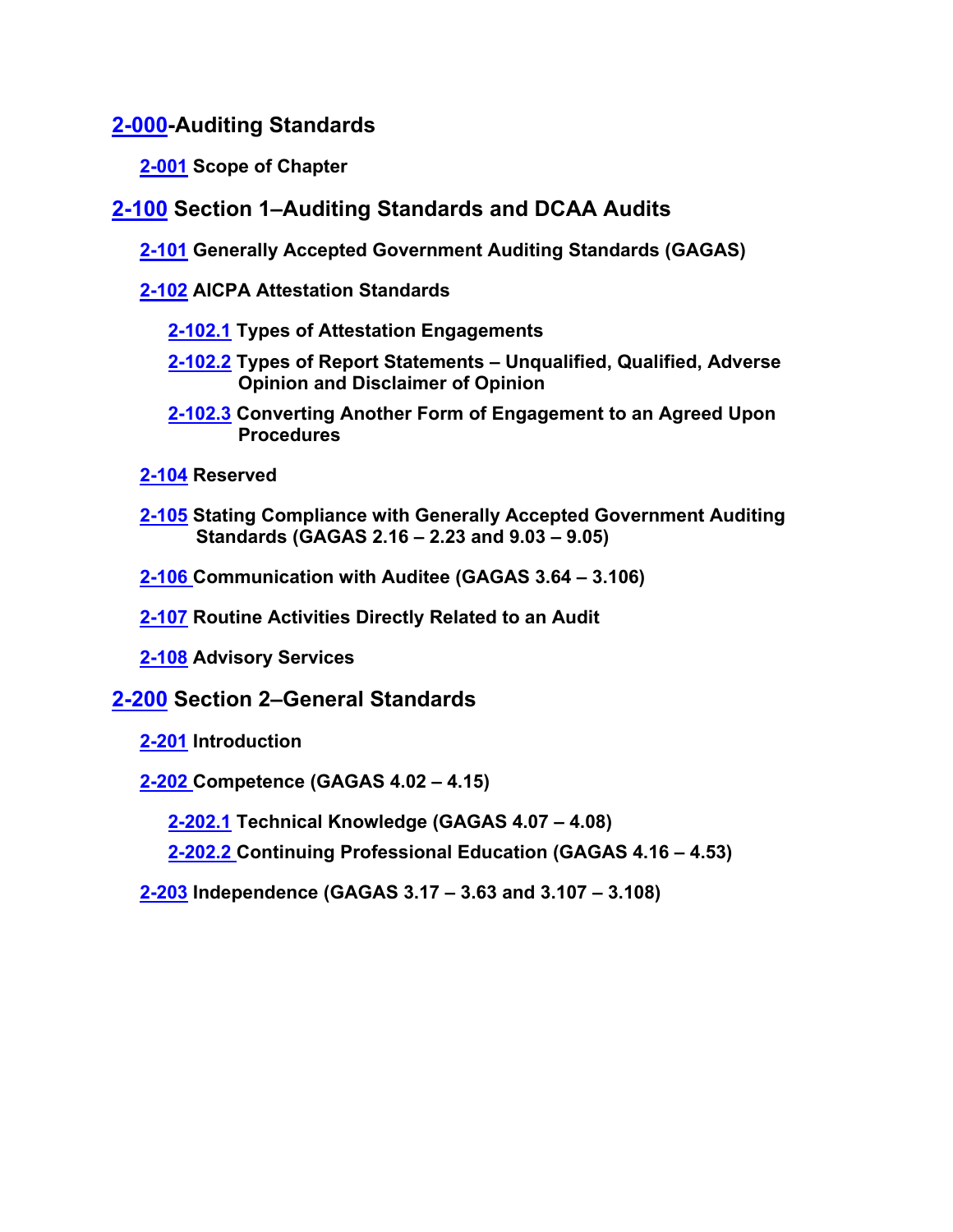## 2-000-Auditing Standards

**2-001 Scope of Chapter**

## 2-100 Section 1–Auditing Standards and DCAA Audits

**2-101 Generally Accepted Government Auditing Standards (GAGAS)**

**2-102 AICPA Attestation Standards**

**2-102.1 Types of Attestation Engagements**

**2-102.2 Types of Report Statements – Unqualified, Qualified, Adverse Opinion and Disclaimer of Opinion**

**2-102.3 Converting Another Form of Engagement to an Agreed Upon Procedures**

**2-104 Reserved**

**2-105 Stating Compliance with Generally Accepted Government Auditing Standards (GAGAS 2.16 – 2.23 and 9.03 – 9.05)**

**2-106 Communication with Auditee (GAGAS 3.64 – 3.106)**

**2-107 Routine Activities Directly Related to an Audit**

**2-108 Advisory Services**

## 2-200 Section 2–General Standards

**2-201 Introduction**

**2-202 Competence (GAGAS 4.02 – 4.15)**

**2-202.1 Technical Knowledge (GAGAS 4.07 – 4.08)**

**2-202.2 Continuing Professional Education (GAGAS 4.16 – 4.53)**

**2-203 Independence (GAGAS 3.17 – 3.63 and 3.107 – 3.108)**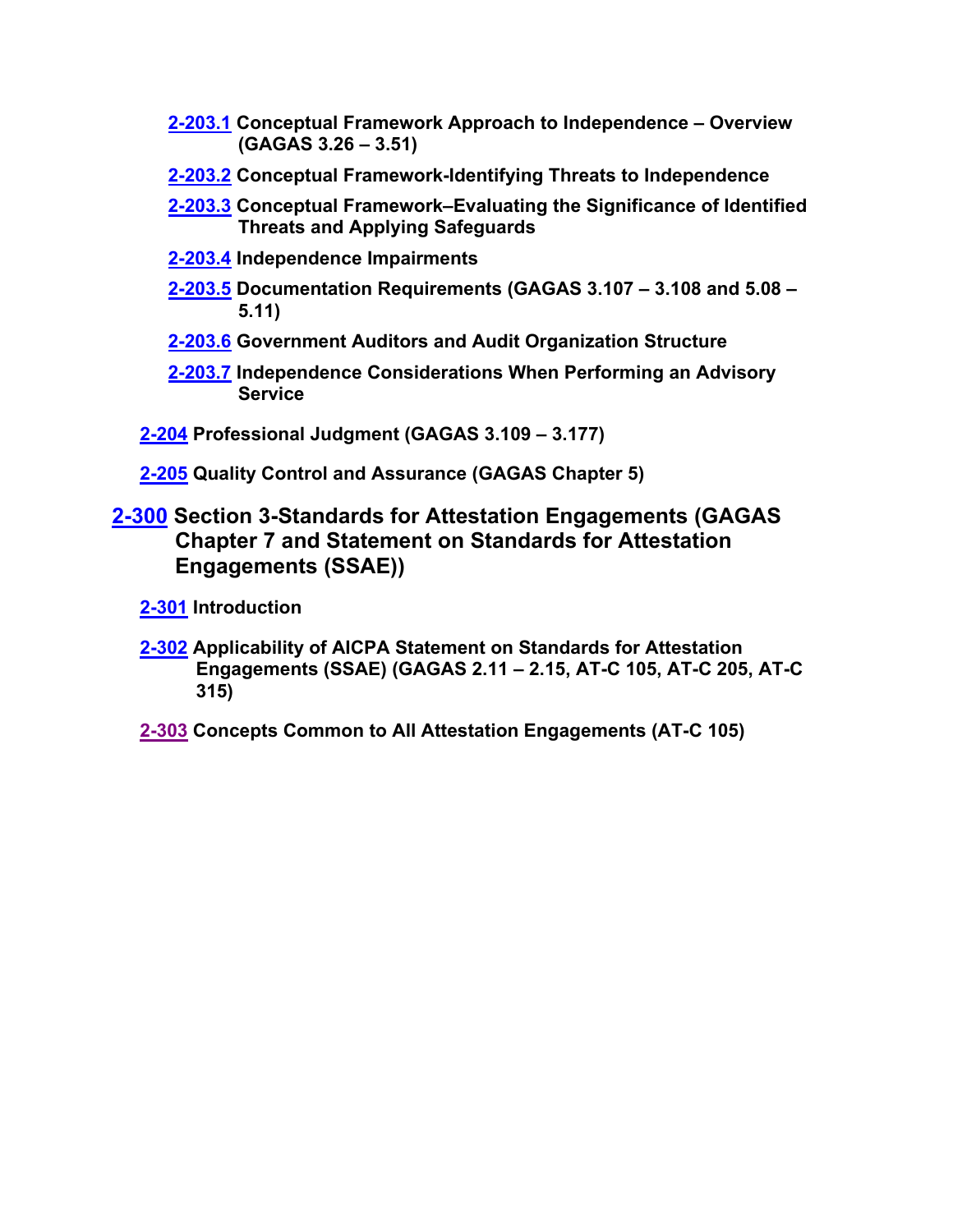**2-203.1 Conceptual Framework Approach to Independence – Overview (GAGAS 3.26 – 3.51)**

**2-203.2 Conceptual Framework-Identifying Threats to Independence**

**2-203.3 Conceptual Framework–Evaluating the Significance of Identified Threats and Applying Safeguards**

**2-203.4 Independence Impairments**

**2-203.5 Documentation Requirements (GAGAS 3.107 – 3.108 and 5.08 – 5.11)**

**2-203.6 Government Auditors and Audit Organization Structure**

**2-203.7 Independence Considerations When Performing an Advisory Service**

**2-204 Professional Judgment (GAGAS 3.109 – 3.177)**

**2-205 Quality Control and Assurance (GAGAS Chapter 5)**

## 2-300 Section 3-Standards for Attestation Engagements (GAGAS Chapter 7 and Statement on Standards for Attestation Engagements (SSAE))

**2-301 Introduction**

**2-302 Applicability of AICPA Statement on Standards for Attestation Engagements (SSAE) (GAGAS 2.11 – 2.15, AT-C 105, AT-C 205, AT-C 315)**

**2-303 Concepts Common to All Attestation Engagements (AT-C 105)**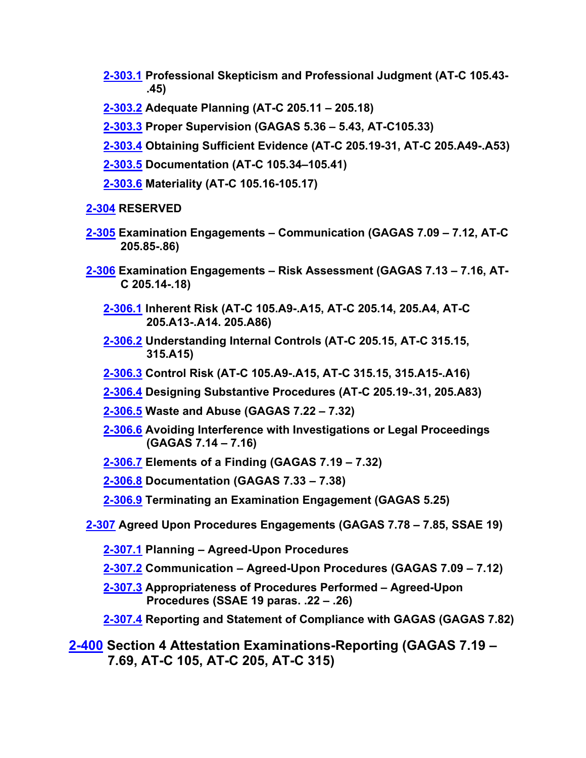- **[2-303.1](#) Professional Skepticism and Professional Judgment (AT-C 105.43-.45)**
- **[2-303.2](#) Adequate Planning (AT-C 205.11 – 205.18)**
- **[2-303.3](#) Proper Supervision (GAGAS 5.36 – 5.43, AT-C105.33)**
- **[2-303.4](#) Obtaining Sufficient Evidence (AT-C 205.19-31, AT-C 205.A49-.A53)**
- **[2-303.5](#) Documentation (AT-C 105.34–105.41)**
- **[2-303.6](#) Materiality (AT-C 105.16-105.17)**

**[2-304](#) RESERVED**

**[2-305](#) Examination Engagements – Communication (GAGAS 7.09 – 7.12, AT-C 205.85-.86)**

**[2-306](#) Examination Engagements – Risk Assessment (GAGAS 7.13 – 7.16, AT-C 205.14-.18)**

- **[2-306.1](#) Inherent Risk (AT-C 105.A9-.A15, AT-C 205.14, 205.A4, AT-C 205.A13-.A14. 205.A86)**
- **[2-306.2](#) Understanding Internal Controls (AT-C 205.15, AT-C 315.15, 315.A15)**
- **[2-306.3](#) Control Risk (AT-C 105.A9-.A15, AT-C 315.15, 315.A15-.A16)**
- **[2-306.4](#) Designing Substantive Procedures (AT-C 205.19-.31, 205.A83)**
- **[2-306.5](#) Waste and Abuse (GAGAS 7.22 – 7.32)**
- **[2-306.6](#) Avoiding Interference with Investigations or Legal Proceedings (GAGAS 7.14 – 7.16)**
- **[2-306.7](#) Elements of a Finding (GAGAS 7.19 – 7.32)**
- **[2-306.8](#) Documentation (GAGAS 7.33 – 7.38)**
- **[2-306.9](#) Terminating an Examination Engagement (GAGAS 5.25)**

**[2-307](#) Agreed Upon Procedures Engagements (GAGAS 7.78 – 7.85, SSAE 19)**

- **[2-307.1](#) Planning – Agreed-Upon Procedures**
- **[2-307.2](#) Communication – Agreed-Upon Procedures (GAGAS 7.09 – 7.12)**
- **[2-307.3](#) Appropriateness of Procedures Performed – Agreed-Upon Procedures (SSAE 19 paras. .22 – .26)**
- **[2-307.4](#) Reporting and Statement of Compliance with GAGAS (GAGAS 7.82)**

## [2-400](#) Section 4 Attestation Examinations-Reporting (GAGAS 7.19 – 7.69, AT-C 105, AT-C 205, AT-C 315)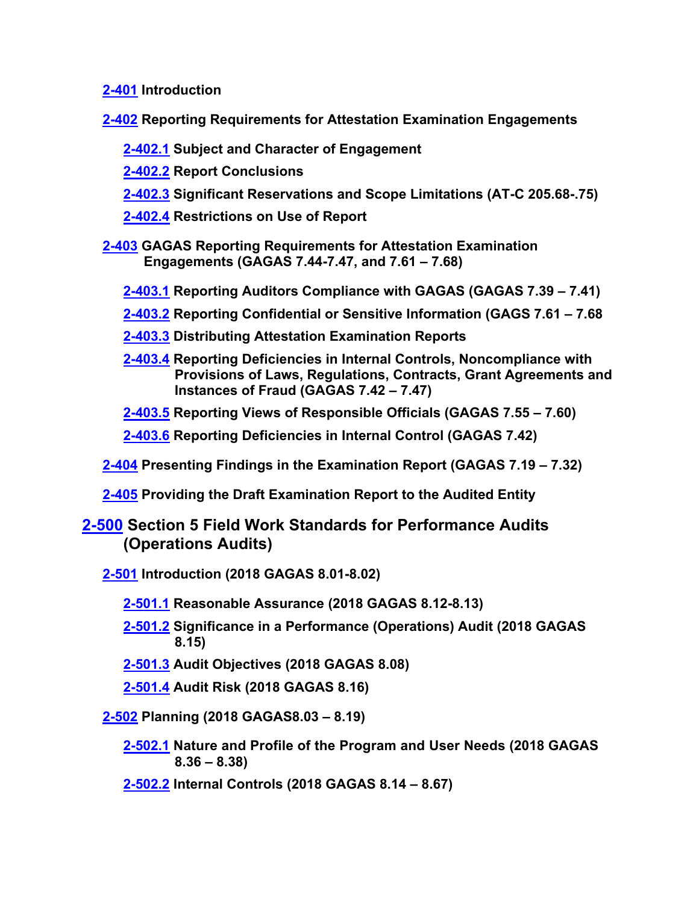**2-401 Introduction**

**2-402 Reporting Requirements for Attestation Examination Engagements**

- **2-402.1 Subject and Character of Engagement**
- **2-402.2 Report Conclusions**
- **2-402.3 Significant Reservations and Scope Limitations (AT-C 205.68-.75)**
- **2-402.4 Restrictions on Use of Report**

**2-403 GAGAS Reporting Requirements for Attestation Examination Engagements (GAGAS 7.44-7.47, and 7.61 – 7.68)**

- **2-403.1 Reporting Auditors Compliance with GAGAS (GAGAS 7.39 – 7.41)**
- **2-403.2 Reporting Confidential or Sensitive Information (GAGS 7.61 – 7.68**
- **2-403.3 Distributing Attestation Examination Reports**
- **2-403.4 Reporting Deficiencies in Internal Controls, Noncompliance with Provisions of Laws, Regulations, Contracts, Grant Agreements and Instances of Fraud (GAGAS 7.42 – 7.47)**
- **2-403.5 Reporting Views of Responsible Officials (GAGAS 7.55 – 7.60)**
- **2-403.6 Reporting Deficiencies in Internal Control (GAGAS 7.42)**

**2-404 Presenting Findings in the Examination Report (GAGAS 7.19 – 7.32)**

**2-405 Providing the Draft Examination Report to the Audited Entity**

## 2-500 Section 5 Field Work Standards for Performance Audits (Operations Audits)

**2-501 Introduction (2018 GAGAS 8.01-8.02)**

- **2-501.1 Reasonable Assurance (2018 GAGAS 8.12-8.13)**
- **2-501.2 Significance in a Performance (Operations) Audit (2018 GAGAS 8.15)**
- **2-501.3 Audit Objectives (2018 GAGAS 8.08)**
- **2-501.4 Audit Risk (2018 GAGAS 8.16)**

**2-502 Planning (2018 GAGAS8.03 – 8.19)**

- **2-502.1 Nature and Profile of the Program and User Needs (2018 GAGAS 8.36 – 8.38)**
- **2-502.2 Internal Controls (2018 GAGAS 8.14 – 8.67)**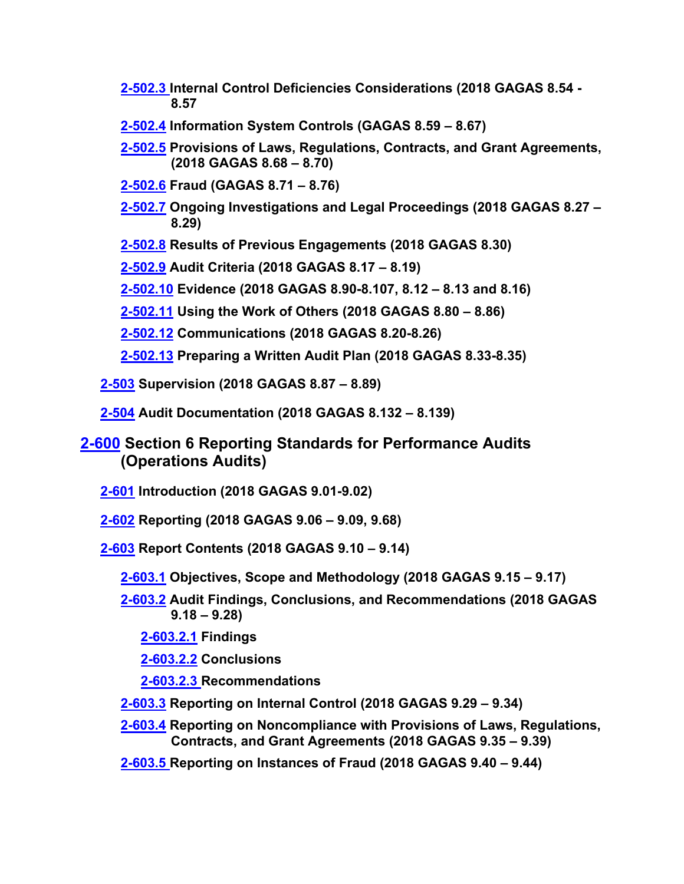**2-502.3 Internal Control Deficiencies Considerations (2018 GAGAS 8.54 - 8.57**

**2-502.4 Information System Controls (GAGAS 8.59 – 8.67)**

**2-502.5 Provisions of Laws, Regulations, Contracts, and Grant Agreements, (2018 GAGAS 8.68 – 8.70)**

**2-502.6 Fraud (GAGAS 8.71 – 8.76)**

**2-502.7 Ongoing Investigations and Legal Proceedings (2018 GAGAS 8.27 – 8.29)**

**2-502.8 Results of Previous Engagements (2018 GAGAS 8.30)**

**2-502.9 Audit Criteria (2018 GAGAS 8.17 – 8.19)**

**2-502.10 Evidence (2018 GAGAS 8.90-8.107, 8.12 – 8.13 and 8.16)**

**2-502.11 Using the Work of Others (2018 GAGAS 8.80 – 8.86)**

**2-502.12 Communications (2018 GAGAS 8.20-8.26)**

**2-502.13 Preparing a Written Audit Plan (2018 GAGAS 8.33-8.35)**

**2-503 Supervision (2018 GAGAS 8.87 – 8.89)**

**2-504 Audit Documentation (2018 GAGAS 8.132 – 8.139)**

## 2-600 Section 6 Reporting Standards for Performance Audits (Operations Audits)

**2-601 Introduction (2018 GAGAS 9.01-9.02)**

**2-602 Reporting (2018 GAGAS 9.06 – 9.09, 9.68)**

**2-603 Report Contents (2018 GAGAS 9.10 – 9.14)**

**2-603.1 Objectives, Scope and Methodology (2018 GAGAS 9.15 – 9.17)**

**2-603.2 Audit Findings, Conclusions, and Recommendations (2018 GAGAS 9.18 – 9.28)**

**2-603.2.1 Findings**

**2-603.2.2 Conclusions**

**2-603.2.3 Recommendations**

**2-603.3 Reporting on Internal Control (2018 GAGAS 9.29 – 9.34)**

**2-603.4 Reporting on Noncompliance with Provisions of Laws, Regulations, Contracts, and Grant Agreements (2018 GAGAS 9.35 – 9.39)**

**2-603.5 Reporting on Instances of Fraud (2018 GAGAS 9.40 – 9.44)**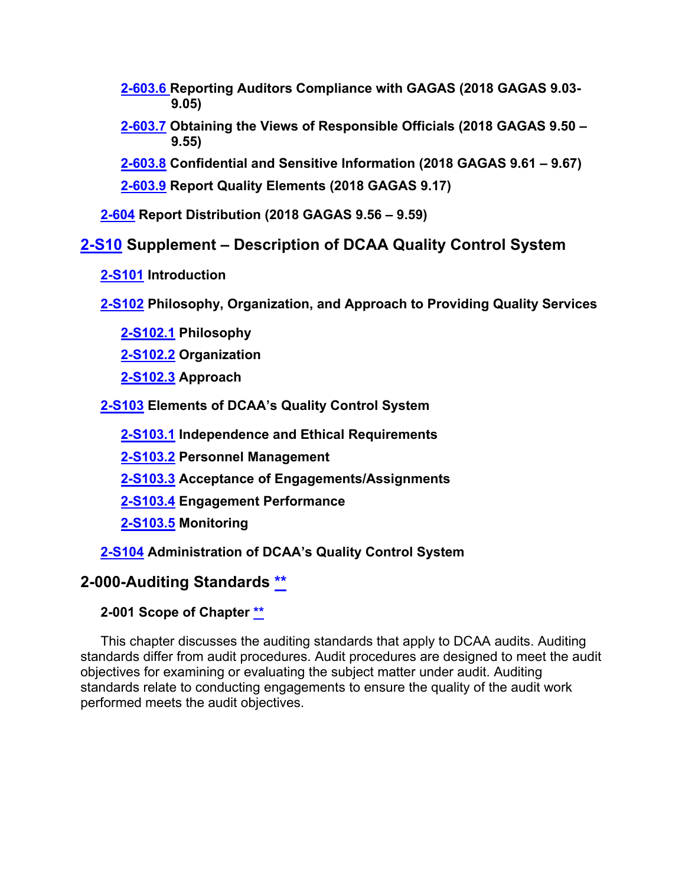**2-603.6 Reporting Auditors Compliance with GAGAS (2018 GAGAS 9.03-9.05)**

**2-603.7 Obtaining the Views of Responsible Officials (2018 GAGAS 9.50 – 9.55)**

**2-603.8 Confidential and Sensitive Information (2018 GAGAS 9.61 – 9.67)**

**2-603.9 Report Quality Elements (2018 GAGAS 9.17)**

**2-604 Report Distribution (2018 GAGAS 9.56 – 9.59)**

## 2-S10 Supplement – Description of DCAA Quality Control System

**2-S101 Introduction**

**2-S102 Philosophy, Organization, and Approach to Providing Quality Services**

**2-S102.1 Philosophy**

**2-S102.2 Organization**

**2-S102.3 Approach**

**2-S103 Elements of DCAA's Quality Control System**

**2-S103.1 Independence and Ethical Requirements**

**2-S103.2 Personnel Management**

**2-S103.3 Acceptance of Engagements/Assignments**

**2-S103.4 Engagement Performance**

**2-S103.5 Monitoring**

**2-S104 Administration of DCAA's Quality Control System**

## 2-000-Auditing Standards **

### 2-001 Scope of Chapter **

This chapter discusses the auditing standards that apply to DCAA audits. Auditing standards differ from audit procedures. Audit procedures are designed to meet the audit objectives for examining or evaluating the subject matter under audit. Auditing standards relate to conducting engagements to ensure the quality of the audit work performed meets the audit objectives.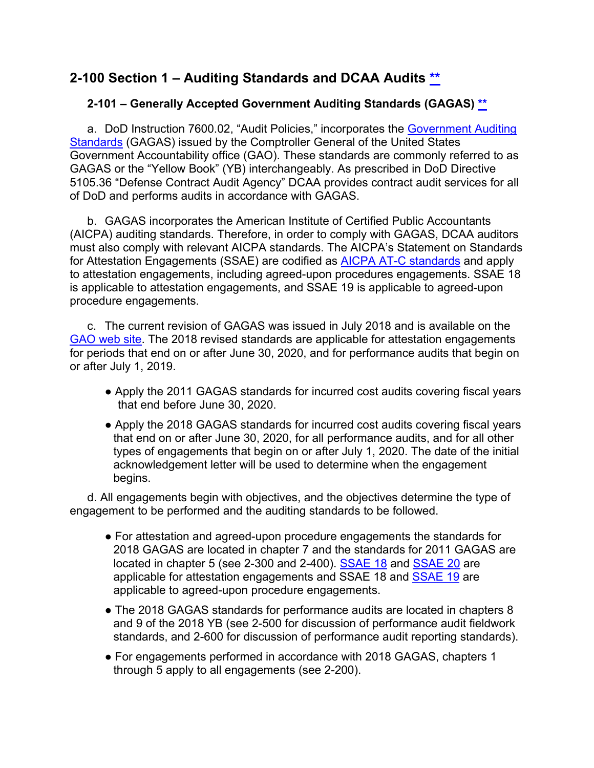## 2-100 Section 1 – Auditing Standards and DCAA Audits **

### 2-101 – Generally Accepted Government Auditing Standards (GAGAS) **

a. DoD Instruction 7600.02, "Audit Policies," incorporates the Government Auditing Standards (GAGAS) issued by the Comptroller General of the United States Government Accountability office (GAO). These standards are commonly referred to as GAGAS or the "Yellow Book" (YB) interchangeably. As prescribed in DoD Directive 5105.36 "Defense Contract Audit Agency" DCAA provides contract audit services for all of DoD and performs audits in accordance with GAGAS.

b. GAGAS incorporates the American Institute of Certified Public Accountants (AICPA) auditing standards. Therefore, in order to comply with GAGAS, DCAA auditors must also comply with relevant AICPA standards. The AICPA's Statement on Standards for Attestation Engagements (SSAE) are codified as AICPA AT-C standards and apply to attestation engagements, including agreed-upon procedures engagements. SSAE 18 is applicable to attestation engagements, and SSAE 19 is applicable to agreed-upon procedure engagements.

c. The current revision of GAGAS was issued in July 2018 and is available on the GAO web site. The 2018 revised standards are applicable for attestation engagements for periods that end on or after June 30, 2020, and for performance audits that begin on or after July 1, 2019.

- Apply the 2011 GAGAS standards for incurred cost audits covering fiscal years that end before June 30, 2020.
- Apply the 2018 GAGAS standards for incurred cost audits covering fiscal years that end on or after June 30, 2020, for all performance audits, and for all other types of engagements that begin on or after July 1, 2020. The date of the initial acknowledgement letter will be used to determine when the engagement begins.

d. All engagements begin with objectives, and the objectives determine the type of engagement to be performed and the auditing standards to be followed.

- For attestation and agreed-upon procedure engagements the standards for 2018 GAGAS are located in chapter 7 and the standards for 2011 GAGAS are located in chapter 5 (see 2-300 and 2-400). SSAE 18 and SSAE 20 are applicable for attestation engagements and SSAE 18 and SSAE 19 are applicable to agreed-upon procedure engagements.
- The 2018 GAGAS standards for performance audits are located in chapters 8 and 9 of the 2018 YB (see 2-500 for discussion of performance audit fieldwork standards, and 2-600 for discussion of performance audit reporting standards).
- For engagements performed in accordance with 2018 GAGAS, chapters 1 through 5 apply to all engagements (see 2-200).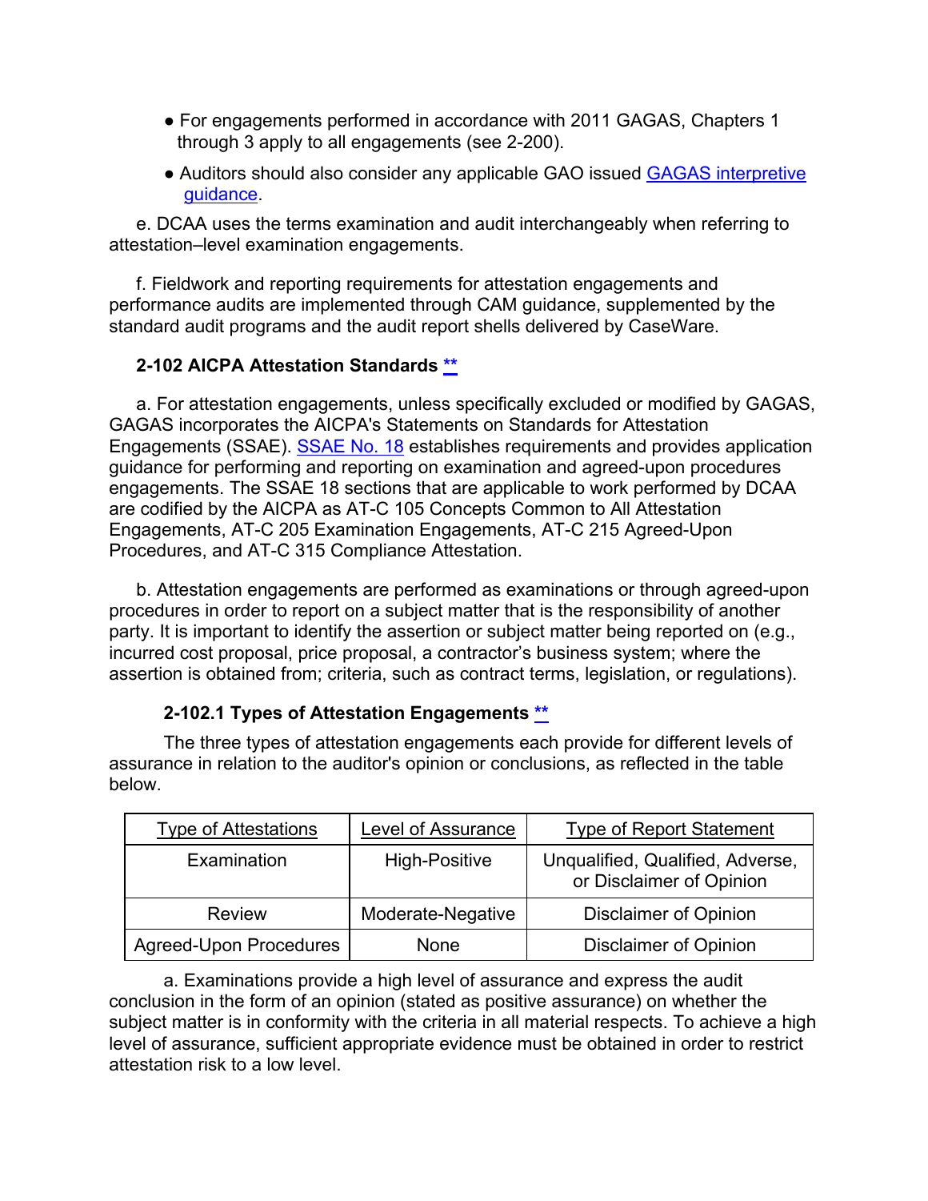- For engagements performed in accordance with 2011 GAGAS, Chapters 1 through 3 apply to all engagements (see 2-200).

- Auditors should also consider any applicable GAO issued GAGAS interpretive guidance.

e. DCAA uses the terms examination and audit interchangeably when referring to attestation–level examination engagements.

f. Fieldwork and reporting requirements for attestation engagements and performance audits are implemented through CAM guidance, supplemented by the standard audit programs and the audit report shells delivered by CaseWare.

### 2-102 AICPA Attestation Standards **

a. For attestation engagements, unless specifically excluded or modified by GAGAS, GAGAS incorporates the AICPA's Statements on Standards for Attestation Engagements (SSAE). SSAE No. 18 establishes requirements and provides application guidance for performing and reporting on examination and agreed-upon procedures engagements. The SSAE 18 sections that are applicable to work performed by DCAA are codified by the AICPA as AT-C 105 Concepts Common to All Attestation Engagements, AT-C 205 Examination Engagements, AT-C 215 Agreed-Upon Procedures, and AT-C 315 Compliance Attestation.

b. Attestation engagements are performed as examinations or through agreed-upon procedures in order to report on a subject matter that is the responsibility of another party. It is important to identify the assertion or subject matter being reported on (e.g., incurred cost proposal, price proposal, a contractor's business system; where the assertion is obtained from; criteria, such as contract terms, legislation, or regulations).

#### 2-102.1 Types of Attestation Engagements **

The three types of attestation engagements each provide for different levels of assurance in relation to the auditor's opinion or conclusions, as reflected in the table below.

| Type of Attestations | Level of Assurance | Type of Report Statement |
|---|---|---|
| Examination | High-Positive | Unqualified, Qualified, Adverse, or Disclaimer of Opinion |
| Review | Moderate-Negative | Disclaimer of Opinion |
| Agreed-Upon Procedures | None | Disclaimer of Opinion |

a. Examinations provide a high level of assurance and express the audit conclusion in the form of an opinion (stated as positive assurance) on whether the subject matter is in conformity with the criteria in all material respects. To achieve a high level of assurance, sufficient appropriate evidence must be obtained in order to restrict attestation risk to a low level.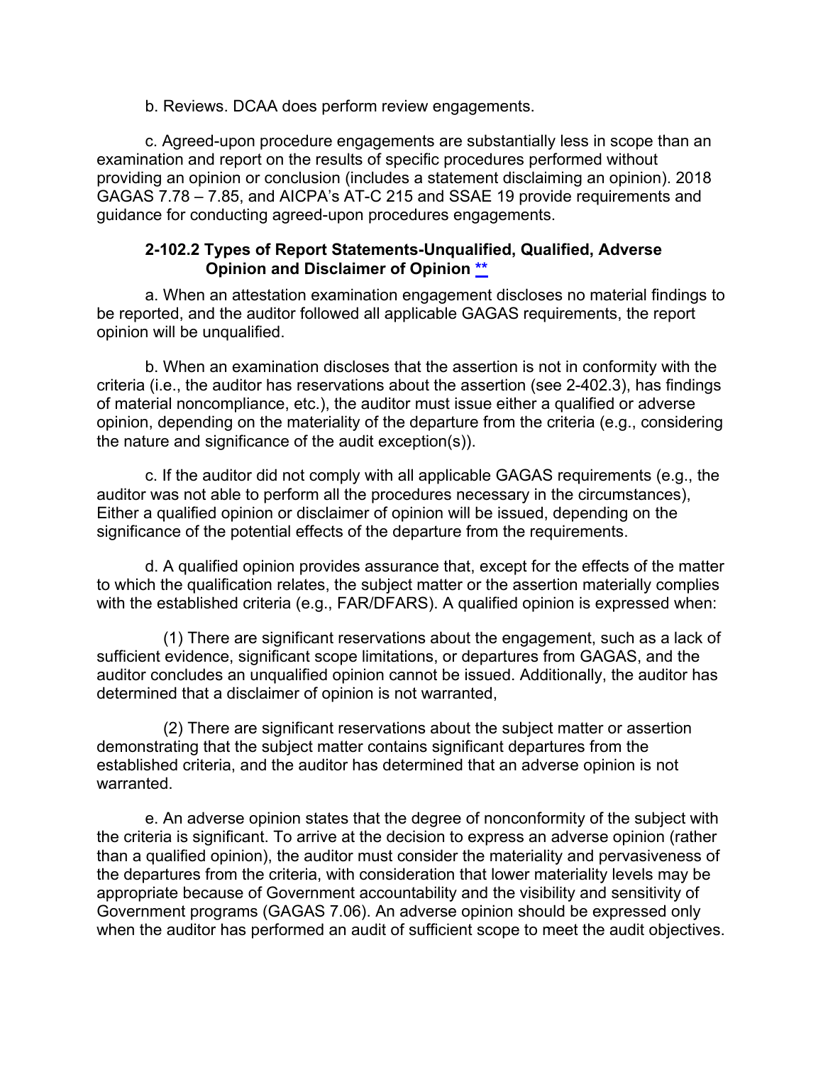b. Reviews. DCAA does perform review engagements.

c. Agreed-upon procedure engagements are substantially less in scope than an examination and report on the results of specific procedures performed without providing an opinion or conclusion (includes a statement disclaiming an opinion). 2018 GAGAS 7.78 – 7.85, and AICPA's AT-C 215 and SSAE 19 provide requirements and guidance for conducting agreed-upon procedures engagements.

### 2-102.2 Types of Report Statements-Unqualified, Qualified, Adverse Opinion and Disclaimer of Opinion **

a. When an attestation examination engagement discloses no material findings to be reported, and the auditor followed all applicable GAGAS requirements, the report opinion will be unqualified.

b. When an examination discloses that the assertion is not in conformity with the criteria (i.e., the auditor has reservations about the assertion (see 2-402.3), has findings of material noncompliance, etc.), the auditor must issue either a qualified or adverse opinion, depending on the materiality of the departure from the criteria (e.g., considering the nature and significance of the audit exception(s)).

c. If the auditor did not comply with all applicable GAGAS requirements (e.g., the auditor was not able to perform all the procedures necessary in the circumstances), Either a qualified opinion or disclaimer of opinion will be issued, depending on the significance of the potential effects of the departure from the requirements.

d. A qualified opinion provides assurance that, except for the effects of the matter to which the qualification relates, the subject matter or the assertion materially complies with the established criteria (e.g., FAR/DFARS). A qualified opinion is expressed when:

(1) There are significant reservations about the engagement, such as a lack of sufficient evidence, significant scope limitations, or departures from GAGAS, and the auditor concludes an unqualified opinion cannot be issued. Additionally, the auditor has determined that a disclaimer of opinion is not warranted,

(2) There are significant reservations about the subject matter or assertion demonstrating that the subject matter contains significant departures from the established criteria, and the auditor has determined that an adverse opinion is not warranted.

e. An adverse opinion states that the degree of nonconformity of the subject with the criteria is significant. To arrive at the decision to express an adverse opinion (rather than a qualified opinion), the auditor must consider the materiality and pervasiveness of the departures from the criteria, with consideration that lower materiality levels may be appropriate because of Government accountability and the visibility and sensitivity of Government programs (GAGAS 7.06). An adverse opinion should be expressed only when the auditor has performed an audit of sufficient scope to meet the audit objectives.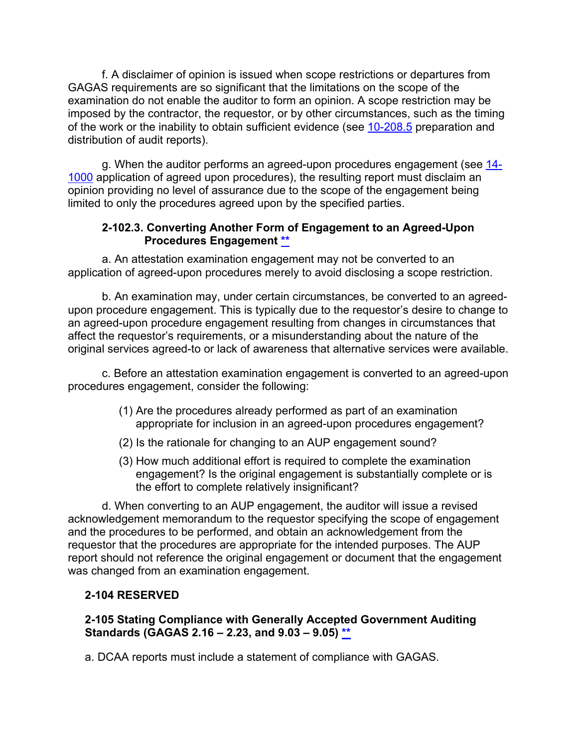f. A disclaimer of opinion is issued when scope restrictions or departures from GAGAS requirements are so significant that the limitations on the scope of the examination do not enable the auditor to form an opinion. A scope restriction may be imposed by the contractor, the requestor, or by other circumstances, such as the timing of the work or the inability to obtain sufficient evidence (see 10-208.5 preparation and distribution of audit reports).

g. When the auditor performs an agreed-upon procedures engagement (see 14-1000 application of agreed upon procedures), the resulting report must disclaim an opinion providing no level of assurance due to the scope of the engagement being limited to only the procedures agreed upon by the specified parties.

#### 2-102.3. Converting Another Form of Engagement to an Agreed-Upon Procedures Engagement **

a. An attestation examination engagement may not be converted to an application of agreed-upon procedures merely to avoid disclosing a scope restriction.

b. An examination may, under certain circumstances, be converted to an agreed-upon procedure engagement. This is typically due to the requestor's desire to change to an agreed-upon procedure engagement resulting from changes in circumstances that affect the requestor's requirements, or a misunderstanding about the nature of the original services agreed-to or lack of awareness that alternative services were available.

c. Before an attestation examination engagement is converted to an agreed-upon procedures engagement, consider the following:

(1) Are the procedures already performed as part of an examination appropriate for inclusion in an agreed-upon procedures engagement?

(2) Is the rationale for changing to an AUP engagement sound?

(3) How much additional effort is required to complete the examination engagement? Is the original engagement is substantially complete or is the effort to complete relatively insignificant?

d. When converting to an AUP engagement, the auditor will issue a revised acknowledgement memorandum to the requestor specifying the scope of engagement and the procedures to be performed, and obtain an acknowledgement from the requestor that the procedures are appropriate for the intended purposes. The AUP report should not reference the original engagement or document that the engagement was changed from an examination engagement.

### 2-104 RESERVED

### 2-105 Stating Compliance with Generally Accepted Government Auditing Standards (GAGAS 2.16 – 2.23, and 9.03 – 9.05) **

a. DCAA reports must include a statement of compliance with GAGAS.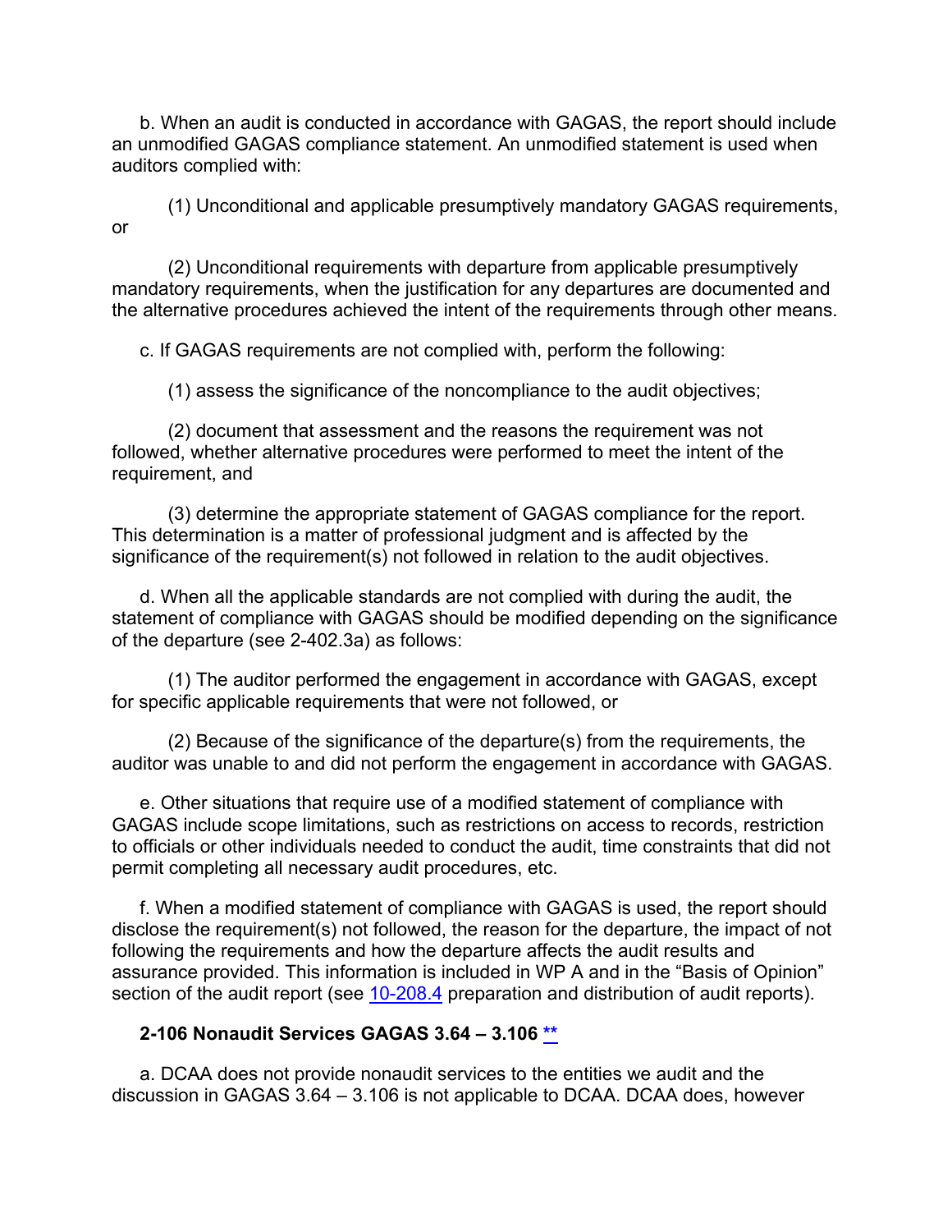b. When an audit is conducted in accordance with GAGAS, the report should include an unmodified GAGAS compliance statement. An unmodified statement is used when auditors complied with:

(1) Unconditional and applicable presumptively mandatory GAGAS requirements, or

(2) Unconditional requirements with departure from applicable presumptively mandatory requirements, when the justification for any departures are documented and the alternative procedures achieved the intent of the requirements through other means.

c. If GAGAS requirements are not complied with, perform the following:

(1) assess the significance of the noncompliance to the audit objectives;

(2) document that assessment and the reasons the requirement was not followed, whether alternative procedures were performed to meet the intent of the requirement, and

(3) determine the appropriate statement of GAGAS compliance for the report. This determination is a matter of professional judgment and is affected by the significance of the requirement(s) not followed in relation to the audit objectives.

d. When all the applicable standards are not complied with during the audit, the statement of compliance with GAGAS should be modified depending on the significance of the departure (see 2-402.3a) as follows:

(1) The auditor performed the engagement in accordance with GAGAS, except for specific applicable requirements that were not followed, or

(2) Because of the significance of the departure(s) from the requirements, the auditor was unable to and did not perform the engagement in accordance with GAGAS.

e. Other situations that require use of a modified statement of compliance with GAGAS include scope limitations, such as restrictions on access to records, restriction to officials or other individuals needed to conduct the audit, time constraints that did not permit completing all necessary audit procedures, etc.

f. When a modified statement of compliance with GAGAS is used, the report should disclose the requirement(s) not followed, the reason for the departure, the impact of not following the requirements and how the departure affects the audit results and assurance provided. This information is included in WP A and in the "Basis of Opinion" section of the audit report (see 10-208.4 preparation and distribution of audit reports).

### 2-106 Nonaudit Services GAGAS 3.64 – 3.106 **

a. DCAA does not provide nonaudit services to the entities we audit and the discussion in GAGAS 3.64 – 3.106 is not applicable to DCAA. DCAA does, however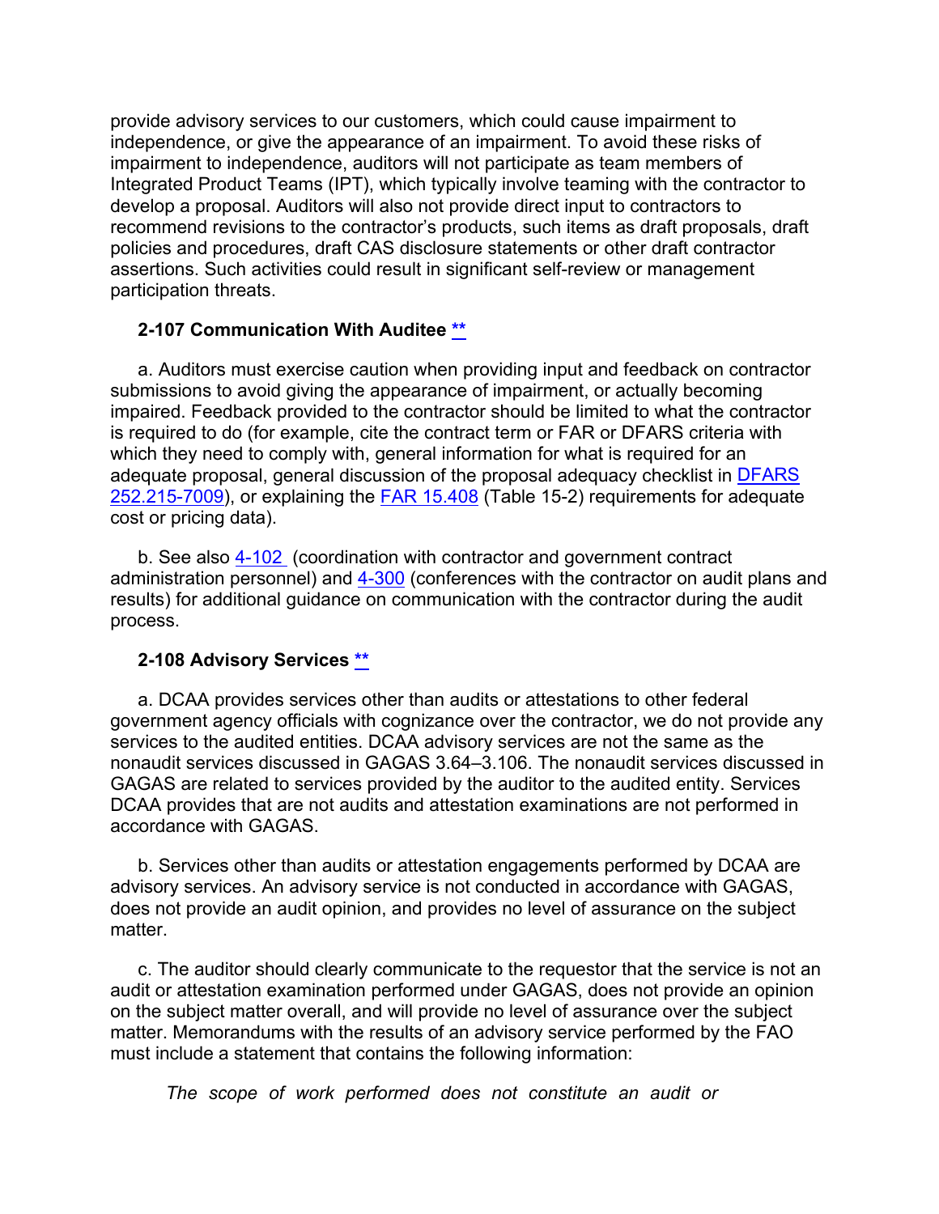provide advisory services to our customers, which could cause impairment to independence, or give the appearance of an impairment. To avoid these risks of impairment to independence, auditors will not participate as team members of Integrated Product Teams (IPT), which typically involve teaming with the contractor to develop a proposal. Auditors will also not provide direct input to contractors to recommend revisions to the contractor's products, such items as draft proposals, draft policies and procedures, draft CAS disclosure statements or other draft contractor assertions. Such activities could result in significant self-review or management participation threats.

### 2-107 Communication With Auditee **

a. Auditors must exercise caution when providing input and feedback on contractor submissions to avoid giving the appearance of impairment, or actually becoming impaired. Feedback provided to the contractor should be limited to what the contractor is required to do (for example, cite the contract term or FAR or DFARS criteria with which they need to comply with, general information for what is required for an adequate proposal, general discussion of the proposal adequacy checklist in DFARS 252.215-7009), or explaining the FAR 15.408 (Table 15-2) requirements for adequate cost or pricing data).

b. See also 4-102 (coordination with contractor and government contract administration personnel) and 4-300 (conferences with the contractor on audit plans and results) for additional guidance on communication with the contractor during the audit process.

### 2-108 Advisory Services **

a. DCAA provides services other than audits or attestations to other federal government agency officials with cognizance over the contractor, we do not provide any services to the audited entities. DCAA advisory services are not the same as the nonaudit services discussed in GAGAS 3.64–3.106. The nonaudit services discussed in GAGAS are related to services provided by the auditor to the audited entity. Services DCAA provides that are not audits and attestation examinations are not performed in accordance with GAGAS.

b. Services other than audits or attestation engagements performed by DCAA are advisory services. An advisory service is not conducted in accordance with GAGAS, does not provide an audit opinion, and provides no level of assurance on the subject matter.

c. The auditor should clearly communicate to the requestor that the service is not an audit or attestation examination performed under GAGAS, does not provide an opinion on the subject matter overall, and will provide no level of assurance over the subject matter. Memorandums with the results of an advisory service performed by the FAO must include a statement that contains the following information:

*The scope of work performed does not constitute an audit or*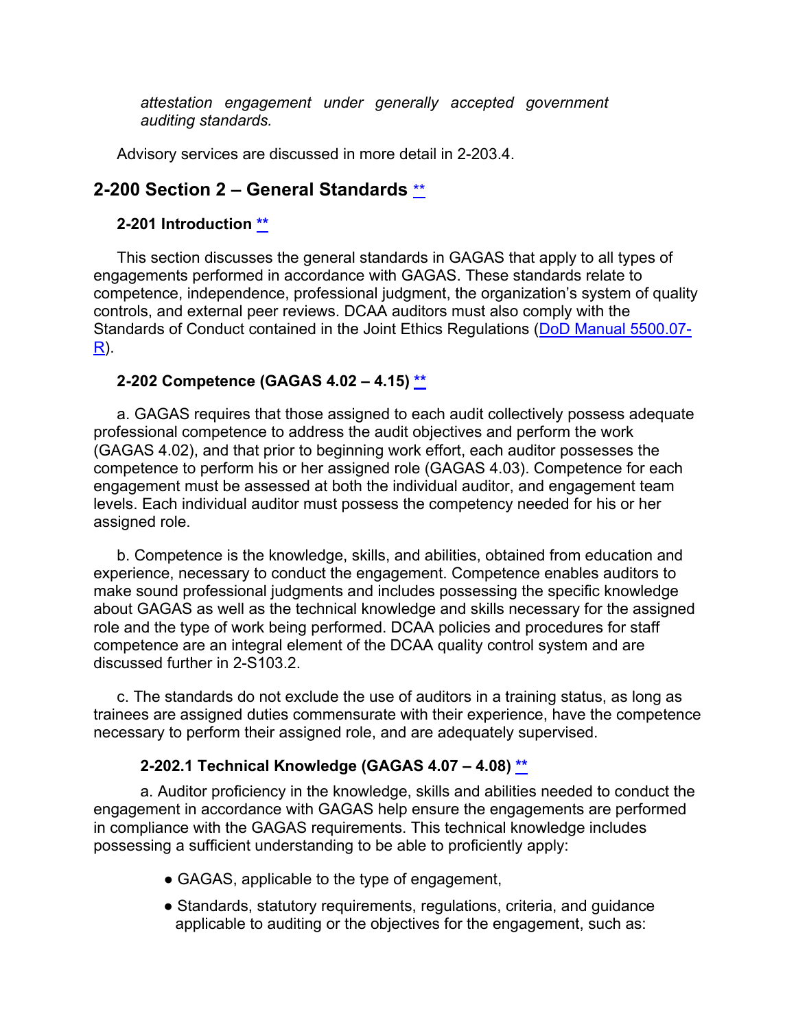*attestation engagement under generally accepted government auditing standards.*

Advisory services are discussed in more detail in 2-203.4.

## 2-200 Section 2 – General Standards **

### 2-201 Introduction **

This section discusses the general standards in GAGAS that apply to all types of engagements performed in accordance with GAGAS. These standards relate to competence, independence, professional judgment, the organization's system of quality controls, and external peer reviews. DCAA auditors must also comply with the Standards of Conduct contained in the Joint Ethics Regulations (DoD Manual 5500.07-R).

### 2-202 Competence (GAGAS 4.02 – 4.15) **

a. GAGAS requires that those assigned to each audit collectively possess adequate professional competence to address the audit objectives and perform the work (GAGAS 4.02), and that prior to beginning work effort, each auditor possesses the competence to perform his or her assigned role (GAGAS 4.03). Competence for each engagement must be assessed at both the individual auditor, and engagement team levels. Each individual auditor must possess the competency needed for his or her assigned role.

b. Competence is the knowledge, skills, and abilities, obtained from education and experience, necessary to conduct the engagement. Competence enables auditors to make sound professional judgments and includes possessing the specific knowledge about GAGAS as well as the technical knowledge and skills necessary for the assigned role and the type of work being performed. DCAA policies and procedures for staff competence are an integral element of the DCAA quality control system and are discussed further in 2-S103.2.

c. The standards do not exclude the use of auditors in a training status, as long as trainees are assigned duties commensurate with their experience, have the competence necessary to perform their assigned role, and are adequately supervised.

#### 2-202.1 Technical Knowledge (GAGAS 4.07 – 4.08) **

a. Auditor proficiency in the knowledge, skills and abilities needed to conduct the engagement in accordance with GAGAS help ensure the engagements are performed in compliance with the GAGAS requirements. This technical knowledge includes possessing a sufficient understanding to be able to proficiently apply:

- GAGAS, applicable to the type of engagement,
- Standards, statutory requirements, regulations, criteria, and guidance applicable to auditing or the objectives for the engagement, such as: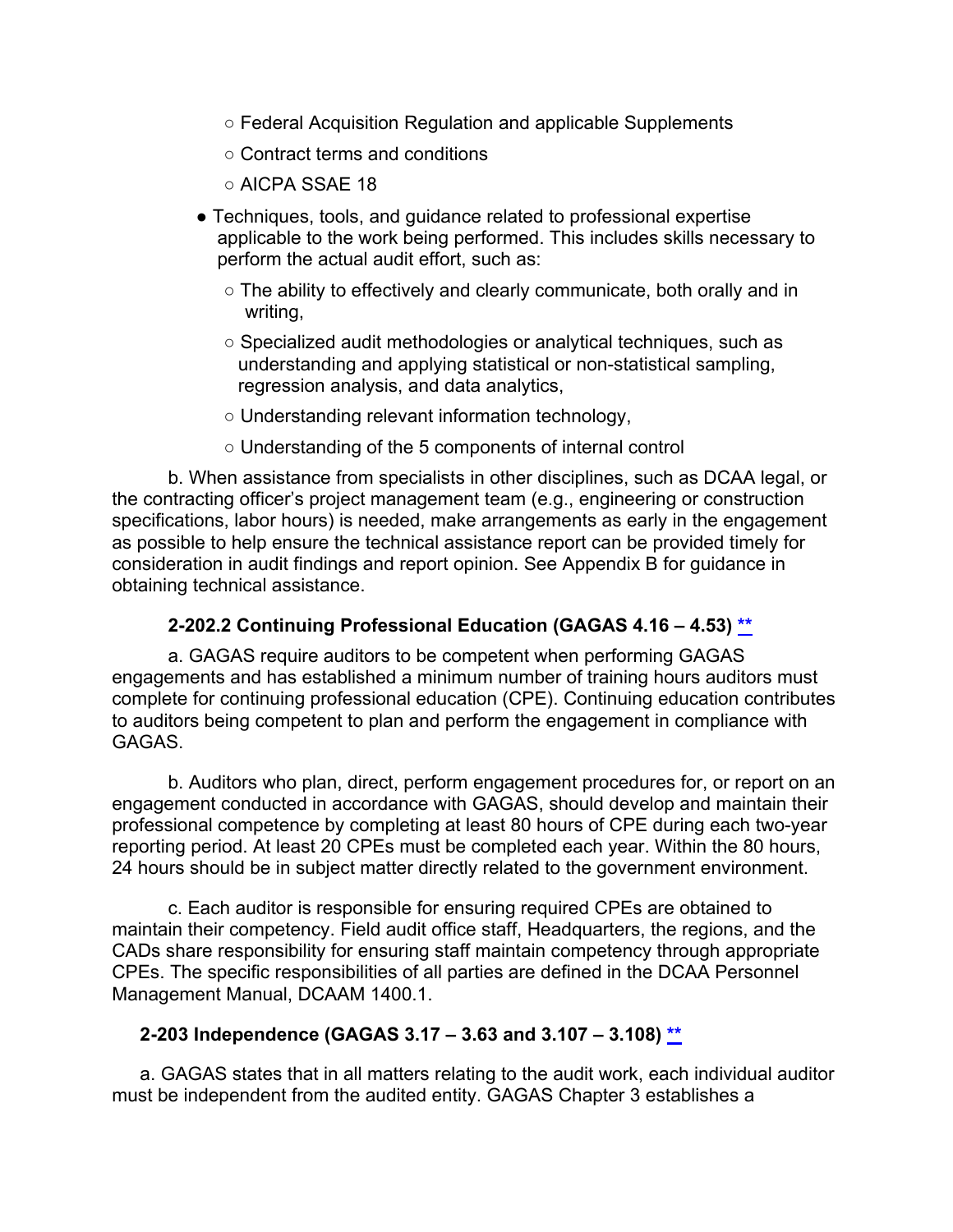- Federal Acquisition Regulation and applicable Supplements
    - Contract terms and conditions
    - AICPA SSAE 18
- Techniques, tools, and guidance related to professional expertise applicable to the work being performed. This includes skills necessary to perform the actual audit effort, such as:
    - The ability to effectively and clearly communicate, both orally and in writing,
    - Specialized audit methodologies or analytical techniques, such as understanding and applying statistical or non-statistical sampling, regression analysis, and data analytics,
    - Understanding relevant information technology,
    - Understanding of the 5 components of internal control

b. When assistance from specialists in other disciplines, such as DCAA legal, or the contracting officer's project management team (e.g., engineering or construction specifications, labor hours) is needed, make arrangements as early in the engagement as possible to help ensure the technical assistance report can be provided timely for consideration in audit findings and report opinion. See Appendix B for guidance in obtaining technical assistance.

### 2-202.2 Continuing Professional Education (GAGAS 4.16 – 4.53) **

a. GAGAS require auditors to be competent when performing GAGAS engagements and has established a minimum number of training hours auditors must complete for continuing professional education (CPE). Continuing education contributes to auditors being competent to plan and perform the engagement in compliance with GAGAS.

b. Auditors who plan, direct, perform engagement procedures for, or report on an engagement conducted in accordance with GAGAS, should develop and maintain their professional competence by completing at least 80 hours of CPE during each two-year reporting period. At least 20 CPEs must be completed each year. Within the 80 hours, 24 hours should be in subject matter directly related to the government environment.

c. Each auditor is responsible for ensuring required CPEs are obtained to maintain their competency. Field audit office staff, Headquarters, the regions, and the CADs share responsibility for ensuring staff maintain competency through appropriate CPEs. The specific responsibilities of all parties are defined in the DCAA Personnel Management Manual, DCAAM 1400.1.

### 2-203 Independence (GAGAS 3.17 – 3.63 and 3.107 – 3.108) **

a. GAGAS states that in all matters relating to the audit work, each individual auditor must be independent from the audited entity. GAGAS Chapter 3 establishes a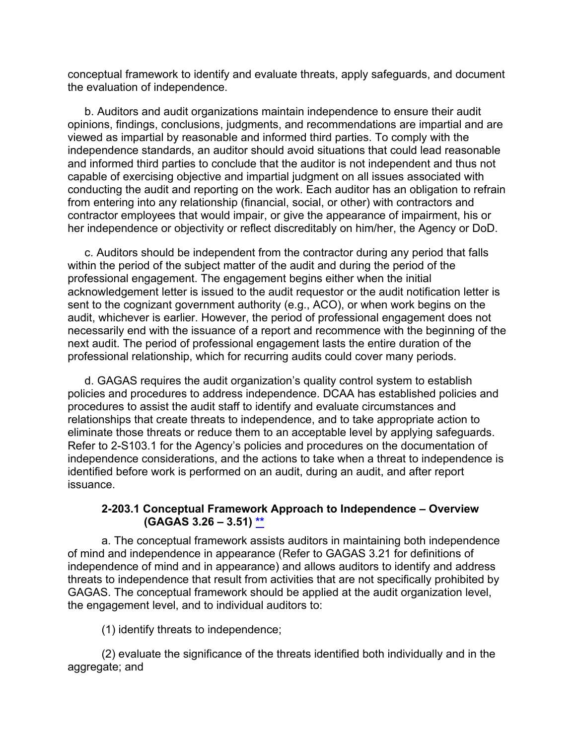conceptual framework to identify and evaluate threats, apply safeguards, and document the evaluation of independence.

b. Auditors and audit organizations maintain independence to ensure their audit opinions, findings, conclusions, judgments, and recommendations are impartial and are viewed as impartial by reasonable and informed third parties. To comply with the independence standards, an auditor should avoid situations that could lead reasonable and informed third parties to conclude that the auditor is not independent and thus not capable of exercising objective and impartial judgment on all issues associated with conducting the audit and reporting on the work. Each auditor has an obligation to refrain from entering into any relationship (financial, social, or other) with contractors and contractor employees that would impair, or give the appearance of impairment, his or her independence or objectivity or reflect discreditably on him/her, the Agency or DoD.

c. Auditors should be independent from the contractor during any period that falls within the period of the subject matter of the audit and during the period of the professional engagement. The engagement begins either when the initial acknowledgement letter is issued to the audit requestor or the audit notification letter is sent to the cognizant government authority (e.g., ACO), or when work begins on the audit, whichever is earlier. However, the period of professional engagement does not necessarily end with the issuance of a report and recommence with the beginning of the next audit. The period of professional engagement lasts the entire duration of the professional relationship, which for recurring audits could cover many periods.

d. GAGAS requires the audit organization's quality control system to establish policies and procedures to address independence. DCAA has established policies and procedures to assist the audit staff to identify and evaluate circumstances and relationships that create threats to independence, and to take appropriate action to eliminate those threats or reduce them to an acceptable level by applying safeguards. Refer to 2-S103.1 for the Agency's policies and procedures on the documentation of independence considerations, and the actions to take when a threat to independence is identified before work is performed on an audit, during an audit, and after report issuance.

### 2-203.1 Conceptual Framework Approach to Independence – Overview (GAGAS 3.26 – 3.51) **

a. The conceptual framework assists auditors in maintaining both independence of mind and independence in appearance (Refer to GAGAS 3.21 for definitions of independence of mind and in appearance) and allows auditors to identify and address threats to independence that result from activities that are not specifically prohibited by GAGAS. The conceptual framework should be applied at the audit organization level, the engagement level, and to individual auditors to:

(1) identify threats to independence;

(2) evaluate the significance of the threats identified both individually and in the aggregate; and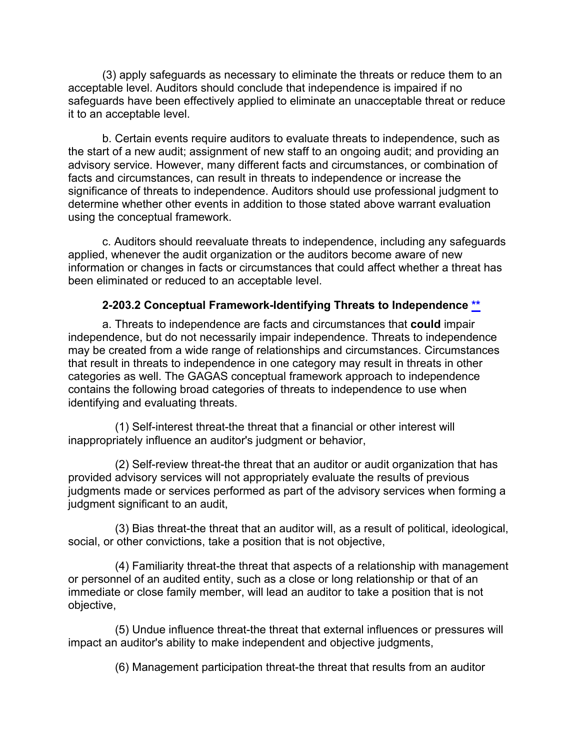(3) apply safeguards as necessary to eliminate the threats or reduce them to an acceptable level. Auditors should conclude that independence is impaired if no safeguards have been effectively applied to eliminate an unacceptable threat or reduce it to an acceptable level.

b. Certain events require auditors to evaluate threats to independence, such as the start of a new audit; assignment of new staff to an ongoing audit; and providing an advisory service. However, many different facts and circumstances, or combination of facts and circumstances, can result in threats to independence or increase the significance of threats to independence. Auditors should use professional judgment to determine whether other events in addition to those stated above warrant evaluation using the conceptual framework.

c. Auditors should reevaluate threats to independence, including any safeguards applied, whenever the audit organization or the auditors become aware of new information or changes in facts or circumstances that could affect whether a threat has been eliminated or reduced to an acceptable level.

### 2-203.2 Conceptual Framework-Identifying Threats to Independence **

a. Threats to independence are facts and circumstances that **could** impair independence, but do not necessarily impair independence. Threats to independence may be created from a wide range of relationships and circumstances. Circumstances that result in threats to independence in one category may result in threats in other categories as well. The GAGAS conceptual framework approach to independence contains the following broad categories of threats to independence to use when identifying and evaluating threats.

(1) Self-interest threat-the threat that a financial or other interest will inappropriately influence an auditor's judgment or behavior,

(2) Self-review threat-the threat that an auditor or audit organization that has provided advisory services will not appropriately evaluate the results of previous judgments made or services performed as part of the advisory services when forming a judgment significant to an audit,

(3) Bias threat-the threat that an auditor will, as a result of political, ideological, social, or other convictions, take a position that is not objective,

(4) Familiarity threat-the threat that aspects of a relationship with management or personnel of an audited entity, such as a close or long relationship or that of an immediate or close family member, will lead an auditor to take a position that is not objective,

(5) Undue influence threat-the threat that external influences or pressures will impact an auditor's ability to make independent and objective judgments,

(6) Management participation threat-the threat that results from an auditor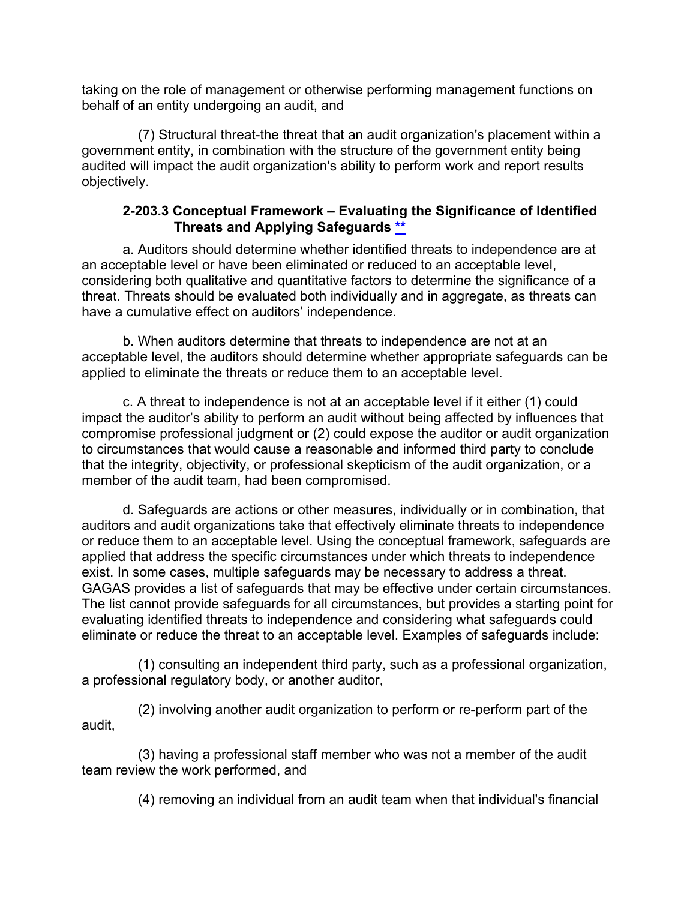taking on the role of management or otherwise performing management functions on behalf of an entity undergoing an audit, and

(7) Structural threat-the threat that an audit organization's placement within a government entity, in combination with the structure of the government entity being audited will impact the audit organization's ability to perform work and report results objectively.

### 2-203.3 Conceptual Framework – Evaluating the Significance of Identified Threats and Applying Safeguards **

a. Auditors should determine whether identified threats to independence are at an acceptable level or have been eliminated or reduced to an acceptable level, considering both qualitative and quantitative factors to determine the significance of a threat. Threats should be evaluated both individually and in aggregate, as threats can have a cumulative effect on auditors' independence.

b. When auditors determine that threats to independence are not at an acceptable level, the auditors should determine whether appropriate safeguards can be applied to eliminate the threats or reduce them to an acceptable level.

c. A threat to independence is not at an acceptable level if it either (1) could impact the auditor's ability to perform an audit without being affected by influences that compromise professional judgment or (2) could expose the auditor or audit organization to circumstances that would cause a reasonable and informed third party to conclude that the integrity, objectivity, or professional skepticism of the audit organization, or a member of the audit team, had been compromised.

d. Safeguards are actions or other measures, individually or in combination, that auditors and audit organizations take that effectively eliminate threats to independence or reduce them to an acceptable level. Using the conceptual framework, safeguards are applied that address the specific circumstances under which threats to independence exist. In some cases, multiple safeguards may be necessary to address a threat. GAGAS provides a list of safeguards that may be effective under certain circumstances. The list cannot provide safeguards for all circumstances, but provides a starting point for evaluating identified threats to independence and considering what safeguards could eliminate or reduce the threat to an acceptable level. Examples of safeguards include:

(1) consulting an independent third party, such as a professional organization, a professional regulatory body, or another auditor,

(2) involving another audit organization to perform or re-perform part of the audit,

(3) having a professional staff member who was not a member of the audit team review the work performed, and

(4) removing an individual from an audit team when that individual's financial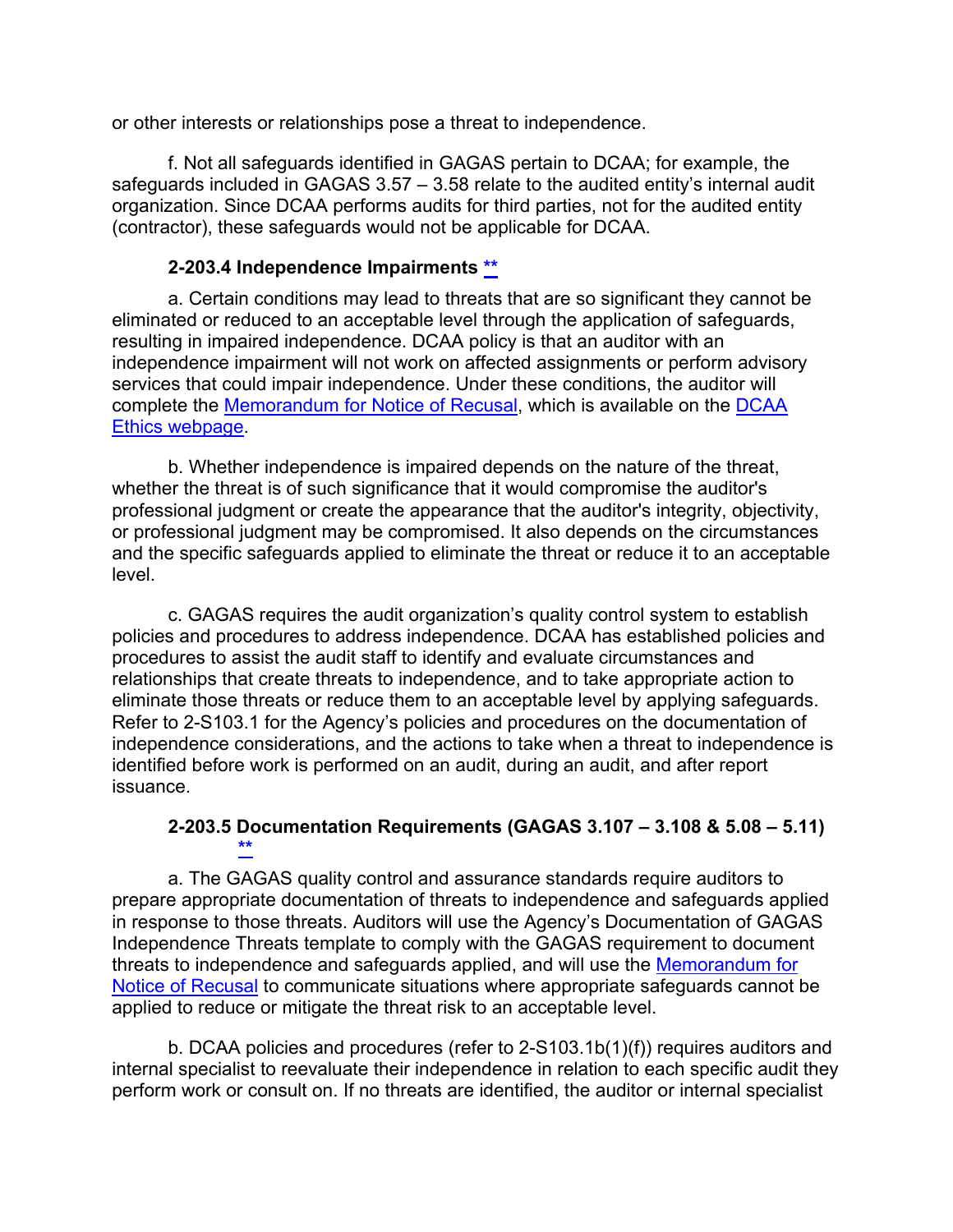or other interests or relationships pose a threat to independence.

f. Not all safeguards identified in GAGAS pertain to DCAA; for example, the safeguards included in GAGAS 3.57 – 3.58 relate to the audited entity's internal audit organization. Since DCAA performs audits for third parties, not for the audited entity (contractor), these safeguards would not be applicable for DCAA.

**2-203.4 Independence Impairments **[**](#)**

a. Certain conditions may lead to threats that are so significant they cannot be eliminated or reduced to an acceptable level through the application of safeguards, resulting in impaired independence. DCAA policy is that an auditor with an independence impairment will not work on affected assignments or perform advisory services that could impair independence. Under these conditions, the auditor will complete the [Memorandum for Notice of Recusal](#), which is available on the [DCAA Ethics webpage](#).

b. Whether independence is impaired depends on the nature of the threat, whether the threat is of such significance that it would compromise the auditor's professional judgment or create the appearance that the auditor's integrity, objectivity, or professional judgment may be compromised. It also depends on the circumstances and the specific safeguards applied to eliminate the threat or reduce it to an acceptable level.

c. GAGAS requires the audit organization's quality control system to establish policies and procedures to address independence. DCAA has established policies and procedures to assist the audit staff to identify and evaluate circumstances and relationships that create threats to independence, and to take appropriate action to eliminate those threats or reduce them to an acceptable level by applying safeguards. Refer to 2-S103.1 for the Agency's policies and procedures on the documentation of independence considerations, and the actions to take when a threat to independence is identified before work is performed on an audit, during an audit, and after report issuance.

**2-203.5 Documentation Requirements (GAGAS 3.107 – 3.108 & 5.08 – 5.11) **[**](#)**

a. The GAGAS quality control and assurance standards require auditors to prepare appropriate documentation of threats to independence and safeguards applied in response to those threats. Auditors will use the Agency's Documentation of GAGAS Independence Threats template to comply with the GAGAS requirement to document threats to independence and safeguards applied, and will use the [Memorandum for Notice of Recusal](#) to communicate situations where appropriate safeguards cannot be applied to reduce or mitigate the threat risk to an acceptable level.

b. DCAA policies and procedures (refer to 2-S103.1b(1)(f)) requires auditors and internal specialist to reevaluate their independence in relation to each specific audit they perform work or consult on. If no threats are identified, the auditor or internal specialist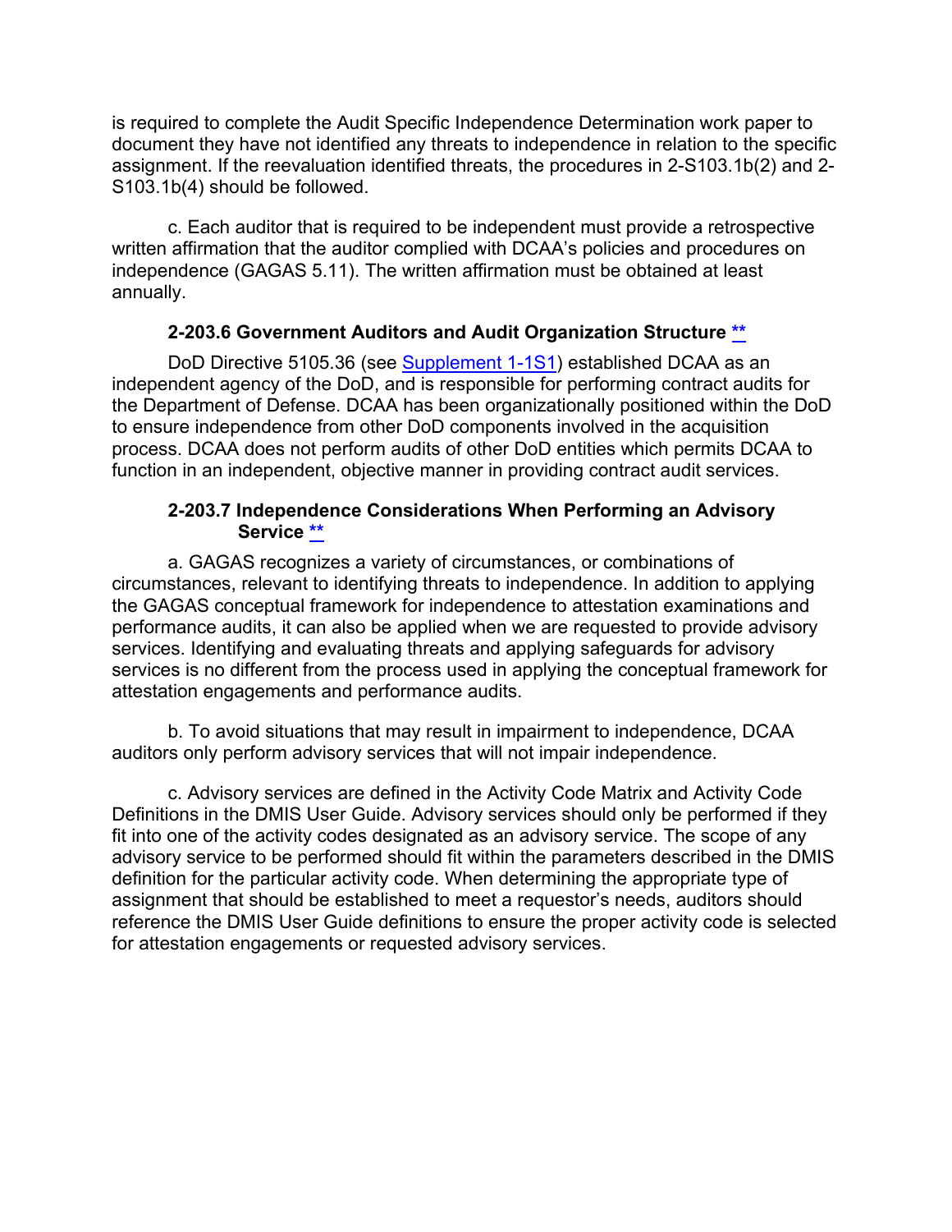is required to complete the Audit Specific Independence Determination work paper to document they have not identified any threats to independence in relation to the specific assignment. If the reevaluation identified threats, the procedures in 2-S103.1b(2) and 2-S103.1b(4) should be followed.

c. Each auditor that is required to be independent must provide a retrospective written affirmation that the auditor complied with DCAA's policies and procedures on independence (GAGAS 5.11). The written affirmation must be obtained at least annually.

### 2-203.6 Government Auditors and Audit Organization Structure **

DoD Directive 5105.36 (see Supplement 1-1S1) established DCAA as an independent agency of the DoD, and is responsible for performing contract audits for the Department of Defense. DCAA has been organizationally positioned within the DoD to ensure independence from other DoD components involved in the acquisition process. DCAA does not perform audits of other DoD entities which permits DCAA to function in an independent, objective manner in providing contract audit services.

### 2-203.7 Independence Considerations When Performing an Advisory Service **

a. GAGAS recognizes a variety of circumstances, or combinations of circumstances, relevant to identifying threats to independence. In addition to applying the GAGAS conceptual framework for independence to attestation examinations and performance audits, it can also be applied when we are requested to provide advisory services. Identifying and evaluating threats and applying safeguards for advisory services is no different from the process used in applying the conceptual framework for attestation engagements and performance audits.

b. To avoid situations that may result in impairment to independence, DCAA auditors only perform advisory services that will not impair independence.

c. Advisory services are defined in the Activity Code Matrix and Activity Code Definitions in the DMIS User Guide. Advisory services should only be performed if they fit into one of the activity codes designated as an advisory service. The scope of any advisory service to be performed should fit within the parameters described in the DMIS definition for the particular activity code. When determining the appropriate type of assignment that should be established to meet a requestor's needs, auditors should reference the DMIS User Guide definitions to ensure the proper activity code is selected for attestation engagements or requested advisory services.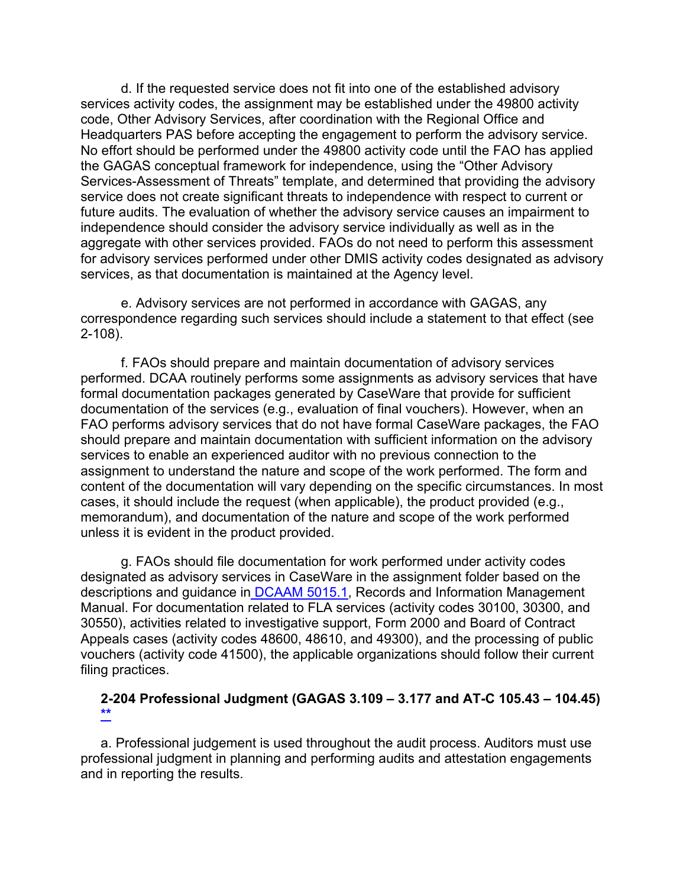d. If the requested service does not fit into one of the established advisory services activity codes, the assignment may be established under the 49800 activity code, Other Advisory Services, after coordination with the Regional Office and Headquarters PAS before accepting the engagement to perform the advisory service. No effort should be performed under the 49800 activity code until the FAO has applied the GAGAS conceptual framework for independence, using the "Other Advisory Services-Assessment of Threats" template, and determined that providing the advisory service does not create significant threats to independence with respect to current or future audits. The evaluation of whether the advisory service causes an impairment to independence should consider the advisory service individually as well as in the aggregate with other services provided. FAOs do not need to perform this assessment for advisory services performed under other DMIS activity codes designated as advisory services, as that documentation is maintained at the Agency level.

e. Advisory services are not performed in accordance with GAGAS, any correspondence regarding such services should include a statement to that effect (see 2-108).

f. FAOs should prepare and maintain documentation of advisory services performed. DCAA routinely performs some assignments as advisory services that have formal documentation packages generated by CaseWare that provide for sufficient documentation of the services (e.g., evaluation of final vouchers). However, when an FAO performs advisory services that do not have formal CaseWare packages, the FAO should prepare and maintain documentation with sufficient information on the advisory services to enable an experienced auditor with no previous connection to the assignment to understand the nature and scope of the work performed. The form and content of the documentation will vary depending on the specific circumstances. In most cases, it should include the request (when applicable), the product provided (e.g., memorandum), and documentation of the nature and scope of the work performed unless it is evident in the product provided.

g. FAOs should file documentation for work performed under activity codes designated as advisory services in CaseWare in the assignment folder based on the descriptions and guidance in DCAAM 5015.1, Records and Information Management Manual. For documentation related to FLA services (activity codes 30100, 30300, and 30550), activities related to investigative support, Form 2000 and Board of Contract Appeals cases (activity codes 48600, 48610, and 49300), and the processing of public vouchers (activity code 41500), the applicable organizations should follow their current filing practices.

### 2-204 Professional Judgment (GAGAS 3.109 – 3.177 and AT-C 105.43 – 104.45) **

a. Professional judgement is used throughout the audit process. Auditors must use professional judgment in planning and performing audits and attestation engagements and in reporting the results.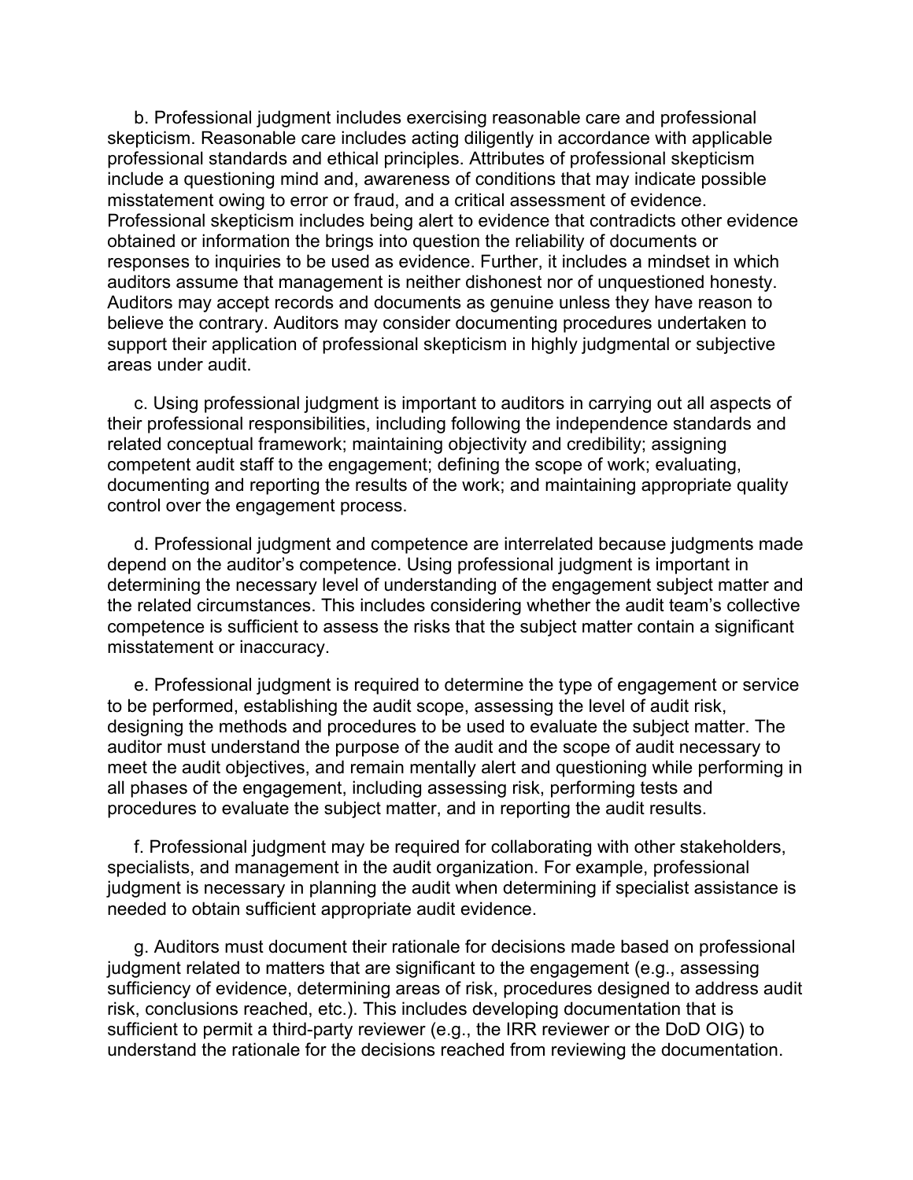b. Professional judgment includes exercising reasonable care and professional skepticism. Reasonable care includes acting diligently in accordance with applicable professional standards and ethical principles. Attributes of professional skepticism include a questioning mind and, awareness of conditions that may indicate possible misstatement owing to error or fraud, and a critical assessment of evidence. Professional skepticism includes being alert to evidence that contradicts other evidence obtained or information the brings into question the reliability of documents or responses to inquiries to be used as evidence. Further, it includes a mindset in which auditors assume that management is neither dishonest nor of unquestioned honesty. Auditors may accept records and documents as genuine unless they have reason to believe the contrary. Auditors may consider documenting procedures undertaken to support their application of professional skepticism in highly judgmental or subjective areas under audit.

c. Using professional judgment is important to auditors in carrying out all aspects of their professional responsibilities, including following the independence standards and related conceptual framework; maintaining objectivity and credibility; assigning competent audit staff to the engagement; defining the scope of work; evaluating, documenting and reporting the results of the work; and maintaining appropriate quality control over the engagement process.

d. Professional judgment and competence are interrelated because judgments made depend on the auditor's competence. Using professional judgment is important in determining the necessary level of understanding of the engagement subject matter and the related circumstances. This includes considering whether the audit team's collective competence is sufficient to assess the risks that the subject matter contain a significant misstatement or inaccuracy.

e. Professional judgment is required to determine the type of engagement or service to be performed, establishing the audit scope, assessing the level of audit risk, designing the methods and procedures to be used to evaluate the subject matter. The auditor must understand the purpose of the audit and the scope of audit necessary to meet the audit objectives, and remain mentally alert and questioning while performing in all phases of the engagement, including assessing risk, performing tests and procedures to evaluate the subject matter, and in reporting the audit results.

f. Professional judgment may be required for collaborating with other stakeholders, specialists, and management in the audit organization. For example, professional judgment is necessary in planning the audit when determining if specialist assistance is needed to obtain sufficient appropriate audit evidence.

g. Auditors must document their rationale for decisions made based on professional judgment related to matters that are significant to the engagement (e.g., assessing sufficiency of evidence, determining areas of risk, procedures designed to address audit risk, conclusions reached, etc.). This includes developing documentation that is sufficient to permit a third-party reviewer (e.g., the IRR reviewer or the DoD OIG) to understand the rationale for the decisions reached from reviewing the documentation.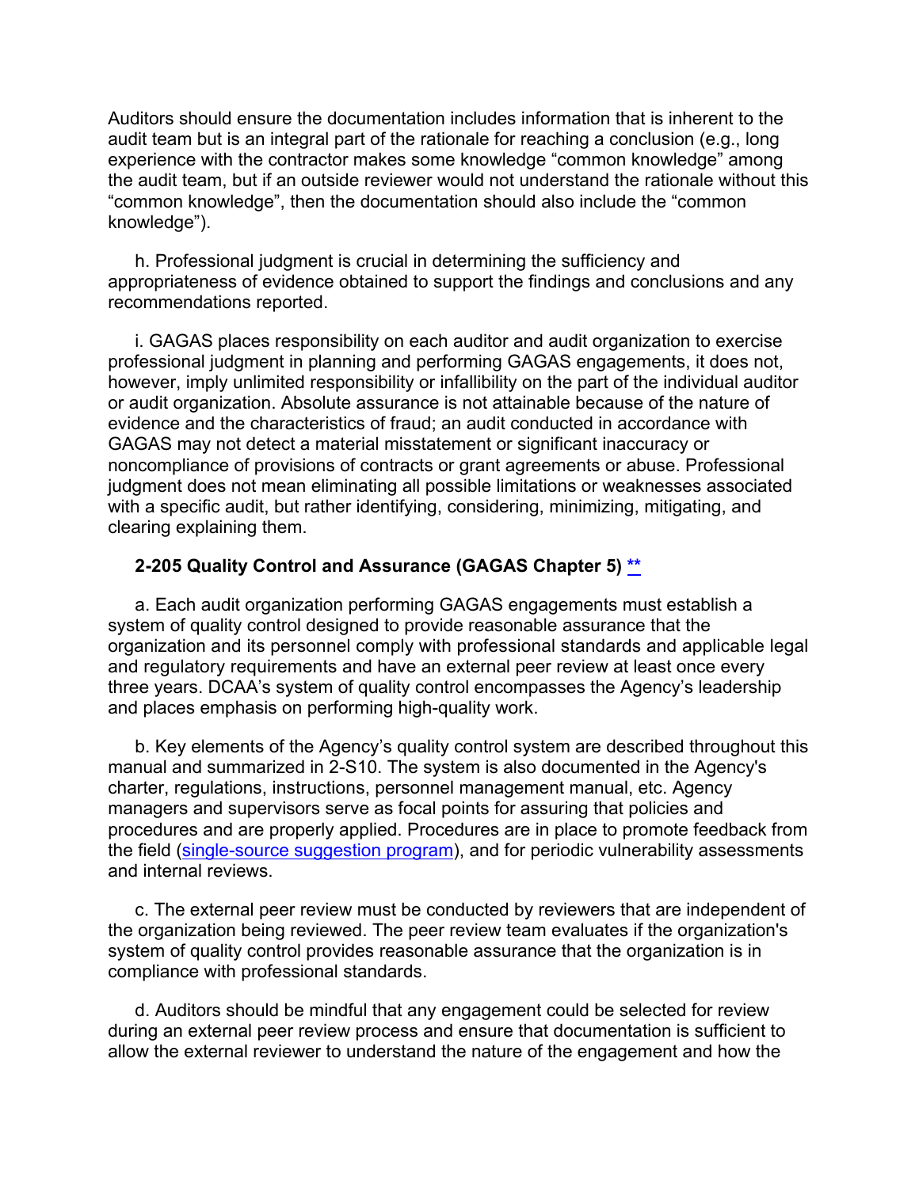Auditors should ensure the documentation includes information that is inherent to the audit team but is an integral part of the rationale for reaching a conclusion (e.g., long experience with the contractor makes some knowledge “common knowledge” among the audit team, but if an outside reviewer would not understand the rationale without this “common knowledge”, then the documentation should also include the “common knowledge”).

h. Professional judgment is crucial in determining the sufficiency and appropriateness of evidence obtained to support the findings and conclusions and any recommendations reported.

i. GAGAS places responsibility on each auditor and audit organization to exercise professional judgment in planning and performing GAGAS engagements, it does not, however, imply unlimited responsibility or infallibility on the part of the individual auditor or audit organization. Absolute assurance is not attainable because of the nature of evidence and the characteristics of fraud; an audit conducted in accordance with GAGAS may not detect a material misstatement or significant inaccuracy or noncompliance of provisions of contracts or grant agreements or abuse. Professional judgment does not mean eliminating all possible limitations or weaknesses associated with a specific audit, but rather identifying, considering, minimizing, mitigating, and clearing explaining them.

**2-205 Quality Control and Assurance (GAGAS Chapter 5) **[**](#)

a. Each audit organization performing GAGAS engagements must establish a system of quality control designed to provide reasonable assurance that the organization and its personnel comply with professional standards and applicable legal and regulatory requirements and have an external peer review at least once every three years. DCAA’s system of quality control encompasses the Agency’s leadership and places emphasis on performing high-quality work.

b. Key elements of the Agency’s quality control system are described throughout this manual and summarized in 2-S10. The system is also documented in the Agency's charter, regulations, instructions, personnel management manual, etc. Agency managers and supervisors serve as focal points for assuring that policies and procedures and are properly applied. Procedures are in place to promote feedback from the field ([single-source suggestion program](#)), and for periodic vulnerability assessments and internal reviews.

c. The external peer review must be conducted by reviewers that are independent of the organization being reviewed. The peer review team evaluates if the organization's system of quality control provides reasonable assurance that the organization is in compliance with professional standards.

d. Auditors should be mindful that any engagement could be selected for review during an external peer review process and ensure that documentation is sufficient to allow the external reviewer to understand the nature of the engagement and how the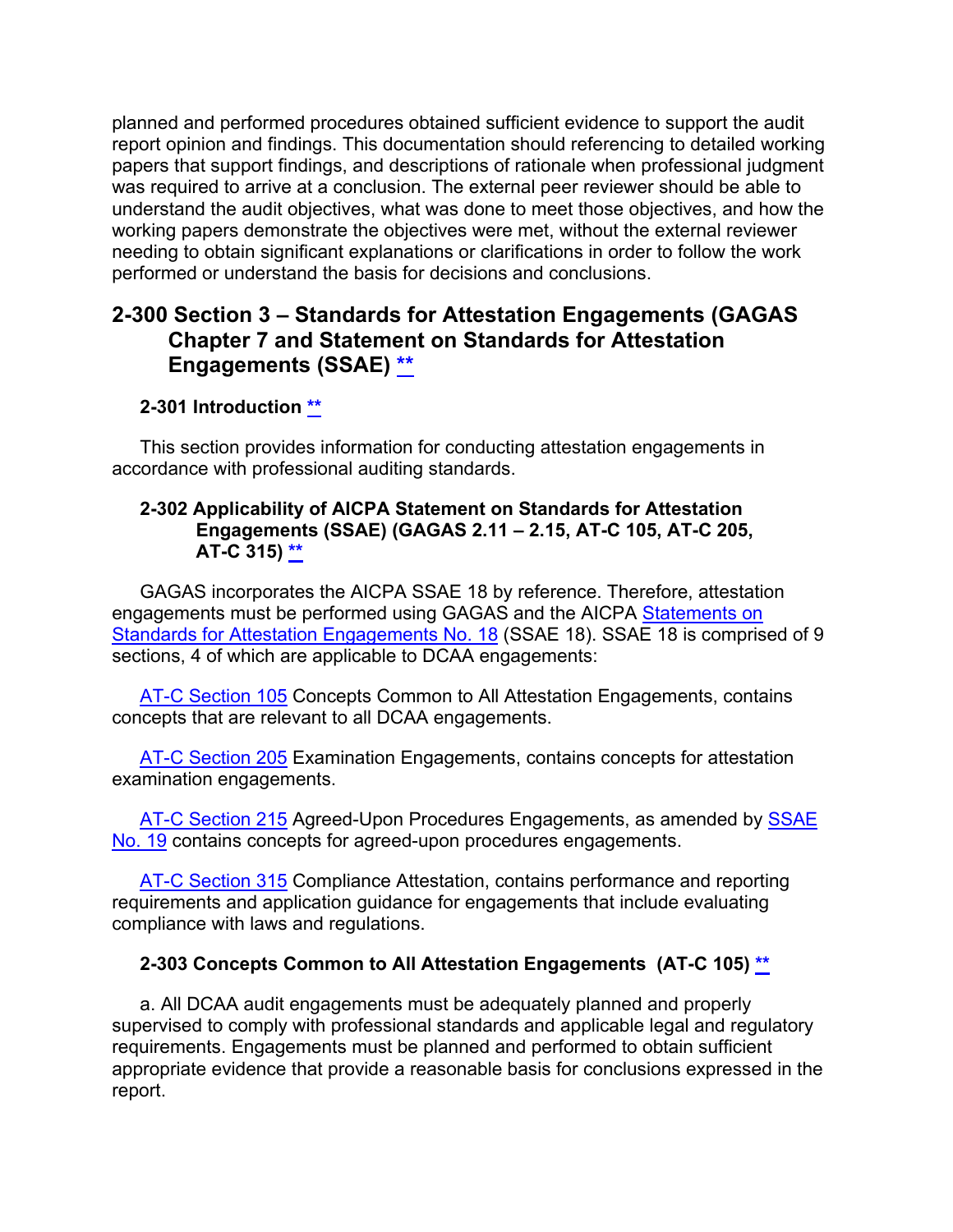planned and performed procedures obtained sufficient evidence to support the audit report opinion and findings. This documentation should referencing to detailed working papers that support findings, and descriptions of rationale when professional judgment was required to arrive at a conclusion. The external peer reviewer should be able to understand the audit objectives, what was done to meet those objectives, and how the working papers demonstrate the objectives were met, without the external reviewer needing to obtain significant explanations or clarifications in order to follow the work performed or understand the basis for decisions and conclusions.

## 2-300 Section 3 – Standards for Attestation Engagements (GAGAS Chapter 7 and Statement on Standards for Attestation Engagements (SSAE) **

### 2-301 Introduction **

This section provides information for conducting attestation engagements in accordance with professional auditing standards.

### 2-302 Applicability of AICPA Statement on Standards for Attestation Engagements (SSAE) (GAGAS 2.11 – 2.15, AT-C 105, AT-C 205, AT-C 315) **

GAGAS incorporates the AICPA SSAE 18 by reference. Therefore, attestation engagements must be performed using GAGAS and the AICPA Statements on Standards for Attestation Engagements No. 18 (SSAE 18). SSAE 18 is comprised of 9 sections, 4 of which are applicable to DCAA engagements:

AT-C Section 105 Concepts Common to All Attestation Engagements, contains concepts that are relevant to all DCAA engagements.

AT-C Section 205 Examination Engagements, contains concepts for attestation examination engagements.

AT-C Section 215 Agreed-Upon Procedures Engagements, as amended by SSAE No. 19 contains concepts for agreed-upon procedures engagements.

AT-C Section 315 Compliance Attestation, contains performance and reporting requirements and application guidance for engagements that include evaluating compliance with laws and regulations.

### 2-303 Concepts Common to All Attestation Engagements (AT-C 105) **

a. All DCAA audit engagements must be adequately planned and properly supervised to comply with professional standards and applicable legal and regulatory requirements. Engagements must be planned and performed to obtain sufficient appropriate evidence that provide a reasonable basis for conclusions expressed in the report.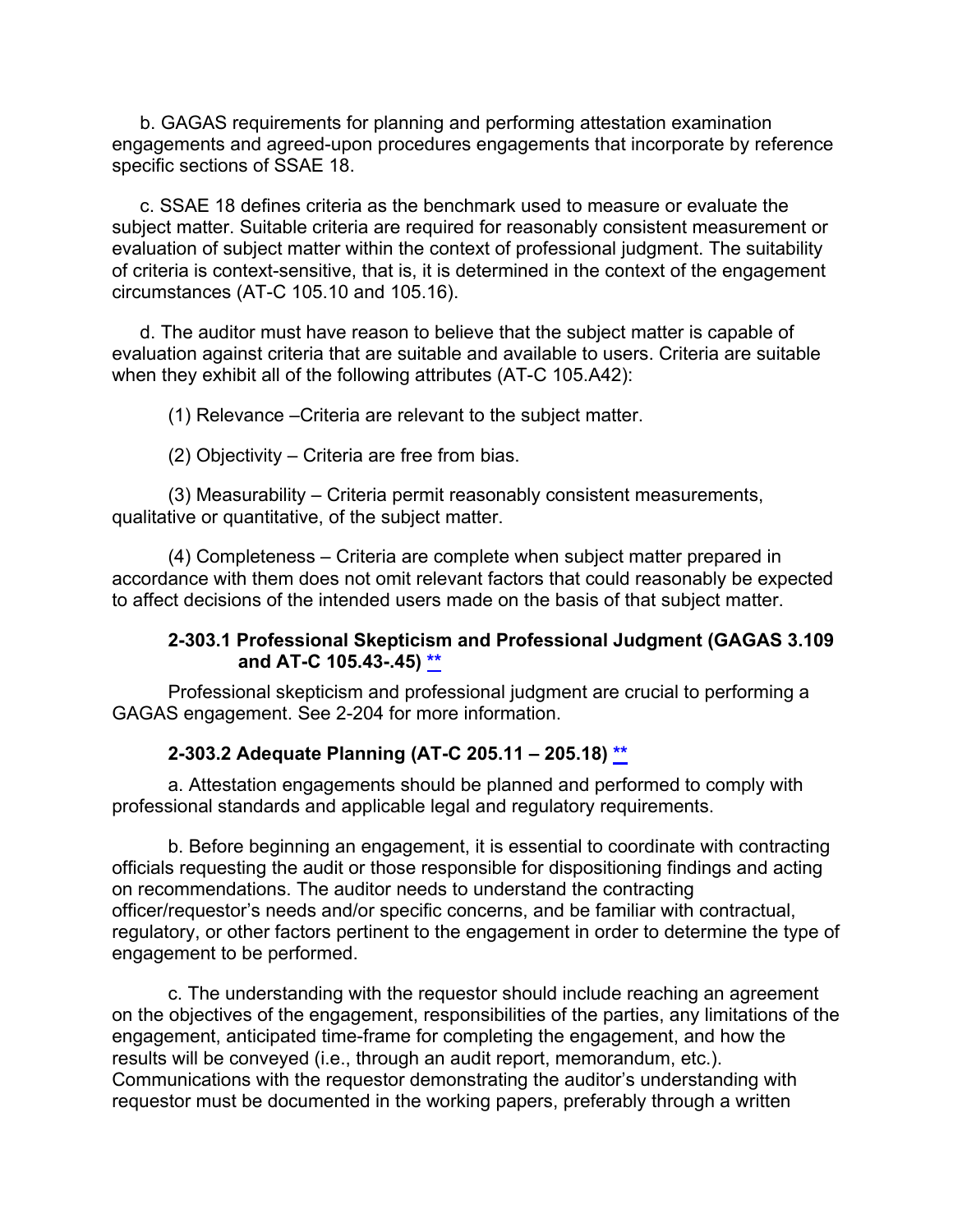b. GAGAS requirements for planning and performing attestation examination engagements and agreed-upon procedures engagements that incorporate by reference specific sections of SSAE 18.

c. SSAE 18 defines criteria as the benchmark used to measure or evaluate the subject matter. Suitable criteria are required for reasonably consistent measurement or evaluation of subject matter within the context of professional judgment. The suitability of criteria is context-sensitive, that is, it is determined in the context of the engagement circumstances (AT-C 105.10 and 105.16).

d. The auditor must have reason to believe that the subject matter is capable of evaluation against criteria that are suitable and available to users. Criteria are suitable when they exhibit all of the following attributes (AT-C 105.A42):

(1) Relevance –Criteria are relevant to the subject matter.

(2) Objectivity – Criteria are free from bias.

(3) Measurability – Criteria permit reasonably consistent measurements, qualitative or quantitative, of the subject matter.

(4) Completeness – Criteria are complete when subject matter prepared in accordance with them does not omit relevant factors that could reasonably be expected to affect decisions of the intended users made on the basis of that subject matter.

#### 2-303.1 Professional Skepticism and Professional Judgment (GAGAS 3.109 and AT-C 105.43-.45) **

Professional skepticism and professional judgment are crucial to performing a GAGAS engagement. See 2-204 for more information.

#### 2-303.2 Adequate Planning (AT-C 205.11 – 205.18) **

a. Attestation engagements should be planned and performed to comply with professional standards and applicable legal and regulatory requirements.

b. Before beginning an engagement, it is essential to coordinate with contracting officials requesting the audit or those responsible for dispositioning findings and acting on recommendations. The auditor needs to understand the contracting officer/requestor's needs and/or specific concerns, and be familiar with contractual, regulatory, or other factors pertinent to the engagement in order to determine the type of engagement to be performed.

c. The understanding with the requestor should include reaching an agreement on the objectives of the engagement, responsibilities of the parties, any limitations of the engagement, anticipated time-frame for completing the engagement, and how the results will be conveyed (i.e., through an audit report, memorandum, etc.). Communications with the requestor demonstrating the auditor's understanding with requestor must be documented in the working papers, preferably through a written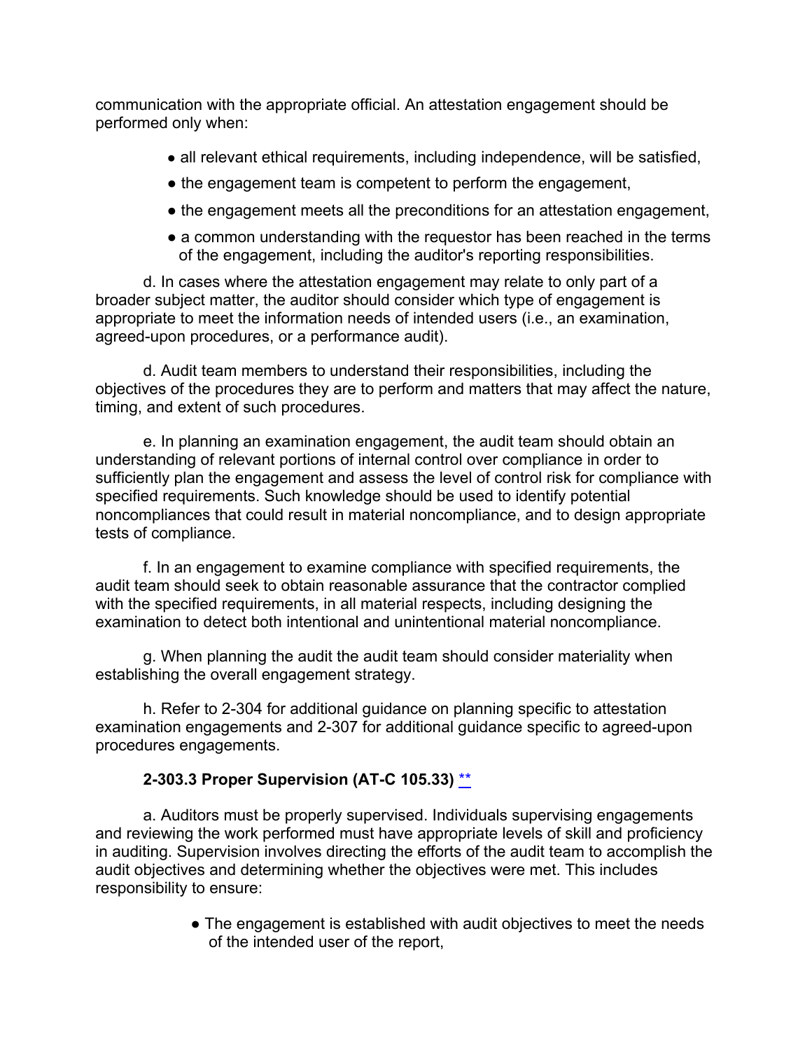communication with the appropriate official. An attestation engagement should be performed only when:

- all relevant ethical requirements, including independence, will be satisfied,
- the engagement team is competent to perform the engagement,
- the engagement meets all the preconditions for an attestation engagement,
- a common understanding with the requestor has been reached in the terms of the engagement, including the auditor's reporting responsibilities.

d. In cases where the attestation engagement may relate to only part of a broader subject matter, the auditor should consider which type of engagement is appropriate to meet the information needs of intended users (i.e., an examination, agreed-upon procedures, or a performance audit).

d. Audit team members to understand their responsibilities, including the objectives of the procedures they are to perform and matters that may affect the nature, timing, and extent of such procedures.

e. In planning an examination engagement, the audit team should obtain an understanding of relevant portions of internal control over compliance in order to sufficiently plan the engagement and assess the level of control risk for compliance with specified requirements. Such knowledge should be used to identify potential noncompliances that could result in material noncompliance, and to design appropriate tests of compliance.

f. In an engagement to examine compliance with specified requirements, the audit team should seek to obtain reasonable assurance that the contractor complied with the specified requirements, in all material respects, including designing the examination to detect both intentional and unintentional material noncompliance.

g. When planning the audit the audit team should consider materiality when establishing the overall engagement strategy.

h. Refer to 2-304 for additional guidance on planning specific to attestation examination engagements and 2-307 for additional guidance specific to agreed-upon procedures engagements.

**2-303.3 Proper Supervision (AT-C 105.33)** **

a. Auditors must be properly supervised. Individuals supervising engagements and reviewing the work performed must have appropriate levels of skill and proficiency in auditing. Supervision involves directing the efforts of the audit team to accomplish the audit objectives and determining whether the objectives were met. This includes responsibility to ensure:

- The engagement is established with audit objectives to meet the needs of the intended user of the report,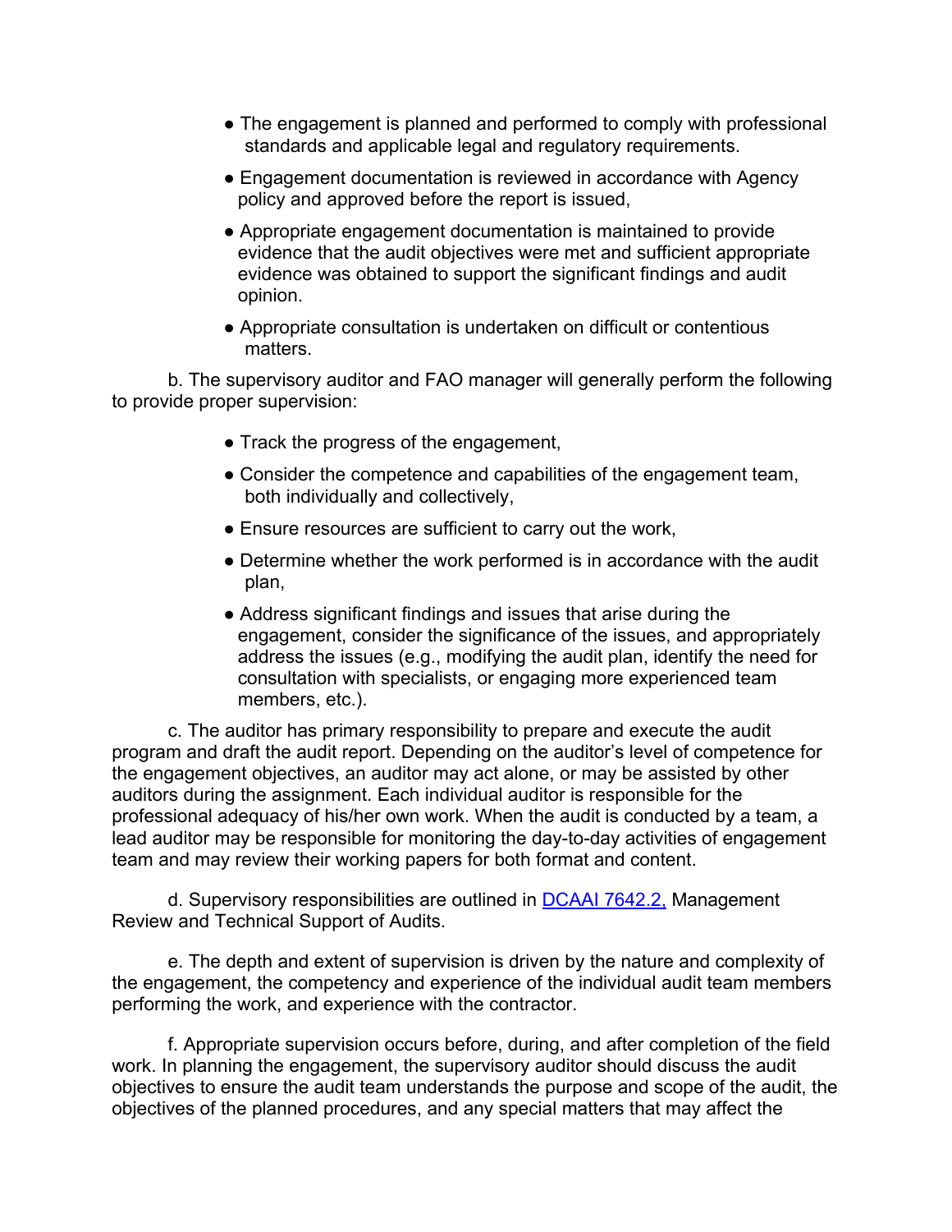- The engagement is planned and performed to comply with professional standards and applicable legal and regulatory requirements.
- Engagement documentation is reviewed in accordance with Agency policy and approved before the report is issued,
- Appropriate engagement documentation is maintained to provide evidence that the audit objectives were met and sufficient appropriate evidence was obtained to support the significant findings and audit opinion.
- Appropriate consultation is undertaken on difficult or contentious matters.

b. The supervisory auditor and FAO manager will generally perform the following to provide proper supervision:

- Track the progress of the engagement,
- Consider the competence and capabilities of the engagement team, both individually and collectively,
- Ensure resources are sufficient to carry out the work,
- Determine whether the work performed is in accordance with the audit plan,
- Address significant findings and issues that arise during the engagement, consider the significance of the issues, and appropriately address the issues (e.g., modifying the audit plan, identify the need for consultation with specialists, or engaging more experienced team members, etc.).

c. The auditor has primary responsibility to prepare and execute the audit program and draft the audit report. Depending on the auditor's level of competence for the engagement objectives, an auditor may act alone, or may be assisted by other auditors during the assignment. Each individual auditor is responsible for the professional adequacy of his/her own work. When the audit is conducted by a team, a lead auditor may be responsible for monitoring the day-to-day activities of engagement team and may review their working papers for both format and content.

d. Supervisory responsibilities are outlined in DCAAI 7642.2, Management Review and Technical Support of Audits.

e. The depth and extent of supervision is driven by the nature and complexity of the engagement, the competency and experience of the individual audit team members performing the work, and experience with the contractor.

f. Appropriate supervision occurs before, during, and after completion of the field work. In planning the engagement, the supervisory auditor should discuss the audit objectives to ensure the audit team understands the purpose and scope of the audit, the objectives of the planned procedures, and any special matters that may affect the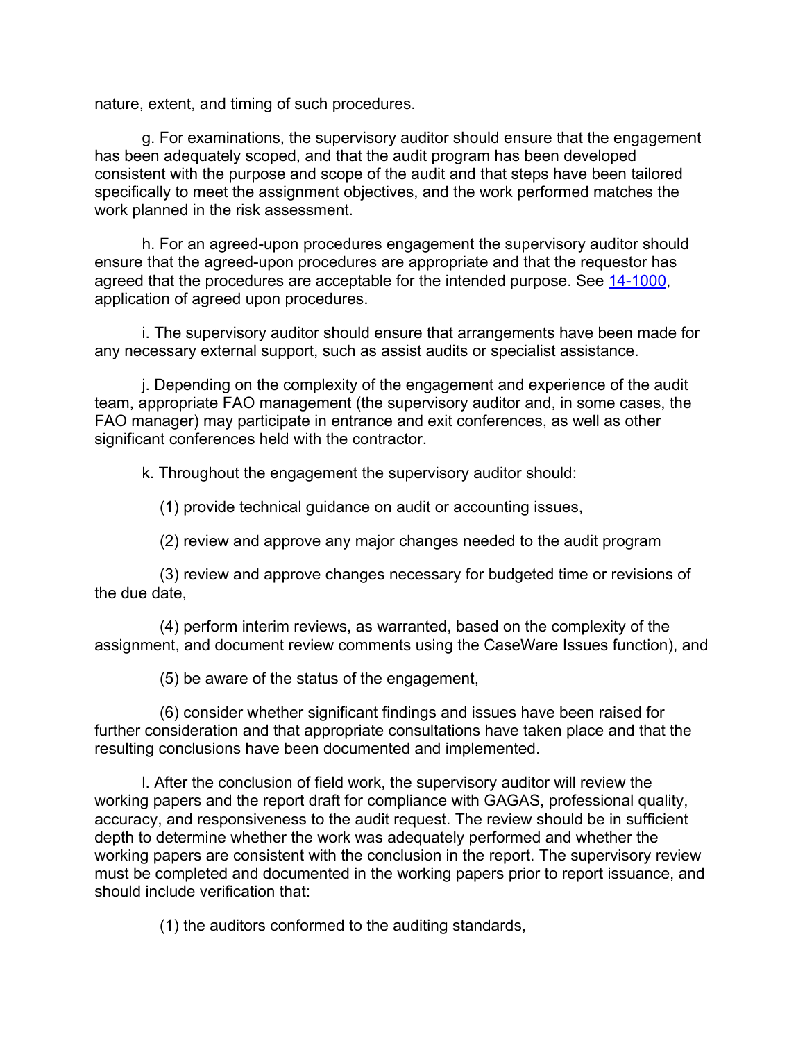nature, extent, and timing of such procedures.

g. For examinations, the supervisory auditor should ensure that the engagement has been adequately scoped, and that the audit program has been developed consistent with the purpose and scope of the audit and that steps have been tailored specifically to meet the assignment objectives, and the work performed matches the work planned in the risk assessment.

h. For an agreed-upon procedures engagement the supervisory auditor should ensure that the agreed-upon procedures are appropriate and that the requestor has agreed that the procedures are acceptable for the intended purpose. See 14-1000, application of agreed upon procedures.

i. The supervisory auditor should ensure that arrangements have been made for any necessary external support, such as assist audits or specialist assistance.

j. Depending on the complexity of the engagement and experience of the audit team, appropriate FAO management (the supervisory auditor and, in some cases, the FAO manager) may participate in entrance and exit conferences, as well as other significant conferences held with the contractor.

k. Throughout the engagement the supervisory auditor should:

(1) provide technical guidance on audit or accounting issues,

(2) review and approve any major changes needed to the audit program

(3) review and approve changes necessary for budgeted time or revisions of the due date,

(4) perform interim reviews, as warranted, based on the complexity of the assignment, and document review comments using the CaseWare Issues function), and

(5) be aware of the status of the engagement,

(6) consider whether significant findings and issues have been raised for further consideration and that appropriate consultations have taken place and that the resulting conclusions have been documented and implemented.

l. After the conclusion of field work, the supervisory auditor will review the working papers and the report draft for compliance with GAGAS, professional quality, accuracy, and responsiveness to the audit request. The review should be in sufficient depth to determine whether the work was adequately performed and whether the working papers are consistent with the conclusion in the report. The supervisory review must be completed and documented in the working papers prior to report issuance, and should include verification that:

(1) the auditors conformed to the auditing standards,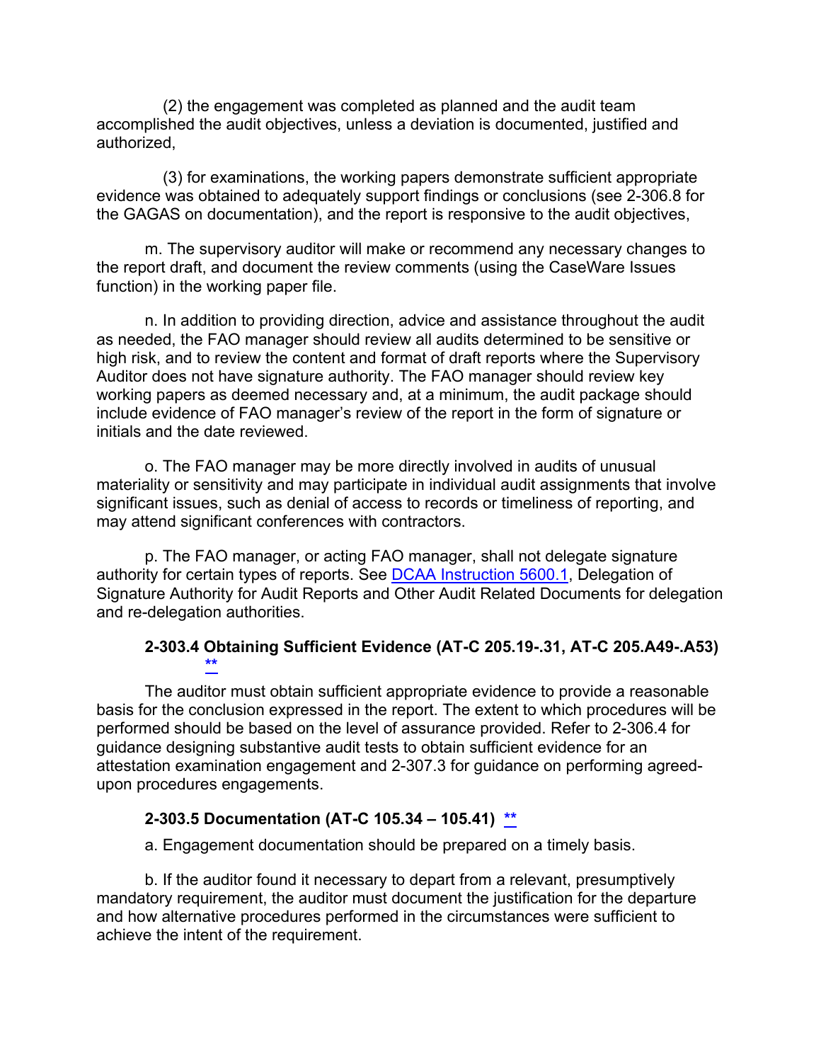(2) the engagement was completed as planned and the audit team accomplished the audit objectives, unless a deviation is documented, justified and authorized,

(3) for examinations, the working papers demonstrate sufficient appropriate evidence was obtained to adequately support findings or conclusions (see 2-306.8 for the GAGAS on documentation), and the report is responsive to the audit objectives,

m. The supervisory auditor will make or recommend any necessary changes to the report draft, and document the review comments (using the CaseWare Issues function) in the working paper file.

n. In addition to providing direction, advice and assistance throughout the audit as needed, the FAO manager should review all audits determined to be sensitive or high risk, and to review the content and format of draft reports where the Supervisory Auditor does not have signature authority. The FAO manager should review key working papers as deemed necessary and, at a minimum, the audit package should include evidence of FAO manager's review of the report in the form of signature or initials and the date reviewed.

o. The FAO manager may be more directly involved in audits of unusual materiality or sensitivity and may participate in individual audit assignments that involve significant issues, such as denial of access to records or timeliness of reporting, and may attend significant conferences with contractors.

p. The FAO manager, or acting FAO manager, shall not delegate signature authority for certain types of reports. See DCAA Instruction 5600.1, Delegation of Signature Authority for Audit Reports and Other Audit Related Documents for delegation and re-delegation authorities.

### 2-303.4 Obtaining Sufficient Evidence (AT-C 205.19-.31, AT-C 205.A49-.A53) **

The auditor must obtain sufficient appropriate evidence to provide a reasonable basis for the conclusion expressed in the report. The extent to which procedures will be performed should be based on the level of assurance provided. Refer to 2-306.4 for guidance designing substantive audit tests to obtain sufficient evidence for an attestation examination engagement and 2-307.3 for guidance on performing agreed-upon procedures engagements.

### 2-303.5 Documentation (AT-C 105.34 – 105.41) **

a. Engagement documentation should be prepared on a timely basis.

b. If the auditor found it necessary to depart from a relevant, presumptively mandatory requirement, the auditor must document the justification for the departure and how alternative procedures performed in the circumstances were sufficient to achieve the intent of the requirement.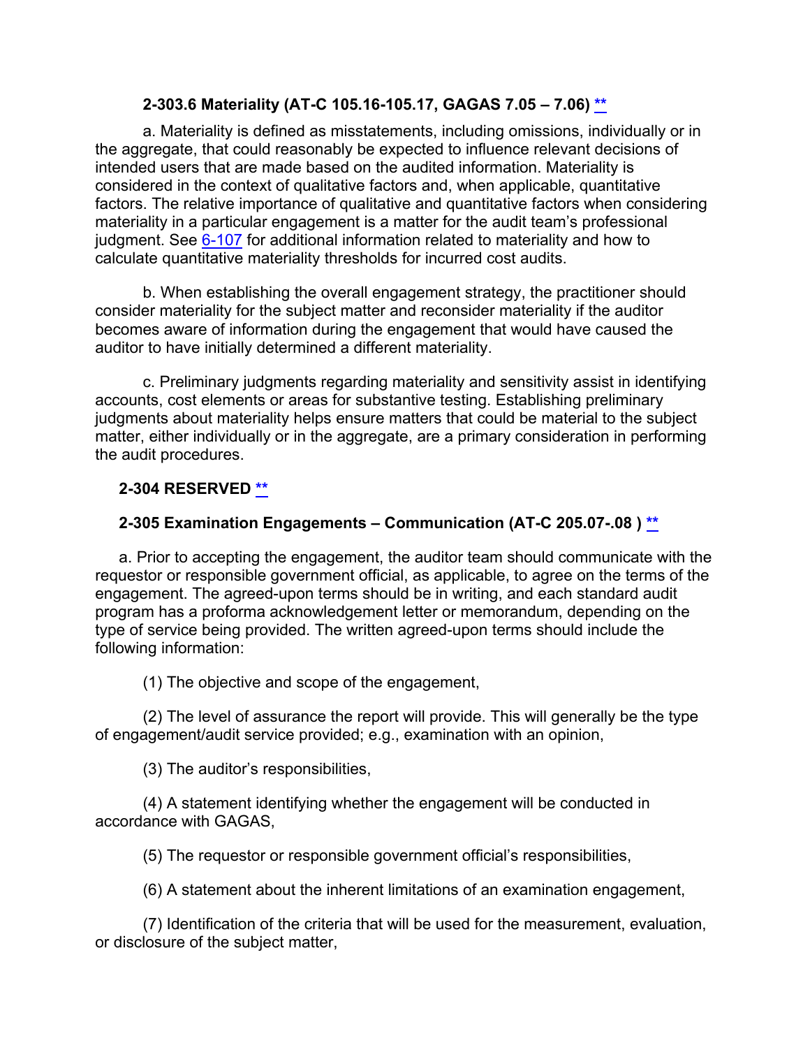### 2-303.6 Materiality (AT-C 105.16-105.17, GAGAS 7.05 – 7.06) **

a. Materiality is defined as misstatements, including omissions, individually or in the aggregate, that could reasonably be expected to influence relevant decisions of intended users that are made based on the audited information. Materiality is considered in the context of qualitative factors and, when applicable, quantitative factors. The relative importance of qualitative and quantitative factors when considering materiality in a particular engagement is a matter for the audit team's professional judgment. See 6-107 for additional information related to materiality and how to calculate quantitative materiality thresholds for incurred cost audits.

b. When establishing the overall engagement strategy, the practitioner should consider materiality for the subject matter and reconsider materiality if the auditor becomes aware of information during the engagement that would have caused the auditor to have initially determined a different materiality.

c. Preliminary judgments regarding materiality and sensitivity assist in identifying accounts, cost elements or areas for substantive testing. Establishing preliminary judgments about materiality helps ensure matters that could be material to the subject matter, either individually or in the aggregate, are a primary consideration in performing the audit procedures.

### 2-304 RESERVED **

### 2-305 Examination Engagements – Communication (AT-C 205.07-.08 ) **

a. Prior to accepting the engagement, the auditor team should communicate with the requestor or responsible government official, as applicable, to agree on the terms of the engagement. The agreed-upon terms should be in writing, and each standard audit program has a proforma acknowledgement letter or memorandum, depending on the type of service being provided. The written agreed-upon terms should include the following information:

(1) The objective and scope of the engagement,

(2) The level of assurance the report will provide. This will generally be the type of engagement/audit service provided; e.g., examination with an opinion,

(3) The auditor's responsibilities,

(4) A statement identifying whether the engagement will be conducted in accordance with GAGAS,

(5) The requestor or responsible government official's responsibilities,

(6) A statement about the inherent limitations of an examination engagement,

(7) Identification of the criteria that will be used for the measurement, evaluation, or disclosure of the subject matter,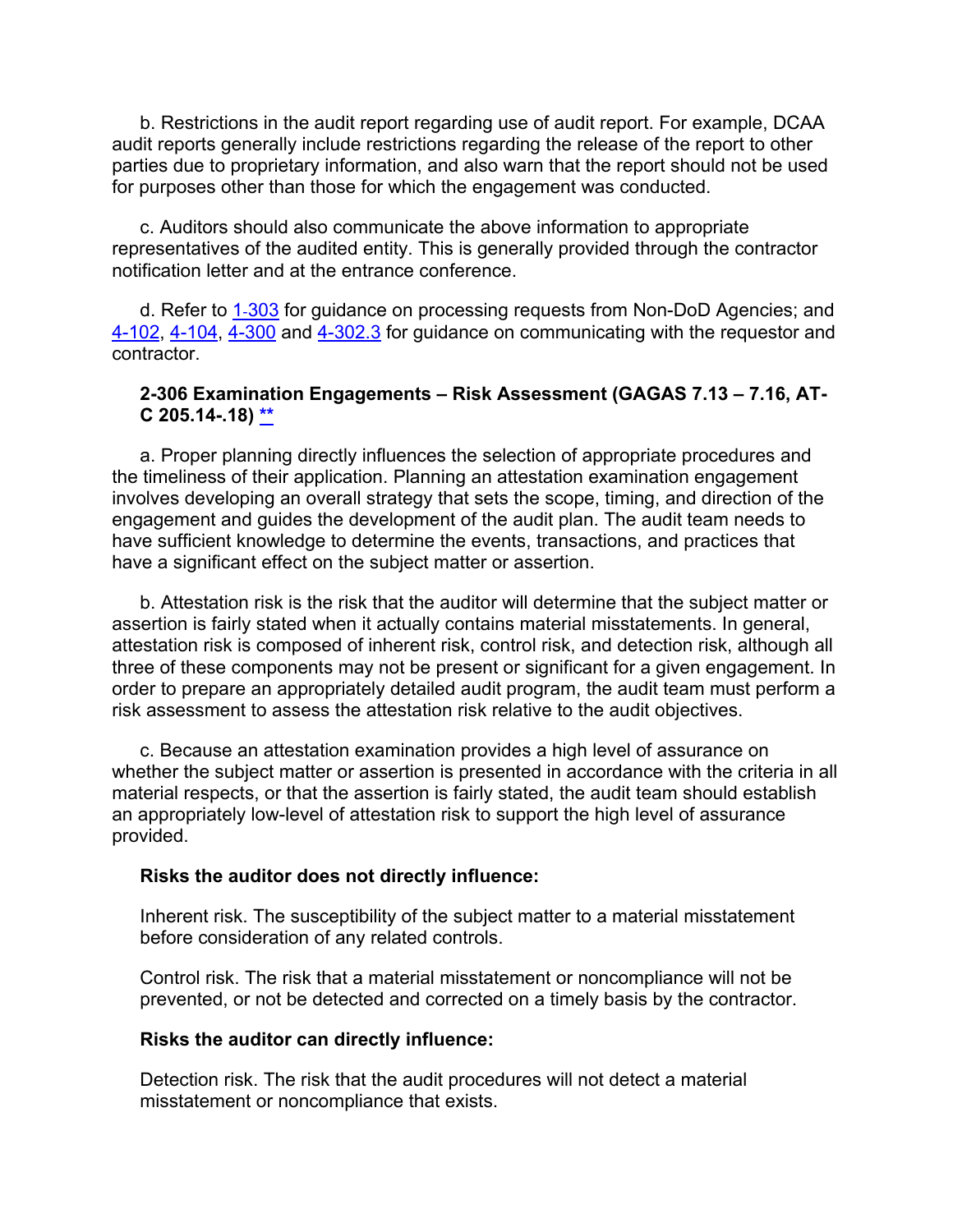b. Restrictions in the audit report regarding use of audit report. For example, DCAA audit reports generally include restrictions regarding the release of the report to other parties due to proprietary information, and also warn that the report should not be used for purposes other than those for which the engagement was conducted.

c. Auditors should also communicate the above information to appropriate representatives of the audited entity. This is generally provided through the contractor notification letter and at the entrance conference.

d. Refer to 1-303 for guidance on processing requests from Non-DoD Agencies; and 4-102, 4-104, 4-300 and 4-302.3 for guidance on communicating with the requestor and contractor.

### 2-306 Examination Engagements – Risk Assessment (GAGAS 7.13 – 7.16, AT-C 205.14-.18) **

a. Proper planning directly influences the selection of appropriate procedures and the timeliness of their application. Planning an attestation examination engagement involves developing an overall strategy that sets the scope, timing, and direction of the engagement and guides the development of the audit plan. The audit team needs to have sufficient knowledge to determine the events, transactions, and practices that have a significant effect on the subject matter or assertion.

b. Attestation risk is the risk that the auditor will determine that the subject matter or assertion is fairly stated when it actually contains material misstatements. In general, attestation risk is composed of inherent risk, control risk, and detection risk, although all three of these components may not be present or significant for a given engagement. In order to prepare an appropriately detailed audit program, the audit team must perform a risk assessment to assess the attestation risk relative to the audit objectives.

c. Because an attestation examination provides a high level of assurance on whether the subject matter or assertion is presented in accordance with the criteria in all material respects, or that the assertion is fairly stated, the audit team should establish an appropriately low-level of attestation risk to support the high level of assurance provided.

**Risks the auditor does not directly influence:**

Inherent risk. The susceptibility of the subject matter to a material misstatement before consideration of any related controls.

Control risk. The risk that a material misstatement or noncompliance will not be prevented, or not be detected and corrected on a timely basis by the contractor.

**Risks the auditor can directly influence:**

Detection risk. The risk that the audit procedures will not detect a material misstatement or noncompliance that exists.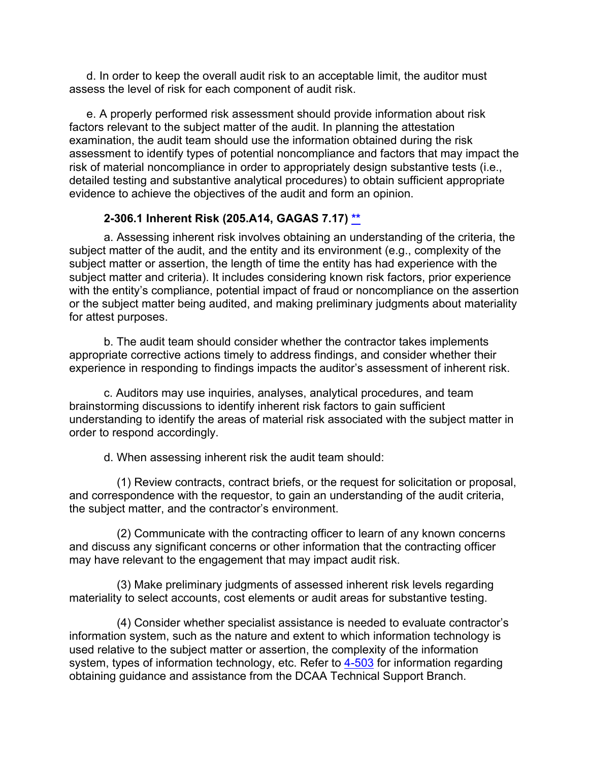d. In order to keep the overall audit risk to an acceptable limit, the auditor must assess the level of risk for each component of audit risk.

e. A properly performed risk assessment should provide information about risk factors relevant to the subject matter of the audit. In planning the attestation examination, the audit team should use the information obtained during the risk assessment to identify types of potential noncompliance and factors that may impact the risk of material noncompliance in order to appropriately design substantive tests (i.e., detailed testing and substantive analytical procedures) to obtain sufficient appropriate evidence to achieve the objectives of the audit and form an opinion.

### 2-306.1 Inherent Risk (205.A14, GAGAS 7.17) **

a. Assessing inherent risk involves obtaining an understanding of the criteria, the subject matter of the audit, and the entity and its environment (e.g., complexity of the subject matter or assertion, the length of time the entity has had experience with the subject matter and criteria). It includes considering known risk factors, prior experience with the entity's compliance, potential impact of fraud or noncompliance on the assertion or the subject matter being audited, and making preliminary judgments about materiality for attest purposes.

b. The audit team should consider whether the contractor takes implements appropriate corrective actions timely to address findings, and consider whether their experience in responding to findings impacts the auditor's assessment of inherent risk.

c. Auditors may use inquiries, analyses, analytical procedures, and team brainstorming discussions to identify inherent risk factors to gain sufficient understanding to identify the areas of material risk associated with the subject matter in order to respond accordingly.

d. When assessing inherent risk the audit team should:

(1) Review contracts, contract briefs, or the request for solicitation or proposal, and correspondence with the requestor, to gain an understanding of the audit criteria, the subject matter, and the contractor's environment.

(2) Communicate with the contracting officer to learn of any known concerns and discuss any significant concerns or other information that the contracting officer may have relevant to the engagement that may impact audit risk.

(3) Make preliminary judgments of assessed inherent risk levels regarding materiality to select accounts, cost elements or audit areas for substantive testing.

(4) Consider whether specialist assistance is needed to evaluate contractor's information system, such as the nature and extent to which information technology is used relative to the subject matter or assertion, the complexity of the information system, types of information technology, etc. Refer to 4-503 for information regarding obtaining guidance and assistance from the DCAA Technical Support Branch.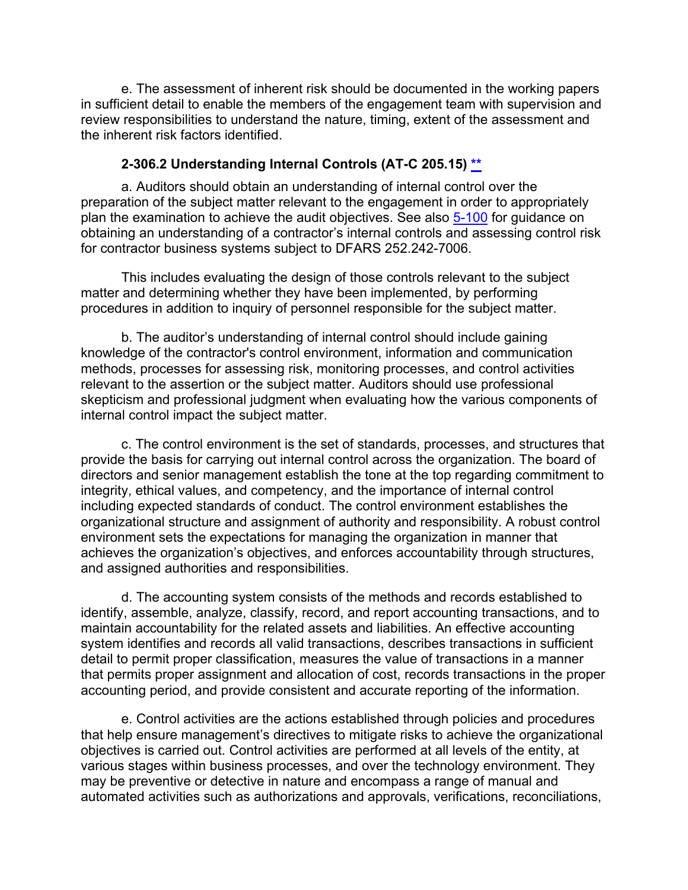e. The assessment of inherent risk should be documented in the working papers in sufficient detail to enable the members of the engagement team with supervision and review responsibilities to understand the nature, timing, extent of the assessment and the inherent risk factors identified.

### 2-306.2 Understanding Internal Controls (AT-C 205.15) **

a. Auditors should obtain an understanding of internal control over the preparation of the subject matter relevant to the engagement in order to appropriately plan the examination to achieve the audit objectives. See also 5-100 for guidance on obtaining an understanding of a contractor's internal controls and assessing control risk for contractor business systems subject to DFARS 252.242-7006.

This includes evaluating the design of those controls relevant to the subject matter and determining whether they have been implemented, by performing procedures in addition to inquiry of personnel responsible for the subject matter.

b. The auditor's understanding of internal control should include gaining knowledge of the contractor's control environment, information and communication methods, processes for assessing risk, monitoring processes, and control activities relevant to the assertion or the subject matter. Auditors should use professional skepticism and professional judgment when evaluating how the various components of internal control impact the subject matter.

c. The control environment is the set of standards, processes, and structures that provide the basis for carrying out internal control across the organization. The board of directors and senior management establish the tone at the top regarding commitment to integrity, ethical values, and competency, and the importance of internal control including expected standards of conduct. The control environment establishes the organizational structure and assignment of authority and responsibility. A robust control environment sets the expectations for managing the organization in manner that achieves the organization's objectives, and enforces accountability through structures, and assigned authorities and responsibilities.

d. The accounting system consists of the methods and records established to identify, assemble, analyze, classify, record, and report accounting transactions, and to maintain accountability for the related assets and liabilities. An effective accounting system identifies and records all valid transactions, describes transactions in sufficient detail to permit proper classification, measures the value of transactions in a manner that permits proper assignment and allocation of cost, records transactions in the proper accounting period, and provide consistent and accurate reporting of the information.

e. Control activities are the actions established through policies and procedures that help ensure management's directives to mitigate risks to achieve the organizational objectives is carried out. Control activities are performed at all levels of the entity, at various stages within business processes, and over the technology environment. They may be preventive or detective in nature and encompass a range of manual and automated activities such as authorizations and approvals, verifications, reconciliations,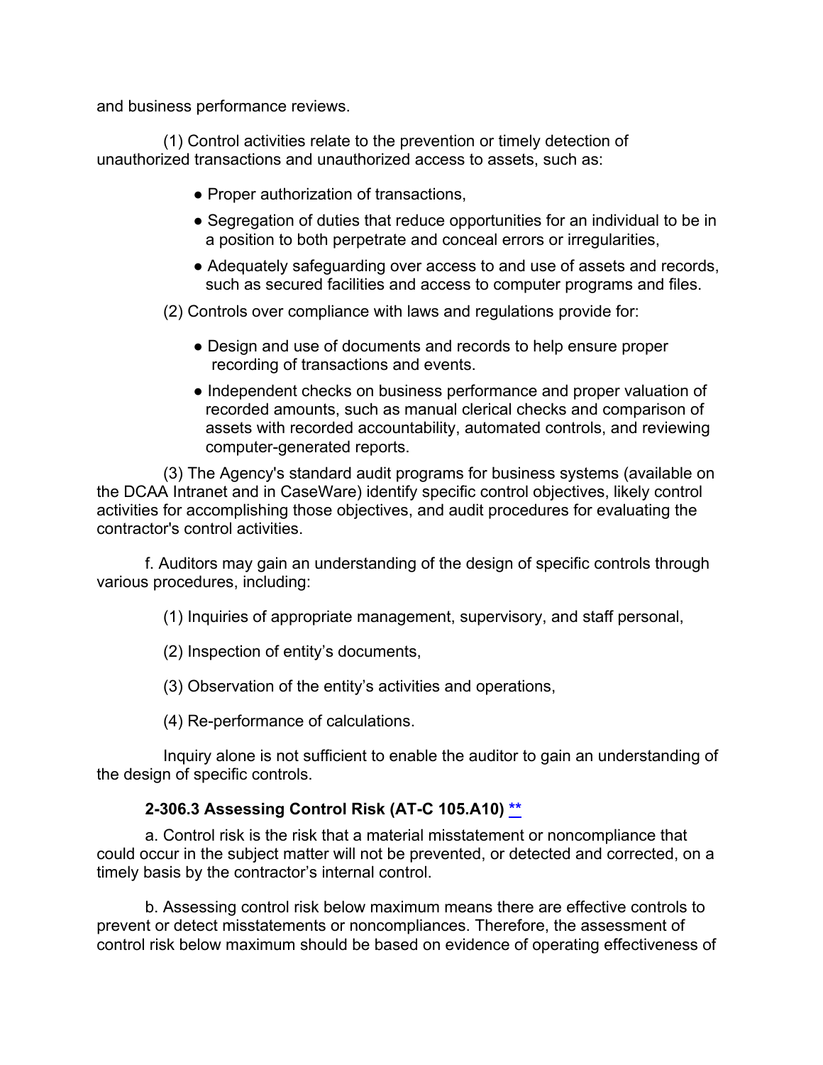and business performance reviews.

(1) Control activities relate to the prevention or timely detection of unauthorized transactions and unauthorized access to assets, such as:

- Proper authorization of transactions,
- Segregation of duties that reduce opportunities for an individual to be in a position to both perpetrate and conceal errors or irregularities,
- Adequately safeguarding over access to and use of assets and records, such as secured facilities and access to computer programs and files.

(2) Controls over compliance with laws and regulations provide for:

- Design and use of documents and records to help ensure proper recording of transactions and events.
- Independent checks on business performance and proper valuation of recorded amounts, such as manual clerical checks and comparison of assets with recorded accountability, automated controls, and reviewing computer-generated reports.

(3) The Agency's standard audit programs for business systems (available on the DCAA Intranet and in CaseWare) identify specific control objectives, likely control activities for accomplishing those objectives, and audit procedures for evaluating the contractor's control activities.

f. Auditors may gain an understanding of the design of specific controls through various procedures, including:

(1) Inquiries of appropriate management, supervisory, and staff personal,

(2) Inspection of entity's documents,

(3) Observation of the entity's activities and operations,

(4) Re-performance of calculations.

Inquiry alone is not sufficient to enable the auditor to gain an understanding of the design of specific controls.

### 2-306.3 Assessing Control Risk (AT-C 105.A10) **

a. Control risk is the risk that a material misstatement or noncompliance that could occur in the subject matter will not be prevented, or detected and corrected, on a timely basis by the contractor's internal control.

b. Assessing control risk below maximum means there are effective controls to prevent or detect misstatements or noncompliances. Therefore, the assessment of control risk below maximum should be based on evidence of operating effectiveness of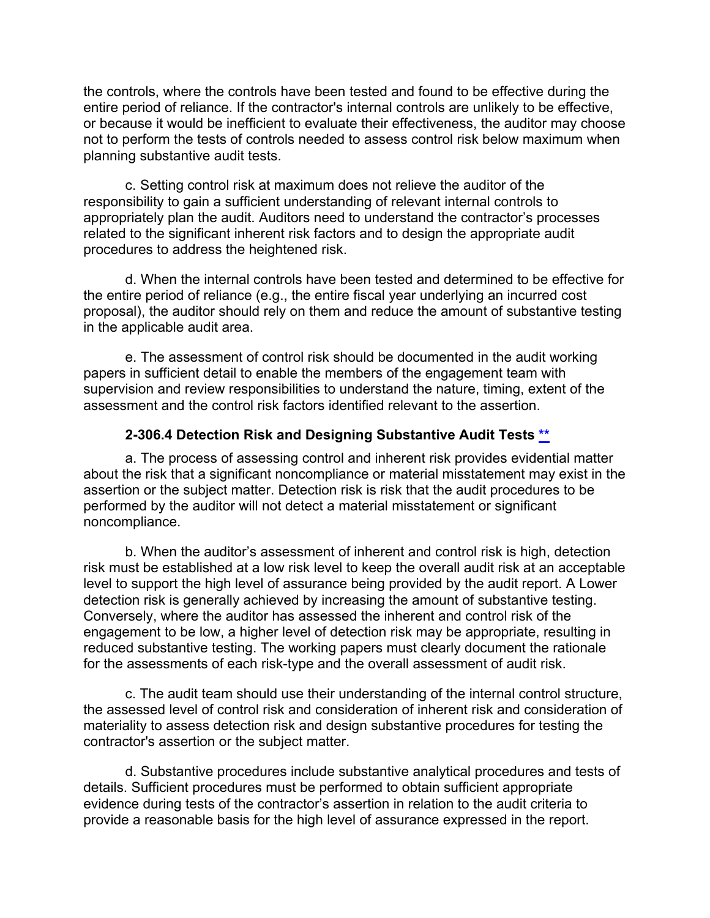the controls, where the controls have been tested and found to be effective during the entire period of reliance. If the contractor's internal controls are unlikely to be effective, or because it would be inefficient to evaluate their effectiveness, the auditor may choose not to perform the tests of controls needed to assess control risk below maximum when planning substantive audit tests.

c. Setting control risk at maximum does not relieve the auditor of the responsibility to gain a sufficient understanding of relevant internal controls to appropriately plan the audit. Auditors need to understand the contractor's processes related to the significant inherent risk factors and to design the appropriate audit procedures to address the heightened risk.

d. When the internal controls have been tested and determined to be effective for the entire period of reliance (e.g., the entire fiscal year underlying an incurred cost proposal), the auditor should rely on them and reduce the amount of substantive testing in the applicable audit area.

e. The assessment of control risk should be documented in the audit working papers in sufficient detail to enable the members of the engagement team with supervision and review responsibilities to understand the nature, timing, extent of the assessment and the control risk factors identified relevant to the assertion.

### 2-306.4 Detection Risk and Designing Substantive Audit Tests **

a. The process of assessing control and inherent risk provides evidential matter about the risk that a significant noncompliance or material misstatement may exist in the assertion or the subject matter. Detection risk is risk that the audit procedures to be performed by the auditor will not detect a material misstatement or significant noncompliance.

b. When the auditor's assessment of inherent and control risk is high, detection risk must be established at a low risk level to keep the overall audit risk at an acceptable level to support the high level of assurance being provided by the audit report. A Lower detection risk is generally achieved by increasing the amount of substantive testing. Conversely, where the auditor has assessed the inherent and control risk of the engagement to be low, a higher level of detection risk may be appropriate, resulting in reduced substantive testing. The working papers must clearly document the rationale for the assessments of each risk-type and the overall assessment of audit risk.

c. The audit team should use their understanding of the internal control structure, the assessed level of control risk and consideration of inherent risk and consideration of materiality to assess detection risk and design substantive procedures for testing the contractor's assertion or the subject matter.

d. Substantive procedures include substantive analytical procedures and tests of details. Sufficient procedures must be performed to obtain sufficient appropriate evidence during tests of the contractor's assertion in relation to the audit criteria to provide a reasonable basis for the high level of assurance expressed in the report.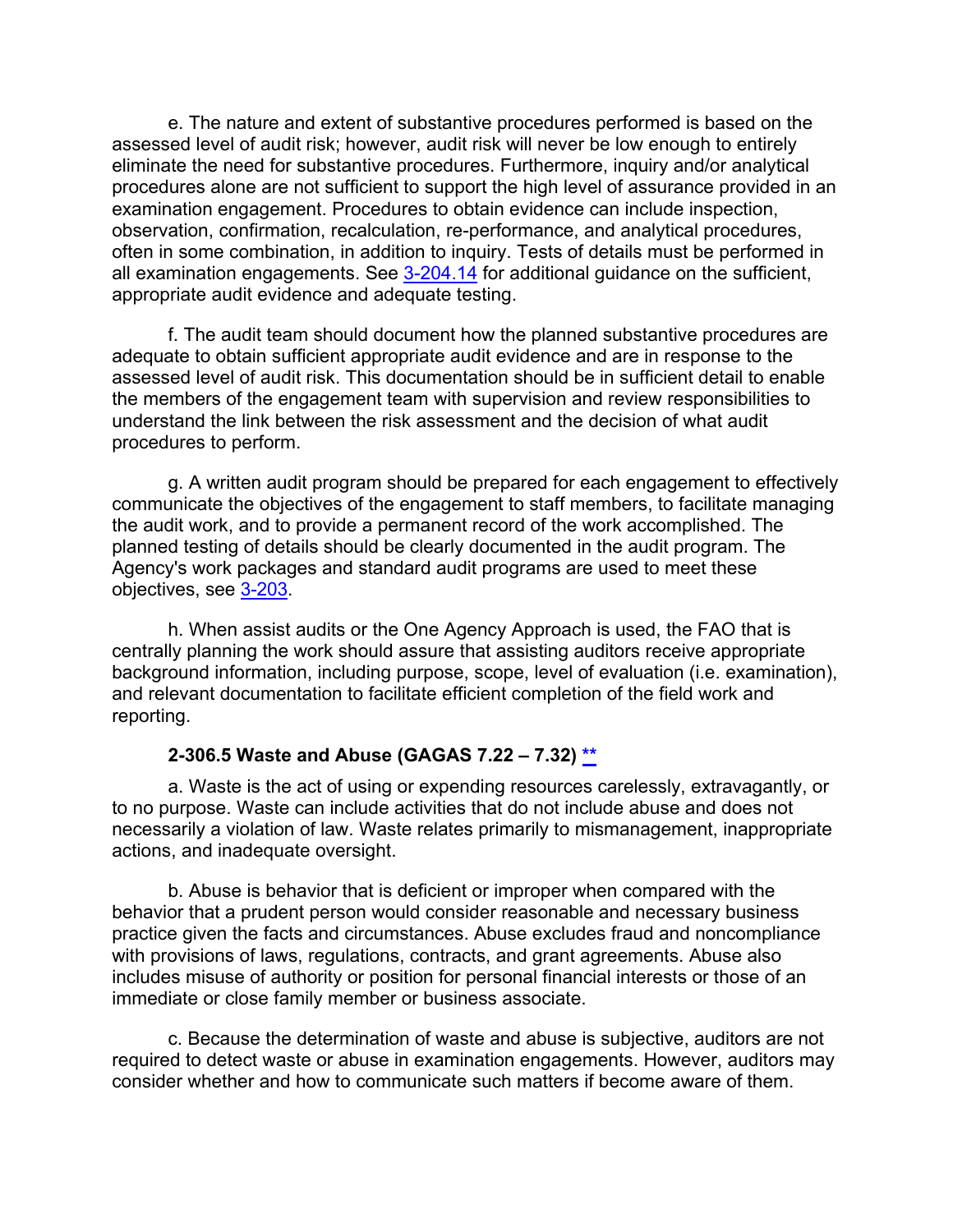e. The nature and extent of substantive procedures performed is based on the assessed level of audit risk; however, audit risk will never be low enough to entirely eliminate the need for substantive procedures. Furthermore, inquiry and/or analytical procedures alone are not sufficient to support the high level of assurance provided in an examination engagement. Procedures to obtain evidence can include inspection, observation, confirmation, recalculation, re-performance, and analytical procedures, often in some combination, in addition to inquiry. Tests of details must be performed in all examination engagements. See 3-204.14 for additional guidance on the sufficient, appropriate audit evidence and adequate testing.

f. The audit team should document how the planned substantive procedures are adequate to obtain sufficient appropriate audit evidence and are in response to the assessed level of audit risk. This documentation should be in sufficient detail to enable the members of the engagement team with supervision and review responsibilities to understand the link between the risk assessment and the decision of what audit procedures to perform.

g. A written audit program should be prepared for each engagement to effectively communicate the objectives of the engagement to staff members, to facilitate managing the audit work, and to provide a permanent record of the work accomplished. The planned testing of details should be clearly documented in the audit program. The Agency's work packages and standard audit programs are used to meet these objectives, see 3-203.

h. When assist audits or the One Agency Approach is used, the FAO that is centrally planning the work should assure that assisting auditors receive appropriate background information, including purpose, scope, level of evaluation (i.e. examination), and relevant documentation to facilitate efficient completion of the field work and reporting.

### 2-306.5 Waste and Abuse (GAGAS 7.22 – 7.32) **

a. Waste is the act of using or expending resources carelessly, extravagantly, or to no purpose. Waste can include activities that do not include abuse and does not necessarily a violation of law. Waste relates primarily to mismanagement, inappropriate actions, and inadequate oversight.

b. Abuse is behavior that is deficient or improper when compared with the behavior that a prudent person would consider reasonable and necessary business practice given the facts and circumstances. Abuse excludes fraud and noncompliance with provisions of laws, regulations, contracts, and grant agreements. Abuse also includes misuse of authority or position for personal financial interests or those of an immediate or close family member or business associate.

c. Because the determination of waste and abuse is subjective, auditors are not required to detect waste or abuse in examination engagements. However, auditors may consider whether and how to communicate such matters if become aware of them.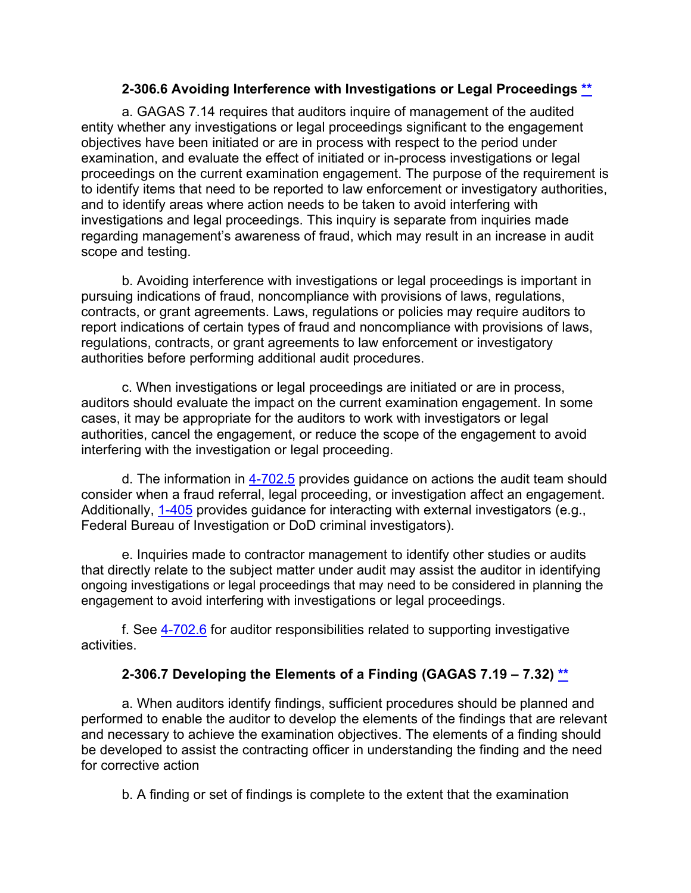### 2-306.6 Avoiding Interference with Investigations or Legal Proceedings **

a. GAGAS 7.14 requires that auditors inquire of management of the audited entity whether any investigations or legal proceedings significant to the engagement objectives have been initiated or are in process with respect to the period under examination, and evaluate the effect of initiated or in-process investigations or legal proceedings on the current examination engagement. The purpose of the requirement is to identify items that need to be reported to law enforcement or investigatory authorities, and to identify areas where action needs to be taken to avoid interfering with investigations and legal proceedings. This inquiry is separate from inquiries made regarding management's awareness of fraud, which may result in an increase in audit scope and testing.

b. Avoiding interference with investigations or legal proceedings is important in pursuing indications of fraud, noncompliance with provisions of laws, regulations, contracts, or grant agreements. Laws, regulations or policies may require auditors to report indications of certain types of fraud and noncompliance with provisions of laws, regulations, contracts, or grant agreements to law enforcement or investigatory authorities before performing additional audit procedures.

c. When investigations or legal proceedings are initiated or are in process, auditors should evaluate the impact on the current examination engagement. In some cases, it may be appropriate for the auditors to work with investigators or legal authorities, cancel the engagement, or reduce the scope of the engagement to avoid interfering with the investigation or legal proceeding.

d. The information in 4-702.5 provides guidance on actions the audit team should consider when a fraud referral, legal proceeding, or investigation affect an engagement. Additionally, 1-405 provides guidance for interacting with external investigators (e.g., Federal Bureau of Investigation or DoD criminal investigators).

e. Inquiries made to contractor management to identify other studies or audits that directly relate to the subject matter under audit may assist the auditor in identifying ongoing investigations or legal proceedings that may need to be considered in planning the engagement to avoid interfering with investigations or legal proceedings.

f. See 4-702.6 for auditor responsibilities related to supporting investigative activities.

### 2-306.7 Developing the Elements of a Finding (GAGAS 7.19 – 7.32) **

a. When auditors identify findings, sufficient procedures should be planned and performed to enable the auditor to develop the elements of the findings that are relevant and necessary to achieve the examination objectives. The elements of a finding should be developed to assist the contracting officer in understanding the finding and the need for corrective action

b. A finding or set of findings is complete to the extent that the examination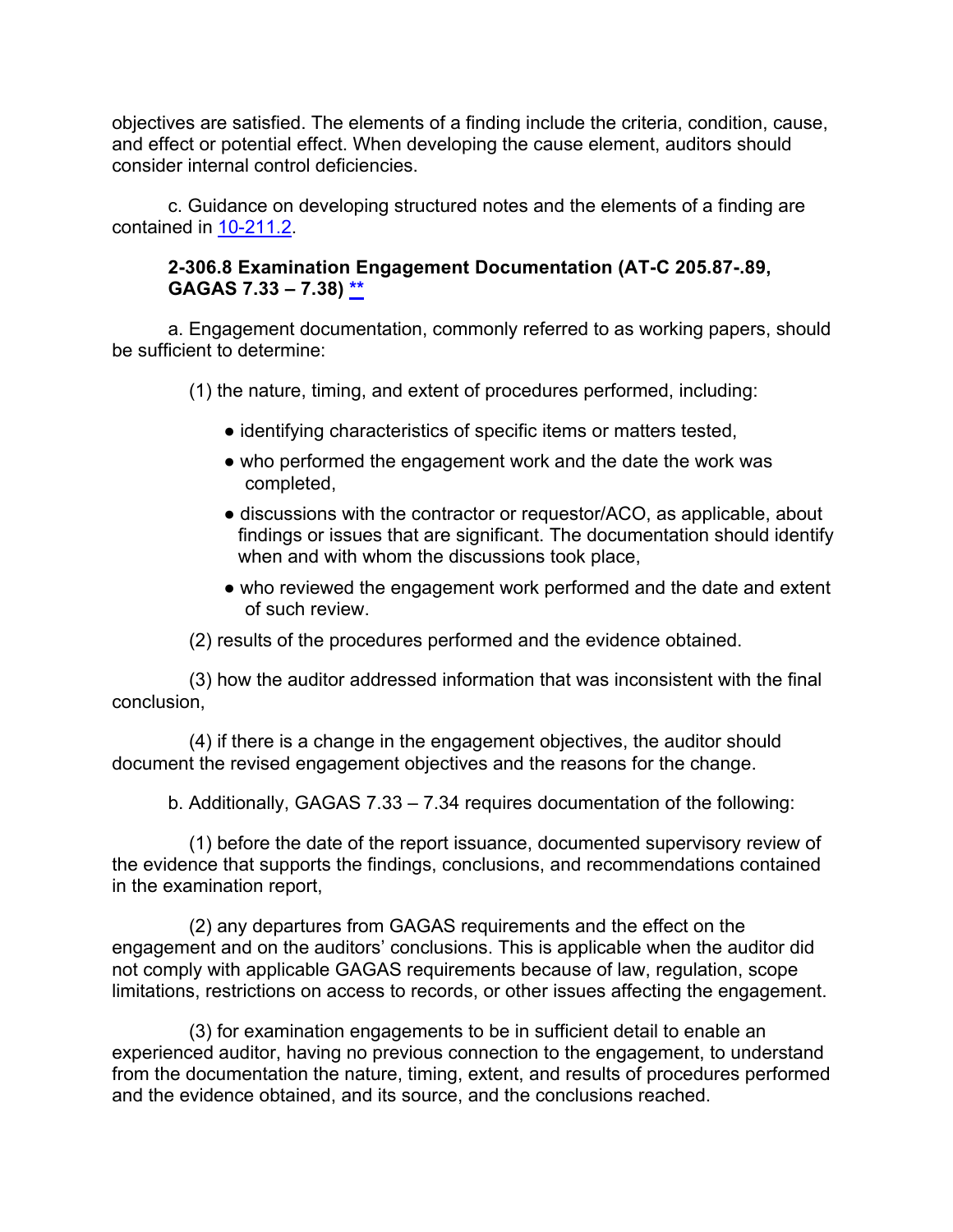objectives are satisfied. The elements of a finding include the criteria, condition, cause, and effect or potential effect. When developing the cause element, auditors should consider internal control deficiencies.

c. Guidance on developing structured notes and the elements of a finding are contained in 10-211.2.

**2-306.8 Examination Engagement Documentation (AT-C 205.87-.89, GAGAS 7.33 – 7.38) \*\***

a. Engagement documentation, commonly referred to as working papers, should be sufficient to determine:

(1) the nature, timing, and extent of procedures performed, including:

- identifying characteristics of specific items or matters tested,
- who performed the engagement work and the date the work was completed,
- discussions with the contractor or requestor/ACO, as applicable, about findings or issues that are significant. The documentation should identify when and with whom the discussions took place,
- who reviewed the engagement work performed and the date and extent of such review.

(2) results of the procedures performed and the evidence obtained.

(3) how the auditor addressed information that was inconsistent with the final conclusion,

(4) if there is a change in the engagement objectives, the auditor should document the revised engagement objectives and the reasons for the change.

b. Additionally, GAGAS 7.33 – 7.34 requires documentation of the following:

(1) before the date of the report issuance, documented supervisory review of the evidence that supports the findings, conclusions, and recommendations contained in the examination report,

(2) any departures from GAGAS requirements and the effect on the engagement and on the auditors' conclusions. This is applicable when the auditor did not comply with applicable GAGAS requirements because of law, regulation, scope limitations, restrictions on access to records, or other issues affecting the engagement.

(3) for examination engagements to be in sufficient detail to enable an experienced auditor, having no previous connection to the engagement, to understand from the documentation the nature, timing, extent, and results of procedures performed and the evidence obtained, and its source, and the conclusions reached.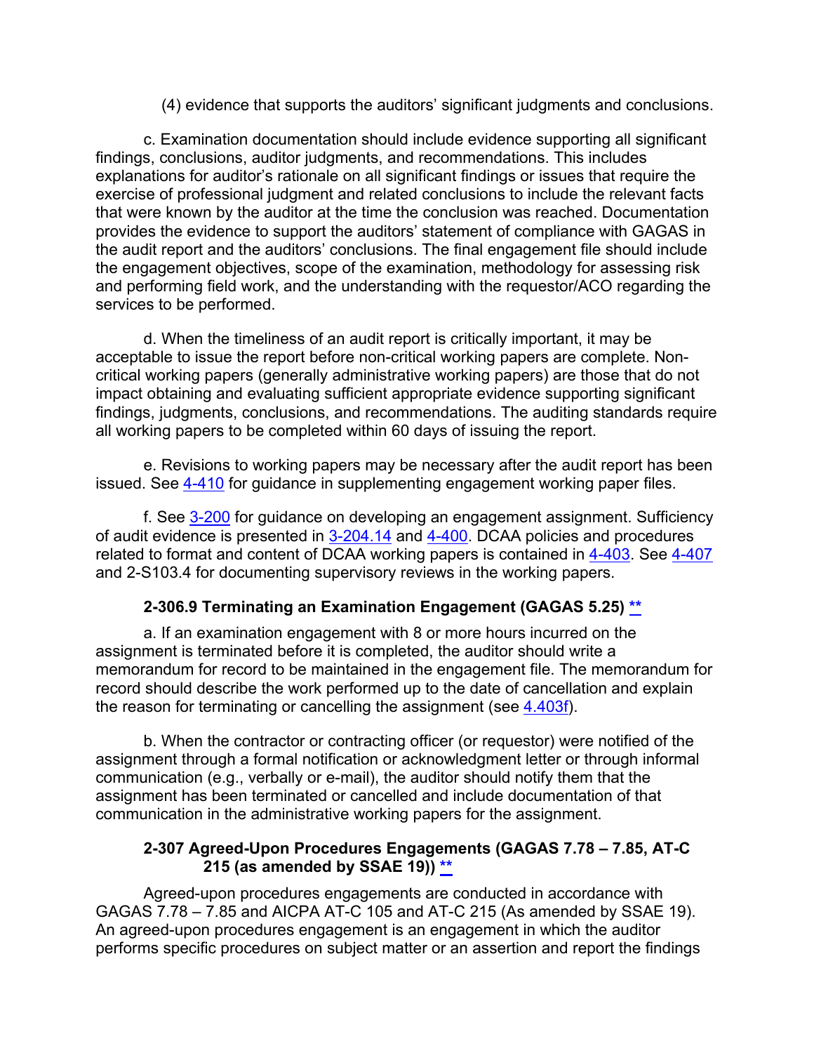(4) evidence that supports the auditors' significant judgments and conclusions.

c. Examination documentation should include evidence supporting all significant findings, conclusions, auditor judgments, and recommendations. This includes explanations for auditor's rationale on all significant findings or issues that require the exercise of professional judgment and related conclusions to include the relevant facts that were known by the auditor at the time the conclusion was reached. Documentation provides the evidence to support the auditors' statement of compliance with GAGAS in the audit report and the auditors' conclusions. The final engagement file should include the engagement objectives, scope of the examination, methodology for assessing risk and performing field work, and the understanding with the requestor/ACO regarding the services to be performed.

d. When the timeliness of an audit report is critically important, it may be acceptable to issue the report before non-critical working papers are complete. Non-critical working papers (generally administrative working papers) are those that do not impact obtaining and evaluating sufficient appropriate evidence supporting significant findings, judgments, conclusions, and recommendations. The auditing standards require all working papers to be completed within 60 days of issuing the report.

e. Revisions to working papers may be necessary after the audit report has been issued. See 4-410 for guidance in supplementing engagement working paper files.

f. See 3-200 for guidance on developing an engagement assignment. Sufficiency of audit evidence is presented in 3-204.14 and 4-400. DCAA policies and procedures related to format and content of DCAA working papers is contained in 4-403. See 4-407 and 2-S103.4 for documenting supervisory reviews in the working papers.

### 2-306.9 Terminating an Examination Engagement (GAGAS 5.25) **

a. If an examination engagement with 8 or more hours incurred on the assignment is terminated before it is completed, the auditor should write a memorandum for record to be maintained in the engagement file. The memorandum for record should describe the work performed up to the date of cancellation and explain the reason for terminating or cancelling the assignment (see 4.403f).

b. When the contractor or contracting officer (or requestor) were notified of the assignment through a formal notification or acknowledgment letter or through informal communication (e.g., verbally or e-mail), the auditor should notify them that the assignment has been terminated or cancelled and include documentation of that communication in the administrative working papers for the assignment.

### 2-307 Agreed-Upon Procedures Engagements (GAGAS 7.78 – 7.85, AT-C 215 (as amended by SSAE 19)) **

Agreed-upon procedures engagements are conducted in accordance with GAGAS 7.78 – 7.85 and AICPA AT-C 105 and AT-C 215 (As amended by SSAE 19). An agreed-upon procedures engagement is an engagement in which the auditor performs specific procedures on subject matter or an assertion and report the findings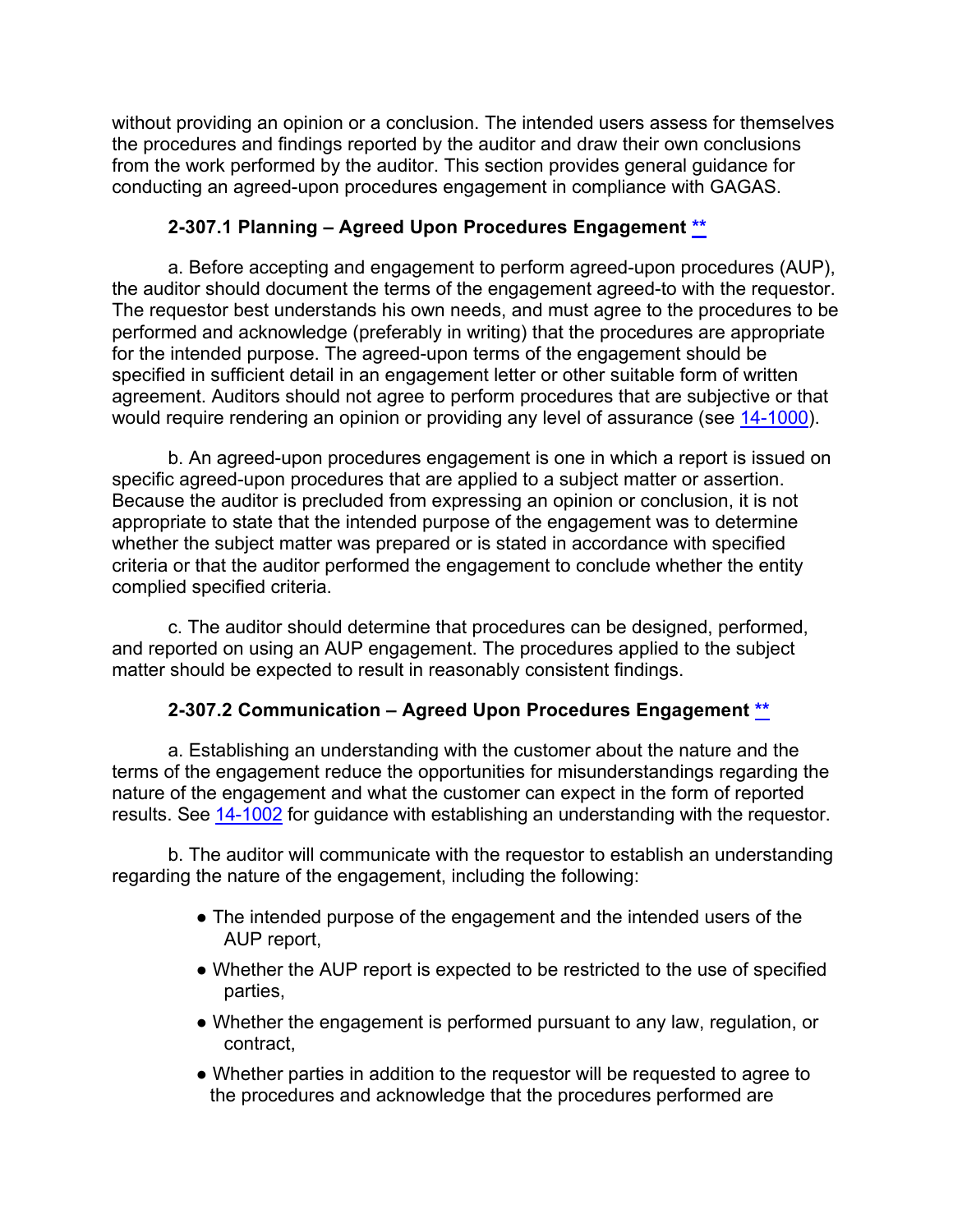without providing an opinion or a conclusion. The intended users assess for themselves the procedures and findings reported by the auditor and draw their own conclusions from the work performed by the auditor. This section provides general guidance for conducting an agreed-upon procedures engagement in compliance with GAGAS.

### 2-307.1 Planning – Agreed Upon Procedures Engagement **

a. Before accepting and engagement to perform agreed-upon procedures (AUP), the auditor should document the terms of the engagement agreed-to with the requestor. The requestor best understands his own needs, and must agree to the procedures to be performed and acknowledge (preferably in writing) that the procedures are appropriate for the intended purpose. The agreed-upon terms of the engagement should be specified in sufficient detail in an engagement letter or other suitable form of written agreement. Auditors should not agree to perform procedures that are subjective or that would require rendering an opinion or providing any level of assurance (see 14-1000).

b. An agreed-upon procedures engagement is one in which a report is issued on specific agreed-upon procedures that are applied to a subject matter or assertion. Because the auditor is precluded from expressing an opinion or conclusion, it is not appropriate to state that the intended purpose of the engagement was to determine whether the subject matter was prepared or is stated in accordance with specified criteria or that the auditor performed the engagement to conclude whether the entity complied specified criteria.

c. The auditor should determine that procedures can be designed, performed, and reported on using an AUP engagement. The procedures applied to the subject matter should be expected to result in reasonably consistent findings.

### 2-307.2 Communication – Agreed Upon Procedures Engagement **

a. Establishing an understanding with the customer about the nature and the terms of the engagement reduce the opportunities for misunderstandings regarding the nature of the engagement and what the customer can expect in the form of reported results. See 14-1002 for guidance with establishing an understanding with the requestor.

b. The auditor will communicate with the requestor to establish an understanding regarding the nature of the engagement, including the following:

- The intended purpose of the engagement and the intended users of the AUP report,
- Whether the AUP report is expected to be restricted to the use of specified parties,
- Whether the engagement is performed pursuant to any law, regulation, or contract,
- Whether parties in addition to the requestor will be requested to agree to the procedures and acknowledge that the procedures performed are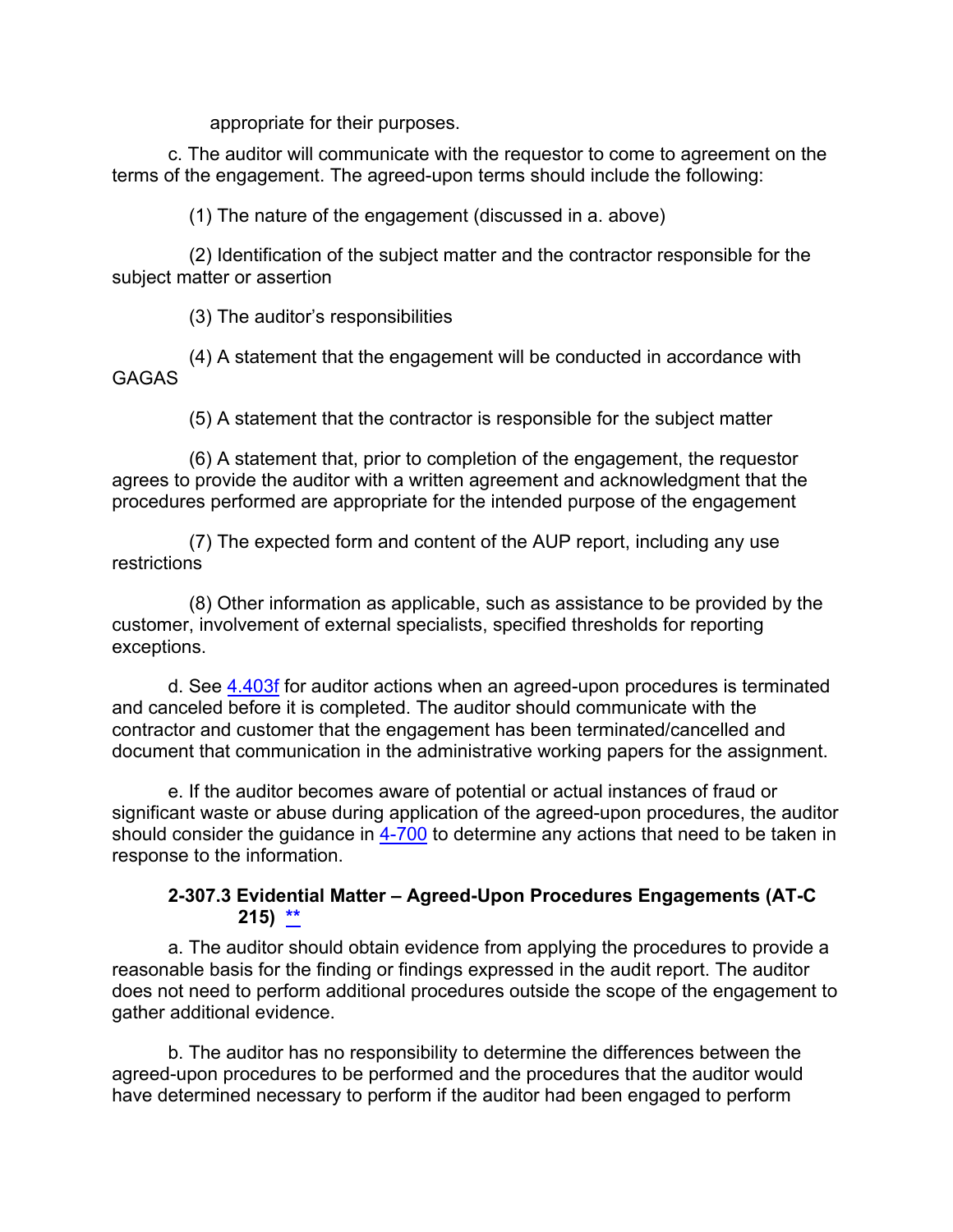appropriate for their purposes.

c. The auditor will communicate with the requestor to come to agreement on the terms of the engagement. The agreed-upon terms should include the following:

(1) The nature of the engagement (discussed in a. above)

(2) Identification of the subject matter and the contractor responsible for the subject matter or assertion

(3) The auditor's responsibilities

(4) A statement that the engagement will be conducted in accordance with GAGAS

(5) A statement that the contractor is responsible for the subject matter

(6) A statement that, prior to completion of the engagement, the requestor agrees to provide the auditor with a written agreement and acknowledgment that the procedures performed are appropriate for the intended purpose of the engagement

(7) The expected form and content of the AUP report, including any use restrictions

(8) Other information as applicable, such as assistance to be provided by the customer, involvement of external specialists, specified thresholds for reporting exceptions.

d. See 4.403f for auditor actions when an agreed-upon procedures is terminated and canceled before it is completed. The auditor should communicate with the contractor and customer that the engagement has been terminated/cancelled and document that communication in the administrative working papers for the assignment.

e. If the auditor becomes aware of potential or actual instances of fraud or significant waste or abuse during application of the agreed-upon procedures, the auditor should consider the guidance in 4-700 to determine any actions that need to be taken in response to the information.

### 2-307.3 Evidential Matter – Agreed-Upon Procedures Engagements (AT-C 215) **

a. The auditor should obtain evidence from applying the procedures to provide a reasonable basis for the finding or findings expressed in the audit report. The auditor does not need to perform additional procedures outside the scope of the engagement to gather additional evidence.

b. The auditor has no responsibility to determine the differences between the agreed-upon procedures to be performed and the procedures that the auditor would have determined necessary to perform if the auditor had been engaged to perform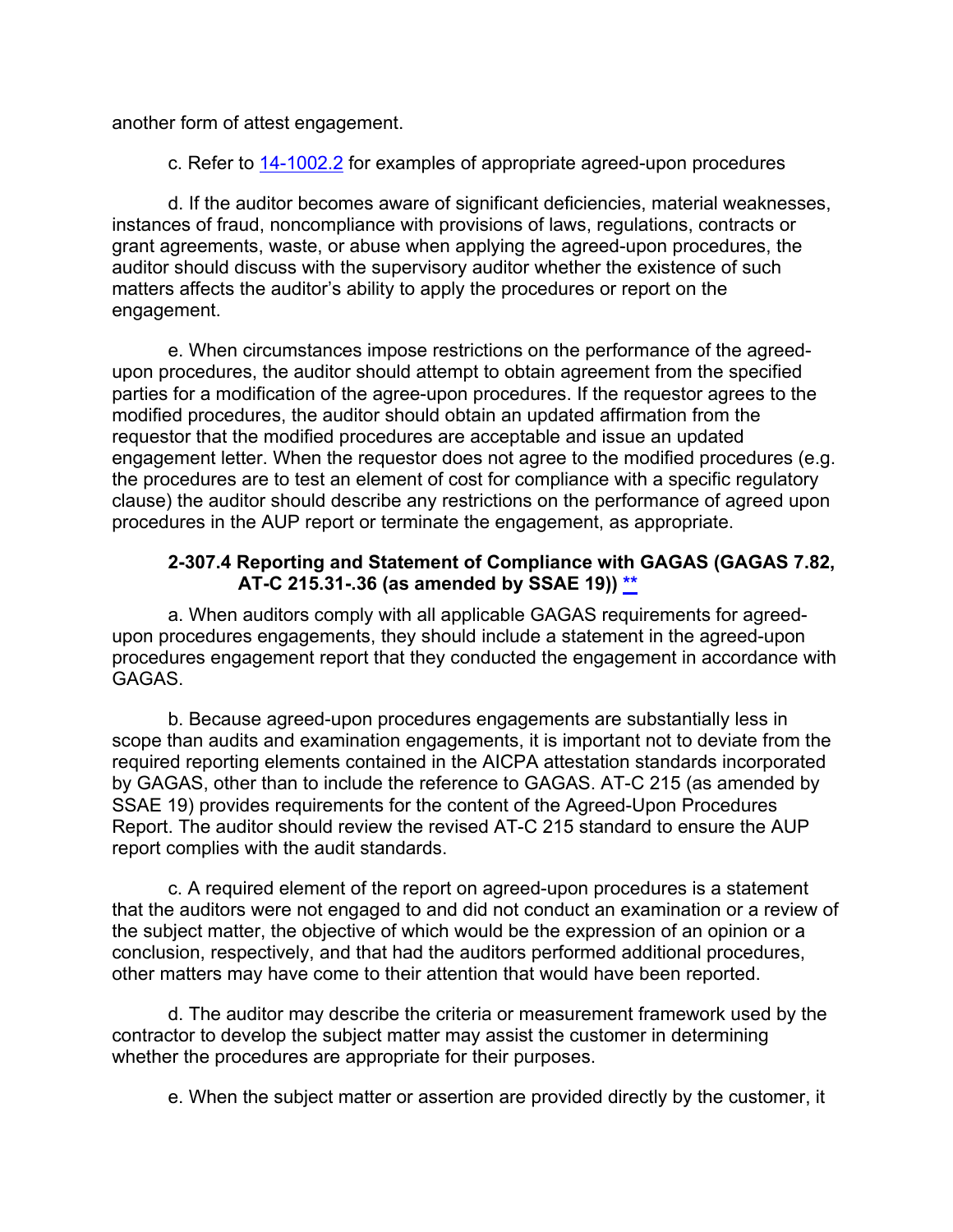another form of attest engagement.

c. Refer to [14-1002.2] for examples of appropriate agreed-upon procedures

d. If the auditor becomes aware of significant deficiencies, material weaknesses, instances of fraud, noncompliance with provisions of laws, regulations, contracts or grant agreements, waste, or abuse when applying the agreed-upon procedures, the auditor should discuss with the supervisory auditor whether the existence of such matters affects the auditor's ability to apply the procedures or report on the engagement.

e. When circumstances impose restrictions on the performance of the agreed-upon procedures, the auditor should attempt to obtain agreement from the specified parties for a modification of the agree-upon procedures. If the requestor agrees to the modified procedures, the auditor should obtain an updated affirmation from the requestor that the modified procedures are acceptable and issue an updated engagement letter. When the requestor does not agree to the modified procedures (e.g. the procedures are to test an element of cost for compliance with a specific regulatory clause) the auditor should describe any restrictions on the performance of agreed upon procedures in the AUP report or terminate the engagement, as appropriate.

### 2-307.4 Reporting and Statement of Compliance with GAGAS (GAGAS 7.82, AT-C 215.31-.36 (as amended by SSAE 19)) **

a. When auditors comply with all applicable GAGAS requirements for agreed-upon procedures engagements, they should include a statement in the agreed-upon procedures engagement report that they conducted the engagement in accordance with GAGAS.

b. Because agreed-upon procedures engagements are substantially less in scope than audits and examination engagements, it is important not to deviate from the required reporting elements contained in the AICPA attestation standards incorporated by GAGAS, other than to include the reference to GAGAS. AT-C 215 (as amended by SSAE 19) provides requirements for the content of the Agreed-Upon Procedures Report. The auditor should review the revised AT-C 215 standard to ensure the AUP report complies with the audit standards.

c. A required element of the report on agreed-upon procedures is a statement that the auditors were not engaged to and did not conduct an examination or a review of the subject matter, the objective of which would be the expression of an opinion or a conclusion, respectively, and that had the auditors performed additional procedures, other matters may have come to their attention that would have been reported.

d. The auditor may describe the criteria or measurement framework used by the contractor to develop the subject matter may assist the customer in determining whether the procedures are appropriate for their purposes.

e. When the subject matter or assertion are provided directly by the customer, it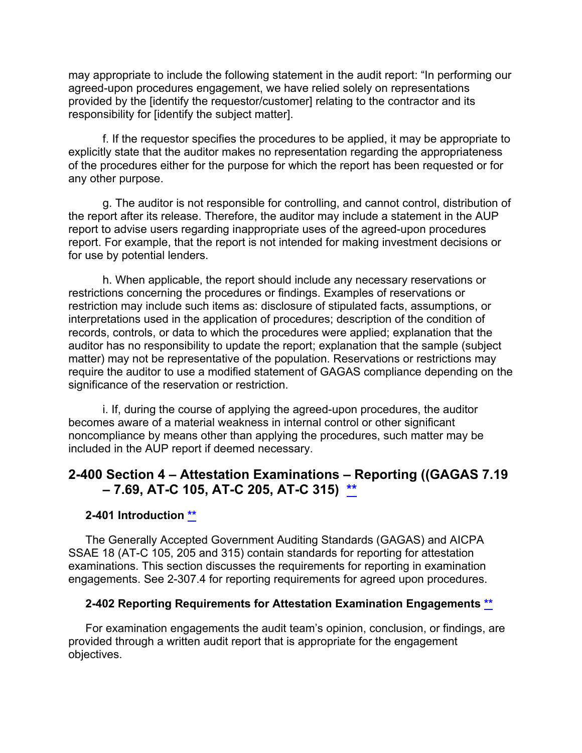may appropriate to include the following statement in the audit report: “In performing our agreed-upon procedures engagement, we have relied solely on representations provided by the [identify the requestor/customer] relating to the contractor and its responsibility for [identify the subject matter].

f. If the requestor specifies the procedures to be applied, it may be appropriate to explicitly state that the auditor makes no representation regarding the appropriateness of the procedures either for the purpose for which the report has been requested or for any other purpose.

g. The auditor is not responsible for controlling, and cannot control, distribution of the report after its release. Therefore, the auditor may include a statement in the AUP report to advise users regarding inappropriate uses of the agreed-upon procedures report. For example, that the report is not intended for making investment decisions or for use by potential lenders.

h. When applicable, the report should include any necessary reservations or restrictions concerning the procedures or findings. Examples of reservations or restriction may include such items as: disclosure of stipulated facts, assumptions, or interpretations used in the application of procedures; description of the condition of records, controls, or data to which the procedures were applied; explanation that the auditor has no responsibility to update the report; explanation that the sample (subject matter) may not be representative of the population. Reservations or restrictions may require the auditor to use a modified statement of GAGAS compliance depending on the significance of the reservation or restriction.

i. If, during the course of applying the agreed-upon procedures, the auditor becomes aware of a material weakness in internal control or other significant noncompliance by means other than applying the procedures, such matter may be included in the AUP report if deemed necessary.

## 2-400 Section 4 – Attestation Examinations – Reporting ((GAGAS 7.19 – 7.69, AT-C 105, AT-C 205, AT-C 315) **

### 2-401 Introduction **

The Generally Accepted Government Auditing Standards (GAGAS) and AICPA SSAE 18 (AT-C 105, 205 and 315) contain standards for reporting for attestation examinations. This section discusses the requirements for reporting in examination engagements. See 2-307.4 for reporting requirements for agreed upon procedures.

### 2-402 Reporting Requirements for Attestation Examination Engagements **

For examination engagements the audit team’s opinion, conclusion, or findings, are provided through a written audit report that is appropriate for the engagement objectives.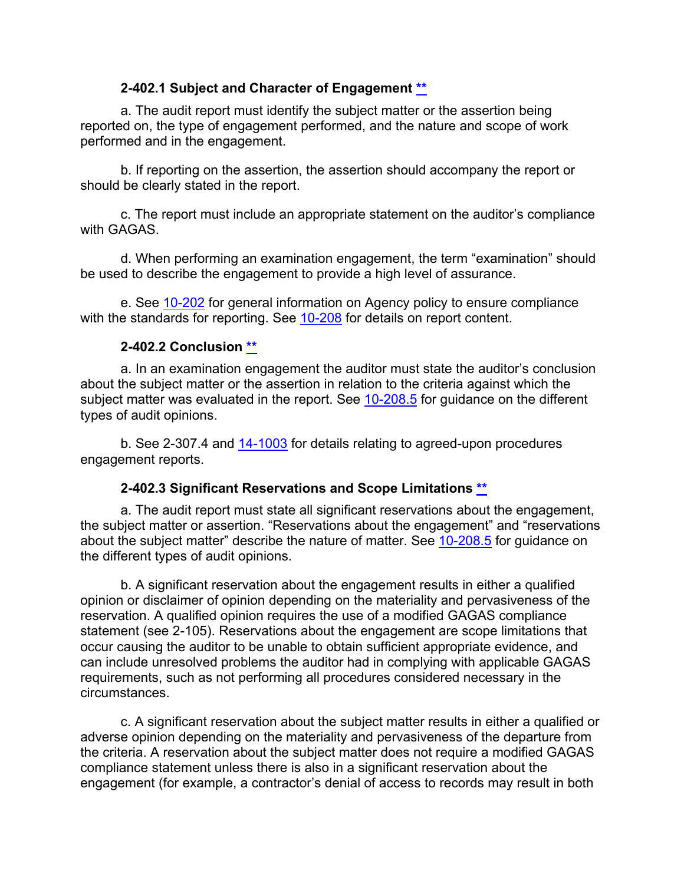#### 2-402.1 Subject and Character of Engagement **

a. The audit report must identify the subject matter or the assertion being reported on, the type of engagement performed, and the nature and scope of work performed and in the engagement.

b. If reporting on the assertion, the assertion should accompany the report or should be clearly stated in the report.

c. The report must include an appropriate statement on the auditor's compliance with GAGAS.

d. When performing an examination engagement, the term "examination" should be used to describe the engagement to provide a high level of assurance.

e. See 10-202 for general information on Agency policy to ensure compliance with the standards for reporting. See 10-208 for details on report content.

#### 2-402.2 Conclusion **

a. In an examination engagement the auditor must state the auditor's conclusion about the subject matter or the assertion in relation to the criteria against which the subject matter was evaluated in the report. See 10-208.5 for guidance on the different types of audit opinions.

b. See 2-307.4 and 14-1003 for details relating to agreed-upon procedures engagement reports.

#### 2-402.3 Significant Reservations and Scope Limitations **

a. The audit report must state all significant reservations about the engagement, the subject matter or assertion. "Reservations about the engagement" and "reservations about the subject matter" describe the nature of matter. See 10-208.5 for guidance on the different types of audit opinions.

b. A significant reservation about the engagement results in either a qualified opinion or disclaimer of opinion depending on the materiality and pervasiveness of the reservation. A qualified opinion requires the use of a modified GAGAS compliance statement (see 2-105). Reservations about the engagement are scope limitations that occur causing the auditor to be unable to obtain sufficient appropriate evidence, and can include unresolved problems the auditor had in complying with applicable GAGAS requirements, such as not performing all procedures considered necessary in the circumstances.

c. A significant reservation about the subject matter results in either a qualified or adverse opinion depending on the materiality and pervasiveness of the departure from the criteria. A reservation about the subject matter does not require a modified GAGAS compliance statement unless there is also in a significant reservation about the engagement (for example, a contractor's denial of access to records may result in both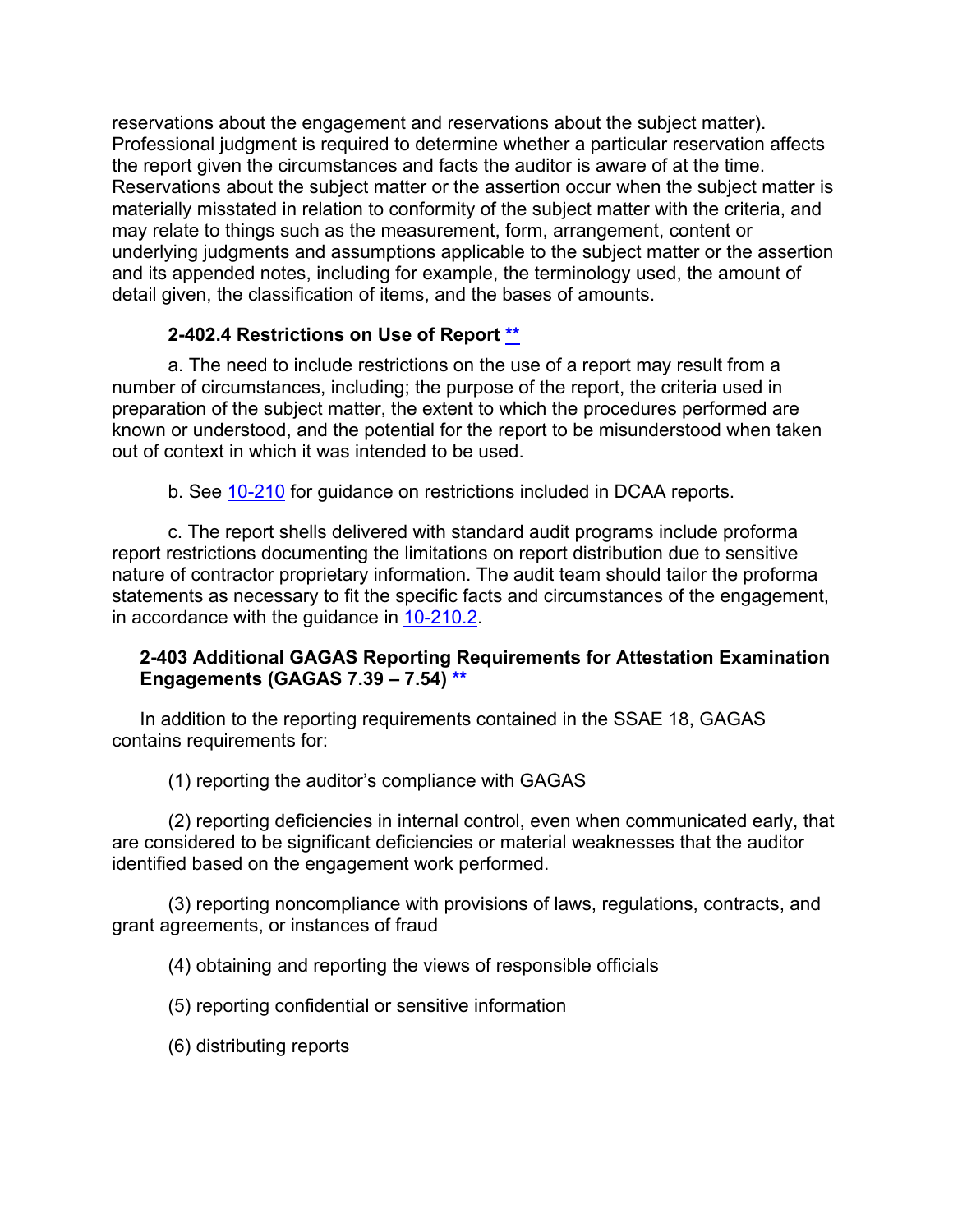reservations about the engagement and reservations about the subject matter). Professional judgment is required to determine whether a particular reservation affects the report given the circumstances and facts the auditor is aware of at the time. Reservations about the subject matter or the assertion occur when the subject matter is materially misstated in relation to conformity of the subject matter with the criteria, and may relate to things such as the measurement, form, arrangement, content or underlying judgments and assumptions applicable to the subject matter or the assertion and its appended notes, including for example, the terminology used, the amount of detail given, the classification of items, and the bases of amounts.

#### 2-402.4 Restrictions on Use of Report **

a. The need to include restrictions on the use of a report may result from a number of circumstances, including; the purpose of the report, the criteria used in preparation of the subject matter, the extent to which the procedures performed are known or understood, and the potential for the report to be misunderstood when taken out of context in which it was intended to be used.

b. See 10-210 for guidance on restrictions included in DCAA reports.

c. The report shells delivered with standard audit programs include proforma report restrictions documenting the limitations on report distribution due to sensitive nature of contractor proprietary information. The audit team should tailor the proforma statements as necessary to fit the specific facts and circumstances of the engagement, in accordance with the guidance in 10-210.2.

### 2-403 Additional GAGAS Reporting Requirements for Attestation Examination Engagements (GAGAS 7.39 – 7.54) **

In addition to the reporting requirements contained in the SSAE 18, GAGAS contains requirements for:

(1) reporting the auditor's compliance with GAGAS

(2) reporting deficiencies in internal control, even when communicated early, that are considered to be significant deficiencies or material weaknesses that the auditor identified based on the engagement work performed.

(3) reporting noncompliance with provisions of laws, regulations, contracts, and grant agreements, or instances of fraud

(4) obtaining and reporting the views of responsible officials

(5) reporting confidential or sensitive information

(6) distributing reports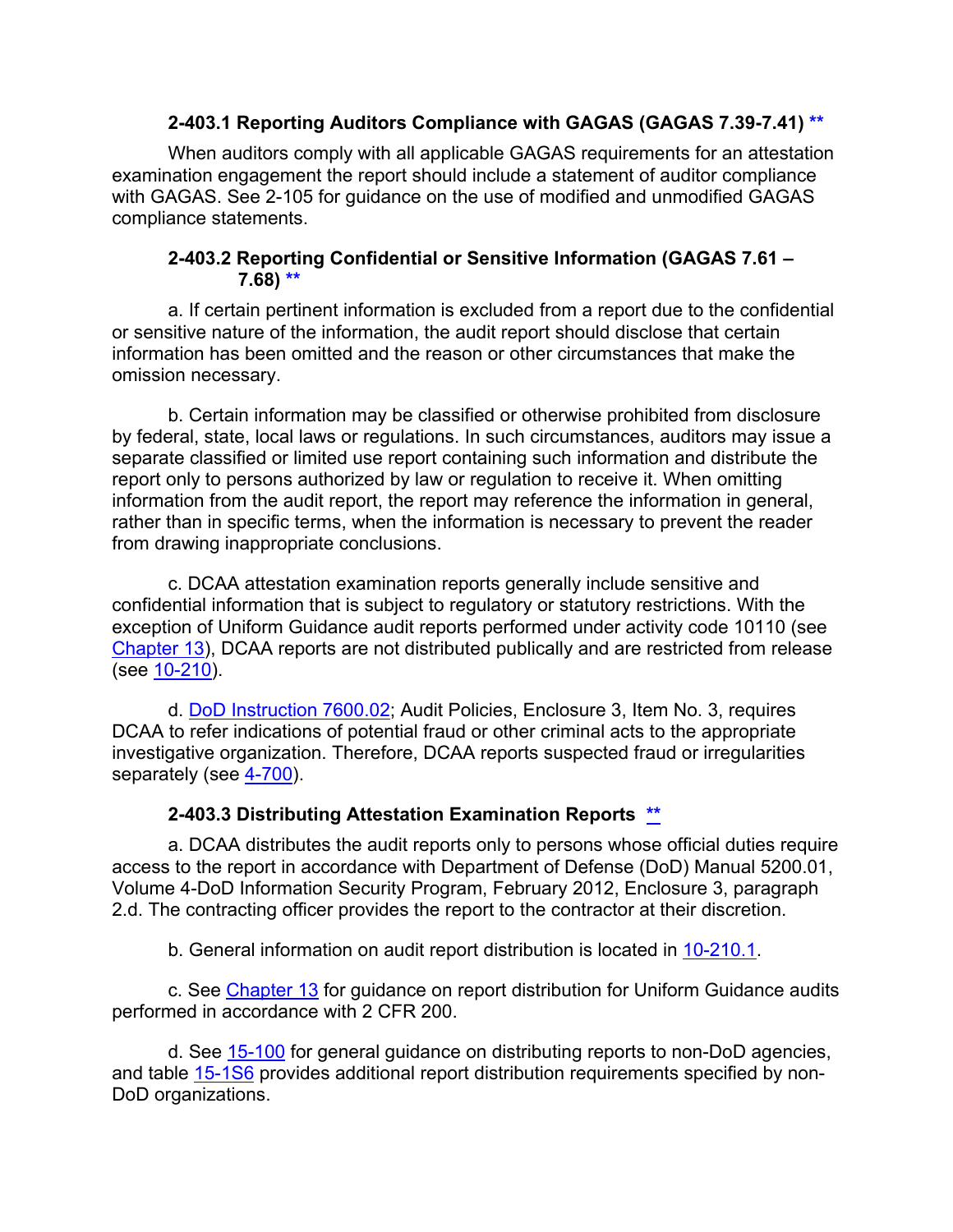#### 2-403.1 Reporting Auditors Compliance with GAGAS (GAGAS 7.39-7.41) **

When auditors comply with all applicable GAGAS requirements for an attestation examination engagement the report should include a statement of auditor compliance with GAGAS. See 2-105 for guidance on the use of modified and unmodified GAGAS compliance statements.

#### 2-403.2 Reporting Confidential or Sensitive Information (GAGAS 7.61 – 7.68) **

a. If certain pertinent information is excluded from a report due to the confidential or sensitive nature of the information, the audit report should disclose that certain information has been omitted and the reason or other circumstances that make the omission necessary.

b. Certain information may be classified or otherwise prohibited from disclosure by federal, state, local laws or regulations. In such circumstances, auditors may issue a separate classified or limited use report containing such information and distribute the report only to persons authorized by law or regulation to receive it. When omitting information from the audit report, the report may reference the information in general, rather than in specific terms, when the information is necessary to prevent the reader from drawing inappropriate conclusions.

c. DCAA attestation examination reports generally include sensitive and confidential information that is subject to regulatory or statutory restrictions. With the exception of Uniform Guidance audit reports performed under activity code 10110 (see Chapter 13), DCAA reports are not distributed publically and are restricted from release (see 10-210).

d. DoD Instruction 7600.02; Audit Policies, Enclosure 3, Item No. 3, requires DCAA to refer indications of potential fraud or other criminal acts to the appropriate investigative organization. Therefore, DCAA reports suspected fraud or irregularities separately (see 4-700).

#### 2-403.3 Distributing Attestation Examination Reports **

a. DCAA distributes the audit reports only to persons whose official duties require access to the report in accordance with Department of Defense (DoD) Manual 5200.01, Volume 4-DoD Information Security Program, February 2012, Enclosure 3, paragraph 2.d. The contracting officer provides the report to the contractor at their discretion.

b. General information on audit report distribution is located in 10-210.1.

c. See Chapter 13 for guidance on report distribution for Uniform Guidance audits performed in accordance with 2 CFR 200.

d. See 15-100 for general guidance on distributing reports to non-DoD agencies, and table 15-1S6 provides additional report distribution requirements specified by non-DoD organizations.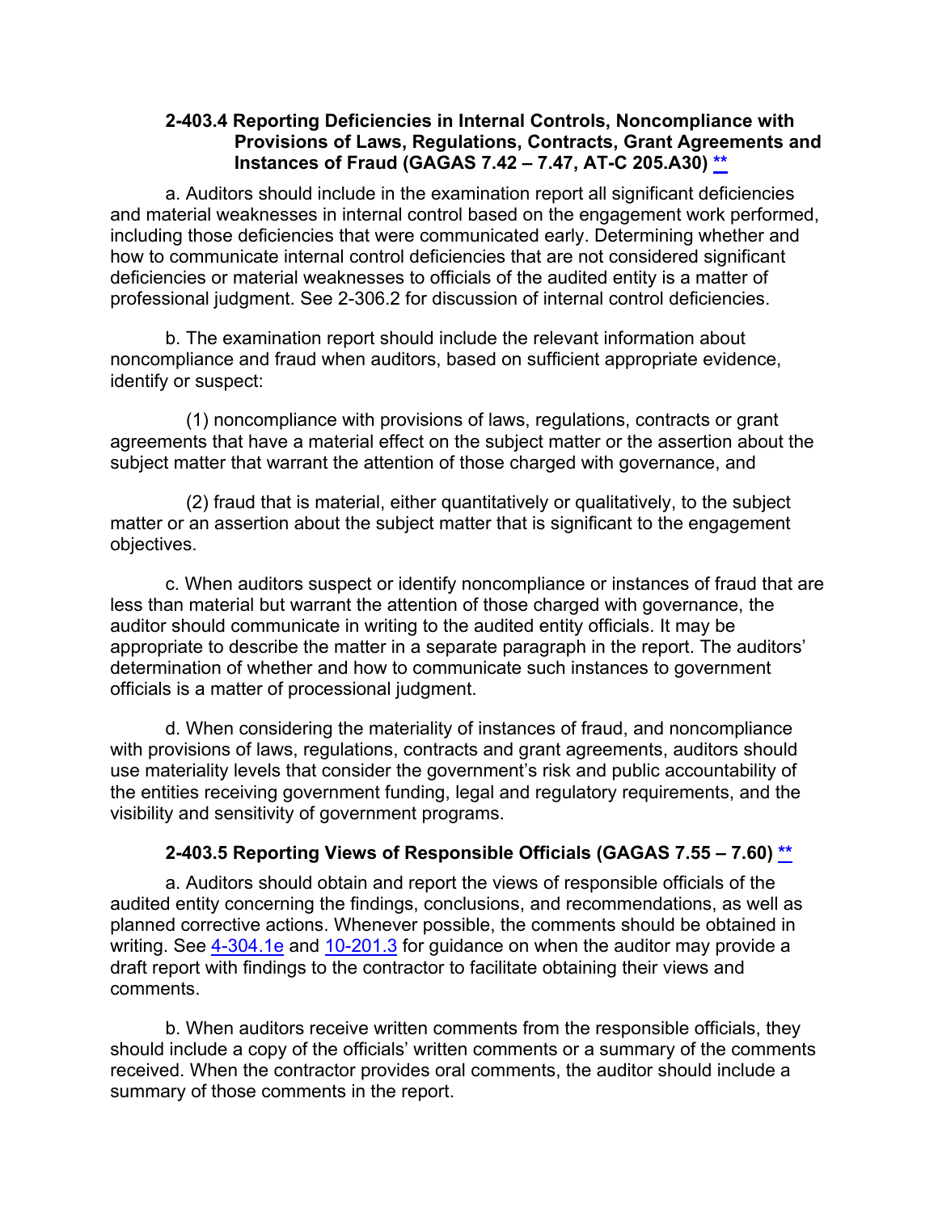#### 2-403.4 Reporting Deficiencies in Internal Controls, Noncompliance with Provisions of Laws, Regulations, Contracts, Grant Agreements and Instances of Fraud (GAGAS 7.42 – 7.47, AT-C 205.A30) [**](#)

a. Auditors should include in the examination report all significant deficiencies and material weaknesses in internal control based on the engagement work performed, including those deficiencies that were communicated early. Determining whether and how to communicate internal control deficiencies that are not considered significant deficiencies or material weaknesses to officials of the audited entity is a matter of professional judgment. See 2-306.2 for discussion of internal control deficiencies.

b. The examination report should include the relevant information about noncompliance and fraud when auditors, based on sufficient appropriate evidence, identify or suspect:

(1) noncompliance with provisions of laws, regulations, contracts or grant agreements that have a material effect on the subject matter or the assertion about the subject matter that warrant the attention of those charged with governance, and

(2) fraud that is material, either quantitatively or qualitatively, to the subject matter or an assertion about the subject matter that is significant to the engagement objectives.

c. When auditors suspect or identify noncompliance or instances of fraud that are less than material but warrant the attention of those charged with governance, the auditor should communicate in writing to the audited entity officials. It may be appropriate to describe the matter in a separate paragraph in the report. The auditors' determination of whether and how to communicate such instances to government officials is a matter of processional judgment.

d. When considering the materiality of instances of fraud, and noncompliance with provisions of laws, regulations, contracts and grant agreements, auditors should use materiality levels that consider the government's risk and public accountability of the entities receiving government funding, legal and regulatory requirements, and the visibility and sensitivity of government programs.

#### 2-403.5 Reporting Views of Responsible Officials (GAGAS 7.55 – 7.60) [**](#)

a. Auditors should obtain and report the views of responsible officials of the audited entity concerning the findings, conclusions, and recommendations, as well as planned corrective actions. Whenever possible, the comments should be obtained in writing. See [4-304.1e](#) and [10-201.3](#) for guidance on when the auditor may provide a draft report with findings to the contractor to facilitate obtaining their views and comments.

b. When auditors receive written comments from the responsible officials, they should include a copy of the officials' written comments or a summary of the comments received. When the contractor provides oral comments, the auditor should include a summary of those comments in the report.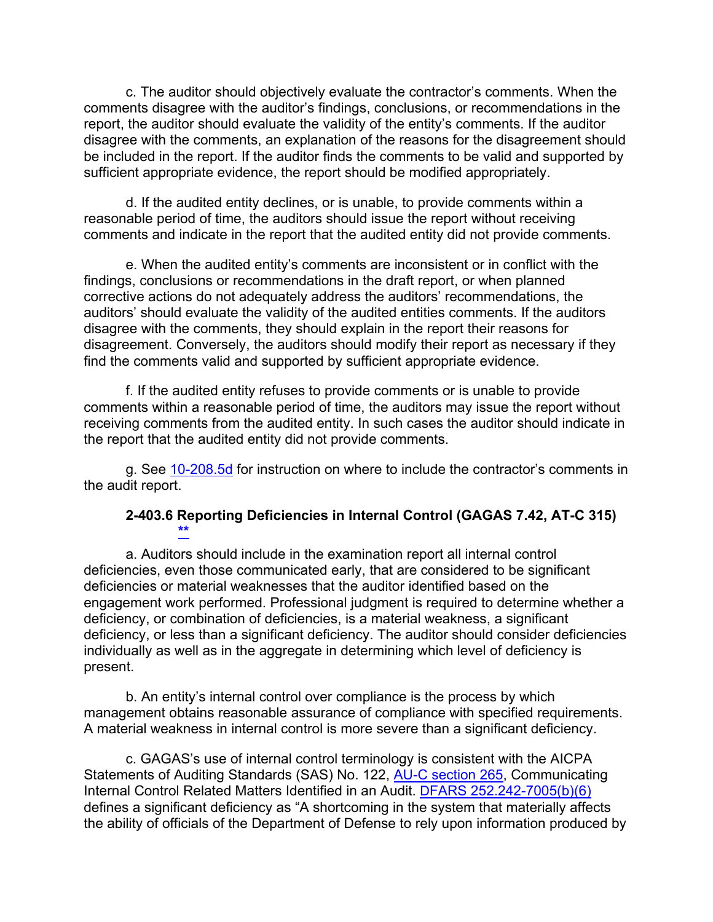c. The auditor should objectively evaluate the contractor's comments. When the comments disagree with the auditor's findings, conclusions, or recommendations in the report, the auditor should evaluate the validity of the entity's comments. If the auditor disagree with the comments, an explanation of the reasons for the disagreement should be included in the report. If the auditor finds the comments to be valid and supported by sufficient appropriate evidence, the report should be modified appropriately.

d. If the audited entity declines, or is unable, to provide comments within a reasonable period of time, the auditors should issue the report without receiving comments and indicate in the report that the audited entity did not provide comments.

e. When the audited entity's comments are inconsistent or in conflict with the findings, conclusions or recommendations in the draft report, or when planned corrective actions do not adequately address the auditors' recommendations, the auditors' should evaluate the validity of the audited entities comments. If the auditors disagree with the comments, they should explain in the report their reasons for disagreement. Conversely, the auditors should modify their report as necessary if they find the comments valid and supported by sufficient appropriate evidence.

f. If the audited entity refuses to provide comments or is unable to provide comments within a reasonable period of time, the auditors may issue the report without receiving comments from the audited entity. In such cases the auditor should indicate in the report that the audited entity did not provide comments.

g. See 10-208.5d for instruction on where to include the contractor's comments in the audit report.

### 2-403.6 Reporting Deficiencies in Internal Control (GAGAS 7.42, AT-C 315) **

a. Auditors should include in the examination report all internal control deficiencies, even those communicated early, that are considered to be significant deficiencies or material weaknesses that the auditor identified based on the engagement work performed. Professional judgment is required to determine whether a deficiency, or combination of deficiencies, is a material weakness, a significant deficiency, or less than a significant deficiency. The auditor should consider deficiencies individually as well as in the aggregate in determining which level of deficiency is present.

b. An entity's internal control over compliance is the process by which management obtains reasonable assurance of compliance with specified requirements. A material weakness in internal control is more severe than a significant deficiency.

c. GAGAS's use of internal control terminology is consistent with the AICPA Statements of Auditing Standards (SAS) No. 122, AU-C section 265, Communicating Internal Control Related Matters Identified in an Audit. DFARS 252.242-7005(b)(6) defines a significant deficiency as "A shortcoming in the system that materially affects the ability of officials of the Department of Defense to rely upon information produced by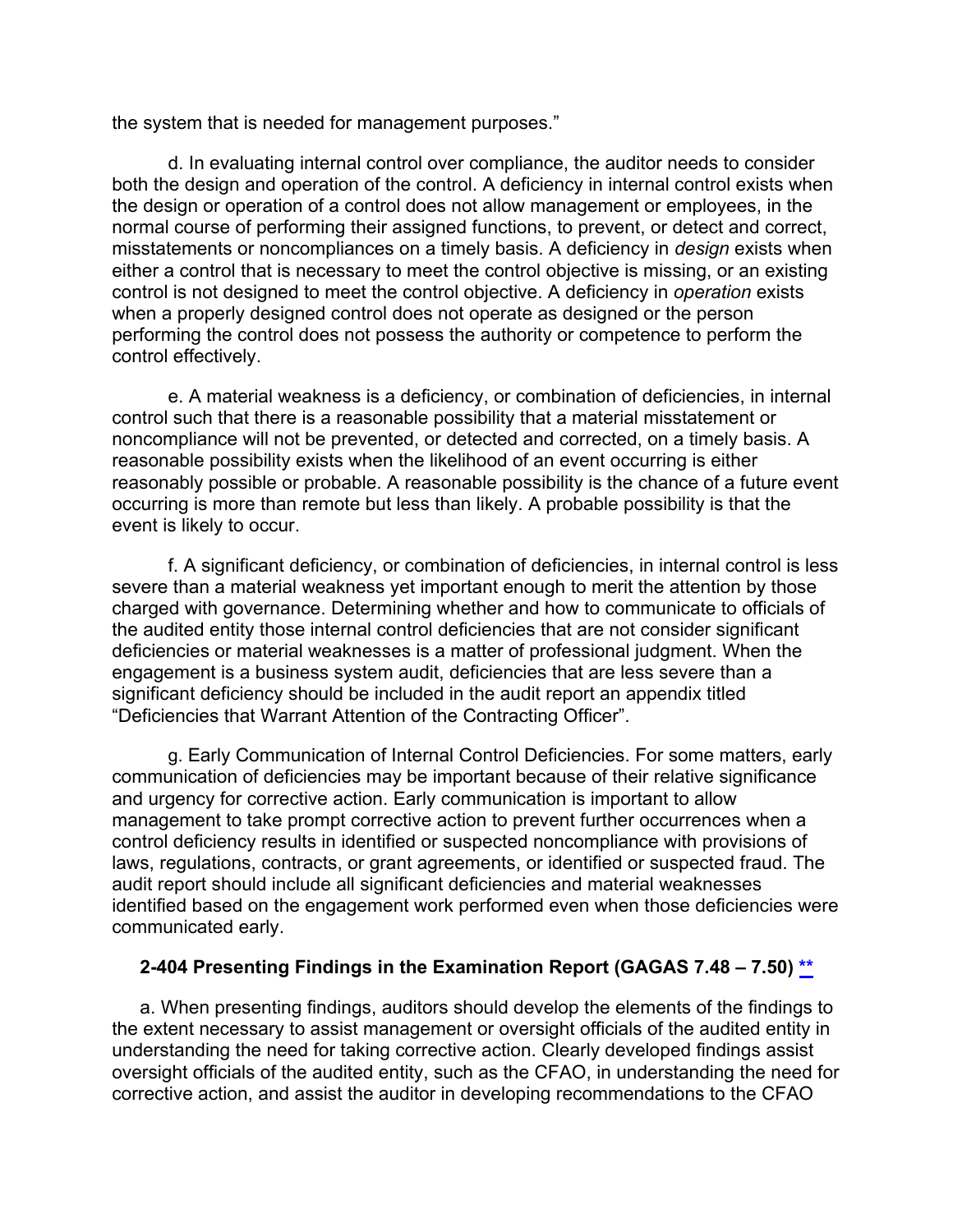the system that is needed for management purposes."

d. In evaluating internal control over compliance, the auditor needs to consider both the design and operation of the control. A deficiency in internal control exists when the design or operation of a control does not allow management or employees, in the normal course of performing their assigned functions, to prevent, or detect and correct, misstatements or noncompliances on a timely basis. A deficiency in *design* exists when either a control that is necessary to meet the control objective is missing, or an existing control is not designed to meet the control objective. A deficiency in *operation* exists when a properly designed control does not operate as designed or the person performing the control does not possess the authority or competence to perform the control effectively.

e. A material weakness is a deficiency, or combination of deficiencies, in internal control such that there is a reasonable possibility that a material misstatement or noncompliance will not be prevented, or detected and corrected, on a timely basis. A reasonable possibility exists when the likelihood of an event occurring is either reasonably possible or probable. A reasonable possibility is the chance of a future event occurring is more than remote but less than likely. A probable possibility is that the event is likely to occur.

f. A significant deficiency, or combination of deficiencies, in internal control is less severe than a material weakness yet important enough to merit the attention by those charged with governance. Determining whether and how to communicate to officials of the audited entity those internal control deficiencies that are not consider significant deficiencies or material weaknesses is a matter of professional judgment. When the engagement is a business system audit, deficiencies that are less severe than a significant deficiency should be included in the audit report an appendix titled "Deficiencies that Warrant Attention of the Contracting Officer".

g. Early Communication of Internal Control Deficiencies. For some matters, early communication of deficiencies may be important because of their relative significance and urgency for corrective action. Early communication is important to allow management to take prompt corrective action to prevent further occurrences when a control deficiency results in identified or suspected noncompliance with provisions of laws, regulations, contracts, or grant agreements, or identified or suspected fraud. The audit report should include all significant deficiencies and material weaknesses identified based on the engagement work performed even when those deficiencies were communicated early.

### 2-404 Presenting Findings in the Examination Report (GAGAS 7.48 – 7.50) **

a. When presenting findings, auditors should develop the elements of the findings to the extent necessary to assist management or oversight officials of the audited entity in understanding the need for taking corrective action. Clearly developed findings assist oversight officials of the audited entity, such as the CFAO, in understanding the need for corrective action, and assist the auditor in developing recommendations to the CFAO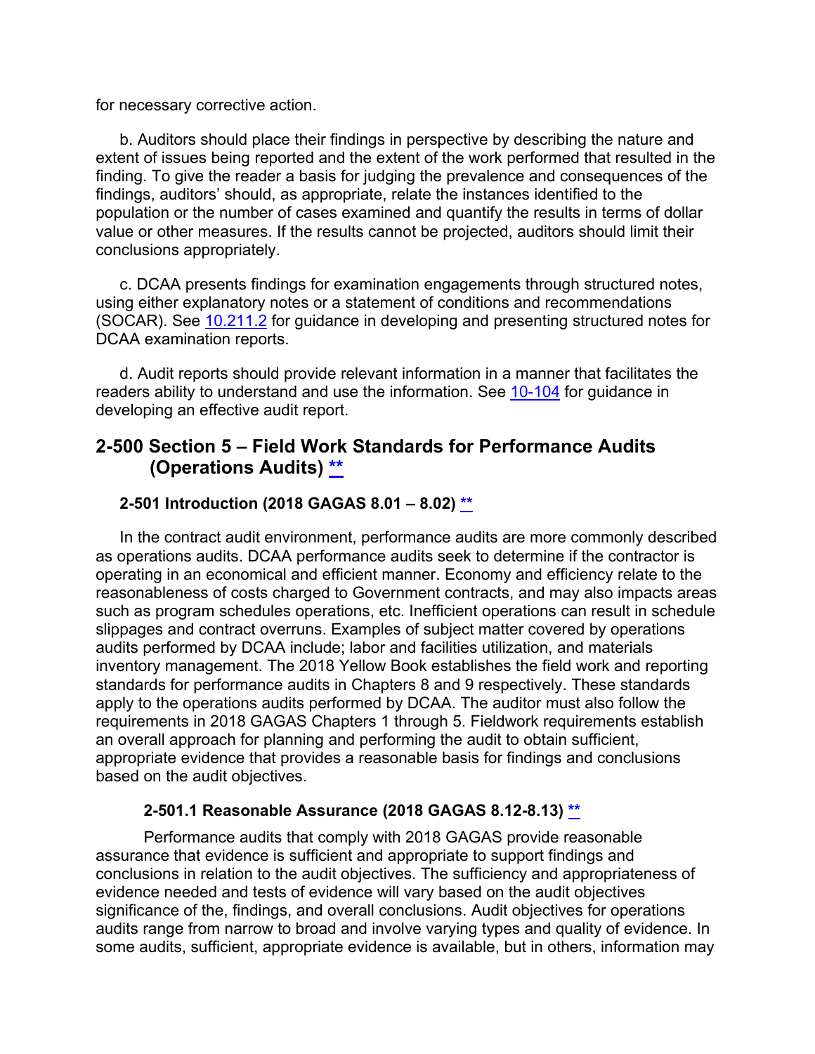for necessary corrective action.

b. Auditors should place their findings in perspective by describing the nature and extent of issues being reported and the extent of the work performed that resulted in the finding. To give the reader a basis for judging the prevalence and consequences of the findings, auditors' should, as appropriate, relate the instances identified to the population or the number of cases examined and quantify the results in terms of dollar value or other measures. If the results cannot be projected, auditors should limit their conclusions appropriately.

c. DCAA presents findings for examination engagements through structured notes, using either explanatory notes or a statement of conditions and recommendations (SOCAR). See [10.211.2] for guidance in developing and presenting structured notes for DCAA examination reports.

d. Audit reports should provide relevant information in a manner that facilitates the readers ability to understand and use the information. See [10-104] for guidance in developing an effective audit report.

## 2-500 Section 5 – Field Work Standards for Performance Audits (Operations Audits) **

### 2-501 Introduction (2018 GAGAS 8.01 – 8.02) **

In the contract audit environment, performance audits are more commonly described as operations audits. DCAA performance audits seek to determine if the contractor is operating in an economical and efficient manner. Economy and efficiency relate to the reasonableness of costs charged to Government contracts, and may also impacts areas such as program schedules operations, etc. Inefficient operations can result in schedule slippages and contract overruns. Examples of subject matter covered by operations audits performed by DCAA include; labor and facilities utilization, and materials inventory management. The 2018 Yellow Book establishes the field work and reporting standards for performance audits in Chapters 8 and 9 respectively. These standards apply to the operations audits performed by DCAA. The auditor must also follow the requirements in 2018 GAGAS Chapters 1 through 5. Fieldwork requirements establish an overall approach for planning and performing the audit to obtain sufficient, appropriate evidence that provides a reasonable basis for findings and conclusions based on the audit objectives.

#### 2-501.1 Reasonable Assurance (2018 GAGAS 8.12-8.13) **

Performance audits that comply with 2018 GAGAS provide reasonable assurance that evidence is sufficient and appropriate to support findings and conclusions in relation to the audit objectives. The sufficiency and appropriateness of evidence needed and tests of evidence will vary based on the audit objectives significance of the, findings, and overall conclusions. Audit objectives for operations audits range from narrow to broad and involve varying types and quality of evidence. In some audits, sufficient, appropriate evidence is available, but in others, information may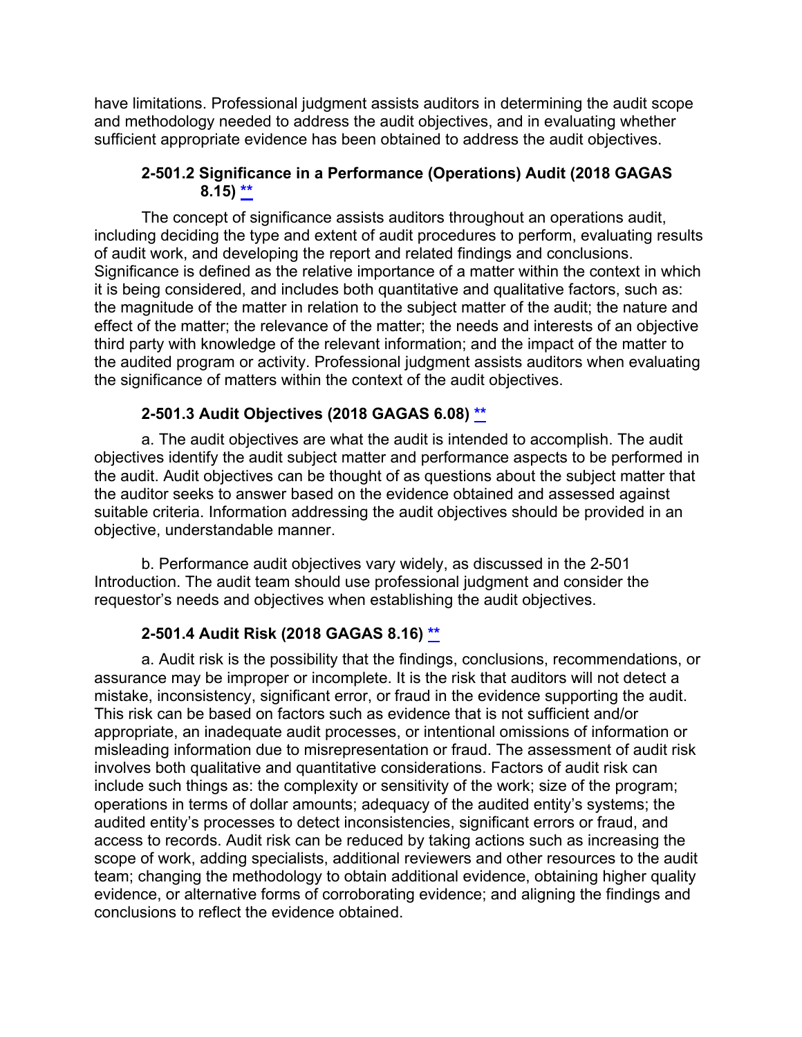have limitations. Professional judgment assists auditors in determining the audit scope and methodology needed to address the audit objectives, and in evaluating whether sufficient appropriate evidence has been obtained to address the audit objectives.

### 2-501.2 Significance in a Performance (Operations) Audit (2018 GAGAS 8.15) **

The concept of significance assists auditors throughout an operations audit, including deciding the type and extent of audit procedures to perform, evaluating results of audit work, and developing the report and related findings and conclusions. Significance is defined as the relative importance of a matter within the context in which it is being considered, and includes both quantitative and qualitative factors, such as: the magnitude of the matter in relation to the subject matter of the audit; the nature and effect of the matter; the relevance of the matter; the needs and interests of an objective third party with knowledge of the relevant information; and the impact of the matter to the audited program or activity. Professional judgment assists auditors when evaluating the significance of matters within the context of the audit objectives.

### 2-501.3 Audit Objectives (2018 GAGAS 6.08) **

a. The audit objectives are what the audit is intended to accomplish. The audit objectives identify the audit subject matter and performance aspects to be performed in the audit. Audit objectives can be thought of as questions about the subject matter that the auditor seeks to answer based on the evidence obtained and assessed against suitable criteria. Information addressing the audit objectives should be provided in an objective, understandable manner.

b. Performance audit objectives vary widely, as discussed in the 2-501 Introduction. The audit team should use professional judgment and consider the requestor's needs and objectives when establishing the audit objectives.

### 2-501.4 Audit Risk (2018 GAGAS 8.16) **

a. Audit risk is the possibility that the findings, conclusions, recommendations, or assurance may be improper or incomplete. It is the risk that auditors will not detect a mistake, inconsistency, significant error, or fraud in the evidence supporting the audit. This risk can be based on factors such as evidence that is not sufficient and/or appropriate, an inadequate audit processes, or intentional omissions of information or misleading information due to misrepresentation or fraud. The assessment of audit risk involves both qualitative and quantitative considerations. Factors of audit risk can include such things as: the complexity or sensitivity of the work; size of the program; operations in terms of dollar amounts; adequacy of the audited entity's systems; the audited entity's processes to detect inconsistencies, significant errors or fraud, and access to records. Audit risk can be reduced by taking actions such as increasing the scope of work, adding specialists, additional reviewers and other resources to the audit team; changing the methodology to obtain additional evidence, obtaining higher quality evidence, or alternative forms of corroborating evidence; and aligning the findings and conclusions to reflect the evidence obtained.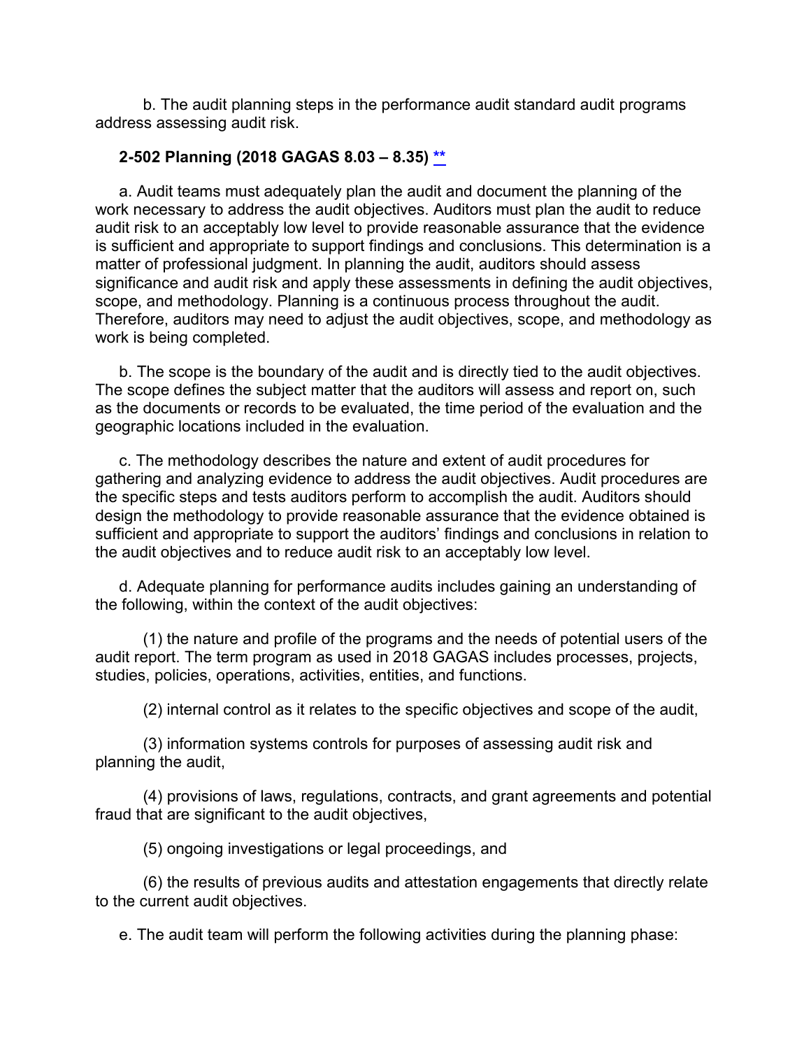b. The audit planning steps in the performance audit standard audit programs address assessing audit risk.

**2-502 Planning (2018 GAGAS 8.03 – 8.35) [**](#)**

a. Audit teams must adequately plan the audit and document the planning of the work necessary to address the audit objectives. Auditors must plan the audit to reduce audit risk to an acceptably low level to provide reasonable assurance that the evidence is sufficient and appropriate to support findings and conclusions. This determination is a matter of professional judgment. In planning the audit, auditors should assess significance and audit risk and apply these assessments in defining the audit objectives, scope, and methodology. Planning is a continuous process throughout the audit. Therefore, auditors may need to adjust the audit objectives, scope, and methodology as work is being completed.

b. The scope is the boundary of the audit and is directly tied to the audit objectives. The scope defines the subject matter that the auditors will assess and report on, such as the documents or records to be evaluated, the time period of the evaluation and the geographic locations included in the evaluation.

c. The methodology describes the nature and extent of audit procedures for gathering and analyzing evidence to address the audit objectives. Audit procedures are the specific steps and tests auditors perform to accomplish the audit. Auditors should design the methodology to provide reasonable assurance that the evidence obtained is sufficient and appropriate to support the auditors' findings and conclusions in relation to the audit objectives and to reduce audit risk to an acceptably low level.

d. Adequate planning for performance audits includes gaining an understanding of the following, within the context of the audit objectives:

(1) the nature and profile of the programs and the needs of potential users of the audit report. The term program as used in 2018 GAGAS includes processes, projects, studies, policies, operations, activities, entities, and functions.

(2) internal control as it relates to the specific objectives and scope of the audit,

(3) information systems controls for purposes of assessing audit risk and planning the audit,

(4) provisions of laws, regulations, contracts, and grant agreements and potential fraud that are significant to the audit objectives,

(5) ongoing investigations or legal proceedings, and

(6) the results of previous audits and attestation engagements that directly relate to the current audit objectives.

e. The audit team will perform the following activities during the planning phase: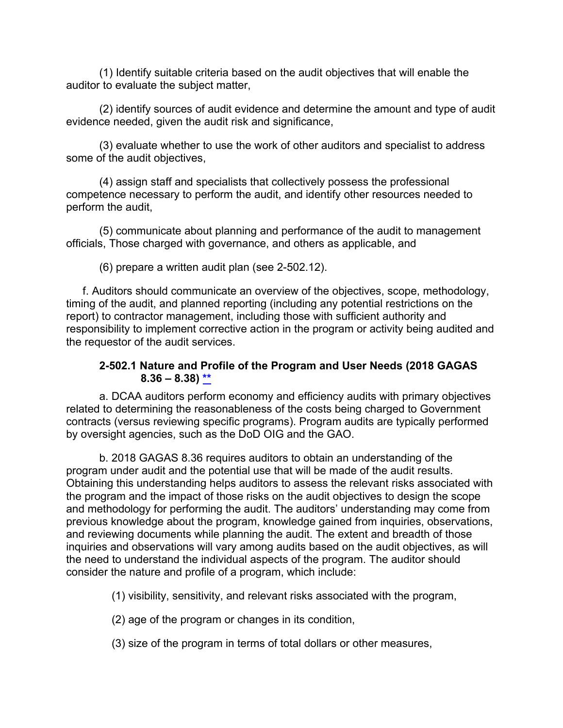(1) Identify suitable criteria based on the audit objectives that will enable the auditor to evaluate the subject matter,

(2) identify sources of audit evidence and determine the amount and type of audit evidence needed, given the audit risk and significance,

(3) evaluate whether to use the work of other auditors and specialist to address some of the audit objectives,

(4) assign staff and specialists that collectively possess the professional competence necessary to perform the audit, and identify other resources needed to perform the audit,

(5) communicate about planning and performance of the audit to management officials, Those charged with governance, and others as applicable, and

(6) prepare a written audit plan (see 2-502.12).

f. Auditors should communicate an overview of the objectives, scope, methodology, timing of the audit, and planned reporting (including any potential restrictions on the report) to contractor management, including those with sufficient authority and responsibility to implement corrective action in the program or activity being audited and the requestor of the audit services.

### 2-502.1 Nature and Profile of the Program and User Needs (2018 GAGAS 8.36 – 8.38) **

a. DCAA auditors perform economy and efficiency audits with primary objectives related to determining the reasonableness of the costs being charged to Government contracts (versus reviewing specific programs). Program audits are typically performed by oversight agencies, such as the DoD OIG and the GAO.

b. 2018 GAGAS 8.36 requires auditors to obtain an understanding of the program under audit and the potential use that will be made of the audit results. Obtaining this understanding helps auditors to assess the relevant risks associated with the program and the impact of those risks on the audit objectives to design the scope and methodology for performing the audit. The auditors' understanding may come from previous knowledge about the program, knowledge gained from inquiries, observations, and reviewing documents while planning the audit. The extent and breadth of those inquiries and observations will vary among audits based on the audit objectives, as will the need to understand the individual aspects of the program. The auditor should consider the nature and profile of a program, which include:

(1) visibility, sensitivity, and relevant risks associated with the program,

(2) age of the program or changes in its condition,

(3) size of the program in terms of total dollars or other measures,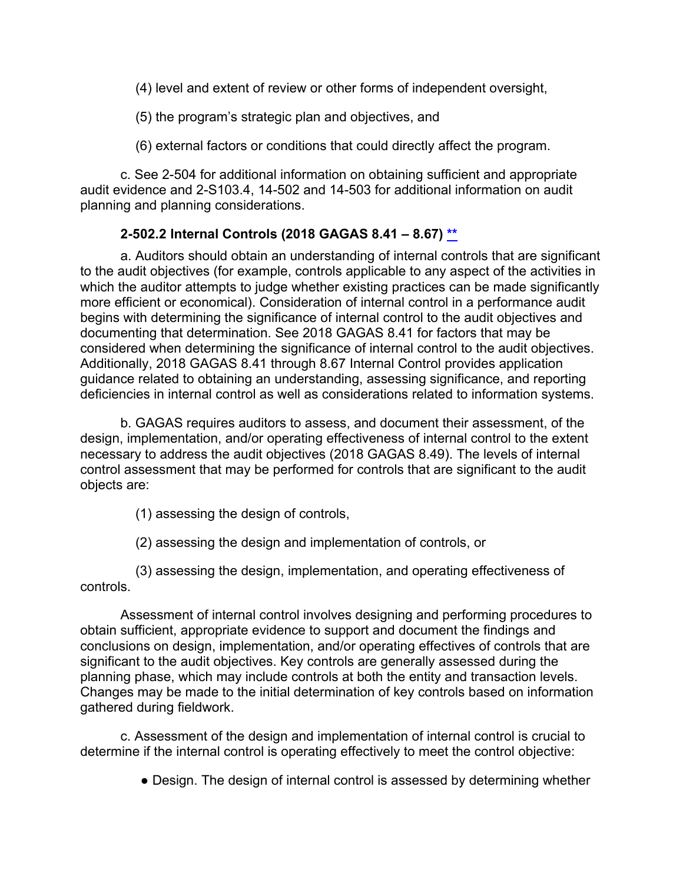(4) level and extent of review or other forms of independent oversight,

(5) the program's strategic plan and objectives, and

(6) external factors or conditions that could directly affect the program.

c. See 2-504 for additional information on obtaining sufficient and appropriate audit evidence and 2-S103.4, 14-502 and 14-503 for additional information on audit planning and planning considerations.

### 2-502.2 Internal Controls (2018 GAGAS 8.41 – 8.67) **

a. Auditors should obtain an understanding of internal controls that are significant to the audit objectives (for example, controls applicable to any aspect of the activities in which the auditor attempts to judge whether existing practices can be made significantly more efficient or economical). Consideration of internal control in a performance audit begins with determining the significance of internal control to the audit objectives and documenting that determination. See 2018 GAGAS 8.41 for factors that may be considered when determining the significance of internal control to the audit objectives. Additionally, 2018 GAGAS 8.41 through 8.67 Internal Control provides application guidance related to obtaining an understanding, assessing significance, and reporting deficiencies in internal control as well as considerations related to information systems.

b. GAGAS requires auditors to assess, and document their assessment, of the design, implementation, and/or operating effectiveness of internal control to the extent necessary to address the audit objectives (2018 GAGAS 8.49). The levels of internal control assessment that may be performed for controls that are significant to the audit objects are:

(1) assessing the design of controls,

(2) assessing the design and implementation of controls, or

(3) assessing the design, implementation, and operating effectiveness of controls.

Assessment of internal control involves designing and performing procedures to obtain sufficient, appropriate evidence to support and document the findings and conclusions on design, implementation, and/or operating effectives of controls that are significant to the audit objectives. Key controls are generally assessed during the planning phase, which may include controls at both the entity and transaction levels. Changes may be made to the initial determination of key controls based on information gathered during fieldwork.

c. Assessment of the design and implementation of internal control is crucial to determine if the internal control is operating effectively to meet the control objective:

- Design. The design of internal control is assessed by determining whether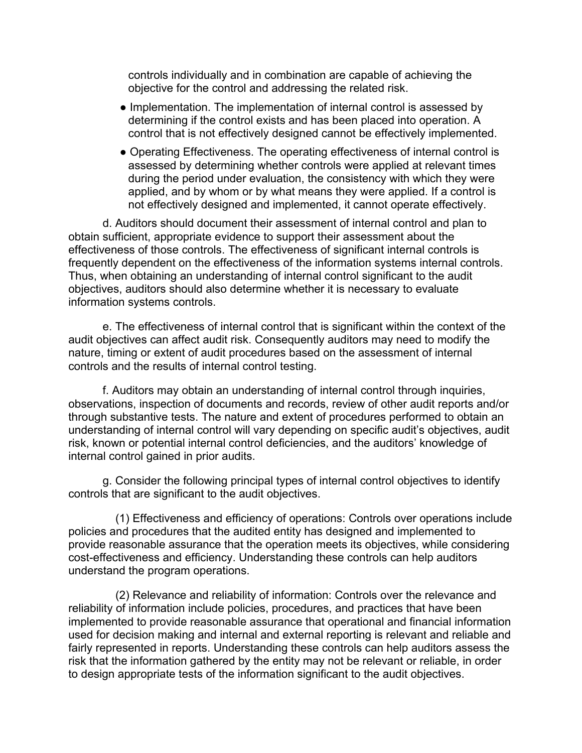controls individually and in combination are capable of achieving the objective for the control and addressing the related risk.

- Implementation. The implementation of internal control is assessed by determining if the control exists and has been placed into operation. A control that is not effectively designed cannot be effectively implemented.
- Operating Effectiveness. The operating effectiveness of internal control is assessed by determining whether controls were applied at relevant times during the period under evaluation, the consistency with which they were applied, and by whom or by what means they were applied. If a control is not effectively designed and implemented, it cannot operate effectively.

d. Auditors should document their assessment of internal control and plan to obtain sufficient, appropriate evidence to support their assessment about the effectiveness of those controls. The effectiveness of significant internal controls is frequently dependent on the effectiveness of the information systems internal controls. Thus, when obtaining an understanding of internal control significant to the audit objectives, auditors should also determine whether it is necessary to evaluate information systems controls.

e. The effectiveness of internal control that is significant within the context of the audit objectives can affect audit risk. Consequently auditors may need to modify the nature, timing or extent of audit procedures based on the assessment of internal controls and the results of internal control testing.

f. Auditors may obtain an understanding of internal control through inquiries, observations, inspection of documents and records, review of other audit reports and/or through substantive tests. The nature and extent of procedures performed to obtain an understanding of internal control will vary depending on specific audit's objectives, audit risk, known or potential internal control deficiencies, and the auditors' knowledge of internal control gained in prior audits.

g. Consider the following principal types of internal control objectives to identify controls that are significant to the audit objectives.

(1) Effectiveness and efficiency of operations: Controls over operations include policies and procedures that the audited entity has designed and implemented to provide reasonable assurance that the operation meets its objectives, while considering cost-effectiveness and efficiency. Understanding these controls can help auditors understand the program operations.

(2) Relevance and reliability of information: Controls over the relevance and reliability of information include policies, procedures, and practices that have been implemented to provide reasonable assurance that operational and financial information used for decision making and internal and external reporting is relevant and reliable and fairly represented in reports. Understanding these controls can help auditors assess the risk that the information gathered by the entity may not be relevant or reliable, in order to design appropriate tests of the information significant to the audit objectives.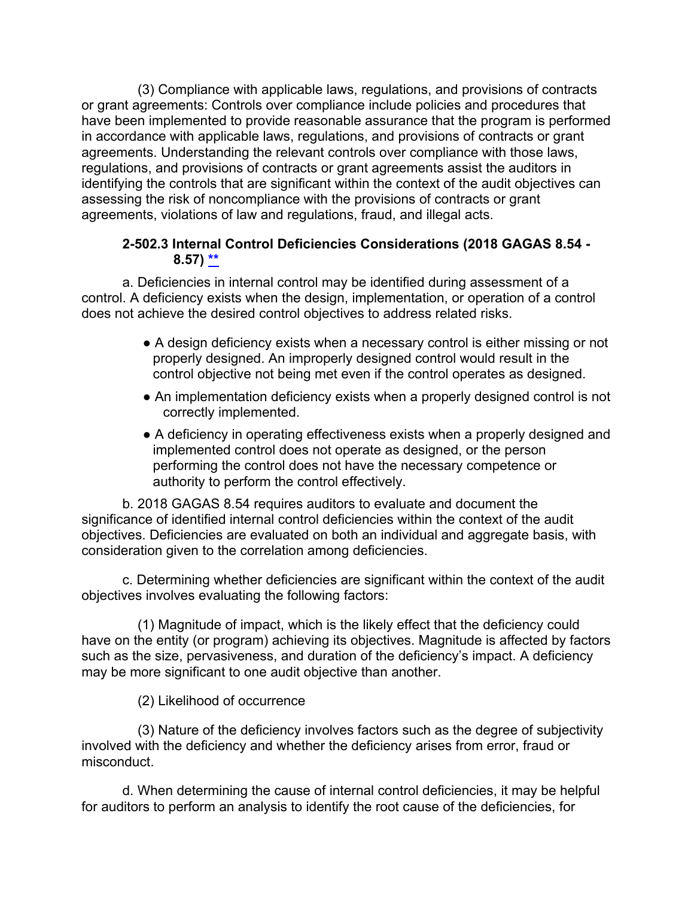(3) Compliance with applicable laws, regulations, and provisions of contracts or grant agreements: Controls over compliance include policies and procedures that have been implemented to provide reasonable assurance that the program is performed in accordance with applicable laws, regulations, and provisions of contracts or grant agreements. Understanding the relevant controls over compliance with those laws, regulations, and provisions of contracts or grant agreements assist the auditors in identifying the controls that are significant within the context of the audit objectives can assessing the risk of noncompliance with the provisions of contracts or grant agreements, violations of law and regulations, fraud, and illegal acts.

### 2-502.3 Internal Control Deficiencies Considerations (2018 GAGAS 8.54 - 8.57) **

a. Deficiencies in internal control may be identified during assessment of a control. A deficiency exists when the design, implementation, or operation of a control does not achieve the desired control objectives to address related risks.

- A design deficiency exists when a necessary control is either missing or not properly designed. An improperly designed control would result in the control objective not being met even if the control operates as designed.
- An implementation deficiency exists when a properly designed control is not correctly implemented.
- A deficiency in operating effectiveness exists when a properly designed and implemented control does not operate as designed, or the person performing the control does not have the necessary competence or authority to perform the control effectively.

b. 2018 GAGAS 8.54 requires auditors to evaluate and document the significance of identified internal control deficiencies within the context of the audit objectives. Deficiencies are evaluated on both an individual and aggregate basis, with consideration given to the correlation among deficiencies.

c. Determining whether deficiencies are significant within the context of the audit objectives involves evaluating the following factors:

(1) Magnitude of impact, which is the likely effect that the deficiency could have on the entity (or program) achieving its objectives. Magnitude is affected by factors such as the size, pervasiveness, and duration of the deficiency's impact. A deficiency may be more significant to one audit objective than another.

(2) Likelihood of occurrence

(3) Nature of the deficiency involves factors such as the degree of subjectivity involved with the deficiency and whether the deficiency arises from error, fraud or misconduct.

d. When determining the cause of internal control deficiencies, it may be helpful for auditors to perform an analysis to identify the root cause of the deficiencies, for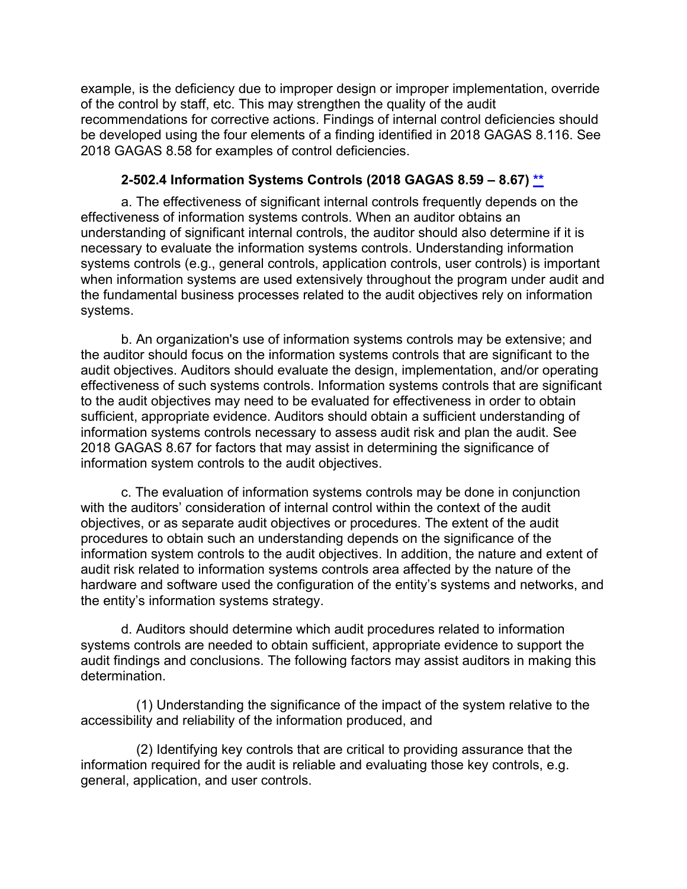example, is the deficiency due to improper design or improper implementation, override of the control by staff, etc. This may strengthen the quality of the audit recommendations for corrective actions. Findings of internal control deficiencies should be developed using the four elements of a finding identified in 2018 GAGAS 8.116. See 2018 GAGAS 8.58 for examples of control deficiencies.

### 2-502.4 Information Systems Controls (2018 GAGAS 8.59 – 8.67) **

a. The effectiveness of significant internal controls frequently depends on the effectiveness of information systems controls. When an auditor obtains an understanding of significant internal controls, the auditor should also determine if it is necessary to evaluate the information systems controls. Understanding information systems controls (e.g., general controls, application controls, user controls) is important when information systems are used extensively throughout the program under audit and the fundamental business processes related to the audit objectives rely on information systems.

b. An organization's use of information systems controls may be extensive; and the auditor should focus on the information systems controls that are significant to the audit objectives. Auditors should evaluate the design, implementation, and/or operating effectiveness of such systems controls. Information systems controls that are significant to the audit objectives may need to be evaluated for effectiveness in order to obtain sufficient, appropriate evidence. Auditors should obtain a sufficient understanding of information systems controls necessary to assess audit risk and plan the audit. See 2018 GAGAS 8.67 for factors that may assist in determining the significance of information system controls to the audit objectives.

c. The evaluation of information systems controls may be done in conjunction with the auditors' consideration of internal control within the context of the audit objectives, or as separate audit objectives or procedures. The extent of the audit procedures to obtain such an understanding depends on the significance of the information system controls to the audit objectives. In addition, the nature and extent of audit risk related to information systems controls area affected by the nature of the hardware and software used the configuration of the entity's systems and networks, and the entity's information systems strategy.

d. Auditors should determine which audit procedures related to information systems controls are needed to obtain sufficient, appropriate evidence to support the audit findings and conclusions. The following factors may assist auditors in making this determination.

(1) Understanding the significance of the impact of the system relative to the accessibility and reliability of the information produced, and

(2) Identifying key controls that are critical to providing assurance that the information required for the audit is reliable and evaluating those key controls, e.g. general, application, and user controls.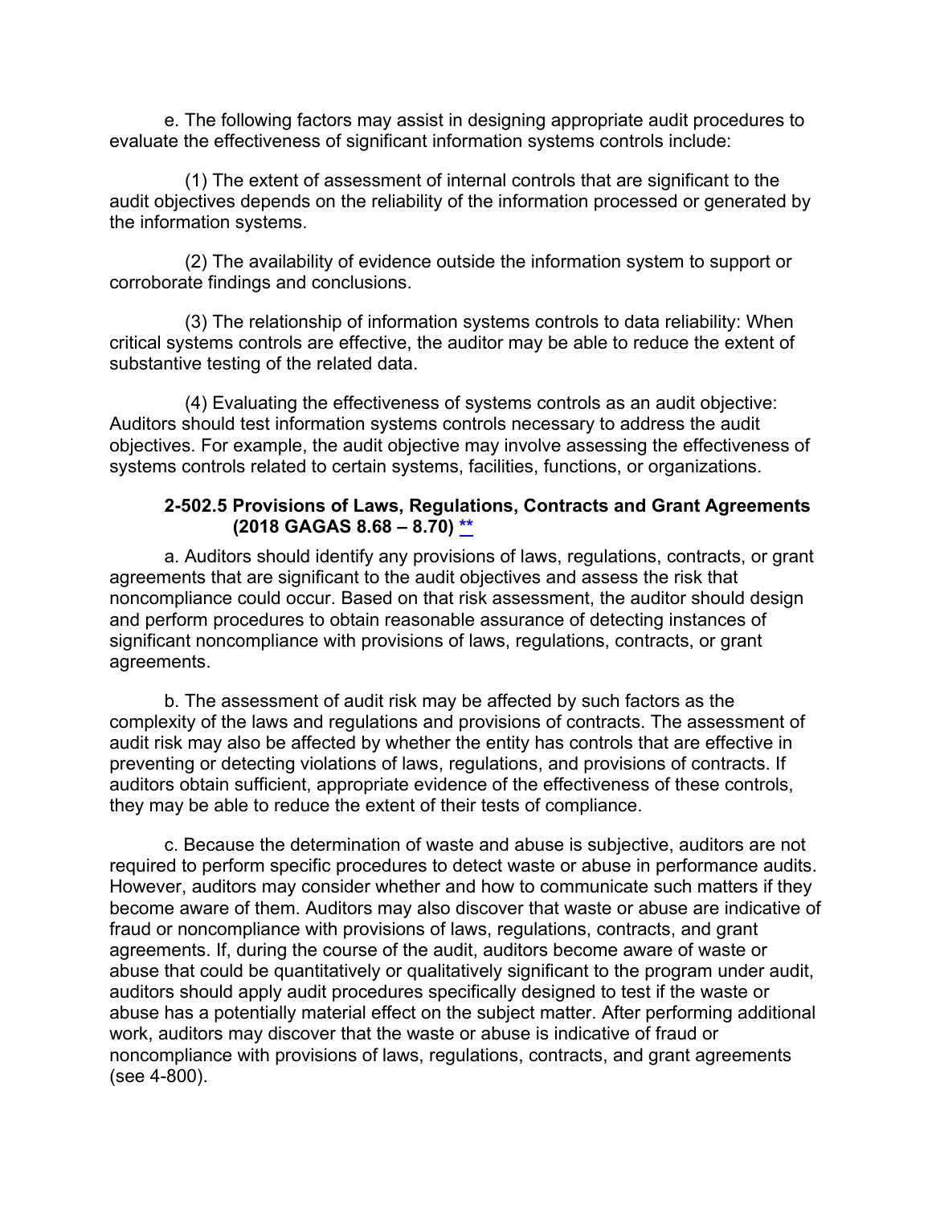e. The following factors may assist in designing appropriate audit procedures to evaluate the effectiveness of significant information systems controls include:

(1) The extent of assessment of internal controls that are significant to the audit objectives depends on the reliability of the information processed or generated by the information systems.

(2) The availability of evidence outside the information system to support or corroborate findings and conclusions.

(3) The relationship of information systems controls to data reliability: When critical systems controls are effective, the auditor may be able to reduce the extent of substantive testing of the related data.

(4) Evaluating the effectiveness of systems controls as an audit objective: Auditors should test information systems controls necessary to address the audit objectives. For example, the audit objective may involve assessing the effectiveness of systems controls related to certain systems, facilities, functions, or organizations.

### 2-502.5 Provisions of Laws, Regulations, Contracts and Grant Agreements (2018 GAGAS 8.68 – 8.70) **

a. Auditors should identify any provisions of laws, regulations, contracts, or grant agreements that are significant to the audit objectives and assess the risk that noncompliance could occur. Based on that risk assessment, the auditor should design and perform procedures to obtain reasonable assurance of detecting instances of significant noncompliance with provisions of laws, regulations, contracts, or grant agreements.

b. The assessment of audit risk may be affected by such factors as the complexity of the laws and regulations and provisions of contracts. The assessment of audit risk may also be affected by whether the entity has controls that are effective in preventing or detecting violations of laws, regulations, and provisions of contracts. If auditors obtain sufficient, appropriate evidence of the effectiveness of these controls, they may be able to reduce the extent of their tests of compliance.

c. Because the determination of waste and abuse is subjective, auditors are not required to perform specific procedures to detect waste or abuse in performance audits. However, auditors may consider whether and how to communicate such matters if they become aware of them. Auditors may also discover that waste or abuse are indicative of fraud or noncompliance with provisions of laws, regulations, contracts, and grant agreements. If, during the course of the audit, auditors become aware of waste or abuse that could be quantitatively or qualitatively significant to the program under audit, auditors should apply audit procedures specifically designed to test if the waste or abuse has a potentially material effect on the subject matter. After performing additional work, auditors may discover that the waste or abuse is indicative of fraud or noncompliance with provisions of laws, regulations, contracts, and grant agreements (see 4-800).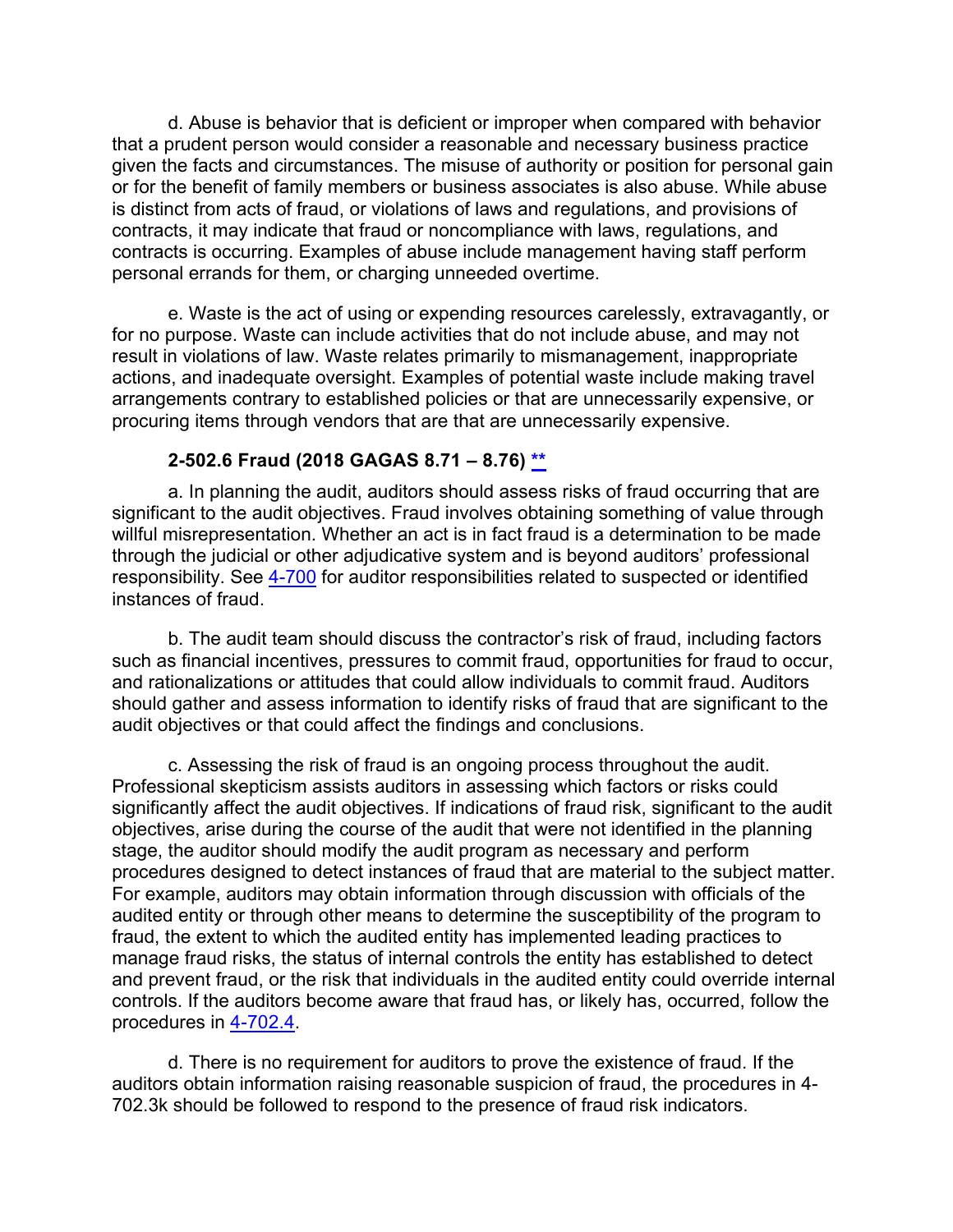d. Abuse is behavior that is deficient or improper when compared with behavior that a prudent person would consider a reasonable and necessary business practice given the facts and circumstances. The misuse of authority or position for personal gain or for the benefit of family members or business associates is also abuse. While abuse is distinct from acts of fraud, or violations of laws and regulations, and provisions of contracts, it may indicate that fraud or noncompliance with laws, regulations, and contracts is occurring. Examples of abuse include management having staff perform personal errands for them, or charging unneeded overtime.

e. Waste is the act of using or expending resources carelessly, extravagantly, or for no purpose. Waste can include activities that do not include abuse, and may not result in violations of law. Waste relates primarily to mismanagement, inappropriate actions, and inadequate oversight. Examples of potential waste include making travel arrangements contrary to established policies or that are unnecessarily expensive, or procuring items through vendors that are that are unnecessarily expensive.

### 2-502.6 Fraud (2018 GAGAS 8.71 – 8.76) **

a. In planning the audit, auditors should assess risks of fraud occurring that are significant to the audit objectives. Fraud involves obtaining something of value through willful misrepresentation. Whether an act is in fact fraud is a determination to be made through the judicial or other adjudicative system and is beyond auditors' professional responsibility. See 4-700 for auditor responsibilities related to suspected or identified instances of fraud.

b. The audit team should discuss the contractor's risk of fraud, including factors such as financial incentives, pressures to commit fraud, opportunities for fraud to occur, and rationalizations or attitudes that could allow individuals to commit fraud. Auditors should gather and assess information to identify risks of fraud that are significant to the audit objectives or that could affect the findings and conclusions.

c. Assessing the risk of fraud is an ongoing process throughout the audit. Professional skepticism assists auditors in assessing which factors or risks could significantly affect the audit objectives. If indications of fraud risk, significant to the audit objectives, arise during the course of the audit that were not identified in the planning stage, the auditor should modify the audit program as necessary and perform procedures designed to detect instances of fraud that are material to the subject matter. For example, auditors may obtain information through discussion with officials of the audited entity or through other means to determine the susceptibility of the program to fraud, the extent to which the audited entity has implemented leading practices to manage fraud risks, the status of internal controls the entity has established to detect and prevent fraud, or the risk that individuals in the audited entity could override internal controls. If the auditors become aware that fraud has, or likely has, occurred, follow the procedures in 4-702.4.

d. There is no requirement for auditors to prove the existence of fraud. If the auditors obtain information raising reasonable suspicion of fraud, the procedures in 4-702.3k should be followed to respond to the presence of fraud risk indicators.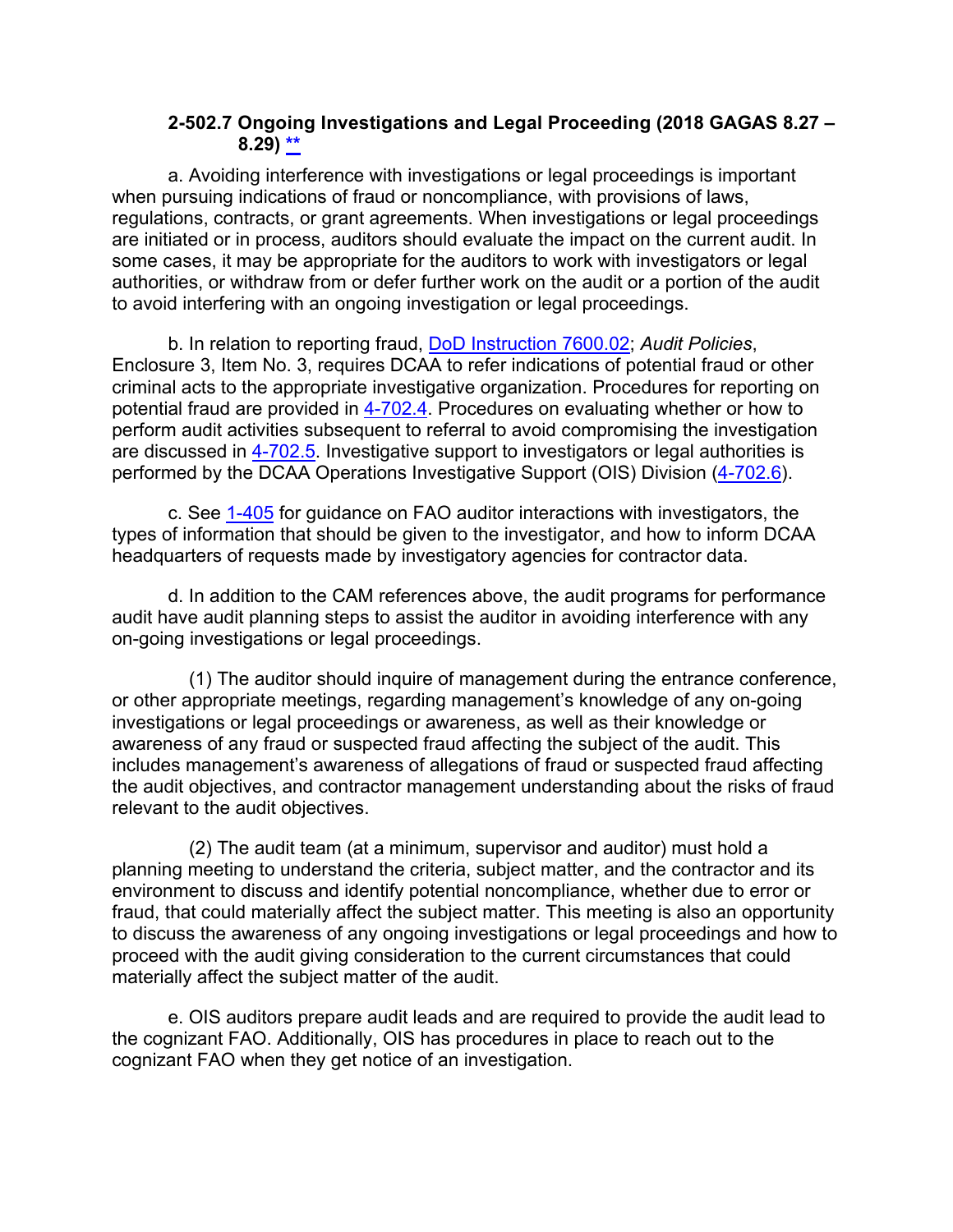#### 2-502.7 Ongoing Investigations and Legal Proceeding (2018 GAGAS 8.27 – 8.29) **

a. Avoiding interference with investigations or legal proceedings is important when pursuing indications of fraud or noncompliance, with provisions of laws, regulations, contracts, or grant agreements. When investigations or legal proceedings are initiated or in process, auditors should evaluate the impact on the current audit. In some cases, it may be appropriate for the auditors to work with investigators or legal authorities, or withdraw from or defer further work on the audit or a portion of the audit to avoid interfering with an ongoing investigation or legal proceedings.

b. In relation to reporting fraud, DoD Instruction 7600.02; *Audit Policies*, Enclosure 3, Item No. 3, requires DCAA to refer indications of potential fraud or other criminal acts to the appropriate investigative organization. Procedures for reporting on potential fraud are provided in 4-702.4. Procedures on evaluating whether or how to perform audit activities subsequent to referral to avoid compromising the investigation are discussed in 4-702.5. Investigative support to investigators or legal authorities is performed by the DCAA Operations Investigative Support (OIS) Division (4-702.6).

c. See 1-405 for guidance on FAO auditor interactions with investigators, the types of information that should be given to the investigator, and how to inform DCAA headquarters of requests made by investigatory agencies for contractor data.

d. In addition to the CAM references above, the audit programs for performance audit have audit planning steps to assist the auditor in avoiding interference with any on-going investigations or legal proceedings.

(1) The auditor should inquire of management during the entrance conference, or other appropriate meetings, regarding management's knowledge of any on-going investigations or legal proceedings or awareness, as well as their knowledge or awareness of any fraud or suspected fraud affecting the subject of the audit. This includes management's awareness of allegations of fraud or suspected fraud affecting the audit objectives, and contractor management understanding about the risks of fraud relevant to the audit objectives.

(2) The audit team (at a minimum, supervisor and auditor) must hold a planning meeting to understand the criteria, subject matter, and the contractor and its environment to discuss and identify potential noncompliance, whether due to error or fraud, that could materially affect the subject matter. This meeting is also an opportunity to discuss the awareness of any ongoing investigations or legal proceedings and how to proceed with the audit giving consideration to the current circumstances that could materially affect the subject matter of the audit.

e. OIS auditors prepare audit leads and are required to provide the audit lead to the cognizant FAO. Additionally, OIS has procedures in place to reach out to the cognizant FAO when they get notice of an investigation.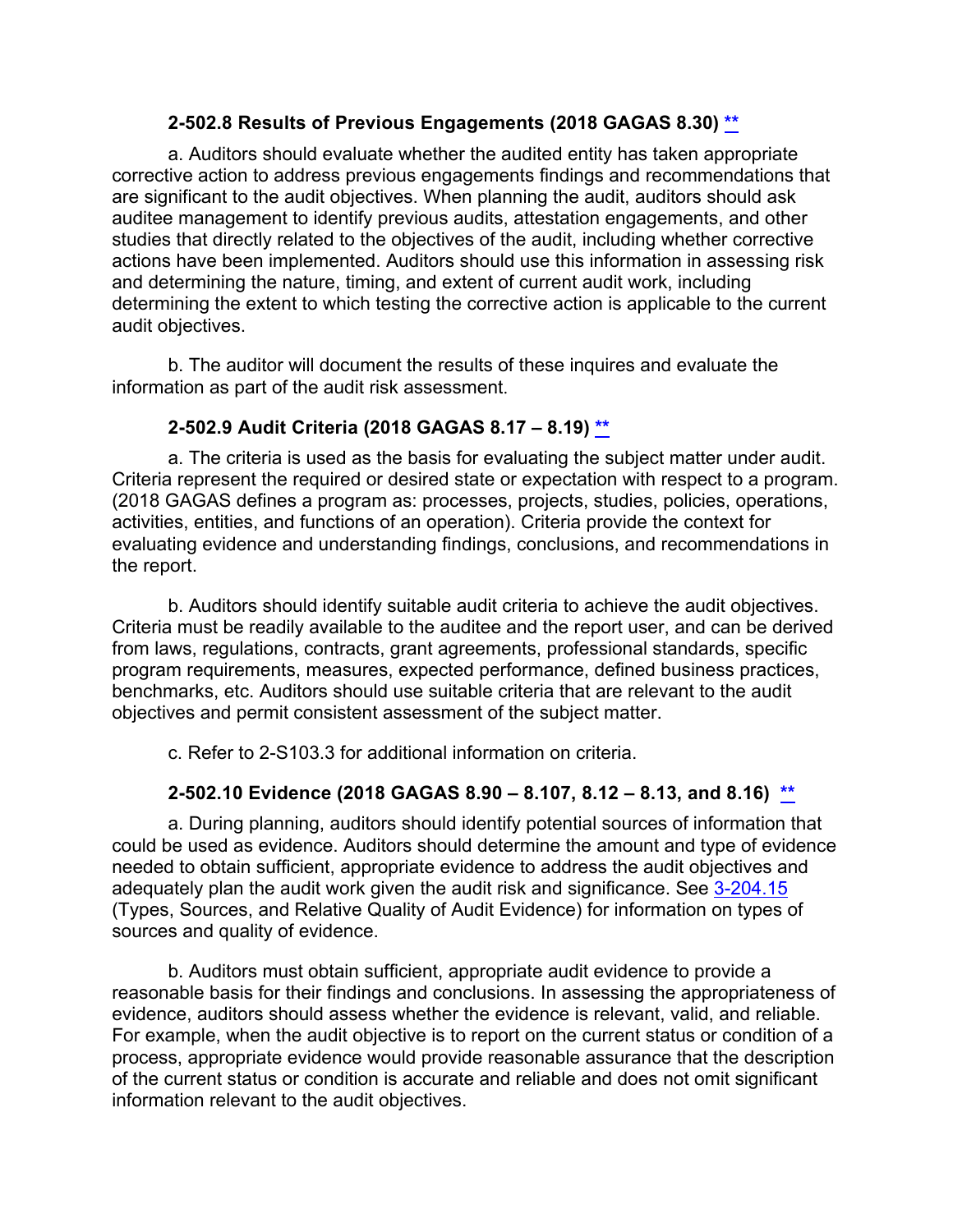#### 2-502.8 Results of Previous Engagements (2018 GAGAS 8.30) **

a. Auditors should evaluate whether the audited entity has taken appropriate corrective action to address previous engagements findings and recommendations that are significant to the audit objectives. When planning the audit, auditors should ask auditee management to identify previous audits, attestation engagements, and other studies that directly related to the objectives of the audit, including whether corrective actions have been implemented. Auditors should use this information in assessing risk and determining the nature, timing, and extent of current audit work, including determining the extent to which testing the corrective action is applicable to the current audit objectives.

b. The auditor will document the results of these inquires and evaluate the information as part of the audit risk assessment.

#### 2-502.9 Audit Criteria (2018 GAGAS 8.17 – 8.19) **

a. The criteria is used as the basis for evaluating the subject matter under audit. Criteria represent the required or desired state or expectation with respect to a program. (2018 GAGAS defines a program as: processes, projects, studies, policies, operations, activities, entities, and functions of an operation). Criteria provide the context for evaluating evidence and understanding findings, conclusions, and recommendations in the report.

b. Auditors should identify suitable audit criteria to achieve the audit objectives. Criteria must be readily available to the auditee and the report user, and can be derived from laws, regulations, contracts, grant agreements, professional standards, specific program requirements, measures, expected performance, defined business practices, benchmarks, etc. Auditors should use suitable criteria that are relevant to the audit objectives and permit consistent assessment of the subject matter.

c. Refer to 2-S103.3 for additional information on criteria.

#### 2-502.10 Evidence (2018 GAGAS 8.90 – 8.107, 8.12 – 8.13, and 8.16) **

a. During planning, auditors should identify potential sources of information that could be used as evidence. Auditors should determine the amount and type of evidence needed to obtain sufficient, appropriate evidence to address the audit objectives and adequately plan the audit work given the audit risk and significance. See 3-204.15 (Types, Sources, and Relative Quality of Audit Evidence) for information on types of sources and quality of evidence.

b. Auditors must obtain sufficient, appropriate audit evidence to provide a reasonable basis for their findings and conclusions. In assessing the appropriateness of evidence, auditors should assess whether the evidence is relevant, valid, and reliable. For example, when the audit objective is to report on the current status or condition of a process, appropriate evidence would provide reasonable assurance that the description of the current status or condition is accurate and reliable and does not omit significant information relevant to the audit objectives.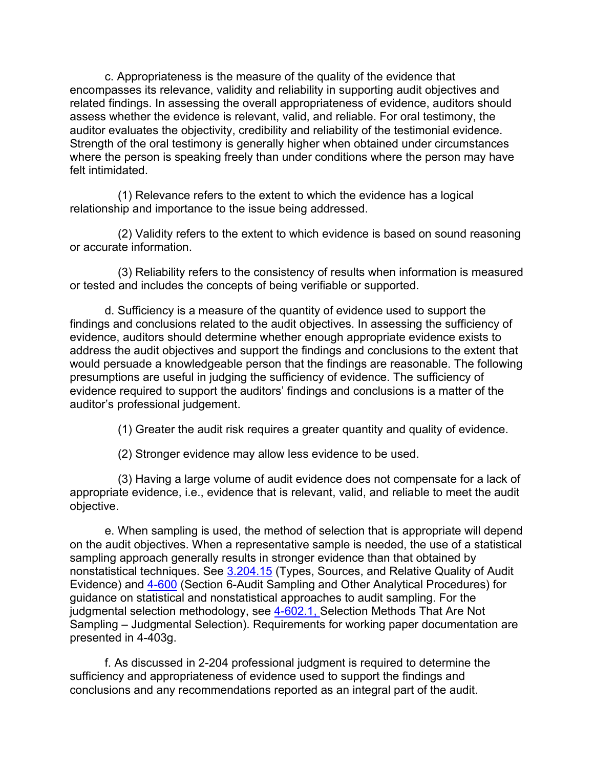c. Appropriateness is the measure of the quality of the evidence that encompasses its relevance, validity and reliability in supporting audit objectives and related findings. In assessing the overall appropriateness of evidence, auditors should assess whether the evidence is relevant, valid, and reliable. For oral testimony, the auditor evaluates the objectivity, credibility and reliability of the testimonial evidence. Strength of the oral testimony is generally higher when obtained under circumstances where the person is speaking freely than under conditions where the person may have felt intimidated.

(1) Relevance refers to the extent to which the evidence has a logical relationship and importance to the issue being addressed.

(2) Validity refers to the extent to which evidence is based on sound reasoning or accurate information.

(3) Reliability refers to the consistency of results when information is measured or tested and includes the concepts of being verifiable or supported.

d. Sufficiency is a measure of the quantity of evidence used to support the findings and conclusions related to the audit objectives. In assessing the sufficiency of evidence, auditors should determine whether enough appropriate evidence exists to address the audit objectives and support the findings and conclusions to the extent that would persuade a knowledgeable person that the findings are reasonable. The following presumptions are useful in judging the sufficiency of evidence. The sufficiency of evidence required to support the auditors' findings and conclusions is a matter of the auditor's professional judgement.

(1) Greater the audit risk requires a greater quantity and quality of evidence.

(2) Stronger evidence may allow less evidence to be used.

(3) Having a large volume of audit evidence does not compensate for a lack of appropriate evidence, i.e., evidence that is relevant, valid, and reliable to meet the audit objective.

e. When sampling is used, the method of selection that is appropriate will depend on the audit objectives. When a representative sample is needed, the use of a statistical sampling approach generally results in stronger evidence than that obtained by nonstatistical techniques. See 3.204.15 (Types, Sources, and Relative Quality of Audit Evidence) and 4-600 (Section 6-Audit Sampling and Other Analytical Procedures) for guidance on statistical and nonstatistical approaches to audit sampling. For the judgmental selection methodology, see 4-602.1, Selection Methods That Are Not Sampling – Judgmental Selection). Requirements for working paper documentation are presented in 4-403g.

f. As discussed in 2-204 professional judgment is required to determine the sufficiency and appropriateness of evidence used to support the findings and conclusions and any recommendations reported as an integral part of the audit.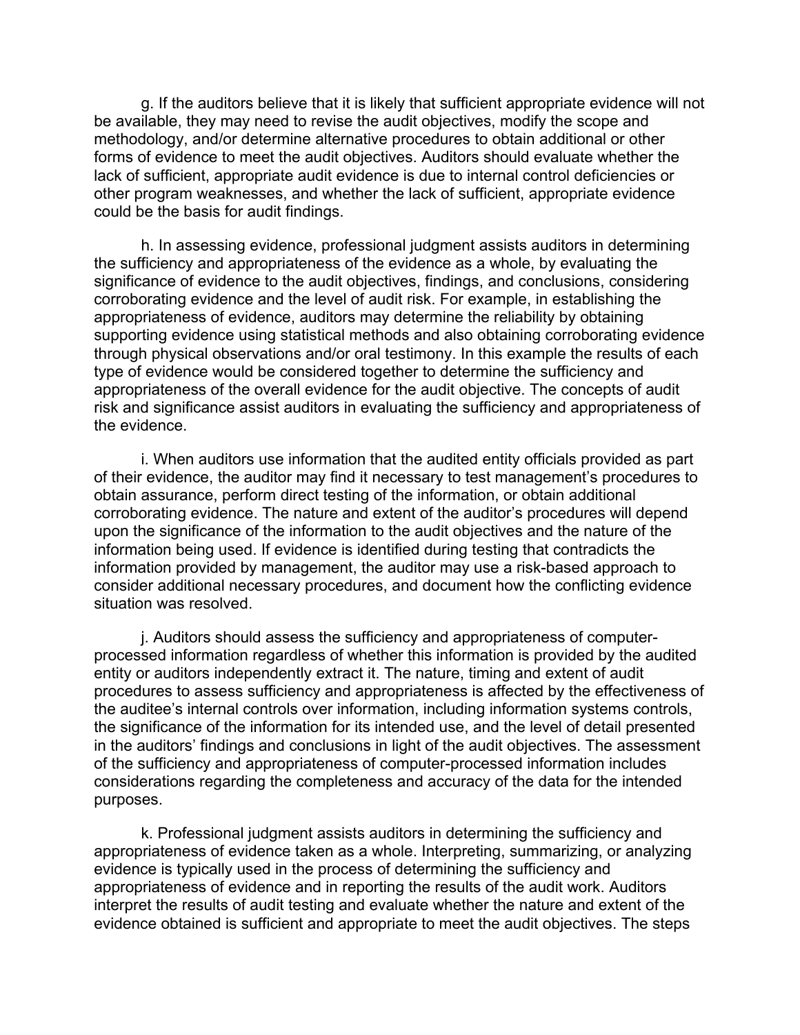g. If the auditors believe that it is likely that sufficient appropriate evidence will not be available, they may need to revise the audit objectives, modify the scope and methodology, and/or determine alternative procedures to obtain additional or other forms of evidence to meet the audit objectives. Auditors should evaluate whether the lack of sufficient, appropriate audit evidence is due to internal control deficiencies or other program weaknesses, and whether the lack of sufficient, appropriate evidence could be the basis for audit findings.

h. In assessing evidence, professional judgment assists auditors in determining the sufficiency and appropriateness of the evidence as a whole, by evaluating the significance of evidence to the audit objectives, findings, and conclusions, considering corroborating evidence and the level of audit risk. For example, in establishing the appropriateness of evidence, auditors may determine the reliability by obtaining supporting evidence using statistical methods and also obtaining corroborating evidence through physical observations and/or oral testimony. In this example the results of each type of evidence would be considered together to determine the sufficiency and appropriateness of the overall evidence for the audit objective. The concepts of audit risk and significance assist auditors in evaluating the sufficiency and appropriateness of the evidence.

i. When auditors use information that the audited entity officials provided as part of their evidence, the auditor may find it necessary to test management's procedures to obtain assurance, perform direct testing of the information, or obtain additional corroborating evidence. The nature and extent of the auditor's procedures will depend upon the significance of the information to the audit objectives and the nature of the information being used. If evidence is identified during testing that contradicts the information provided by management, the auditor may use a risk-based approach to consider additional necessary procedures, and document how the conflicting evidence situation was resolved.

j. Auditors should assess the sufficiency and appropriateness of computer-processed information regardless of whether this information is provided by the audited entity or auditors independently extract it. The nature, timing and extent of audit procedures to assess sufficiency and appropriateness is affected by the effectiveness of the auditee's internal controls over information, including information systems controls, the significance of the information for its intended use, and the level of detail presented in the auditors' findings and conclusions in light of the audit objectives. The assessment of the sufficiency and appropriateness of computer-processed information includes considerations regarding the completeness and accuracy of the data for the intended purposes.

k. Professional judgment assists auditors in determining the sufficiency and appropriateness of evidence taken as a whole. Interpreting, summarizing, or analyzing evidence is typically used in the process of determining the sufficiency and appropriateness of evidence and in reporting the results of the audit work. Auditors interpret the results of audit testing and evaluate whether the nature and extent of the evidence obtained is sufficient and appropriate to meet the audit objectives. The steps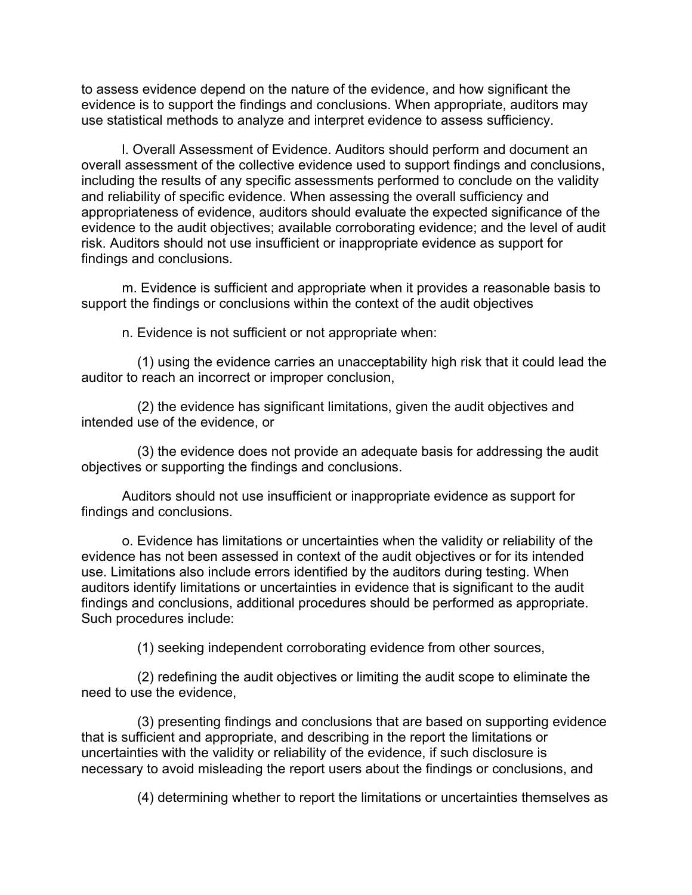to assess evidence depend on the nature of the evidence, and how significant the evidence is to support the findings and conclusions. When appropriate, auditors may use statistical methods to analyze and interpret evidence to assess sufficiency.

l. Overall Assessment of Evidence. Auditors should perform and document an overall assessment of the collective evidence used to support findings and conclusions, including the results of any specific assessments performed to conclude on the validity and reliability of specific evidence. When assessing the overall sufficiency and appropriateness of evidence, auditors should evaluate the expected significance of the evidence to the audit objectives; available corroborating evidence; and the level of audit risk. Auditors should not use insufficient or inappropriate evidence as support for findings and conclusions.

m. Evidence is sufficient and appropriate when it provides a reasonable basis to support the findings or conclusions within the context of the audit objectives

n. Evidence is not sufficient or not appropriate when:

(1) using the evidence carries an unacceptability high risk that it could lead the auditor to reach an incorrect or improper conclusion,

(2) the evidence has significant limitations, given the audit objectives and intended use of the evidence, or

(3) the evidence does not provide an adequate basis for addressing the audit objectives or supporting the findings and conclusions.

Auditors should not use insufficient or inappropriate evidence as support for findings and conclusions.

o. Evidence has limitations or uncertainties when the validity or reliability of the evidence has not been assessed in context of the audit objectives or for its intended use. Limitations also include errors identified by the auditors during testing. When auditors identify limitations or uncertainties in evidence that is significant to the audit findings and conclusions, additional procedures should be performed as appropriate. Such procedures include:

(1) seeking independent corroborating evidence from other sources,

(2) redefining the audit objectives or limiting the audit scope to eliminate the need to use the evidence,

(3) presenting findings and conclusions that are based on supporting evidence that is sufficient and appropriate, and describing in the report the limitations or uncertainties with the validity or reliability of the evidence, if such disclosure is necessary to avoid misleading the report users about the findings or conclusions, and

(4) determining whether to report the limitations or uncertainties themselves as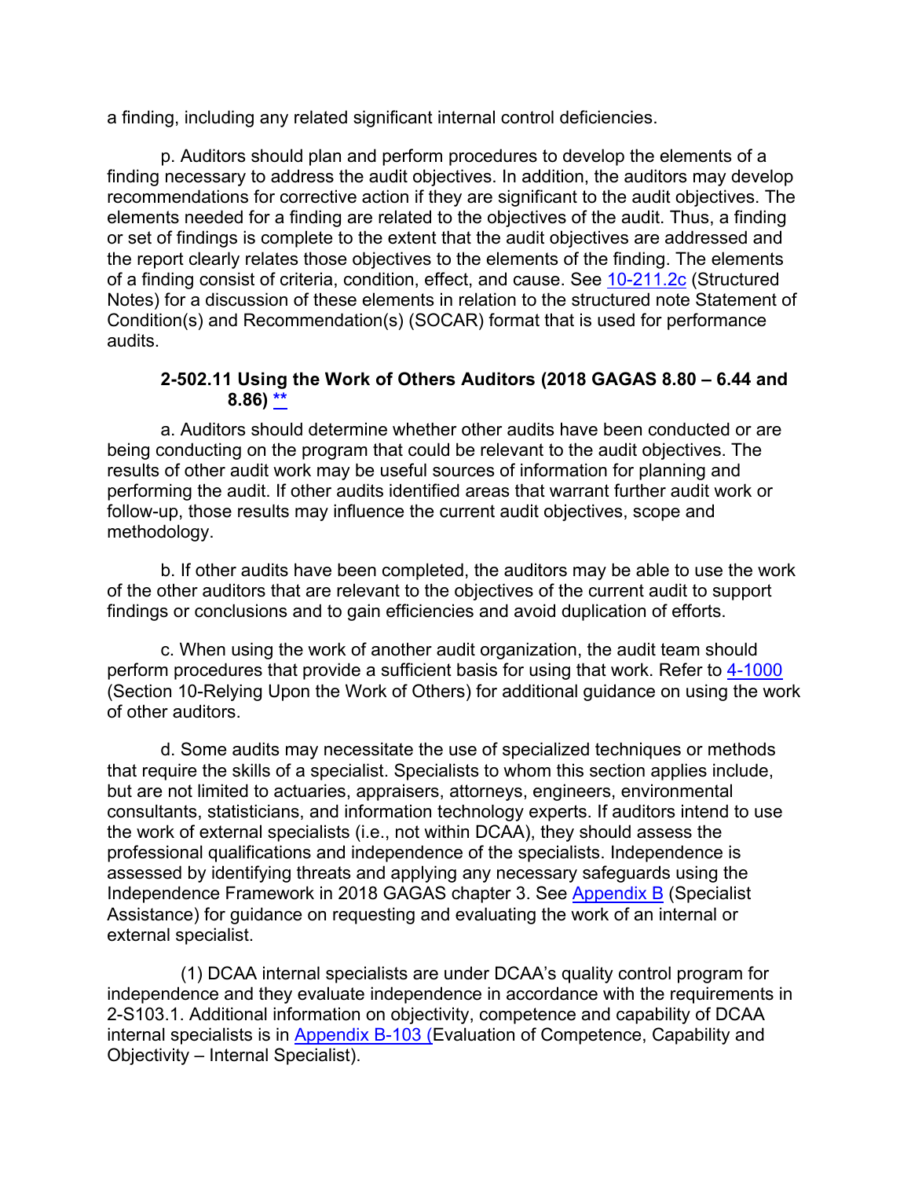a finding, including any related significant internal control deficiencies.

p. Auditors should plan and perform procedures to develop the elements of a finding necessary to address the audit objectives. In addition, the auditors may develop recommendations for corrective action if they are significant to the audit objectives. The elements needed for a finding are related to the objectives of the audit. Thus, a finding or set of findings is complete to the extent that the audit objectives are addressed and the report clearly relates those objectives to the elements of the finding. The elements of a finding consist of criteria, condition, effect, and cause. See 10-211.2c (Structured Notes) for a discussion of these elements in relation to the structured note Statement of Condition(s) and Recommendation(s) (SOCAR) format that is used for performance audits.

### 2-502.11 Using the Work of Others Auditors (2018 GAGAS 8.80 – 6.44 and 8.86) **

a. Auditors should determine whether other audits have been conducted or are being conducting on the program that could be relevant to the audit objectives. The results of other audit work may be useful sources of information for planning and performing the audit. If other audits identified areas that warrant further audit work or follow-up, those results may influence the current audit objectives, scope and methodology.

b. If other audits have been completed, the auditors may be able to use the work of the other auditors that are relevant to the objectives of the current audit to support findings or conclusions and to gain efficiencies and avoid duplication of efforts.

c. When using the work of another audit organization, the audit team should perform procedures that provide a sufficient basis for using that work. Refer to 4-1000 (Section 10-Relying Upon the Work of Others) for additional guidance on using the work of other auditors.

d. Some audits may necessitate the use of specialized techniques or methods that require the skills of a specialist. Specialists to whom this section applies include, but are not limited to actuaries, appraisers, attorneys, engineers, environmental consultants, statisticians, and information technology experts. If auditors intend to use the work of external specialists (i.e., not within DCAA), they should assess the professional qualifications and independence of the specialists. Independence is assessed by identifying threats and applying any necessary safeguards using the Independence Framework in 2018 GAGAS chapter 3. See Appendix B (Specialist Assistance) for guidance on requesting and evaluating the work of an internal or external specialist.

(1) DCAA internal specialists are under DCAA's quality control program for independence and they evaluate independence in accordance with the requirements in 2-S103.1. Additional information on objectivity, competence and capability of DCAA internal specialists is in Appendix B-103 (Evaluation of Competence, Capability and Objectivity – Internal Specialist).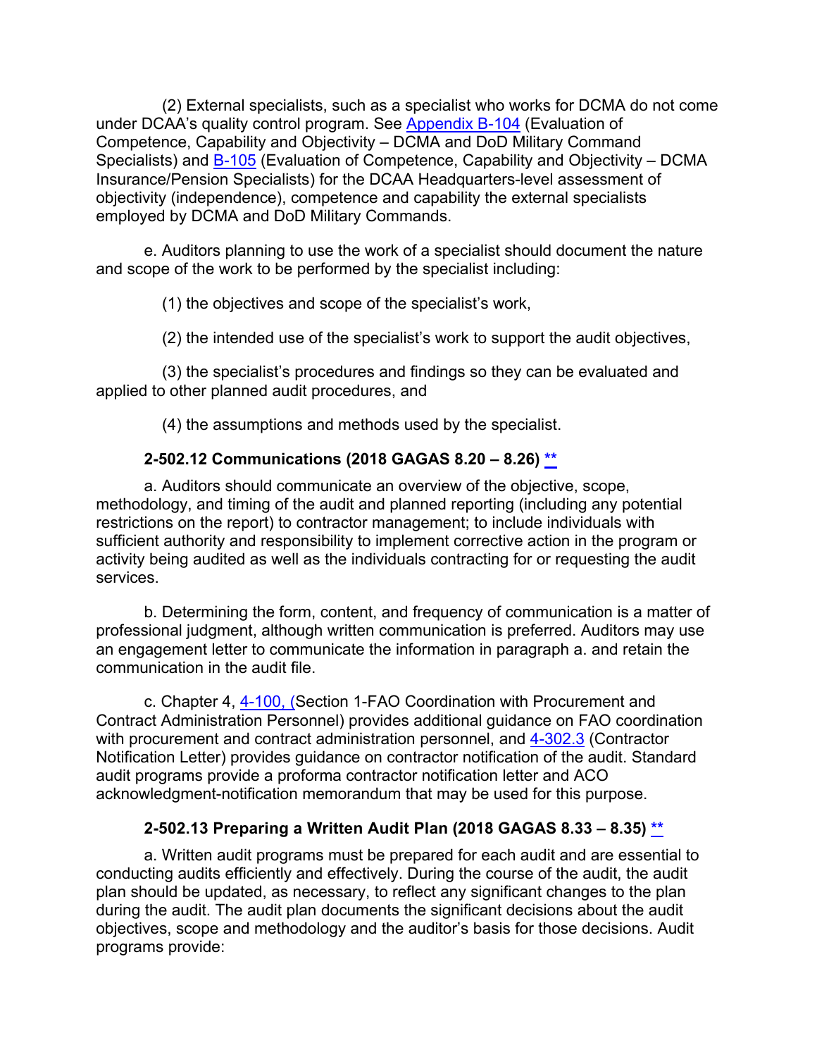(2) External specialists, such as a specialist who works for DCMA do not come under DCAA's quality control program. See Appendix B-104 (Evaluation of Competence, Capability and Objectivity – DCMA and DoD Military Command Specialists) and B-105 (Evaluation of Competence, Capability and Objectivity – DCMA Insurance/Pension Specialists) for the DCAA Headquarters-level assessment of objectivity (independence), competence and capability the external specialists employed by DCMA and DoD Military Commands.

e. Auditors planning to use the work of a specialist should document the nature and scope of the work to be performed by the specialist including:

(1) the objectives and scope of the specialist's work,

(2) the intended use of the specialist's work to support the audit objectives,

(3) the specialist's procedures and findings so they can be evaluated and applied to other planned audit procedures, and

(4) the assumptions and methods used by the specialist.

#### 2-502.12 Communications (2018 GAGAS 8.20 – 8.26) **

a. Auditors should communicate an overview of the objective, scope, methodology, and timing of the audit and planned reporting (including any potential restrictions on the report) to contractor management; to include individuals with sufficient authority and responsibility to implement corrective action in the program or activity being audited as well as the individuals contracting for or requesting the audit services.

b. Determining the form, content, and frequency of communication is a matter of professional judgment, although written communication is preferred. Auditors may use an engagement letter to communicate the information in paragraph a. and retain the communication in the audit file.

c. Chapter 4, 4-100, (Section 1-FAO Coordination with Procurement and Contract Administration Personnel) provides additional guidance on FAO coordination with procurement and contract administration personnel, and 4-302.3 (Contractor Notification Letter) provides guidance on contractor notification of the audit. Standard audit programs provide a proforma contractor notification letter and ACO acknowledgment-notification memorandum that may be used for this purpose.

#### 2-502.13 Preparing a Written Audit Plan (2018 GAGAS 8.33 – 8.35) **

a. Written audit programs must be prepared for each audit and are essential to conducting audits efficiently and effectively. During the course of the audit, the audit plan should be updated, as necessary, to reflect any significant changes to the plan during the audit. The audit plan documents the significant decisions about the audit objectives, scope and methodology and the auditor's basis for those decisions. Audit programs provide: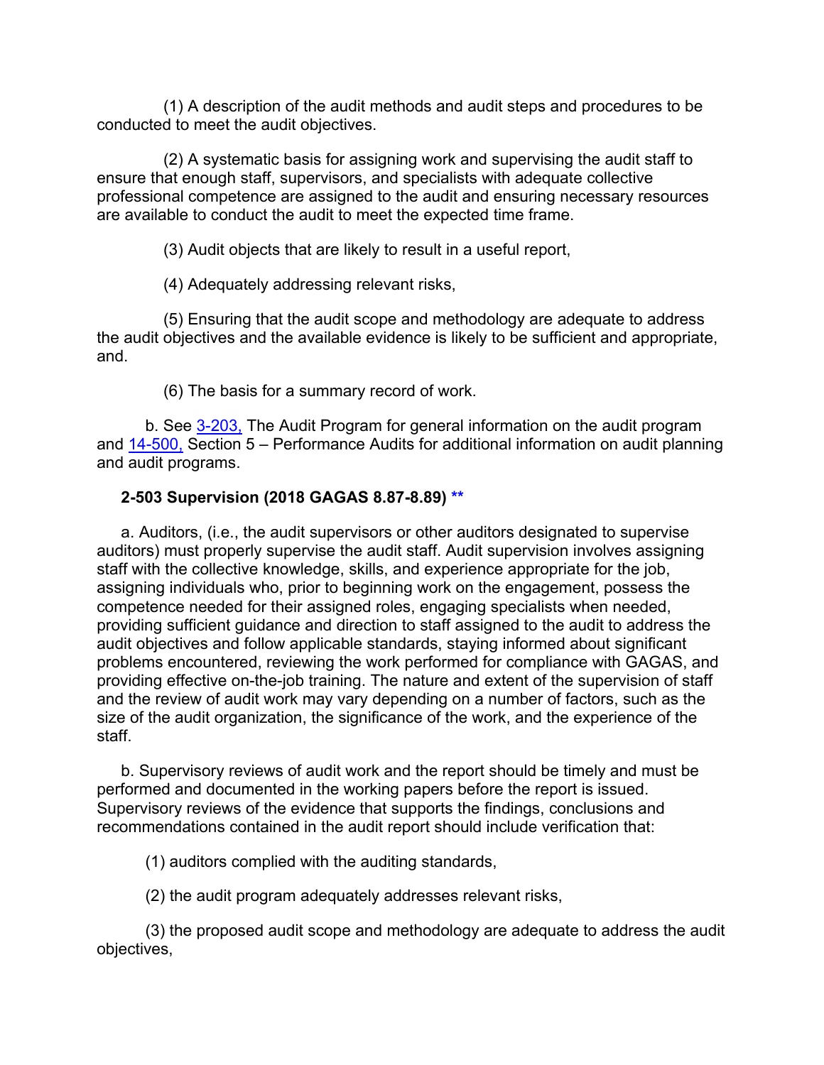(1) A description of the audit methods and audit steps and procedures to be conducted to meet the audit objectives.

(2) A systematic basis for assigning work and supervising the audit staff to ensure that enough staff, supervisors, and specialists with adequate collective professional competence are assigned to the audit and ensuring necessary resources are available to conduct the audit to meet the expected time frame.

(3) Audit objects that are likely to result in a useful report,

(4) Adequately addressing relevant risks,

(5) Ensuring that the audit scope and methodology are adequate to address the audit objectives and the available evidence is likely to be sufficient and appropriate, and.

(6) The basis for a summary record of work.

b. See 3-203, The Audit Program for general information on the audit program and 14-500, Section 5 – Performance Audits for additional information on audit planning and audit programs.

**2-503 Supervision (2018 GAGAS 8.87-8.89) \*\***

a. Auditors, (i.e., the audit supervisors or other auditors designated to supervise auditors) must properly supervise the audit staff. Audit supervision involves assigning staff with the collective knowledge, skills, and experience appropriate for the job, assigning individuals who, prior to beginning work on the engagement, possess the competence needed for their assigned roles, engaging specialists when needed, providing sufficient guidance and direction to staff assigned to the audit to address the audit objectives and follow applicable standards, staying informed about significant problems encountered, reviewing the work performed for compliance with GAGAS, and providing effective on-the-job training. The nature and extent of the supervision of staff and the review of audit work may vary depending on a number of factors, such as the size of the audit organization, the significance of the work, and the experience of the staff.

b. Supervisory reviews of audit work and the report should be timely and must be performed and documented in the working papers before the report is issued. Supervisory reviews of the evidence that supports the findings, conclusions and recommendations contained in the audit report should include verification that:

(1) auditors complied with the auditing standards,

(2) the audit program adequately addresses relevant risks,

(3) the proposed audit scope and methodology are adequate to address the audit objectives,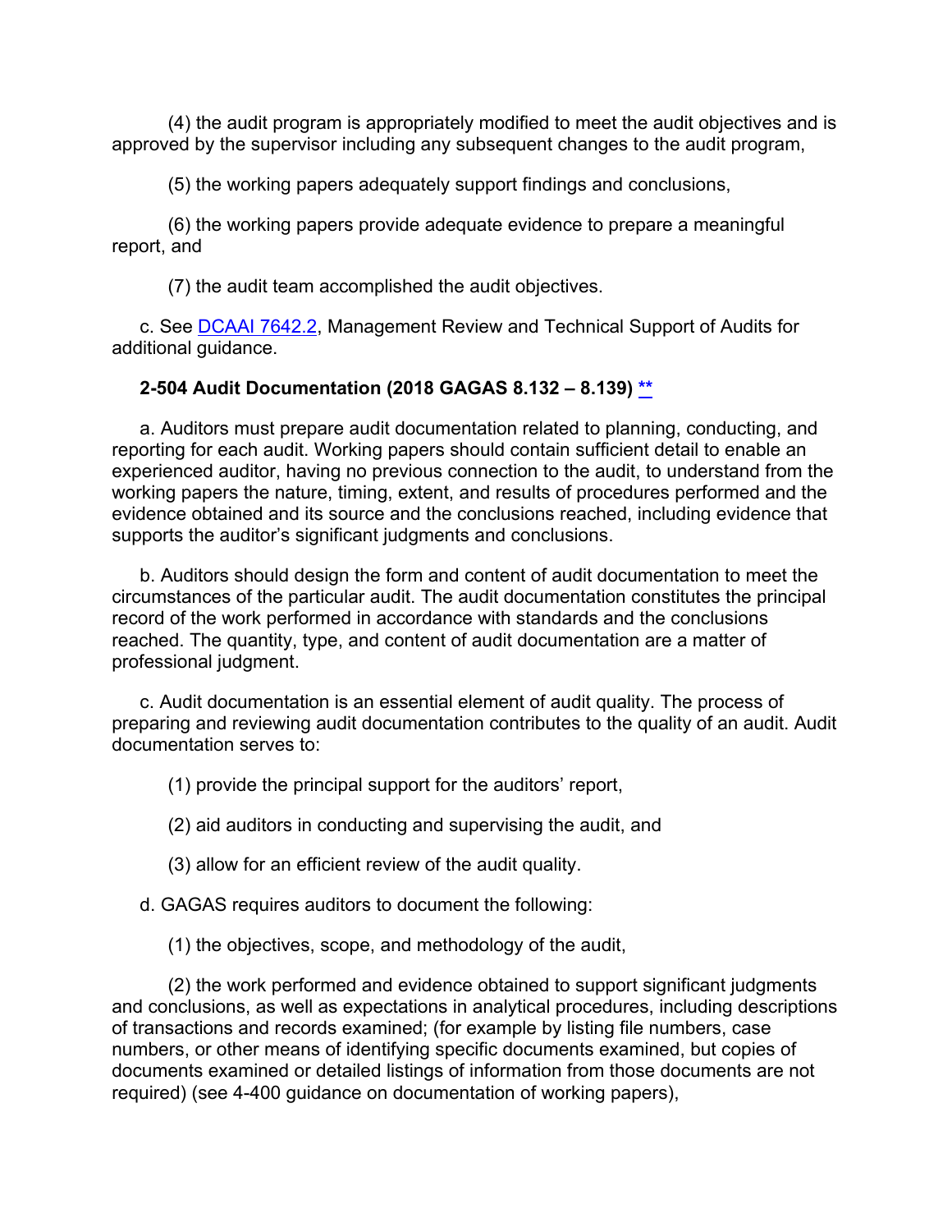(4) the audit program is appropriately modified to meet the audit objectives and is approved by the supervisor including any subsequent changes to the audit program,

(5) the working papers adequately support findings and conclusions,

(6) the working papers provide adequate evidence to prepare a meaningful report, and

(7) the audit team accomplished the audit objectives.

c. See DCAAI 7642.2, Management Review and Technical Support of Audits for additional guidance.

**2-504 Audit Documentation (2018 GAGAS 8.132 – 8.139) \*\***

a. Auditors must prepare audit documentation related to planning, conducting, and reporting for each audit. Working papers should contain sufficient detail to enable an experienced auditor, having no previous connection to the audit, to understand from the working papers the nature, timing, extent, and results of procedures performed and the evidence obtained and its source and the conclusions reached, including evidence that supports the auditor's significant judgments and conclusions.

b. Auditors should design the form and content of audit documentation to meet the circumstances of the particular audit. The audit documentation constitutes the principal record of the work performed in accordance with standards and the conclusions reached. The quantity, type, and content of audit documentation are a matter of professional judgment.

c. Audit documentation is an essential element of audit quality. The process of preparing and reviewing audit documentation contributes to the quality of an audit. Audit documentation serves to:

(1) provide the principal support for the auditors' report,

(2) aid auditors in conducting and supervising the audit, and

(3) allow for an efficient review of the audit quality.

d. GAGAS requires auditors to document the following:

(1) the objectives, scope, and methodology of the audit,

(2) the work performed and evidence obtained to support significant judgments and conclusions, as well as expectations in analytical procedures, including descriptions of transactions and records examined; (for example by listing file numbers, case numbers, or other means of identifying specific documents examined, but copies of documents examined or detailed listings of information from those documents are not required) (see 4-400 guidance on documentation of working papers),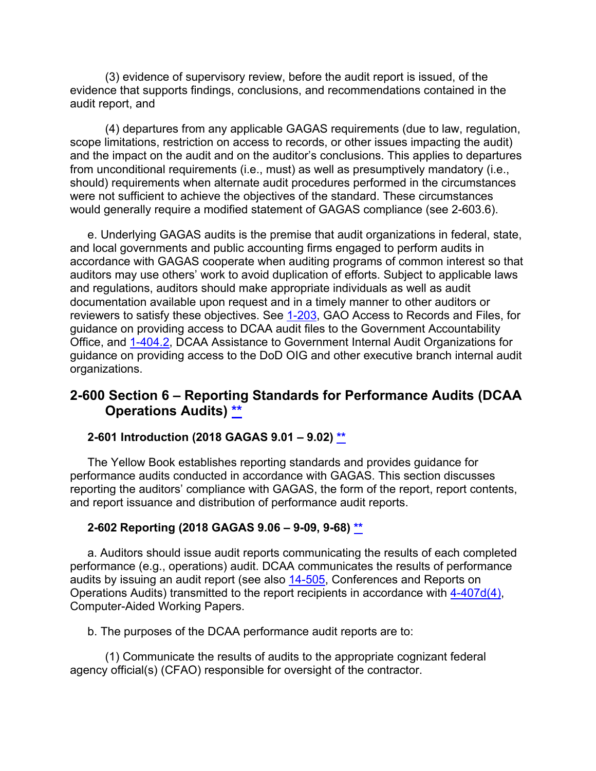(3) evidence of supervisory review, before the audit report is issued, of the evidence that supports findings, conclusions, and recommendations contained in the audit report, and

(4) departures from any applicable GAGAS requirements (due to law, regulation, scope limitations, restriction on access to records, or other issues impacting the audit) and the impact on the audit and on the auditor's conclusions. This applies to departures from unconditional requirements (i.e., must) as well as presumptively mandatory (i.e., should) requirements when alternate audit procedures performed in the circumstances were not sufficient to achieve the objectives of the standard. These circumstances would generally require a modified statement of GAGAS compliance (see 2-603.6).

e. Underlying GAGAS audits is the premise that audit organizations in federal, state, and local governments and public accounting firms engaged to perform audits in accordance with GAGAS cooperate when auditing programs of common interest so that auditors may use others' work to avoid duplication of efforts. Subject to applicable laws and regulations, auditors should make appropriate individuals as well as audit documentation available upon request and in a timely manner to other auditors or reviewers to satisfy these objectives. See 1-203, GAO Access to Records and Files, for guidance on providing access to DCAA audit files to the Government Accountability Office, and 1-404.2, DCAA Assistance to Government Internal Audit Organizations for guidance on providing access to the DoD OIG and other executive branch internal audit organizations.

## 2-600 Section 6 – Reporting Standards for Performance Audits (DCAA Operations Audits) **

### 2-601 Introduction (2018 GAGAS 9.01 – 9.02) **

The Yellow Book establishes reporting standards and provides guidance for performance audits conducted in accordance with GAGAS. This section discusses reporting the auditors' compliance with GAGAS, the form of the report, report contents, and report issuance and distribution of performance audit reports.

### 2-602 Reporting (2018 GAGAS 9.06 – 9-09, 9-68) **

a. Auditors should issue audit reports communicating the results of each completed performance (e.g., operations) audit. DCAA communicates the results of performance audits by issuing an audit report (see also 14-505, Conferences and Reports on Operations Audits) transmitted to the report recipients in accordance with 4-407d(4), Computer-Aided Working Papers.

b. The purposes of the DCAA performance audit reports are to:

(1) Communicate the results of audits to the appropriate cognizant federal agency official(s) (CFAO) responsible for oversight of the contractor.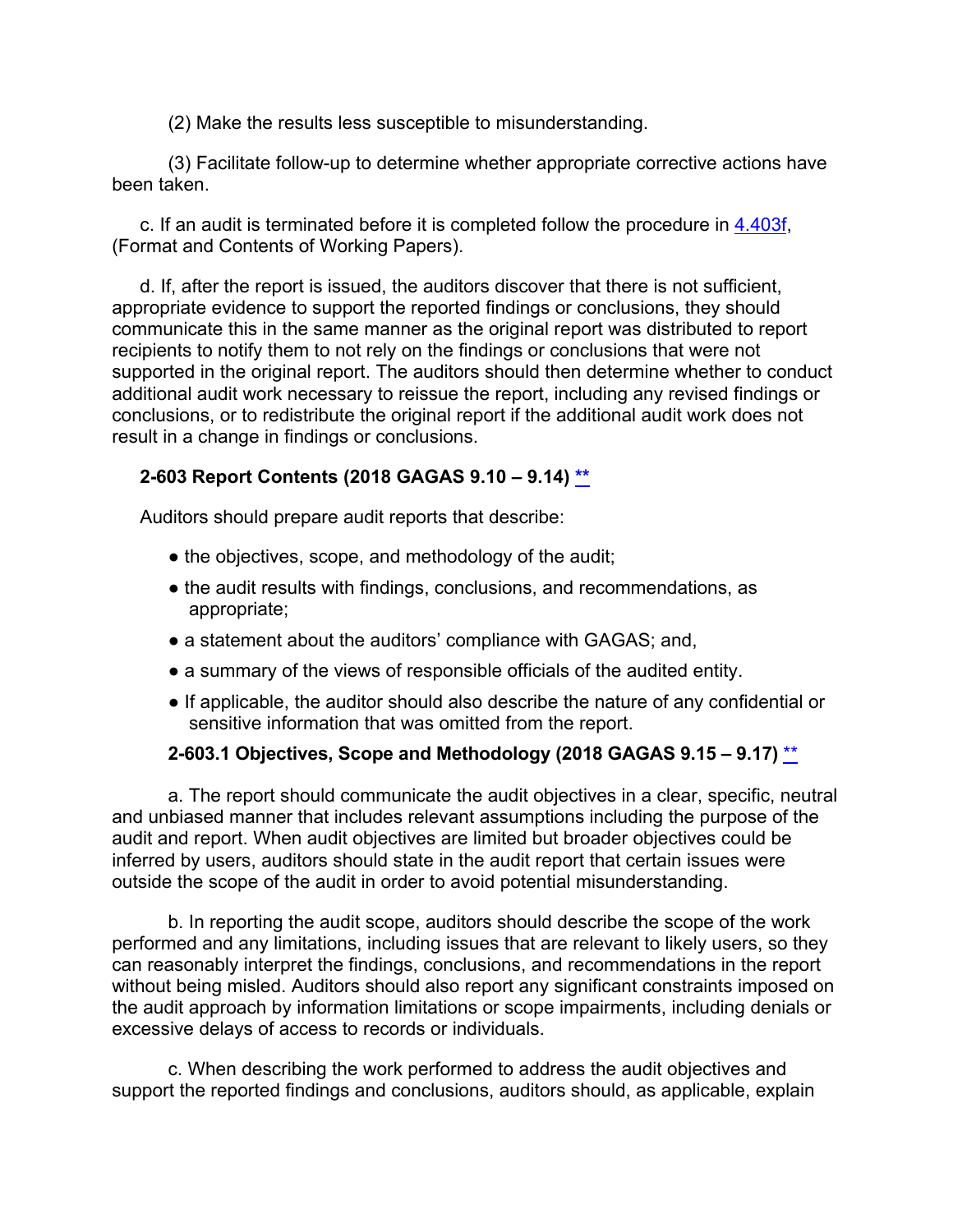(2) Make the results less susceptible to misunderstanding.

(3) Facilitate follow-up to determine whether appropriate corrective actions have been taken.

c. If an audit is terminated before it is completed follow the procedure in 4.403f, (Format and Contents of Working Papers).

d. If, after the report is issued, the auditors discover that there is not sufficient, appropriate evidence to support the reported findings or conclusions, they should communicate this in the same manner as the original report was distributed to report recipients to notify them to not rely on the findings or conclusions that were not supported in the original report. The auditors should then determine whether to conduct additional audit work necessary to reissue the report, including any revised findings or conclusions, or to redistribute the original report if the additional audit work does not result in a change in findings or conclusions.

**2-603 Report Contents (2018 GAGAS 9.10 – 9.14) ****

Auditors should prepare audit reports that describe:

- the objectives, scope, and methodology of the audit;
- the audit results with findings, conclusions, and recommendations, as appropriate;
- a statement about the auditors' compliance with GAGAS; and,
- a summary of the views of responsible officials of the audited entity.
- If applicable, the auditor should also describe the nature of any confidential or sensitive information that was omitted from the report.

**2-603.1 Objectives, Scope and Methodology (2018 GAGAS 9.15 – 9.17) ****

a. The report should communicate the audit objectives in a clear, specific, neutral and unbiased manner that includes relevant assumptions including the purpose of the audit and report. When audit objectives are limited but broader objectives could be inferred by users, auditors should state in the audit report that certain issues were outside the scope of the audit in order to avoid potential misunderstanding.

b. In reporting the audit scope, auditors should describe the scope of the work performed and any limitations, including issues that are relevant to likely users, so they can reasonably interpret the findings, conclusions, and recommendations in the report without being misled. Auditors should also report any significant constraints imposed on the audit approach by information limitations or scope impairments, including denials or excessive delays of access to records or individuals.

c. When describing the work performed to address the audit objectives and support the reported findings and conclusions, auditors should, as applicable, explain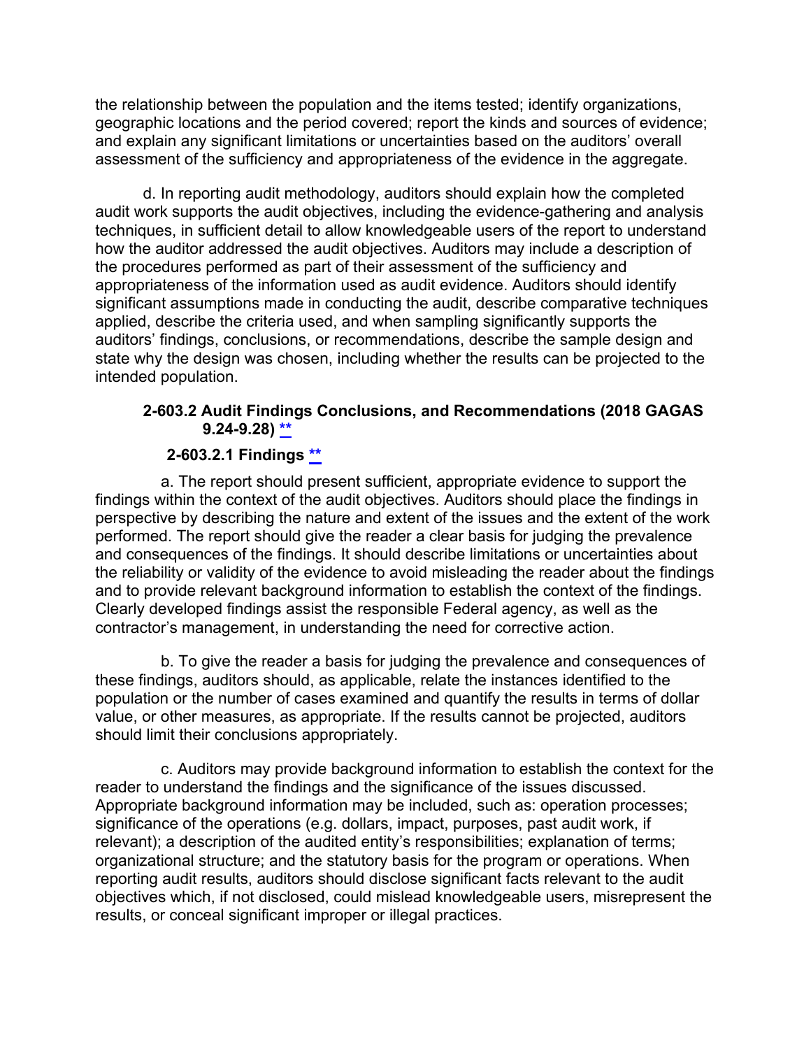the relationship between the population and the items tested; identify organizations, geographic locations and the period covered; report the kinds and sources of evidence; and explain any significant limitations or uncertainties based on the auditors' overall assessment of the sufficiency and appropriateness of the evidence in the aggregate.

d. In reporting audit methodology, auditors should explain how the completed audit work supports the audit objectives, including the evidence-gathering and analysis techniques, in sufficient detail to allow knowledgeable users of the report to understand how the auditor addressed the audit objectives. Auditors may include a description of the procedures performed as part of their assessment of the sufficiency and appropriateness of the information used as audit evidence. Auditors should identify significant assumptions made in conducting the audit, describe comparative techniques applied, describe the criteria used, and when sampling significantly supports the auditors' findings, conclusions, or recommendations, describe the sample design and state why the design was chosen, including whether the results can be projected to the intended population.

### 2-603.2 Audit Findings Conclusions, and Recommendations (2018 GAGAS 9.24-9.28) **

#### 2-603.2.1 Findings **

a. The report should present sufficient, appropriate evidence to support the findings within the context of the audit objectives. Auditors should place the findings in perspective by describing the nature and extent of the issues and the extent of the work performed. The report should give the reader a clear basis for judging the prevalence and consequences of the findings. It should describe limitations or uncertainties about the reliability or validity of the evidence to avoid misleading the reader about the findings and to provide relevant background information to establish the context of the findings. Clearly developed findings assist the responsible Federal agency, as well as the contractor's management, in understanding the need for corrective action.

b. To give the reader a basis for judging the prevalence and consequences of these findings, auditors should, as applicable, relate the instances identified to the population or the number of cases examined and quantify the results in terms of dollar value, or other measures, as appropriate. If the results cannot be projected, auditors should limit their conclusions appropriately.

c. Auditors may provide background information to establish the context for the reader to understand the findings and the significance of the issues discussed. Appropriate background information may be included, such as: operation processes; significance of the operations (e.g. dollars, impact, purposes, past audit work, if relevant); a description of the audited entity's responsibilities; explanation of terms; organizational structure; and the statutory basis for the program or operations. When reporting audit results, auditors should disclose significant facts relevant to the audit objectives which, if not disclosed, could mislead knowledgeable users, misrepresent the results, or conceal significant improper or illegal practices.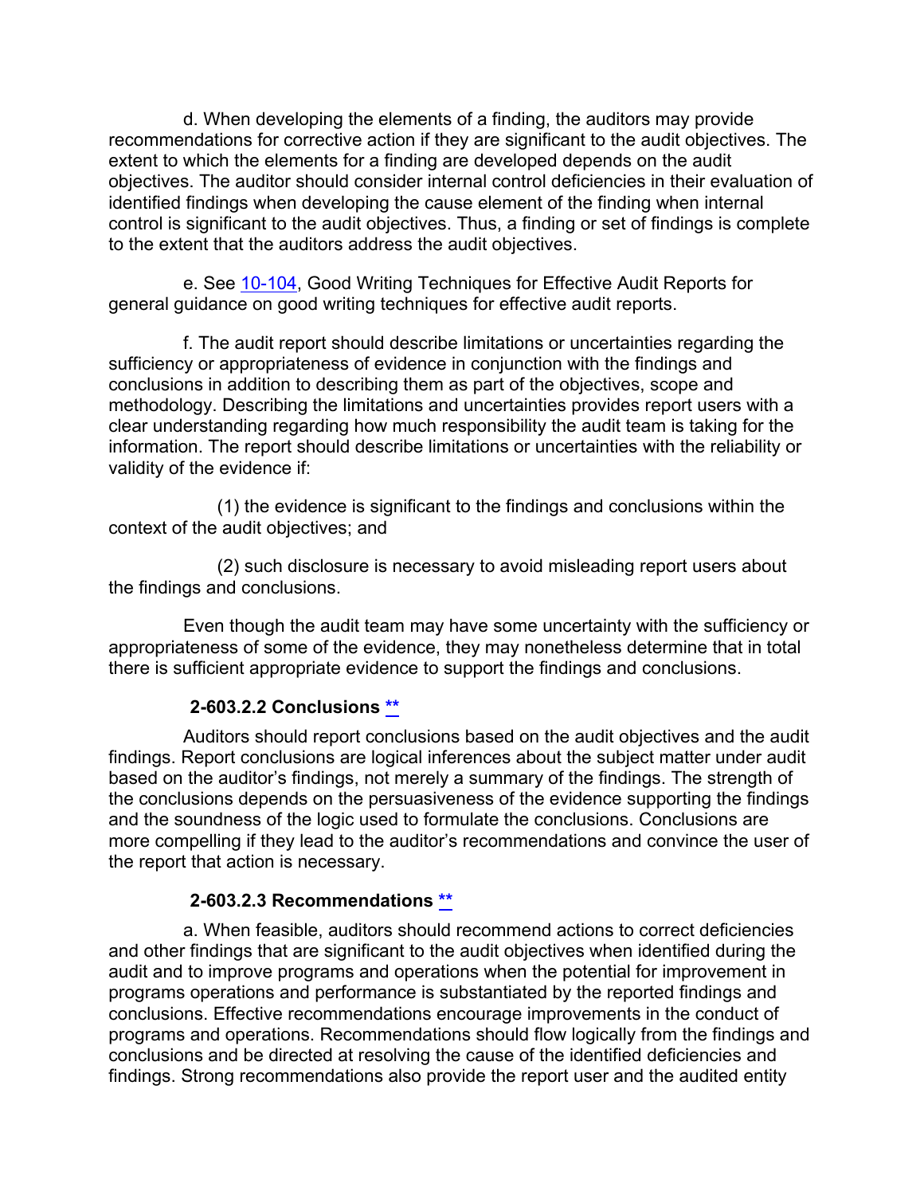d. When developing the elements of a finding, the auditors may provide recommendations for corrective action if they are significant to the audit objectives. The extent to which the elements for a finding are developed depends on the audit objectives. The auditor should consider internal control deficiencies in their evaluation of identified findings when developing the cause element of the finding when internal control is significant to the audit objectives. Thus, a finding or set of findings is complete to the extent that the auditors address the audit objectives.

e. See 10-104, Good Writing Techniques for Effective Audit Reports for general guidance on good writing techniques for effective audit reports.

f. The audit report should describe limitations or uncertainties regarding the sufficiency or appropriateness of evidence in conjunction with the findings and conclusions in addition to describing them as part of the objectives, scope and methodology. Describing the limitations and uncertainties provides report users with a clear understanding regarding how much responsibility the audit team is taking for the information. The report should describe limitations or uncertainties with the reliability or validity of the evidence if:

(1) the evidence is significant to the findings and conclusions within the context of the audit objectives; and

(2) such disclosure is necessary to avoid misleading report users about the findings and conclusions.

Even though the audit team may have some uncertainty with the sufficiency or appropriateness of some of the evidence, they may nonetheless determine that in total there is sufficient appropriate evidence to support the findings and conclusions.

#### 2-603.2.2 Conclusions **

Auditors should report conclusions based on the audit objectives and the audit findings. Report conclusions are logical inferences about the subject matter under audit based on the auditor's findings, not merely a summary of the findings. The strength of the conclusions depends on the persuasiveness of the evidence supporting the findings and the soundness of the logic used to formulate the conclusions. Conclusions are more compelling if they lead to the auditor's recommendations and convince the user of the report that action is necessary.

#### 2-603.2.3 Recommendations **

a. When feasible, auditors should recommend actions to correct deficiencies and other findings that are significant to the audit objectives when identified during the audit and to improve programs and operations when the potential for improvement in programs operations and performance is substantiated by the reported findings and conclusions. Effective recommendations encourage improvements in the conduct of programs and operations. Recommendations should flow logically from the findings and conclusions and be directed at resolving the cause of the identified deficiencies and findings. Strong recommendations also provide the report user and the audited entity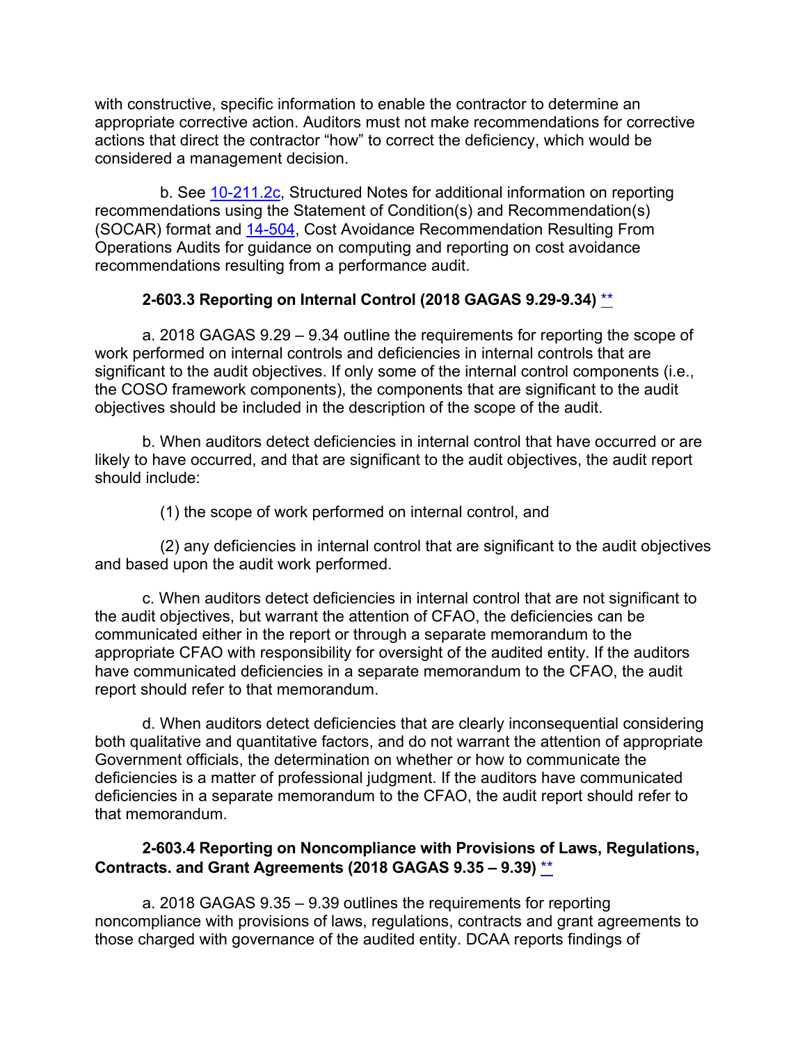with constructive, specific information to enable the contractor to determine an appropriate corrective action. Auditors must not make recommendations for corrective actions that direct the contractor "how" to correct the deficiency, which would be considered a management decision.

b. See 10-211.2c, Structured Notes for additional information on reporting recommendations using the Statement of Condition(s) and Recommendation(s) (SOCAR) format and 14-504, Cost Avoidance Recommendation Resulting From Operations Audits for guidance on computing and reporting on cost avoidance recommendations resulting from a performance audit.

### 2-603.3 Reporting on Internal Control (2018 GAGAS 9.29-9.34) **

a. 2018 GAGAS 9.29 – 9.34 outline the requirements for reporting the scope of work performed on internal controls and deficiencies in internal controls that are significant to the audit objectives. If only some of the internal control components (i.e., the COSO framework components), the components that are significant to the audit objectives should be included in the description of the scope of the audit.

b. When auditors detect deficiencies in internal control that have occurred or are likely to have occurred, and that are significant to the audit objectives, the audit report should include:

(1) the scope of work performed on internal control, and

(2) any deficiencies in internal control that are significant to the audit objectives and based upon the audit work performed.

c. When auditors detect deficiencies in internal control that are not significant to the audit objectives, but warrant the attention of CFAO, the deficiencies can be communicated either in the report or through a separate memorandum to the appropriate CFAO with responsibility for oversight of the audited entity. If the auditors have communicated deficiencies in a separate memorandum to the CFAO, the audit report should refer to that memorandum.

d. When auditors detect deficiencies that are clearly inconsequential considering both qualitative and quantitative factors, and do not warrant the attention of appropriate Government officials, the determination on whether or how to communicate the deficiencies is a matter of professional judgment. If the auditors have communicated deficiencies in a separate memorandum to the CFAO, the audit report should refer to that memorandum.

### 2-603.4 Reporting on Noncompliance with Provisions of Laws, Regulations, Contracts. and Grant Agreements (2018 GAGAS 9.35 – 9.39) **

a. 2018 GAGAS 9.35 – 9.39 outlines the requirements for reporting noncompliance with provisions of laws, regulations, contracts and grant agreements to those charged with governance of the audited entity. DCAA reports findings of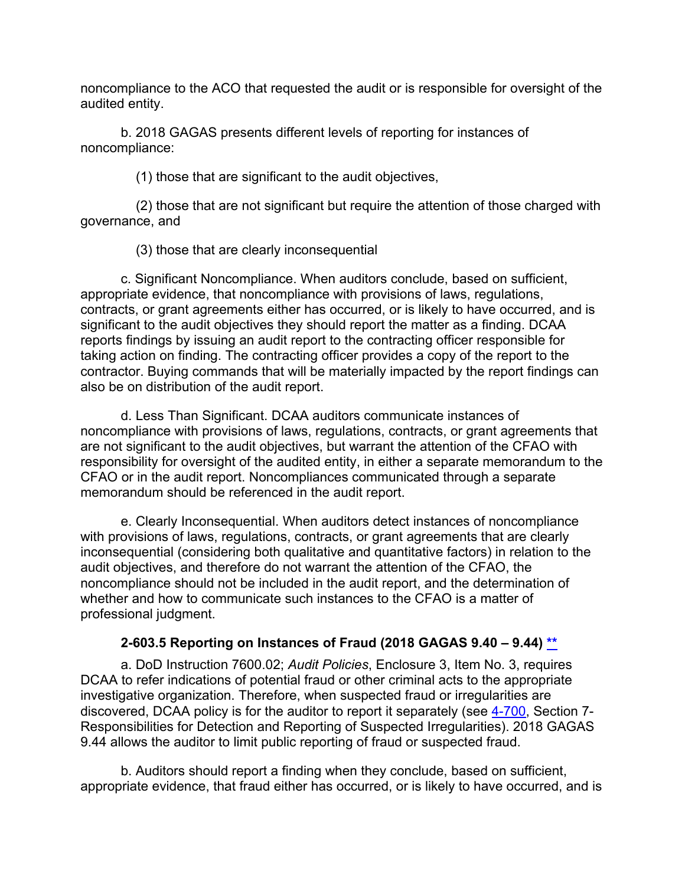noncompliance to the ACO that requested the audit or is responsible for oversight of the audited entity.

b. 2018 GAGAS presents different levels of reporting for instances of noncompliance:

(1) those that are significant to the audit objectives,

(2) those that are not significant but require the attention of those charged with governance, and

(3) those that are clearly inconsequential

c. Significant Noncompliance. When auditors conclude, based on sufficient, appropriate evidence, that noncompliance with provisions of laws, regulations, contracts, or grant agreements either has occurred, or is likely to have occurred, and is significant to the audit objectives they should report the matter as a finding. DCAA reports findings by issuing an audit report to the contracting officer responsible for taking action on finding. The contracting officer provides a copy of the report to the contractor. Buying commands that will be materially impacted by the report findings can also be on distribution of the audit report.

d. Less Than Significant. DCAA auditors communicate instances of noncompliance with provisions of laws, regulations, contracts, or grant agreements that are not significant to the audit objectives, but warrant the attention of the CFAO with responsibility for oversight of the audited entity, in either a separate memorandum to the CFAO or in the audit report. Noncompliances communicated through a separate memorandum should be referenced in the audit report.

e. Clearly Inconsequential. When auditors detect instances of noncompliance with provisions of laws, regulations, contracts, or grant agreements that are clearly inconsequential (considering both qualitative and quantitative factors) in relation to the audit objectives, and therefore do not warrant the attention of the CFAO, the noncompliance should not be included in the audit report, and the determination of whether and how to communicate such instances to the CFAO is a matter of professional judgment.

### 2-603.5 Reporting on Instances of Fraud (2018 GAGAS 9.40 – 9.44) **

a. DoD Instruction 7600.02; *Audit Policies*, Enclosure 3, Item No. 3, requires DCAA to refer indications of potential fraud or other criminal acts to the appropriate investigative organization. Therefore, when suspected fraud or irregularities are discovered, DCAA policy is for the auditor to report it separately (see 4-700, Section 7-Responsibilities for Detection and Reporting of Suspected Irregularities). 2018 GAGAS 9.44 allows the auditor to limit public reporting of fraud or suspected fraud.

b. Auditors should report a finding when they conclude, based on sufficient, appropriate evidence, that fraud either has occurred, or is likely to have occurred, and is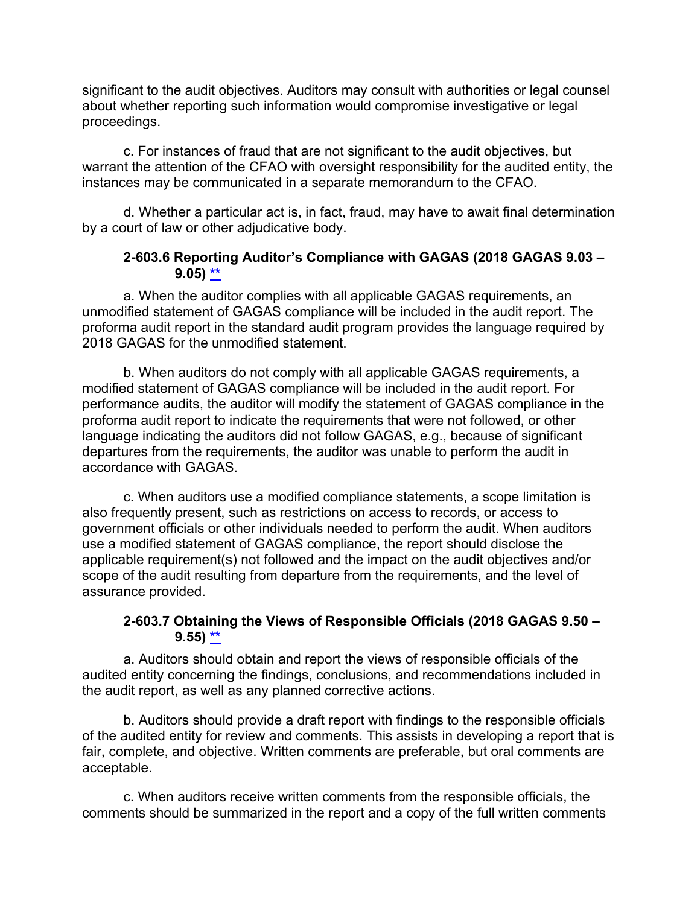significant to the audit objectives. Auditors may consult with authorities or legal counsel about whether reporting such information would compromise investigative or legal proceedings.

c. For instances of fraud that are not significant to the audit objectives, but warrant the attention of the CFAO with oversight responsibility for the audited entity, the instances may be communicated in a separate memorandum to the CFAO.

d. Whether a particular act is, in fact, fraud, may have to await final determination by a court of law or other adjudicative body.

### 2-603.6 Reporting Auditor's Compliance with GAGAS (2018 GAGAS 9.03 – 9.05) **

a. When the auditor complies with all applicable GAGAS requirements, an unmodified statement of GAGAS compliance will be included in the audit report. The proforma audit report in the standard audit program provides the language required by 2018 GAGAS for the unmodified statement.

b. When auditors do not comply with all applicable GAGAS requirements, a modified statement of GAGAS compliance will be included in the audit report. For performance audits, the auditor will modify the statement of GAGAS compliance in the proforma audit report to indicate the requirements that were not followed, or other language indicating the auditors did not follow GAGAS, e.g., because of significant departures from the requirements, the auditor was unable to perform the audit in accordance with GAGAS.

c. When auditors use a modified compliance statements, a scope limitation is also frequently present, such as restrictions on access to records, or access to government officials or other individuals needed to perform the audit. When auditors use a modified statement of GAGAS compliance, the report should disclose the applicable requirement(s) not followed and the impact on the audit objectives and/or scope of the audit resulting from departure from the requirements, and the level of assurance provided.

### 2-603.7 Obtaining the Views of Responsible Officials (2018 GAGAS 9.50 – 9.55) **

a. Auditors should obtain and report the views of responsible officials of the audited entity concerning the findings, conclusions, and recommendations included in the audit report, as well as any planned corrective actions.

b. Auditors should provide a draft report with findings to the responsible officials of the audited entity for review and comments. This assists in developing a report that is fair, complete, and objective. Written comments are preferable, but oral comments are acceptable.

c. When auditors receive written comments from the responsible officials, the comments should be summarized in the report and a copy of the full written comments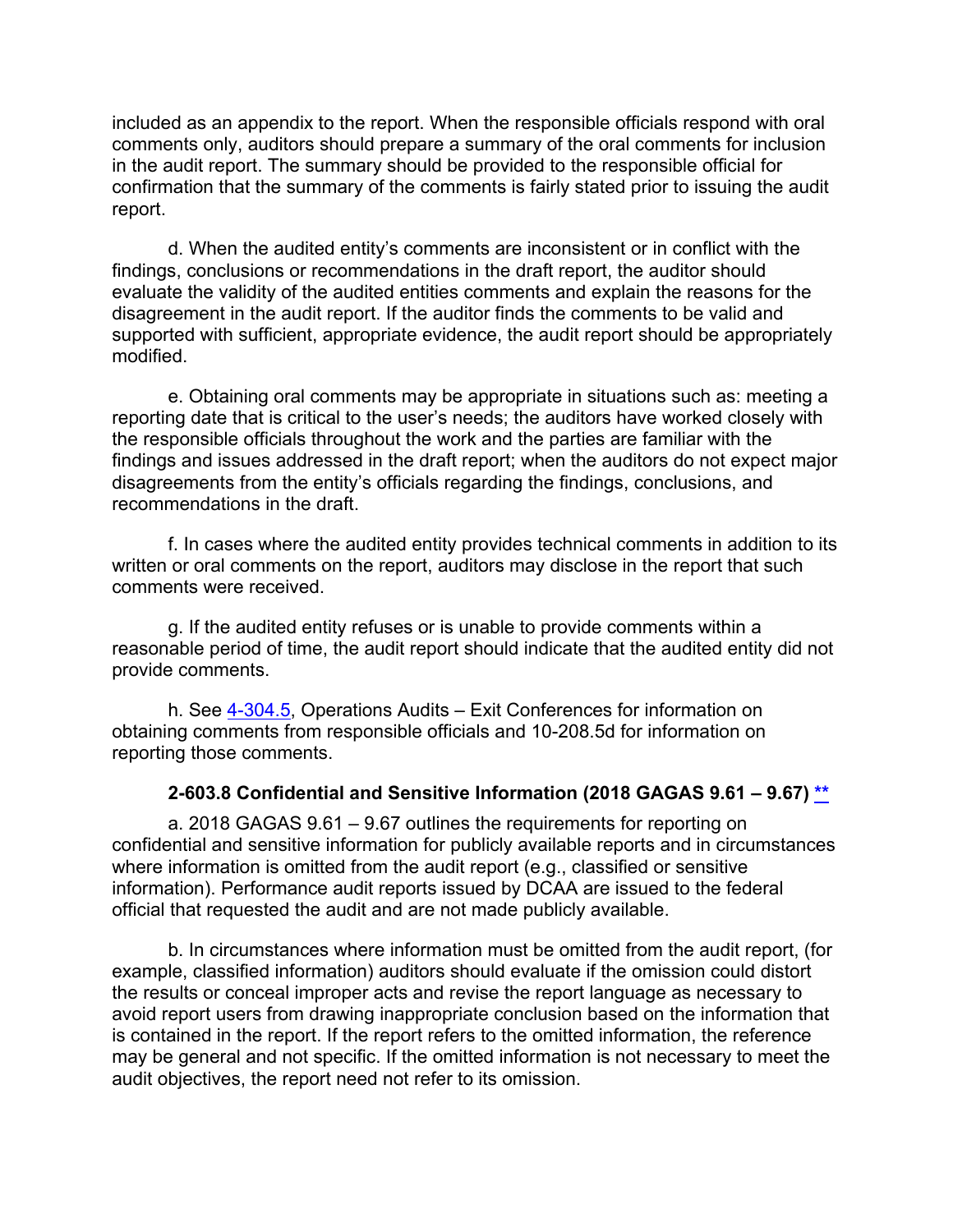included as an appendix to the report. When the responsible officials respond with oral comments only, auditors should prepare a summary of the oral comments for inclusion in the audit report. The summary should be provided to the responsible official for confirmation that the summary of the comments is fairly stated prior to issuing the audit report.

d. When the audited entity's comments are inconsistent or in conflict with the findings, conclusions or recommendations in the draft report, the auditor should evaluate the validity of the audited entities comments and explain the reasons for the disagreement in the audit report. If the auditor finds the comments to be valid and supported with sufficient, appropriate evidence, the audit report should be appropriately modified.

e. Obtaining oral comments may be appropriate in situations such as: meeting a reporting date that is critical to the user's needs; the auditors have worked closely with the responsible officials throughout the work and the parties are familiar with the findings and issues addressed in the draft report; when the auditors do not expect major disagreements from the entity's officials regarding the findings, conclusions, and recommendations in the draft.

f. In cases where the audited entity provides technical comments in addition to its written or oral comments on the report, auditors may disclose in the report that such comments were received.

g. If the audited entity refuses or is unable to provide comments within a reasonable period of time, the audit report should indicate that the audited entity did not provide comments.

h. See 4-304.5, Operations Audits – Exit Conferences for information on obtaining comments from responsible officials and 10-208.5d for information on reporting those comments.

#### 2-603.8 Confidential and Sensitive Information (2018 GAGAS 9.61 – 9.67) **

a. 2018 GAGAS 9.61 – 9.67 outlines the requirements for reporting on confidential and sensitive information for publicly available reports and in circumstances where information is omitted from the audit report (e.g., classified or sensitive information). Performance audit reports issued by DCAA are issued to the federal official that requested the audit and are not made publicly available.

b. In circumstances where information must be omitted from the audit report, (for example, classified information) auditors should evaluate if the omission could distort the results or conceal improper acts and revise the report language as necessary to avoid report users from drawing inappropriate conclusion based on the information that is contained in the report. If the report refers to the omitted information, the reference may be general and not specific. If the omitted information is not necessary to meet the audit objectives, the report need not refer to its omission.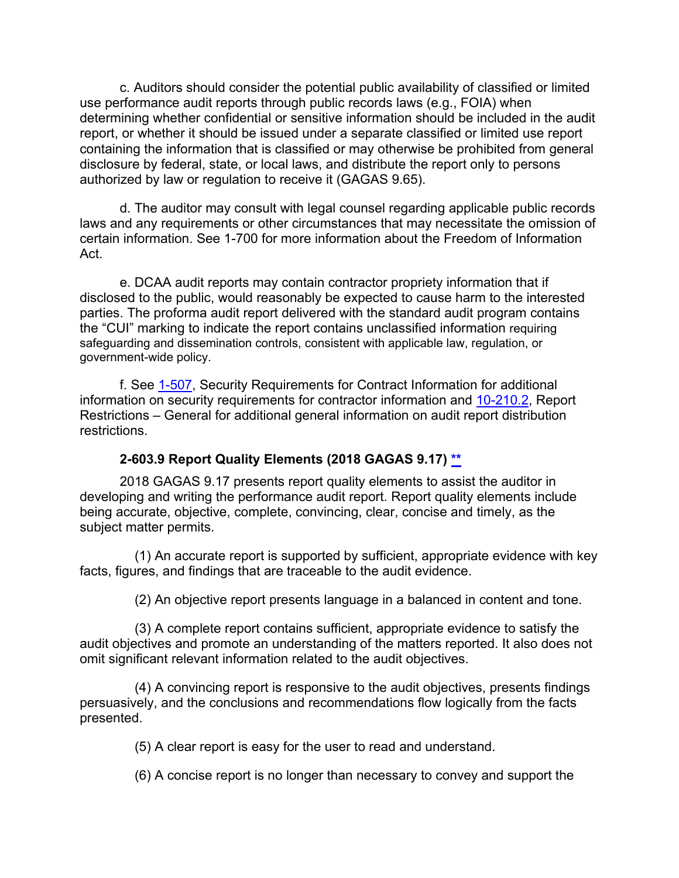c. Auditors should consider the potential public availability of classified or limited use performance audit reports through public records laws (e.g., FOIA) when determining whether confidential or sensitive information should be included in the audit report, or whether it should be issued under a separate classified or limited use report containing the information that is classified or may otherwise be prohibited from general disclosure by federal, state, or local laws, and distribute the report only to persons authorized by law or regulation to receive it (GAGAS 9.65).

d. The auditor may consult with legal counsel regarding applicable public records laws and any requirements or other circumstances that may necessitate the omission of certain information. See 1-700 for more information about the Freedom of Information Act.

e. DCAA audit reports may contain contractor propriety information that if disclosed to the public, would reasonably be expected to cause harm to the interested parties. The proforma audit report delivered with the standard audit program contains the "CUI" marking to indicate the report contains unclassified information requiring safeguarding and dissemination controls, consistent with applicable law, regulation, or government-wide policy.

f. See 1-507, Security Requirements for Contract Information for additional information on security requirements for contractor information and 10-210.2, Report Restrictions – General for additional general information on audit report distribution restrictions.

### 2-603.9 Report Quality Elements (2018 GAGAS 9.17) **

2018 GAGAS 9.17 presents report quality elements to assist the auditor in developing and writing the performance audit report. Report quality elements include being accurate, objective, complete, convincing, clear, concise and timely, as the subject matter permits.

(1) An accurate report is supported by sufficient, appropriate evidence with key facts, figures, and findings that are traceable to the audit evidence.

(2) An objective report presents language in a balanced in content and tone.

(3) A complete report contains sufficient, appropriate evidence to satisfy the audit objectives and promote an understanding of the matters reported. It also does not omit significant relevant information related to the audit objectives.

(4) A convincing report is responsive to the audit objectives, presents findings persuasively, and the conclusions and recommendations flow logically from the facts presented.

(5) A clear report is easy for the user to read and understand.

(6) A concise report is no longer than necessary to convey and support the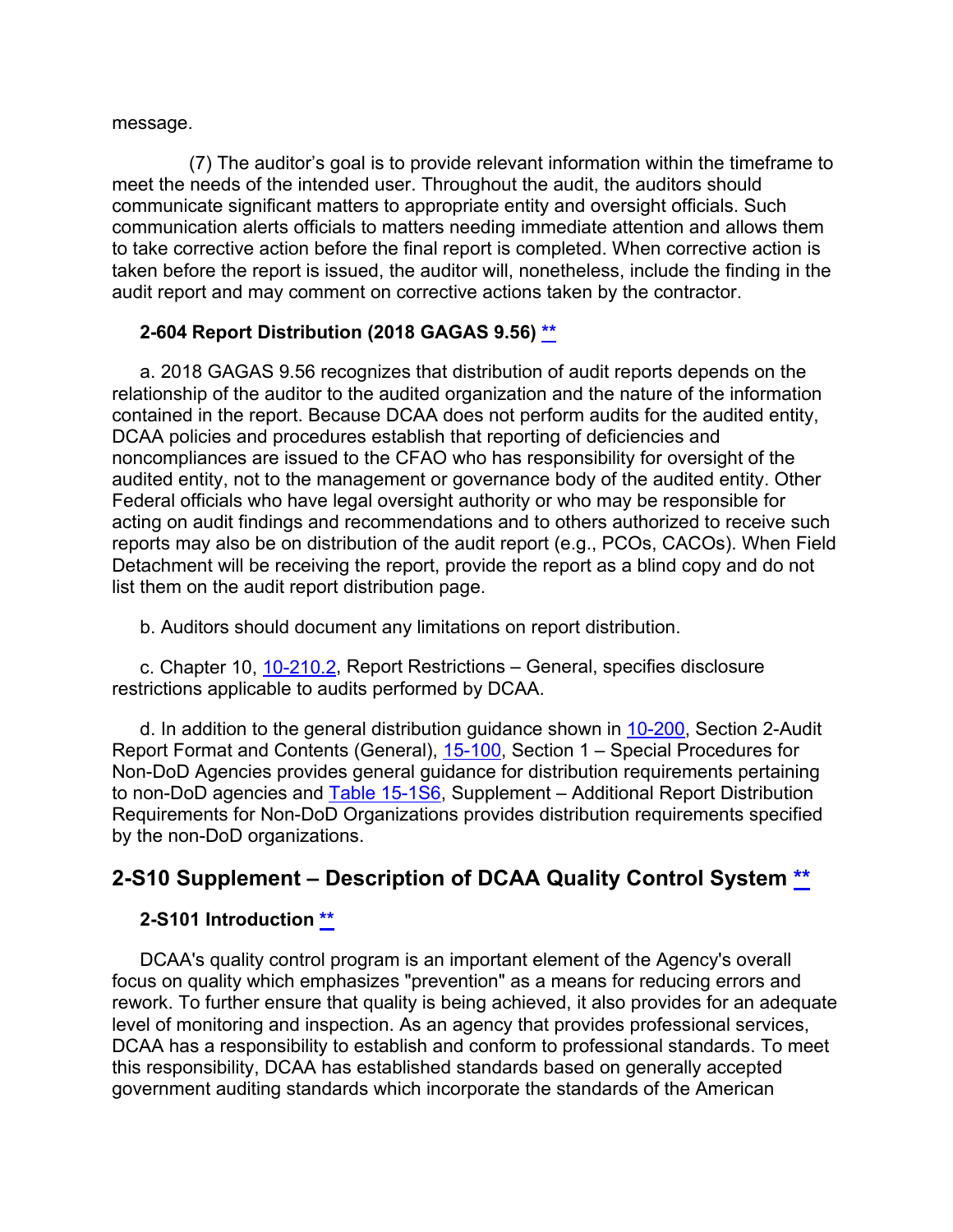message.

(7) The auditor's goal is to provide relevant information within the timeframe to meet the needs of the intended user. Throughout the audit, the auditors should communicate significant matters to appropriate entity and oversight officials. Such communication alerts officials to matters needing immediate attention and allows them to take corrective action before the final report is completed. When corrective action is taken before the report is issued, the auditor will, nonetheless, include the finding in the audit report and may comment on corrective actions taken by the contractor.

### 2-604 Report Distribution (2018 GAGAS 9.56) **

a. 2018 GAGAS 9.56 recognizes that distribution of audit reports depends on the relationship of the auditor to the audited organization and the nature of the information contained in the report. Because DCAA does not perform audits for the audited entity, DCAA policies and procedures establish that reporting of deficiencies and noncompliances are issued to the CFAO who has responsibility for oversight of the audited entity, not to the management or governance body of the audited entity. Other Federal officials who have legal oversight authority or who may be responsible for acting on audit findings and recommendations and to others authorized to receive such reports may also be on distribution of the audit report (e.g., PCOs, CACOs). When Field Detachment will be receiving the report, provide the report as a blind copy and do not list them on the audit report distribution page.

b. Auditors should document any limitations on report distribution.

c. Chapter 10, 10-210.2, Report Restrictions – General, specifies disclosure restrictions applicable to audits performed by DCAA.

d. In addition to the general distribution guidance shown in 10-200, Section 2-Audit Report Format and Contents (General), 15-100, Section 1 – Special Procedures for Non-DoD Agencies provides general guidance for distribution requirements pertaining to non-DoD agencies and Table 15-1S6, Supplement – Additional Report Distribution Requirements for Non-DoD Organizations provides distribution requirements specified by the non-DoD organizations.

## 2-S10 Supplement – Description of DCAA Quality Control System **

### 2-S101 Introduction **

DCAA's quality control program is an important element of the Agency's overall focus on quality which emphasizes "prevention" as a means for reducing errors and rework. To further ensure that quality is being achieved, it also provides for an adequate level of monitoring and inspection. As an agency that provides professional services, DCAA has a responsibility to establish and conform to professional standards. To meet this responsibility, DCAA has established standards based on generally accepted government auditing standards which incorporate the standards of the American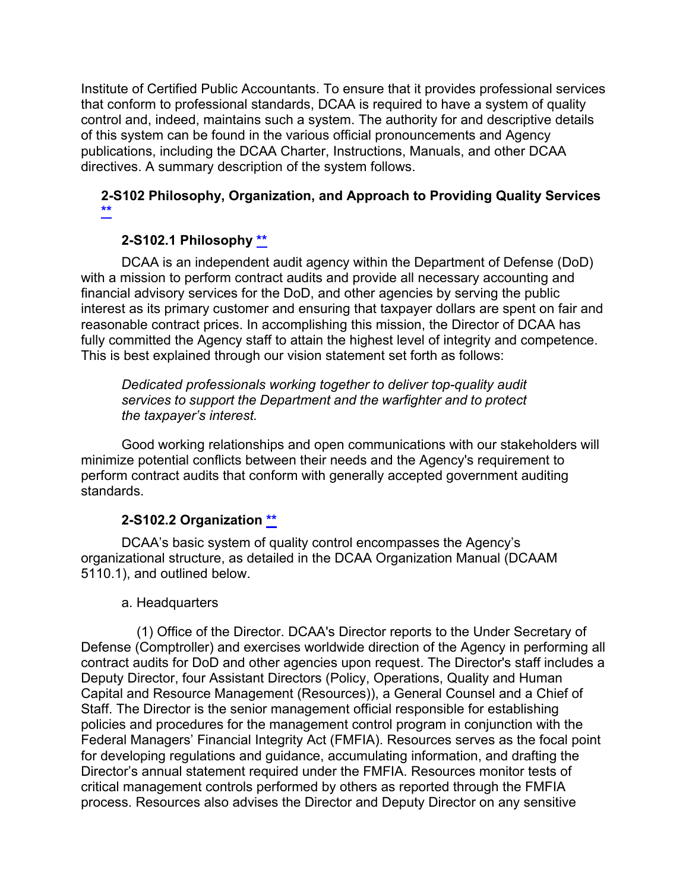Institute of Certified Public Accountants. To ensure that it provides professional services that conform to professional standards, DCAA is required to have a system of quality control and, indeed, maintains such a system. The authority for and descriptive details of this system can be found in the various official pronouncements and Agency publications, including the DCAA Charter, Instructions, Manuals, and other DCAA directives. A summary description of the system follows.

### 2-S102 Philosophy, Organization, and Approach to Providing Quality Services **

#### 2-S102.1 Philosophy **

DCAA is an independent audit agency within the Department of Defense (DoD) with a mission to perform contract audits and provide all necessary accounting and financial advisory services for the DoD, and other agencies by serving the public interest as its primary customer and ensuring that taxpayer dollars are spent on fair and reasonable contract prices. In accomplishing this mission, the Director of DCAA has fully committed the Agency staff to attain the highest level of integrity and competence. This is best explained through our vision statement set forth as follows:

> *Dedicated professionals working together to deliver top-quality audit services to support the Department and the warfighter and to protect the taxpayer's interest.*

Good working relationships and open communications with our stakeholders will minimize potential conflicts between their needs and the Agency's requirement to perform contract audits that conform with generally accepted government auditing standards.

#### 2-S102.2 Organization **

DCAA's basic system of quality control encompasses the Agency's organizational structure, as detailed in the DCAA Organization Manual (DCAAM 5110.1), and outlined below.

a. Headquarters

(1) Office of the Director. DCAA's Director reports to the Under Secretary of Defense (Comptroller) and exercises worldwide direction of the Agency in performing all contract audits for DoD and other agencies upon request. The Director's staff includes a Deputy Director, four Assistant Directors (Policy, Operations, Quality and Human Capital and Resource Management (Resources)), a General Counsel and a Chief of Staff. The Director is the senior management official responsible for establishing policies and procedures for the management control program in conjunction with the Federal Managers' Financial Integrity Act (FMFIA). Resources serves as the focal point for developing regulations and guidance, accumulating information, and drafting the Director's annual statement required under the FMFIA. Resources monitor tests of critical management controls performed by others as reported through the FMFIA process. Resources also advises the Director and Deputy Director on any sensitive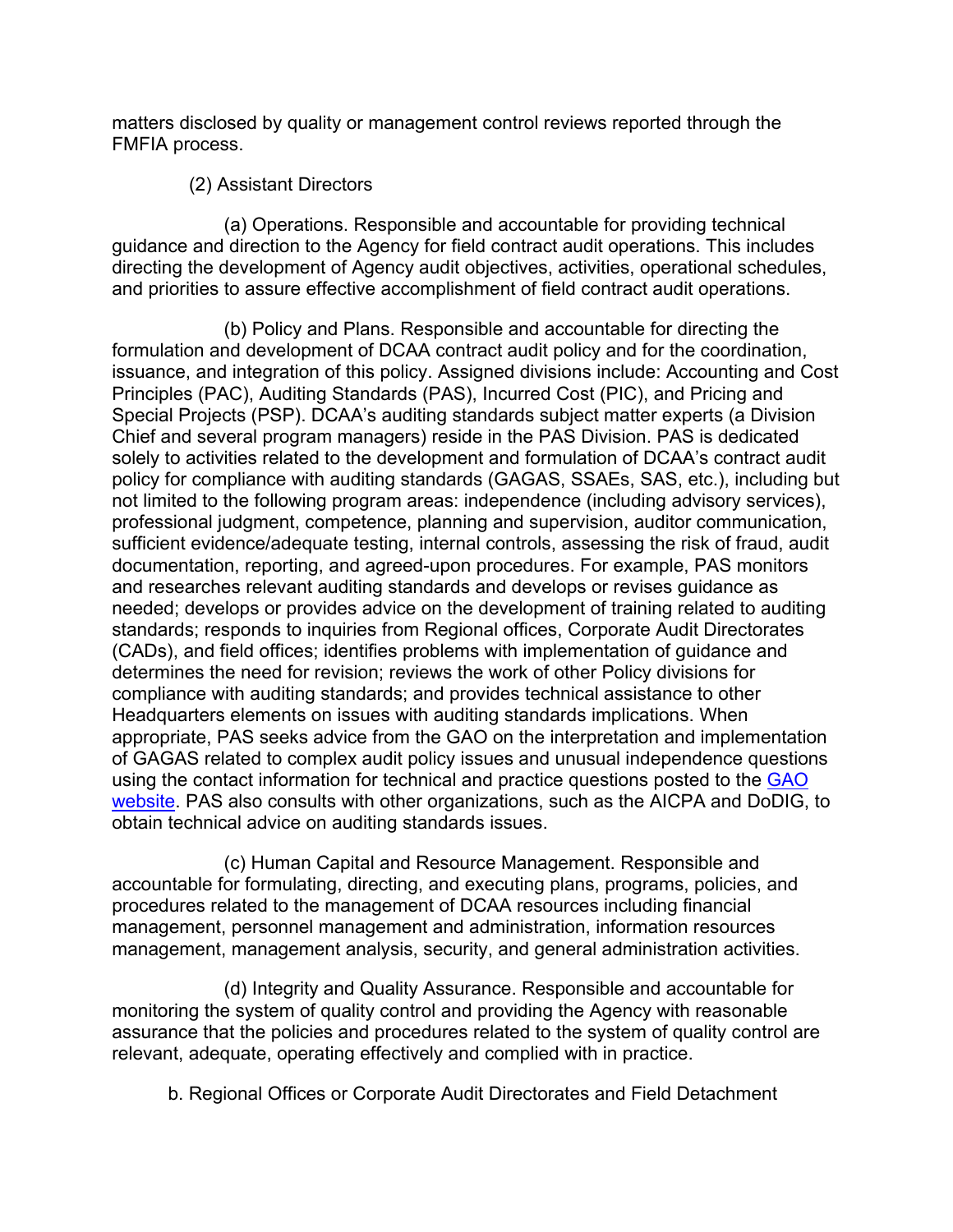matters disclosed by quality or management control reviews reported through the FMFIA process.

(2) Assistant Directors

(a) Operations. Responsible and accountable for providing technical guidance and direction to the Agency for field contract audit operations. This includes directing the development of Agency audit objectives, activities, operational schedules, and priorities to assure effective accomplishment of field contract audit operations.

(b) Policy and Plans. Responsible and accountable for directing the formulation and development of DCAA contract audit policy and for the coordination, issuance, and integration of this policy. Assigned divisions include: Accounting and Cost Principles (PAC), Auditing Standards (PAS), Incurred Cost (PIC), and Pricing and Special Projects (PSP). DCAA's auditing standards subject matter experts (a Division Chief and several program managers) reside in the PAS Division. PAS is dedicated solely to activities related to the development and formulation of DCAA's contract audit policy for compliance with auditing standards (GAGAS, SSAEs, SAS, etc.), including but not limited to the following program areas: independence (including advisory services), professional judgment, competence, planning and supervision, auditor communication, sufficient evidence/adequate testing, internal controls, assessing the risk of fraud, audit documentation, reporting, and agreed-upon procedures. For example, PAS monitors and researches relevant auditing standards and develops or revises guidance as needed; develops or provides advice on the development of training related to auditing standards; responds to inquiries from Regional offices, Corporate Audit Directorates (CADs), and field offices; identifies problems with implementation of guidance and determines the need for revision; reviews the work of other Policy divisions for compliance with auditing standards; and provides technical assistance to other Headquarters elements on issues with auditing standards implications. When appropriate, PAS seeks advice from the GAO on the interpretation and implementation of GAGAS related to complex audit policy issues and unusual independence questions using the contact information for technical and practice questions posted to the GAO website. PAS also consults with other organizations, such as the AICPA and DoDIG, to obtain technical advice on auditing standards issues.

(c) Human Capital and Resource Management. Responsible and accountable for formulating, directing, and executing plans, programs, policies, and procedures related to the management of DCAA resources including financial management, personnel management and administration, information resources management, management analysis, security, and general administration activities.

(d) Integrity and Quality Assurance. Responsible and accountable for monitoring the system of quality control and providing the Agency with reasonable assurance that the policies and procedures related to the system of quality control are relevant, adequate, operating effectively and complied with in practice.

b. Regional Offices or Corporate Audit Directorates and Field Detachment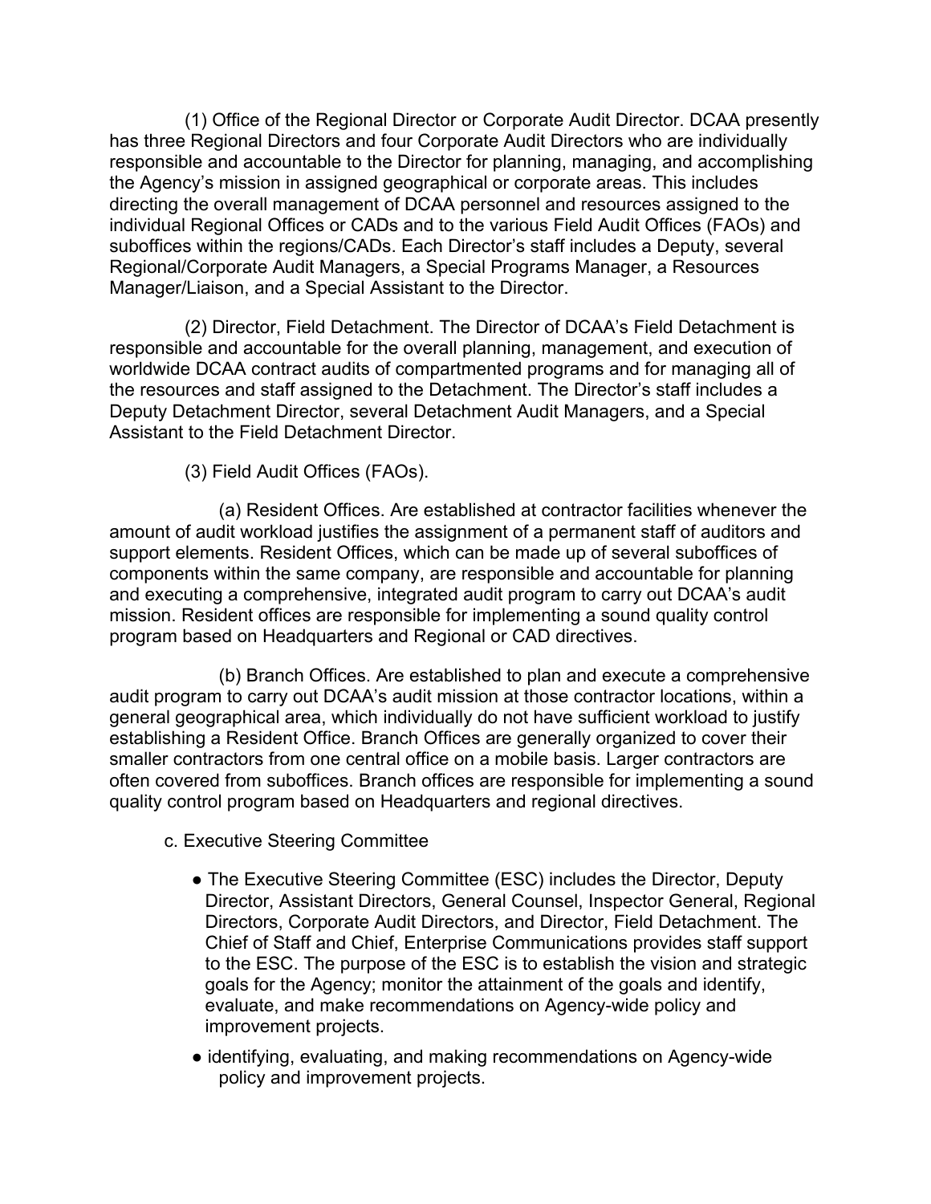(1) Office of the Regional Director or Corporate Audit Director. DCAA presently has three Regional Directors and four Corporate Audit Directors who are individually responsible and accountable to the Director for planning, managing, and accomplishing the Agency's mission in assigned geographical or corporate areas. This includes directing the overall management of DCAA personnel and resources assigned to the individual Regional Offices or CADs and to the various Field Audit Offices (FAOs) and suboffices within the regions/CADs. Each Director's staff includes a Deputy, several Regional/Corporate Audit Managers, a Special Programs Manager, a Resources Manager/Liaison, and a Special Assistant to the Director.

(2) Director, Field Detachment. The Director of DCAA's Field Detachment is responsible and accountable for the overall planning, management, and execution of worldwide DCAA contract audits of compartmented programs and for managing all of the resources and staff assigned to the Detachment. The Director's staff includes a Deputy Detachment Director, several Detachment Audit Managers, and a Special Assistant to the Field Detachment Director.

(3) Field Audit Offices (FAOs).

(a) Resident Offices. Are established at contractor facilities whenever the amount of audit workload justifies the assignment of a permanent staff of auditors and support elements. Resident Offices, which can be made up of several suboffices of components within the same company, are responsible and accountable for planning and executing a comprehensive, integrated audit program to carry out DCAA's audit mission. Resident offices are responsible for implementing a sound quality control program based on Headquarters and Regional or CAD directives.

(b) Branch Offices. Are established to plan and execute a comprehensive audit program to carry out DCAA's audit mission at those contractor locations, within a general geographical area, which individually do not have sufficient workload to justify establishing a Resident Office. Branch Offices are generally organized to cover their smaller contractors from one central office on a mobile basis. Larger contractors are often covered from suboffices. Branch offices are responsible for implementing a sound quality control program based on Headquarters and regional directives.

c. Executive Steering Committee

- The Executive Steering Committee (ESC) includes the Director, Deputy Director, Assistant Directors, General Counsel, Inspector General, Regional Directors, Corporate Audit Directors, and Director, Field Detachment. The Chief of Staff and Chief, Enterprise Communications provides staff support to the ESC. The purpose of the ESC is to establish the vision and strategic goals for the Agency; monitor the attainment of the goals and identify, evaluate, and make recommendations on Agency-wide policy and improvement projects.
- identifying, evaluating, and making recommendations on Agency-wide policy and improvement projects.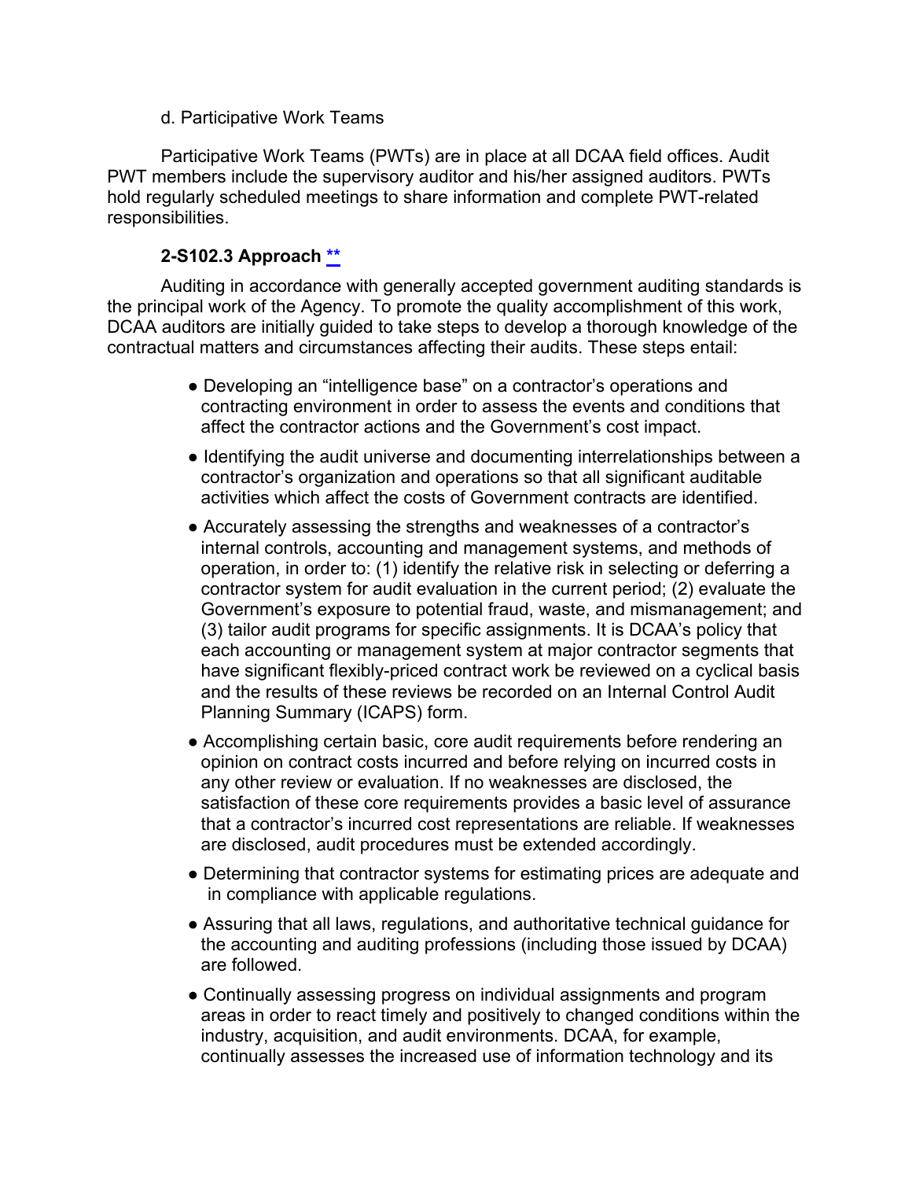d. Participative Work Teams

Participative Work Teams (PWTs) are in place at all DCAA field offices. Audit PWT members include the supervisory auditor and his/her assigned auditors. PWTs hold regularly scheduled meetings to share information and complete PWT-related responsibilities.

**2-S102.3 Approach [**](#)**

Auditing in accordance with generally accepted government auditing standards is the principal work of the Agency. To promote the quality accomplishment of this work, DCAA auditors are initially guided to take steps to develop a thorough knowledge of the contractual matters and circumstances affecting their audits. These steps entail:

- Developing an "intelligence base" on a contractor's operations and contracting environment in order to assess the events and conditions that affect the contractor actions and the Government's cost impact.
- Identifying the audit universe and documenting interrelationships between a contractor's organization and operations so that all significant auditable activities which affect the costs of Government contracts are identified.
- Accurately assessing the strengths and weaknesses of a contractor's internal controls, accounting and management systems, and methods of operation, in order to: (1) identify the relative risk in selecting or deferring a contractor system for audit evaluation in the current period; (2) evaluate the Government's exposure to potential fraud, waste, and mismanagement; and (3) tailor audit programs for specific assignments. It is DCAA's policy that each accounting or management system at major contractor segments that have significant flexibly-priced contract work be reviewed on a cyclical basis and the results of these reviews be recorded on an Internal Control Audit Planning Summary (ICAPS) form.
- Accomplishing certain basic, core audit requirements before rendering an opinion on contract costs incurred and before relying on incurred costs in any other review or evaluation. If no weaknesses are disclosed, the satisfaction of these core requirements provides a basic level of assurance that a contractor's incurred cost representations are reliable. If weaknesses are disclosed, audit procedures must be extended accordingly.
- Determining that contractor systems for estimating prices are adequate and in compliance with applicable regulations.
- Assuring that all laws, regulations, and authoritative technical guidance for the accounting and auditing professions (including those issued by DCAA) are followed.
- Continually assessing progress on individual assignments and program areas in order to react timely and positively to changed conditions within the industry, acquisition, and audit environments. DCAA, for example, continually assesses the increased use of information technology and its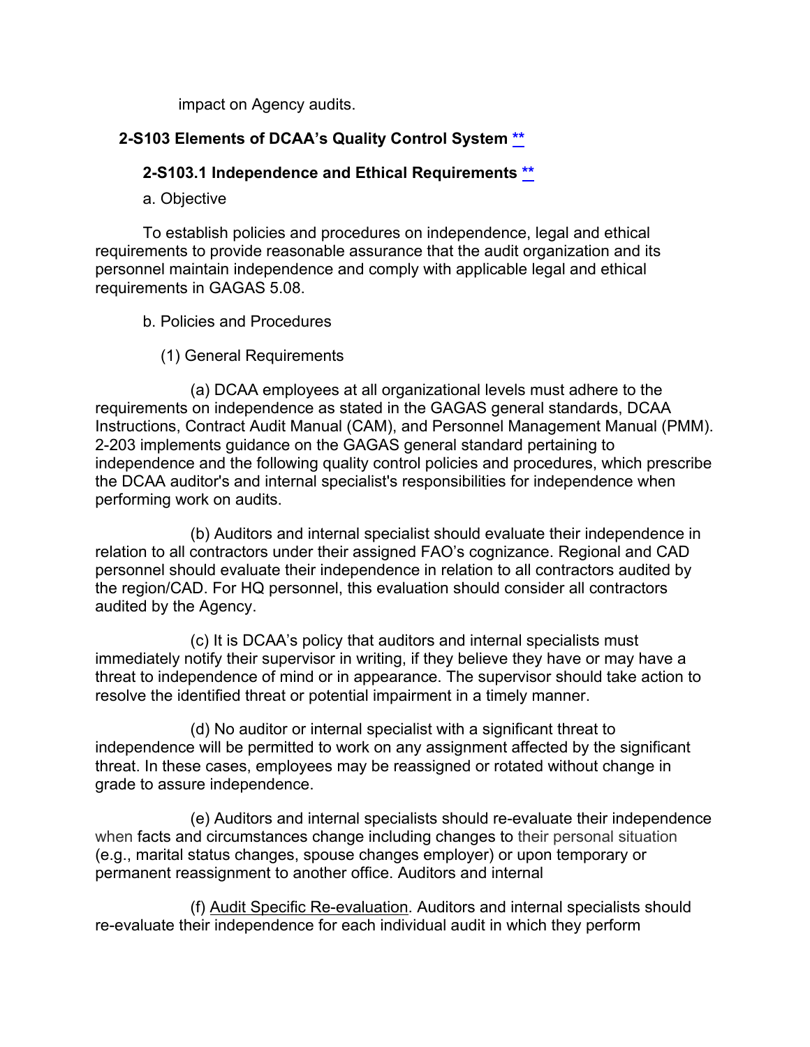impact on Agency audits.

## 2-S103 Elements of DCAA's Quality Control System **

### 2-S103.1 Independence and Ethical Requirements **

a. Objective

To establish policies and procedures on independence, legal and ethical requirements to provide reasonable assurance that the audit organization and its personnel maintain independence and comply with applicable legal and ethical requirements in GAGAS 5.08.

b. Policies and Procedures

(1) General Requirements

(a) DCAA employees at all organizational levels must adhere to the requirements on independence as stated in the GAGAS general standards, DCAA Instructions, Contract Audit Manual (CAM), and Personnel Management Manual (PMM). 2-203 implements guidance on the GAGAS general standard pertaining to independence and the following quality control policies and procedures, which prescribe the DCAA auditor's and internal specialist's responsibilities for independence when performing work on audits.

(b) Auditors and internal specialist should evaluate their independence in relation to all contractors under their assigned FAO's cognizance. Regional and CAD personnel should evaluate their independence in relation to all contractors audited by the region/CAD. For HQ personnel, this evaluation should consider all contractors audited by the Agency.

(c) It is DCAA's policy that auditors and internal specialists must immediately notify their supervisor in writing, if they believe they have or may have a threat to independence of mind or in appearance. The supervisor should take action to resolve the identified threat or potential impairment in a timely manner.

(d) No auditor or internal specialist with a significant threat to independence will be permitted to work on any assignment affected by the significant threat. In these cases, employees may be reassigned or rotated without change in grade to assure independence.

(e) Auditors and internal specialists should re-evaluate their independence when facts and circumstances change including changes to their personal situation (e.g., marital status changes, spouse changes employer) or upon temporary or permanent reassignment to another office. Auditors and internal

(f) Audit Specific Re-evaluation. Auditors and internal specialists should re-evaluate their independence for each individual audit in which they perform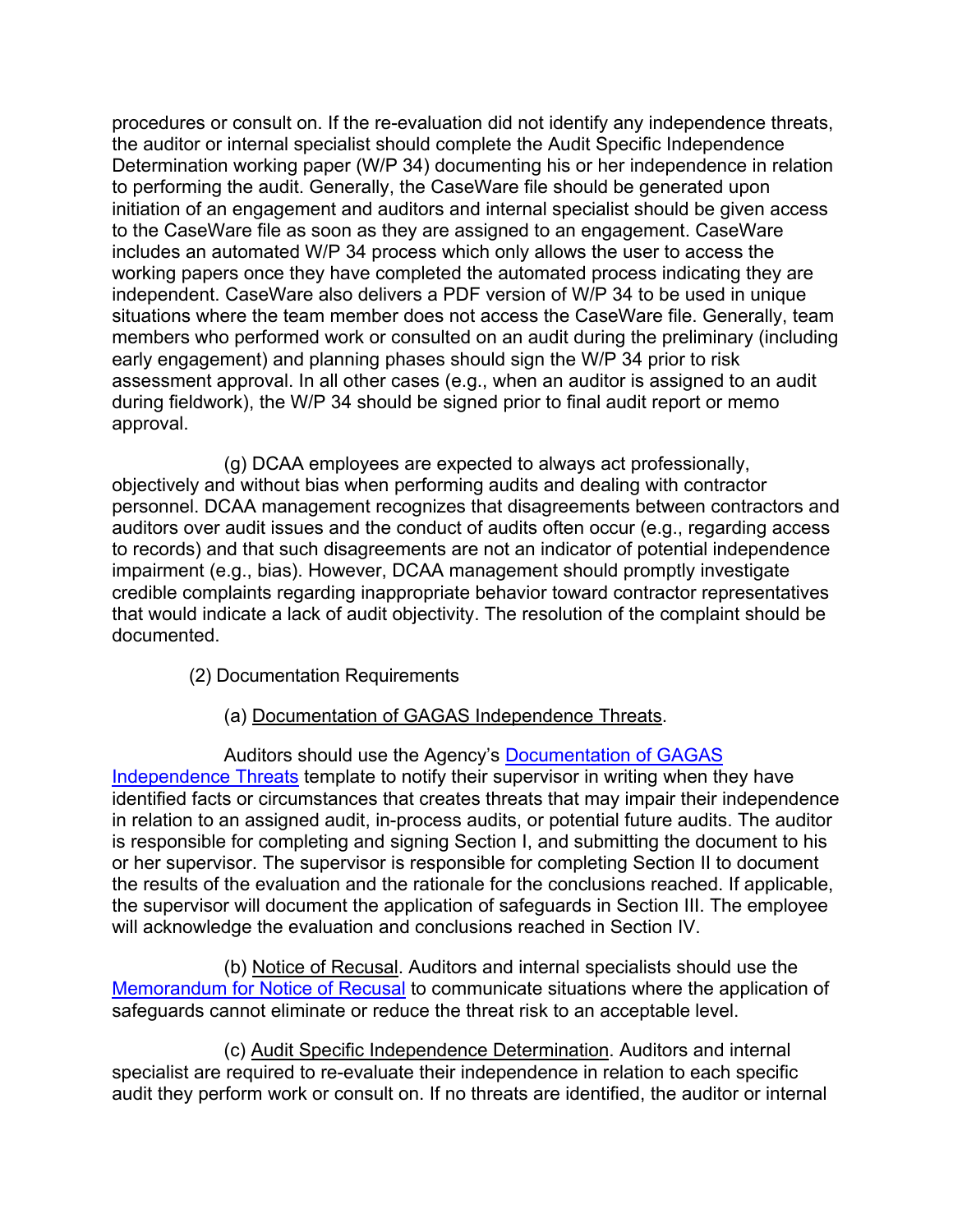procedures or consult on. If the re-evaluation did not identify any independence threats, the auditor or internal specialist should complete the Audit Specific Independence Determination working paper (W/P 34) documenting his or her independence in relation to performing the audit. Generally, the CaseWare file should be generated upon initiation of an engagement and auditors and internal specialist should be given access to the CaseWare file as soon as they are assigned to an engagement. CaseWare includes an automated W/P 34 process which only allows the user to access the working papers once they have completed the automated process indicating they are independent. CaseWare also delivers a PDF version of W/P 34 to be used in unique situations where the team member does not access the CaseWare file. Generally, team members who performed work or consulted on an audit during the preliminary (including early engagement) and planning phases should sign the W/P 34 prior to risk assessment approval. In all other cases (e.g., when an auditor is assigned to an audit during fieldwork), the W/P 34 should be signed prior to final audit report or memo approval.

(g) DCAA employees are expected to always act professionally, objectively and without bias when performing audits and dealing with contractor personnel. DCAA management recognizes that disagreements between contractors and auditors over audit issues and the conduct of audits often occur (e.g., regarding access to records) and that such disagreements are not an indicator of potential independence impairment (e.g., bias). However, DCAA management should promptly investigate credible complaints regarding inappropriate behavior toward contractor representatives that would indicate a lack of audit objectivity. The resolution of the complaint should be documented.

(2) Documentation Requirements

(a) Documentation of GAGAS Independence Threats.

Auditors should use the Agency's Documentation of GAGAS Independence Threats template to notify their supervisor in writing when they have identified facts or circumstances that creates threats that may impair their independence in relation to an assigned audit, in-process audits, or potential future audits. The auditor is responsible for completing and signing Section I, and submitting the document to his or her supervisor. The supervisor is responsible for completing Section II to document the results of the evaluation and the rationale for the conclusions reached. If applicable, the supervisor will document the application of safeguards in Section III. The employee will acknowledge the evaluation and conclusions reached in Section IV.

(b) Notice of Recusal. Auditors and internal specialists should use the Memorandum for Notice of Recusal to communicate situations where the application of safeguards cannot eliminate or reduce the threat risk to an acceptable level.

(c) Audit Specific Independence Determination. Auditors and internal specialist are required to re-evaluate their independence in relation to each specific audit they perform work or consult on. If no threats are identified, the auditor or internal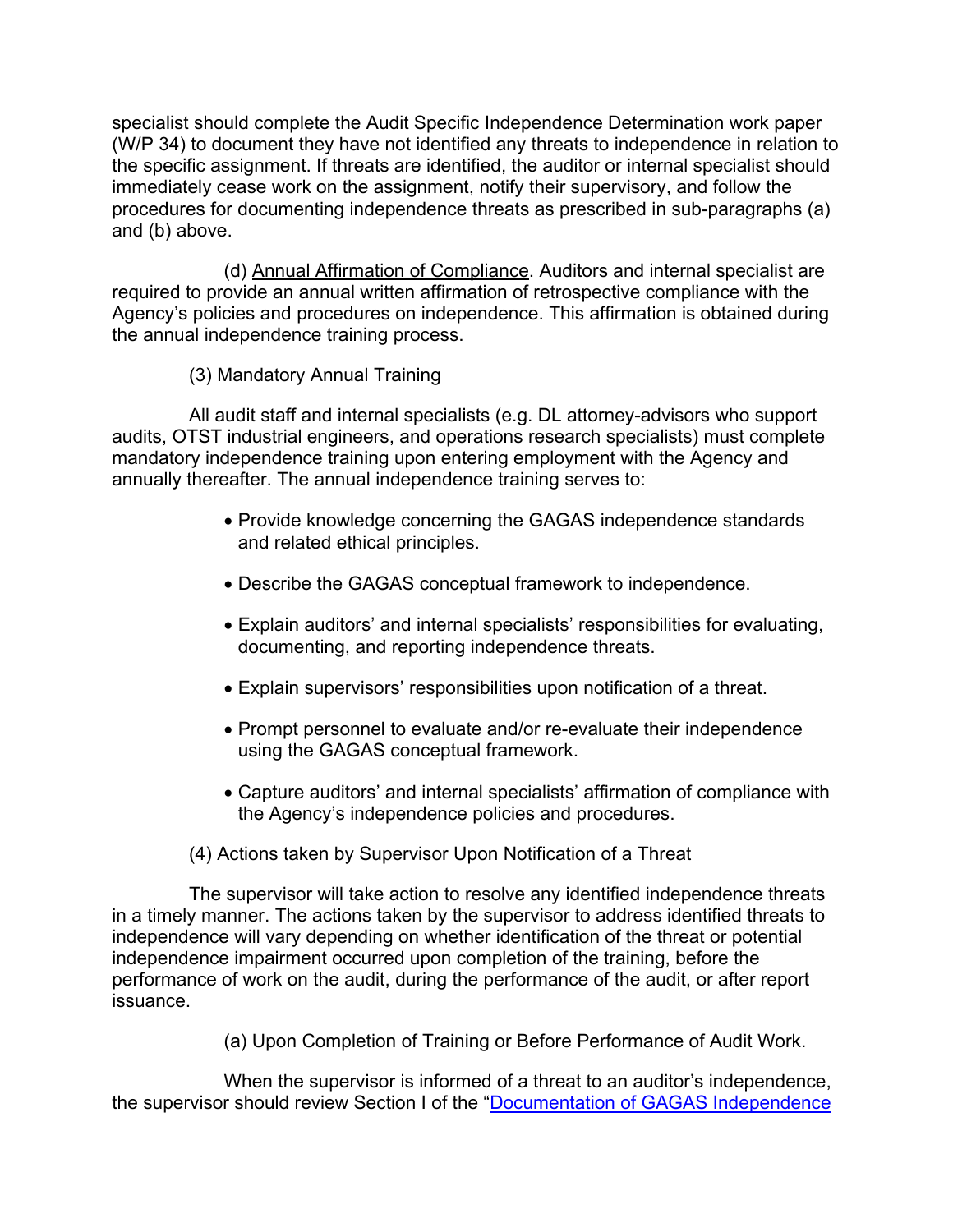specialist should complete the Audit Specific Independence Determination work paper (W/P 34) to document they have not identified any threats to independence in relation to the specific assignment. If threats are identified, the auditor or internal specialist should immediately cease work on the assignment, notify their supervisory, and follow the procedures for documenting independence threats as prescribed in sub-paragraphs (a) and (b) above.

(d) Annual Affirmation of Compliance. Auditors and internal specialist are required to provide an annual written affirmation of retrospective compliance with the Agency's policies and procedures on independence. This affirmation is obtained during the annual independence training process.

(3) Mandatory Annual Training

All audit staff and internal specialists (e.g. DL attorney-advisors who support audits, OTST industrial engineers, and operations research specialists) must complete mandatory independence training upon entering employment with the Agency and annually thereafter. The annual independence training serves to:

- Provide knowledge concerning the GAGAS independence standards and related ethical principles.
- Describe the GAGAS conceptual framework to independence.
- Explain auditors' and internal specialists' responsibilities for evaluating, documenting, and reporting independence threats.
- Explain supervisors' responsibilities upon notification of a threat.
- Prompt personnel to evaluate and/or re-evaluate their independence using the GAGAS conceptual framework.
- Capture auditors' and internal specialists' affirmation of compliance with the Agency's independence policies and procedures.

(4) Actions taken by Supervisor Upon Notification of a Threat

The supervisor will take action to resolve any identified independence threats in a timely manner. The actions taken by the supervisor to address identified threats to independence will vary depending on whether identification of the threat or potential independence impairment occurred upon completion of the training, before the performance of work on the audit, during the performance of the audit, or after report issuance.

(a) Upon Completion of Training or Before Performance of Audit Work.

When the supervisor is informed of a threat to an auditor's independence, the supervisor should review Section I of the "Documentation of GAGAS Independence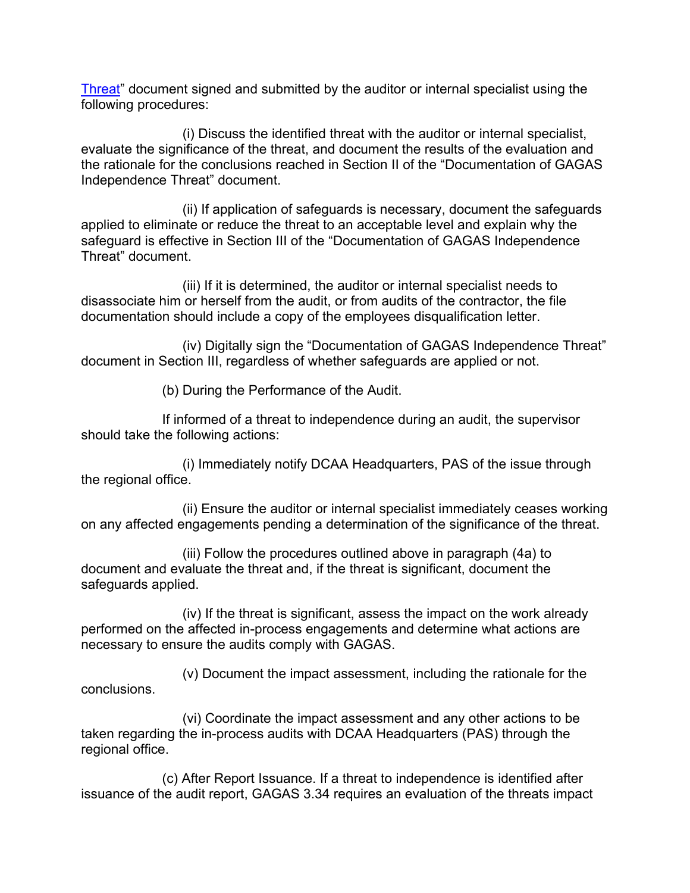Threat" document signed and submitted by the auditor or internal specialist using the following procedures:

(i) Discuss the identified threat with the auditor or internal specialist, evaluate the significance of the threat, and document the results of the evaluation and the rationale for the conclusions reached in Section II of the "Documentation of GAGAS Independence Threat" document.

(ii) If application of safeguards is necessary, document the safeguards applied to eliminate or reduce the threat to an acceptable level and explain why the safeguard is effective in Section III of the "Documentation of GAGAS Independence Threat" document.

(iii) If it is determined, the auditor or internal specialist needs to disassociate him or herself from the audit, or from audits of the contractor, the file documentation should include a copy of the employees disqualification letter.

(iv) Digitally sign the "Documentation of GAGAS Independence Threat" document in Section III, regardless of whether safeguards are applied or not.

(b) During the Performance of the Audit.

If informed of a threat to independence during an audit, the supervisor should take the following actions:

(i) Immediately notify DCAA Headquarters, PAS of the issue through the regional office.

(ii) Ensure the auditor or internal specialist immediately ceases working on any affected engagements pending a determination of the significance of the threat.

(iii) Follow the procedures outlined above in paragraph (4a) to document and evaluate the threat and, if the threat is significant, document the safeguards applied.

(iv) If the threat is significant, assess the impact on the work already performed on the affected in-process engagements and determine what actions are necessary to ensure the audits comply with GAGAS.

(v) Document the impact assessment, including the rationale for the conclusions.

(vi) Coordinate the impact assessment and any other actions to be taken regarding the in-process audits with DCAA Headquarters (PAS) through the regional office.

(c) After Report Issuance. If a threat to independence is identified after issuance of the audit report, GAGAS 3.34 requires an evaluation of the threats impact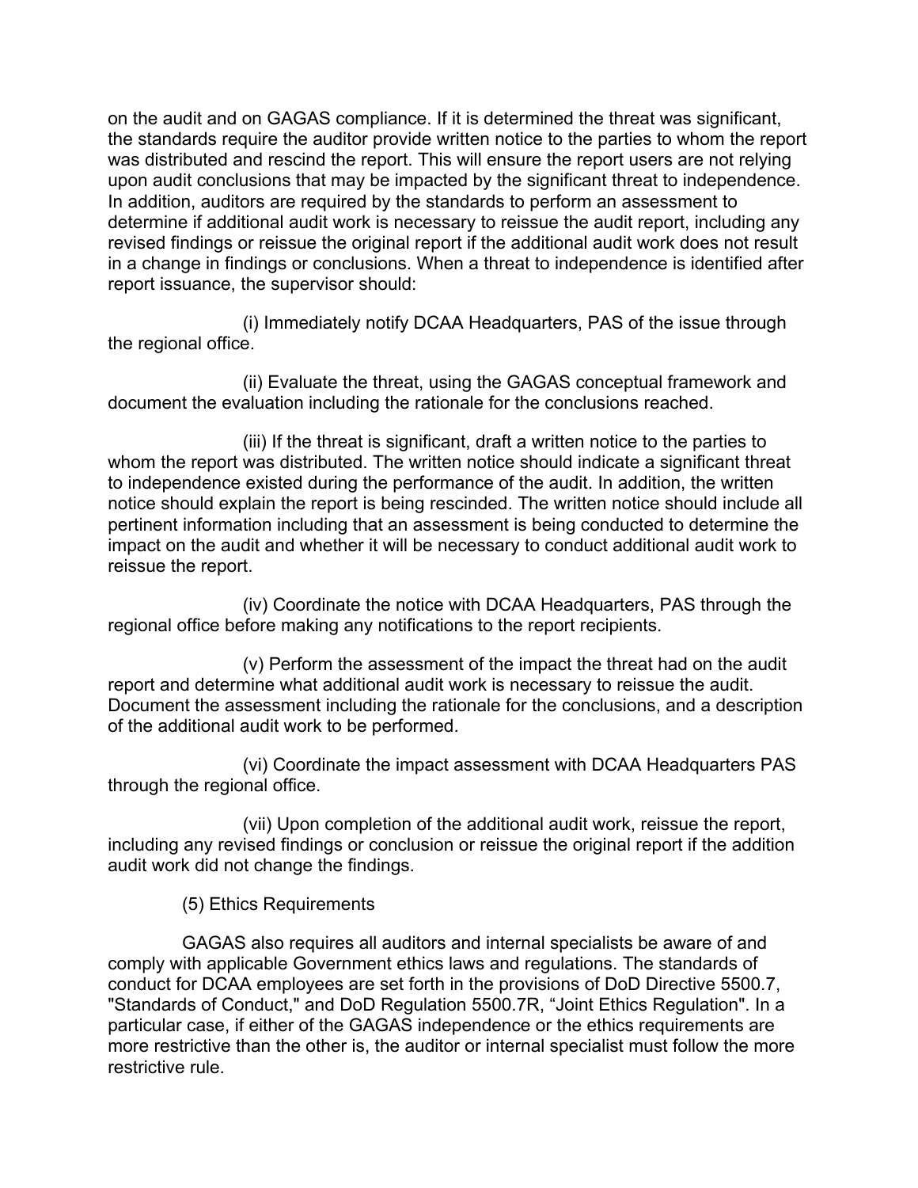on the audit and on GAGAS compliance. If it is determined the threat was significant, the standards require the auditor provide written notice to the parties to whom the report was distributed and rescind the report. This will ensure the report users are not relying upon audit conclusions that may be impacted by the significant threat to independence. In addition, auditors are required by the standards to perform an assessment to determine if additional audit work is necessary to reissue the audit report, including any revised findings or reissue the original report if the additional audit work does not result in a change in findings or conclusions. When a threat to independence is identified after report issuance, the supervisor should:

(i) Immediately notify DCAA Headquarters, PAS of the issue through the regional office.

(ii) Evaluate the threat, using the GAGAS conceptual framework and document the evaluation including the rationale for the conclusions reached.

(iii) If the threat is significant, draft a written notice to the parties to whom the report was distributed. The written notice should indicate a significant threat to independence existed during the performance of the audit. In addition, the written notice should explain the report is being rescinded. The written notice should include all pertinent information including that an assessment is being conducted to determine the impact on the audit and whether it will be necessary to conduct additional audit work to reissue the report.

(iv) Coordinate the notice with DCAA Headquarters, PAS through the regional office before making any notifications to the report recipients.

(v) Perform the assessment of the impact the threat had on the audit report and determine what additional audit work is necessary to reissue the audit. Document the assessment including the rationale for the conclusions, and a description of the additional audit work to be performed.

(vi) Coordinate the impact assessment with DCAA Headquarters PAS through the regional office.

(vii) Upon completion of the additional audit work, reissue the report, including any revised findings or conclusion or reissue the original report if the addition audit work did not change the findings.

(5) Ethics Requirements

GAGAS also requires all auditors and internal specialists be aware of and comply with applicable Government ethics laws and regulations. The standards of conduct for DCAA employees are set forth in the provisions of DoD Directive 5500.7, "Standards of Conduct," and DoD Regulation 5500.7R, "Joint Ethics Regulation". In a particular case, if either of the GAGAS independence or the ethics requirements are more restrictive than the other is, the auditor or internal specialist must follow the more restrictive rule.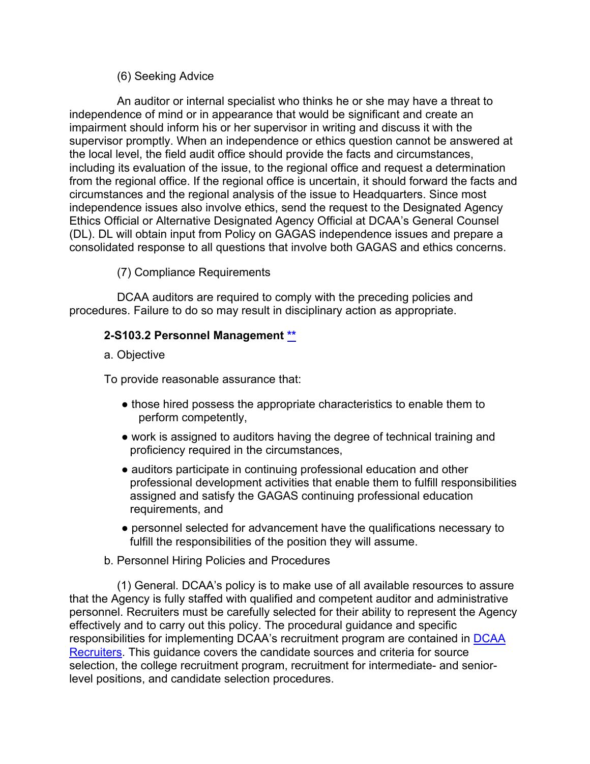(6) Seeking Advice

An auditor or internal specialist who thinks he or she may have a threat to independence of mind or in appearance that would be significant and create an impairment should inform his or her supervisor in writing and discuss it with the supervisor promptly. When an independence or ethics question cannot be answered at the local level, the field audit office should provide the facts and circumstances, including its evaluation of the issue, to the regional office and request a determination from the regional office. If the regional office is uncertain, it should forward the facts and circumstances and the regional analysis of the issue to Headquarters. Since most independence issues also involve ethics, send the request to the Designated Agency Ethics Official or Alternative Designated Agency Official at DCAA's General Counsel (DL). DL will obtain input from Policy on GAGAS independence issues and prepare a consolidated response to all questions that involve both GAGAS and ethics concerns.

(7) Compliance Requirements

DCAA auditors are required to comply with the preceding policies and procedures. Failure to do so may result in disciplinary action as appropriate.

### 2-S103.2 Personnel Management **

a. Objective

To provide reasonable assurance that:

- those hired possess the appropriate characteristics to enable them to perform competently,
- work is assigned to auditors having the degree of technical training and proficiency required in the circumstances,
- auditors participate in continuing professional education and other professional development activities that enable them to fulfill responsibilities assigned and satisfy the GAGAS continuing professional education requirements, and
- personnel selected for advancement have the qualifications necessary to fulfill the responsibilities of the position they will assume.

b. Personnel Hiring Policies and Procedures

(1) General. DCAA's policy is to make use of all available resources to assure that the Agency is fully staffed with qualified and competent auditor and administrative personnel. Recruiters must be carefully selected for their ability to represent the Agency effectively and to carry out this policy. The procedural guidance and specific responsibilities for implementing DCAA's recruitment program are contained in DCAA Recruiters. This guidance covers the candidate sources and criteria for source selection, the college recruitment program, recruitment for intermediate- and senior-level positions, and candidate selection procedures.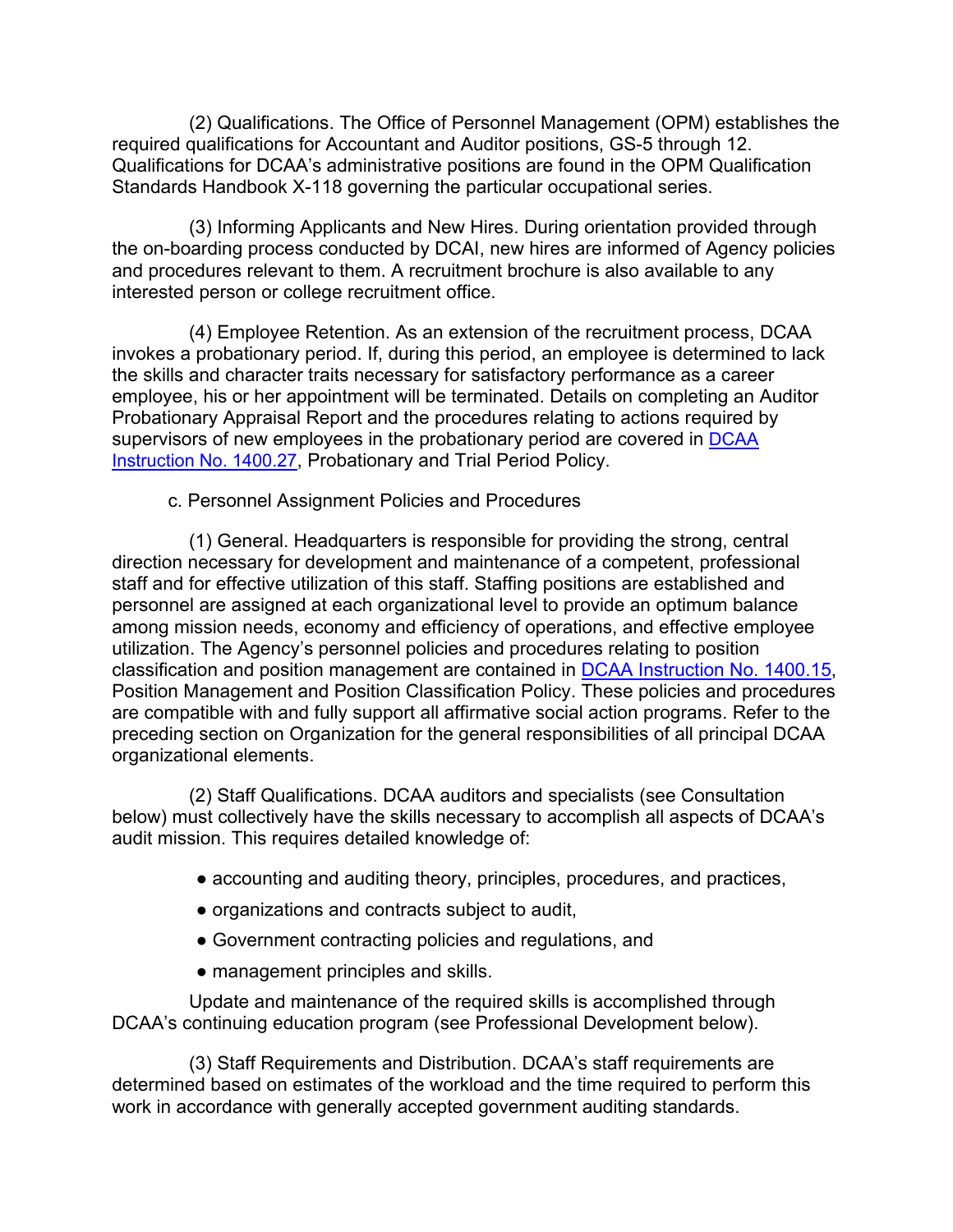(2) Qualifications. The Office of Personnel Management (OPM) establishes the required qualifications for Accountant and Auditor positions, GS-5 through 12. Qualifications for DCAA's administrative positions are found in the OPM Qualification Standards Handbook X-118 governing the particular occupational series.

(3) Informing Applicants and New Hires. During orientation provided through the on-boarding process conducted by DCAI, new hires are informed of Agency policies and procedures relevant to them. A recruitment brochure is also available to any interested person or college recruitment office.

(4) Employee Retention. As an extension of the recruitment process, DCAA invokes a probationary period. If, during this period, an employee is determined to lack the skills and character traits necessary for satisfactory performance as a career employee, his or her appointment will be terminated. Details on completing an Auditor Probationary Appraisal Report and the procedures relating to actions required by supervisors of new employees in the probationary period are covered in DCAA Instruction No. 1400.27, Probationary and Trial Period Policy.

c. Personnel Assignment Policies and Procedures

(1) General. Headquarters is responsible for providing the strong, central direction necessary for development and maintenance of a competent, professional staff and for effective utilization of this staff. Staffing positions are established and personnel are assigned at each organizational level to provide an optimum balance among mission needs, economy and efficiency of operations, and effective employee utilization. The Agency's personnel policies and procedures relating to position classification and position management are contained in DCAA Instruction No. 1400.15, Position Management and Position Classification Policy. These policies and procedures are compatible with and fully support all affirmative social action programs. Refer to the preceding section on Organization for the general responsibilities of all principal DCAA organizational elements.

(2) Staff Qualifications. DCAA auditors and specialists (see Consultation below) must collectively have the skills necessary to accomplish all aspects of DCAA's audit mission. This requires detailed knowledge of:

- accounting and auditing theory, principles, procedures, and practices,
- organizations and contracts subject to audit,
- Government contracting policies and regulations, and
- management principles and skills.

Update and maintenance of the required skills is accomplished through DCAA's continuing education program (see Professional Development below).

(3) Staff Requirements and Distribution. DCAA's staff requirements are determined based on estimates of the workload and the time required to perform this work in accordance with generally accepted government auditing standards.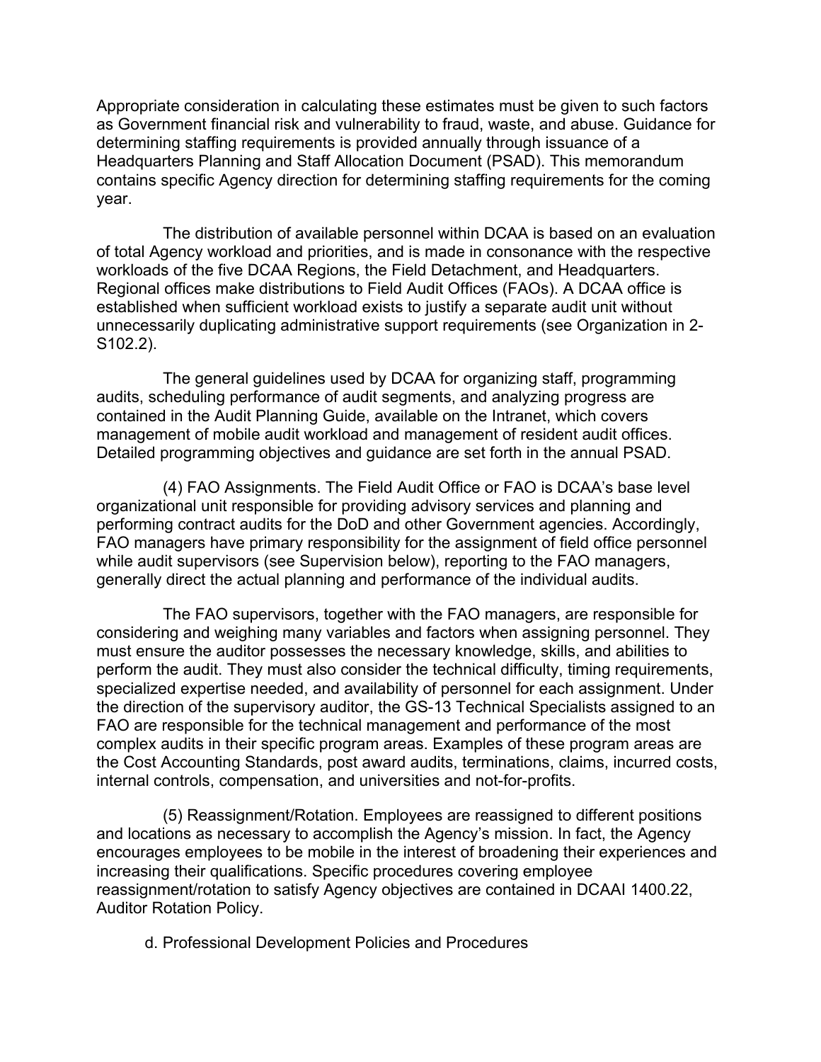Appropriate consideration in calculating these estimates must be given to such factors as Government financial risk and vulnerability to fraud, waste, and abuse. Guidance for determining staffing requirements is provided annually through issuance of a Headquarters Planning and Staff Allocation Document (PSAD). This memorandum contains specific Agency direction for determining staffing requirements for the coming year.

The distribution of available personnel within DCAA is based on an evaluation of total Agency workload and priorities, and is made in consonance with the respective workloads of the five DCAA Regions, the Field Detachment, and Headquarters. Regional offices make distributions to Field Audit Offices (FAOs). A DCAA office is established when sufficient workload exists to justify a separate audit unit without unnecessarily duplicating administrative support requirements (see Organization in 2-S102.2).

The general guidelines used by DCAA for organizing staff, programming audits, scheduling performance of audit segments, and analyzing progress are contained in the Audit Planning Guide, available on the Intranet, which covers management of mobile audit workload and management of resident audit offices. Detailed programming objectives and guidance are set forth in the annual PSAD.

(4) FAO Assignments. The Field Audit Office or FAO is DCAA's base level organizational unit responsible for providing advisory services and planning and performing contract audits for the DoD and other Government agencies. Accordingly, FAO managers have primary responsibility for the assignment of field office personnel while audit supervisors (see Supervision below), reporting to the FAO managers, generally direct the actual planning and performance of the individual audits.

The FAO supervisors, together with the FAO managers, are responsible for considering and weighing many variables and factors when assigning personnel. They must ensure the auditor possesses the necessary knowledge, skills, and abilities to perform the audit. They must also consider the technical difficulty, timing requirements, specialized expertise needed, and availability of personnel for each assignment. Under the direction of the supervisory auditor, the GS-13 Technical Specialists assigned to an FAO are responsible for the technical management and performance of the most complex audits in their specific program areas. Examples of these program areas are the Cost Accounting Standards, post award audits, terminations, claims, incurred costs, internal controls, compensation, and universities and not-for-profits.

(5) Reassignment/Rotation. Employees are reassigned to different positions and locations as necessary to accomplish the Agency's mission. In fact, the Agency encourages employees to be mobile in the interest of broadening their experiences and increasing their qualifications. Specific procedures covering employee reassignment/rotation to satisfy Agency objectives are contained in DCAAI 1400.22, Auditor Rotation Policy.

d. Professional Development Policies and Procedures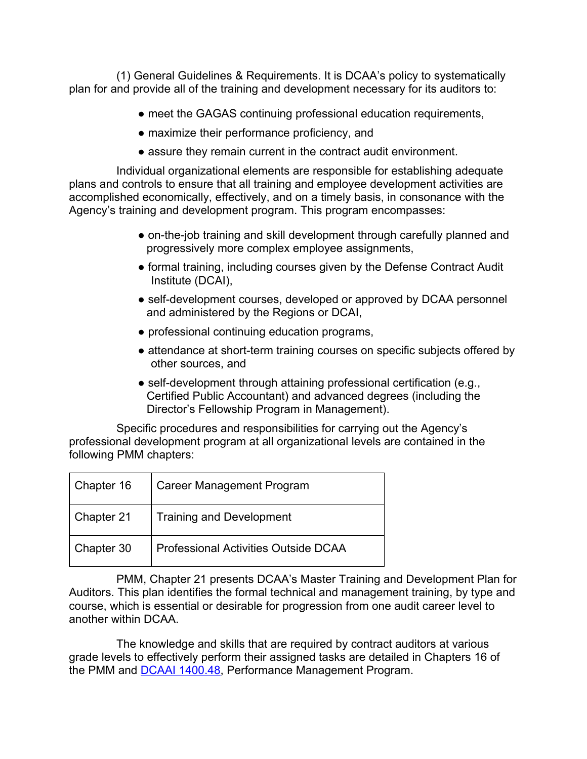(1) General Guidelines & Requirements. It is DCAA's policy to systematically plan for and provide all of the training and development necessary for its auditors to:

- meet the GAGAS continuing professional education requirements,
- maximize their performance proficiency, and
- assure they remain current in the contract audit environment.

Individual organizational elements are responsible for establishing adequate plans and controls to ensure that all training and employee development activities are accomplished economically, effectively, and on a timely basis, in consonance with the Agency's training and development program. This program encompasses:

- on-the-job training and skill development through carefully planned and progressively more complex employee assignments,
- formal training, including courses given by the Defense Contract Audit Institute (DCAI),
- self-development courses, developed or approved by DCAA personnel and administered by the Regions or DCAI,
- professional continuing education programs,
- attendance at short-term training courses on specific subjects offered by other sources, and
- self-development through attaining professional certification (e.g., Certified Public Accountant) and advanced degrees (including the Director's Fellowship Program in Management).

Specific procedures and responsibilities for carrying out the Agency's professional development program at all organizational levels are contained in the following PMM chapters:

| | |
|---|---|
| Chapter 16 | Career Management Program |
| Chapter 21 | Training and Development |
| Chapter 30 | Professional Activities Outside DCAA |

PMM, Chapter 21 presents DCAA's Master Training and Development Plan for Auditors. This plan identifies the formal technical and management training, by type and course, which is essential or desirable for progression from one audit career level to another within DCAA.

The knowledge and skills that are required by contract auditors at various grade levels to effectively perform their assigned tasks are detailed in Chapters 16 of the PMM and DCAAI 1400.48, Performance Management Program.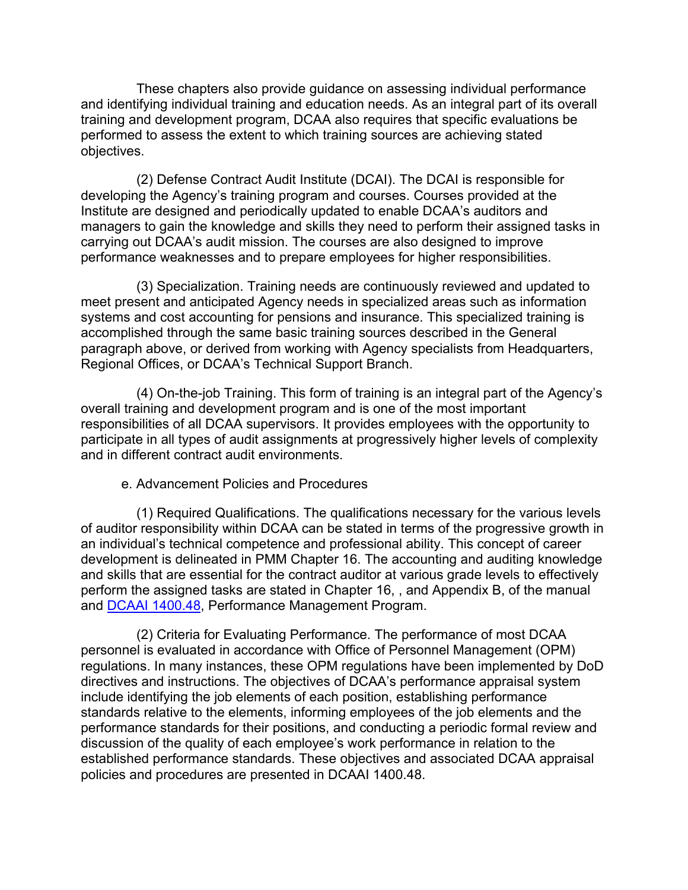These chapters also provide guidance on assessing individual performance and identifying individual training and education needs. As an integral part of its overall training and development program, DCAA also requires that specific evaluations be performed to assess the extent to which training sources are achieving stated objectives.

(2) Defense Contract Audit Institute (DCAI). The DCAI is responsible for developing the Agency's training program and courses. Courses provided at the Institute are designed and periodically updated to enable DCAA's auditors and managers to gain the knowledge and skills they need to perform their assigned tasks in carrying out DCAA's audit mission. The courses are also designed to improve performance weaknesses and to prepare employees for higher responsibilities.

(3) Specialization. Training needs are continuously reviewed and updated to meet present and anticipated Agency needs in specialized areas such as information systems and cost accounting for pensions and insurance. This specialized training is accomplished through the same basic training sources described in the General paragraph above, or derived from working with Agency specialists from Headquarters, Regional Offices, or DCAA's Technical Support Branch.

(4) On-the-job Training. This form of training is an integral part of the Agency's overall training and development program and is one of the most important responsibilities of all DCAA supervisors. It provides employees with the opportunity to participate in all types of audit assignments at progressively higher levels of complexity and in different contract audit environments.

e. Advancement Policies and Procedures

(1) Required Qualifications. The qualifications necessary for the various levels of auditor responsibility within DCAA can be stated in terms of the progressive growth in an individual's technical competence and professional ability. This concept of career development is delineated in PMM Chapter 16. The accounting and auditing knowledge and skills that are essential for the contract auditor at various grade levels to effectively perform the assigned tasks are stated in Chapter 16, , and Appendix B, of the manual and DCAAI 1400.48, Performance Management Program.

(2) Criteria for Evaluating Performance. The performance of most DCAA personnel is evaluated in accordance with Office of Personnel Management (OPM) regulations. In many instances, these OPM regulations have been implemented by DoD directives and instructions. The objectives of DCAA's performance appraisal system include identifying the job elements of each position, establishing performance standards relative to the elements, informing employees of the job elements and the performance standards for their positions, and conducting a periodic formal review and discussion of the quality of each employee's work performance in relation to the established performance standards. These objectives and associated DCAA appraisal policies and procedures are presented in DCAAI 1400.48.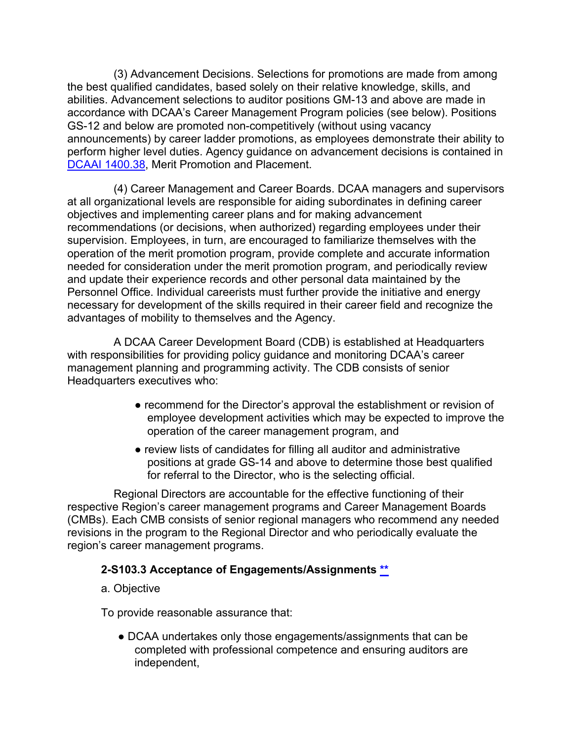(3) Advancement Decisions. Selections for promotions are made from among the best qualified candidates, based solely on their relative knowledge, skills, and abilities. Advancement selections to auditor positions GM-13 and above are made in accordance with DCAA's Career Management Program policies (see below). Positions GS-12 and below are promoted non-competitively (without using vacancy announcements) by career ladder promotions, as employees demonstrate their ability to perform higher level duties. Agency guidance on advancement decisions is contained in DCAAI 1400.38, Merit Promotion and Placement.

(4) Career Management and Career Boards. DCAA managers and supervisors at all organizational levels are responsible for aiding subordinates in defining career objectives and implementing career plans and for making advancement recommendations (or decisions, when authorized) regarding employees under their supervision. Employees, in turn, are encouraged to familiarize themselves with the operation of the merit promotion program, provide complete and accurate information needed for consideration under the merit promotion program, and periodically review and update their experience records and other personal data maintained by the Personnel Office. Individual careerists must further provide the initiative and energy necessary for development of the skills required in their career field and recognize the advantages of mobility to themselves and the Agency.

A DCAA Career Development Board (CDB) is established at Headquarters with responsibilities for providing policy guidance and monitoring DCAA's career management planning and programming activity. The CDB consists of senior Headquarters executives who:

- recommend for the Director's approval the establishment or revision of employee development activities which may be expected to improve the operation of the career management program, and
- review lists of candidates for filling all auditor and administrative positions at grade GS-14 and above to determine those best qualified for referral to the Director, who is the selecting official.

Regional Directors are accountable for the effective functioning of their respective Region's career management programs and Career Management Boards (CMBs). Each CMB consists of senior regional managers who recommend any needed revisions in the program to the Regional Director and who periodically evaluate the region's career management programs.

### 2-S103.3 Acceptance of Engagements/Assignments **

a. Objective

To provide reasonable assurance that:

- DCAA undertakes only those engagements/assignments that can be completed with professional competence and ensuring auditors are independent,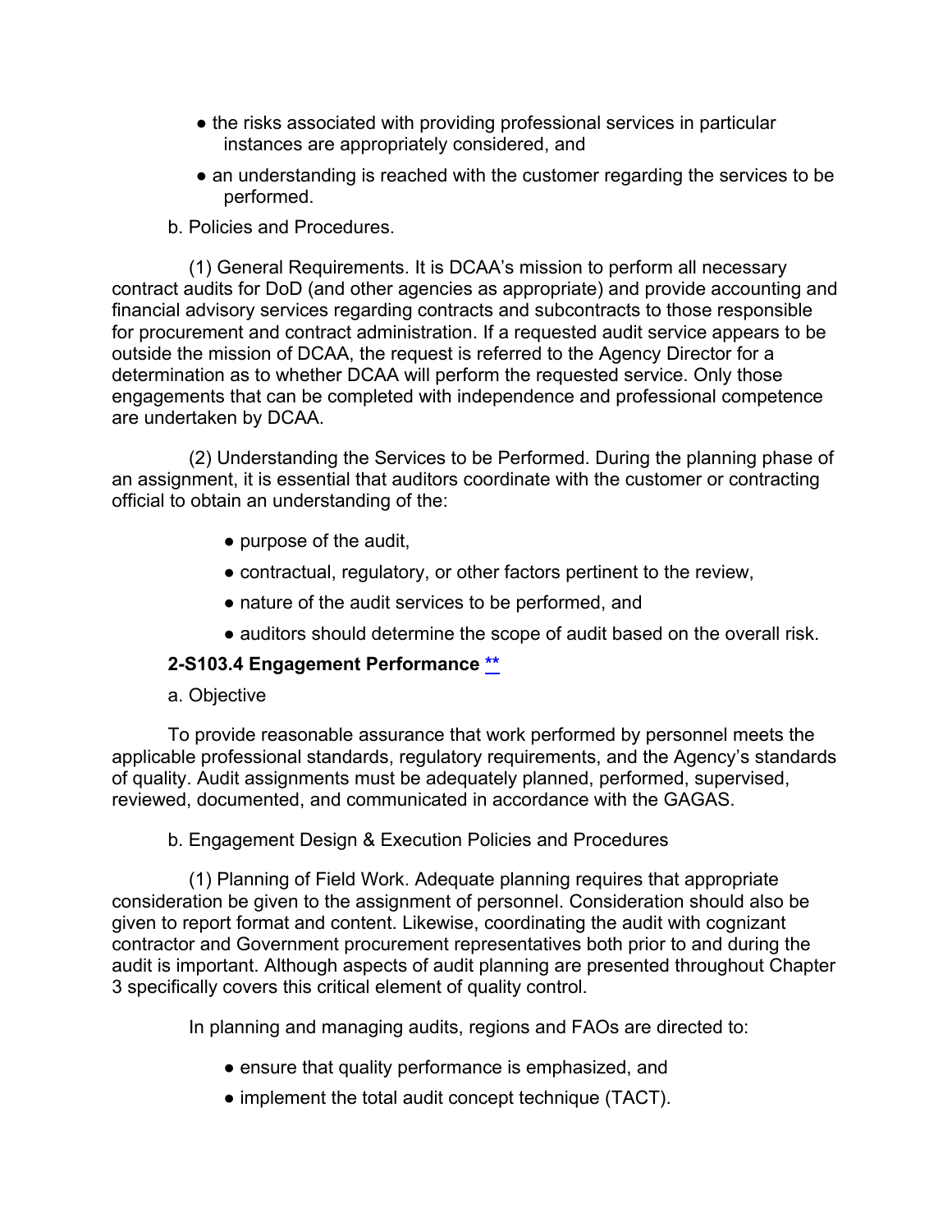- the risks associated with providing professional services in particular instances are appropriately considered, and
- an understanding is reached with the customer regarding the services to be performed.

b. Policies and Procedures.

(1) General Requirements. It is DCAA's mission to perform all necessary contract audits for DoD (and other agencies as appropriate) and provide accounting and financial advisory services regarding contracts and subcontracts to those responsible for procurement and contract administration. If a requested audit service appears to be outside the mission of DCAA, the request is referred to the Agency Director for a determination as to whether DCAA will perform the requested service. Only those engagements that can be completed with independence and professional competence are undertaken by DCAA.

(2) Understanding the Services to be Performed. During the planning phase of an assignment, it is essential that auditors coordinate with the customer or contracting official to obtain an understanding of the:

- purpose of the audit,
- contractual, regulatory, or other factors pertinent to the review,
- nature of the audit services to be performed, and
- auditors should determine the scope of audit based on the overall risk.

**2-S103.4 Engagement Performance** **

a. Objective

To provide reasonable assurance that work performed by personnel meets the applicable professional standards, regulatory requirements, and the Agency's standards of quality. Audit assignments must be adequately planned, performed, supervised, reviewed, documented, and communicated in accordance with the GAGAS.

b. Engagement Design & Execution Policies and Procedures

(1) Planning of Field Work. Adequate planning requires that appropriate consideration be given to the assignment of personnel. Consideration should also be given to report format and content. Likewise, coordinating the audit with cognizant contractor and Government procurement representatives both prior to and during the audit is important. Although aspects of audit planning are presented throughout Chapter 3 specifically covers this critical element of quality control.

In planning and managing audits, regions and FAOs are directed to:

- ensure that quality performance is emphasized, and
- implement the total audit concept technique (TACT).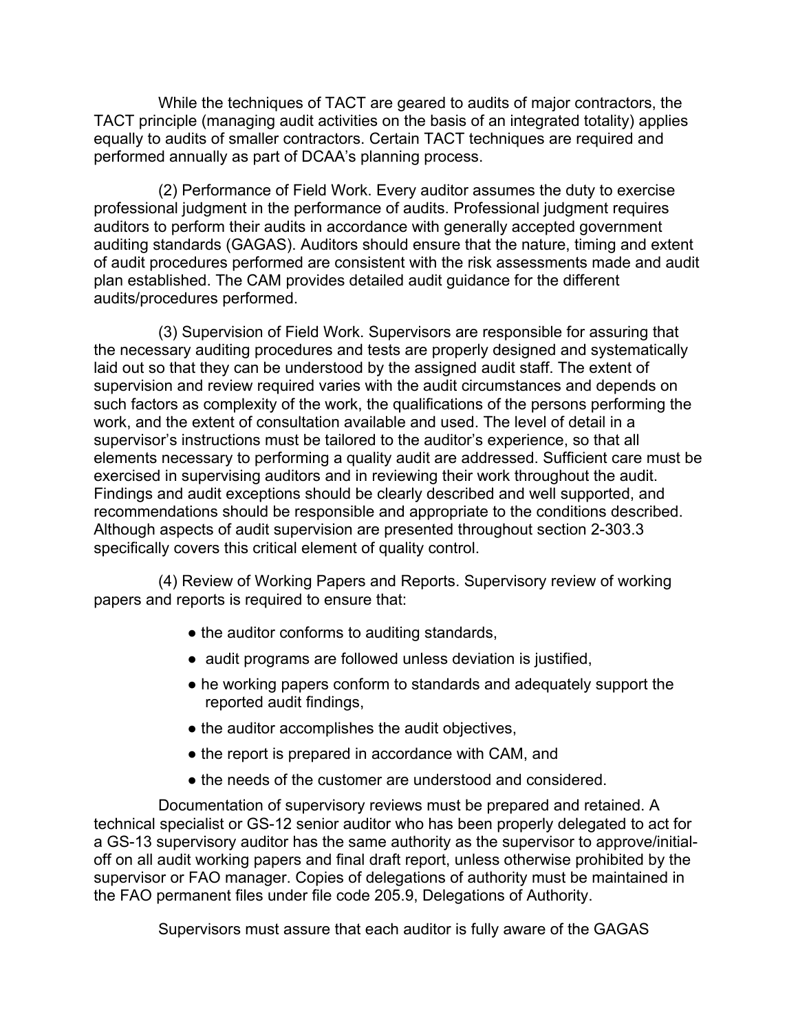While the techniques of TACT are geared to audits of major contractors, the TACT principle (managing audit activities on the basis of an integrated totality) applies equally to audits of smaller contractors. Certain TACT techniques are required and performed annually as part of DCAA's planning process.

(2) Performance of Field Work. Every auditor assumes the duty to exercise professional judgment in the performance of audits. Professional judgment requires auditors to perform their audits in accordance with generally accepted government auditing standards (GAGAS). Auditors should ensure that the nature, timing and extent of audit procedures performed are consistent with the risk assessments made and audit plan established. The CAM provides detailed audit guidance for the different audits/procedures performed.

(3) Supervision of Field Work. Supervisors are responsible for assuring that the necessary auditing procedures and tests are properly designed and systematically laid out so that they can be understood by the assigned audit staff. The extent of supervision and review required varies with the audit circumstances and depends on such factors as complexity of the work, the qualifications of the persons performing the work, and the extent of consultation available and used. The level of detail in a supervisor's instructions must be tailored to the auditor's experience, so that all elements necessary to performing a quality audit are addressed. Sufficient care must be exercised in supervising auditors and in reviewing their work throughout the audit. Findings and audit exceptions should be clearly described and well supported, and recommendations should be responsible and appropriate to the conditions described. Although aspects of audit supervision are presented throughout section 2-303.3 specifically covers this critical element of quality control.

(4) Review of Working Papers and Reports. Supervisory review of working papers and reports is required to ensure that:

- the auditor conforms to auditing standards,
- audit programs are followed unless deviation is justified,
- he working papers conform to standards and adequately support the reported audit findings,
- the auditor accomplishes the audit objectives,
- the report is prepared in accordance with CAM, and
- the needs of the customer are understood and considered.

Documentation of supervisory reviews must be prepared and retained. A technical specialist or GS-12 senior auditor who has been properly delegated to act for a GS-13 supervisory auditor has the same authority as the supervisor to approve/initial-off on all audit working papers and final draft report, unless otherwise prohibited by the supervisor or FAO manager. Copies of delegations of authority must be maintained in the FAO permanent files under file code 205.9, Delegations of Authority.

Supervisors must assure that each auditor is fully aware of the GAGAS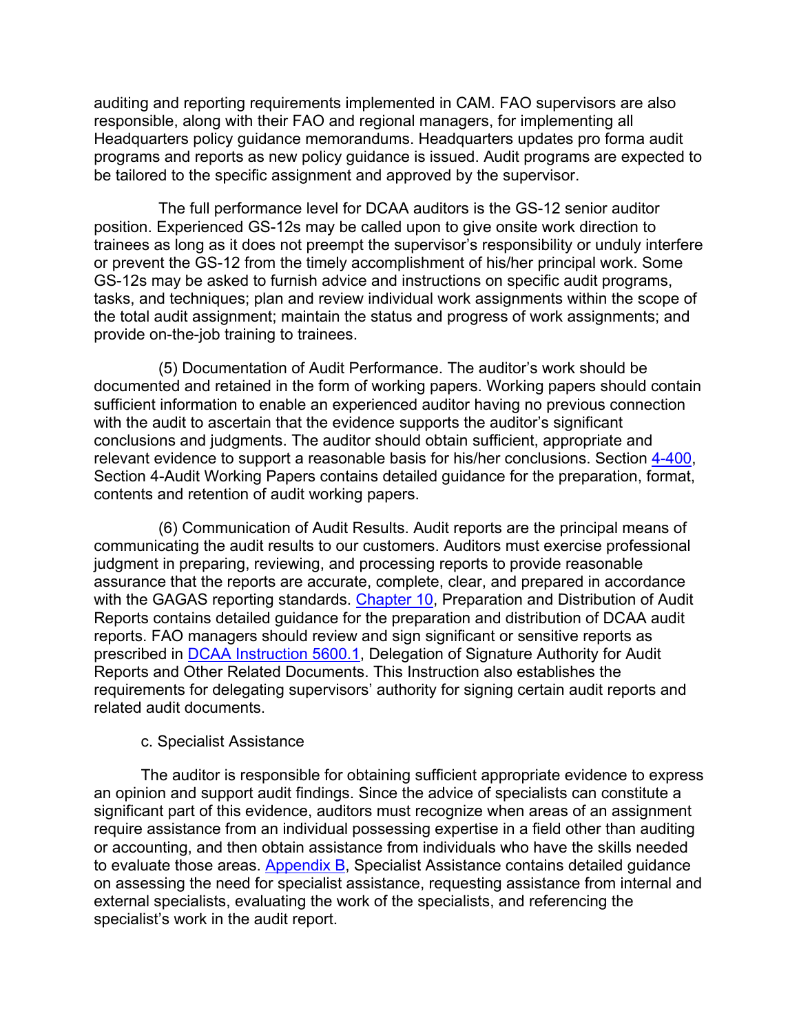auditing and reporting requirements implemented in CAM. FAO supervisors are also responsible, along with their FAO and regional managers, for implementing all Headquarters policy guidance memorandums. Headquarters updates pro forma audit programs and reports as new policy guidance is issued. Audit programs are expected to be tailored to the specific assignment and approved by the supervisor.

The full performance level for DCAA auditors is the GS-12 senior auditor position. Experienced GS-12s may be called upon to give onsite work direction to trainees as long as it does not preempt the supervisor's responsibility or unduly interfere or prevent the GS-12 from the timely accomplishment of his/her principal work. Some GS-12s may be asked to furnish advice and instructions on specific audit programs, tasks, and techniques; plan and review individual work assignments within the scope of the total audit assignment; maintain the status and progress of work assignments; and provide on-the-job training to trainees.

(5) Documentation of Audit Performance. The auditor's work should be documented and retained in the form of working papers. Working papers should contain sufficient information to enable an experienced auditor having no previous connection with the audit to ascertain that the evidence supports the auditor's significant conclusions and judgments. The auditor should obtain sufficient, appropriate and relevant evidence to support a reasonable basis for his/her conclusions. Section 4-400, Section 4-Audit Working Papers contains detailed guidance for the preparation, format, contents and retention of audit working papers.

(6) Communication of Audit Results. Audit reports are the principal means of communicating the audit results to our customers. Auditors must exercise professional judgment in preparing, reviewing, and processing reports to provide reasonable assurance that the reports are accurate, complete, clear, and prepared in accordance with the GAGAS reporting standards. Chapter 10, Preparation and Distribution of Audit Reports contains detailed guidance for the preparation and distribution of DCAA audit reports. FAO managers should review and sign significant or sensitive reports as prescribed in DCAA Instruction 5600.1, Delegation of Signature Authority for Audit Reports and Other Related Documents. This Instruction also establishes the requirements for delegating supervisors' authority for signing certain audit reports and related audit documents.

c. Specialist Assistance

The auditor is responsible for obtaining sufficient appropriate evidence to express an opinion and support audit findings. Since the advice of specialists can constitute a significant part of this evidence, auditors must recognize when areas of an assignment require assistance from an individual possessing expertise in a field other than auditing or accounting, and then obtain assistance from individuals who have the skills needed to evaluate those areas. Appendix B, Specialist Assistance contains detailed guidance on assessing the need for specialist assistance, requesting assistance from internal and external specialists, evaluating the work of the specialists, and referencing the specialist's work in the audit report.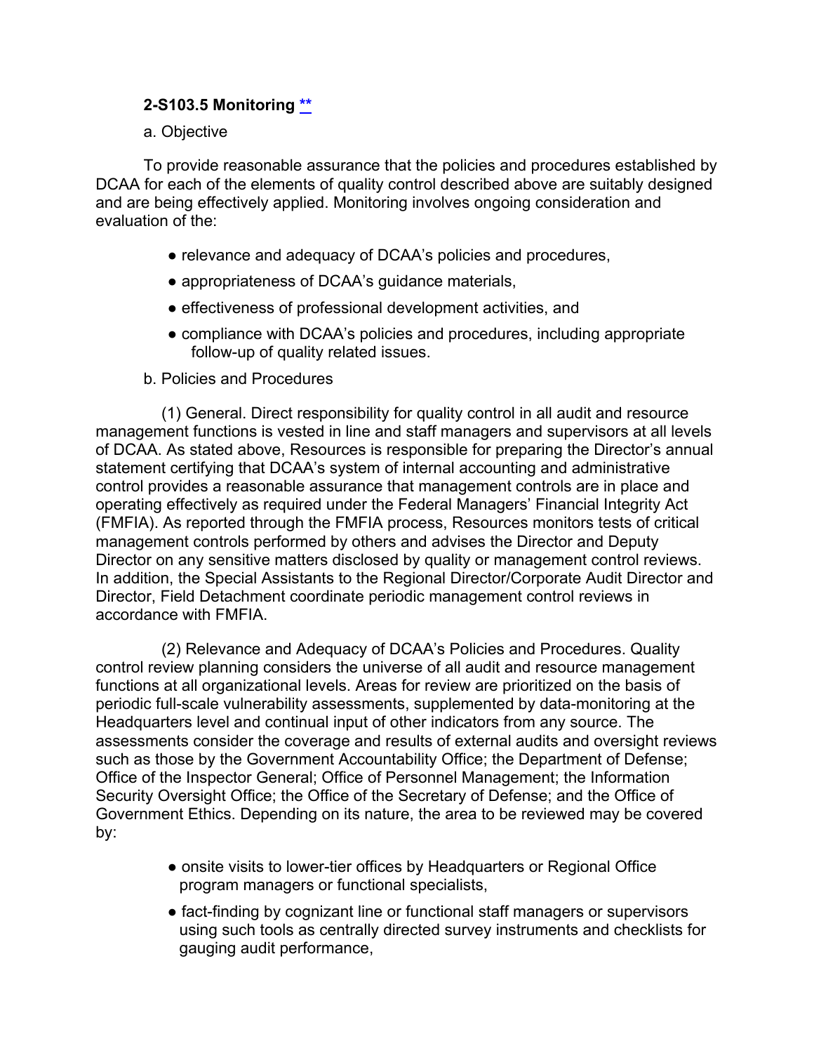### 2-S103.5 Monitoring [**]

a. Objective

To provide reasonable assurance that the policies and procedures established by DCAA for each of the elements of quality control described above are suitably designed and are being effectively applied. Monitoring involves ongoing consideration and evaluation of the:

- relevance and adequacy of DCAA's policies and procedures,
- appropriateness of DCAA's guidance materials,
- effectiveness of professional development activities, and
- compliance with DCAA's policies and procedures, including appropriate follow-up of quality related issues.

b. Policies and Procedures

(1) General. Direct responsibility for quality control in all audit and resource management functions is vested in line and staff managers and supervisors at all levels of DCAA. As stated above, Resources is responsible for preparing the Director's annual statement certifying that DCAA's system of internal accounting and administrative control provides a reasonable assurance that management controls are in place and operating effectively as required under the Federal Managers' Financial Integrity Act (FMFIA). As reported through the FMFIA process, Resources monitors tests of critical management controls performed by others and advises the Director and Deputy Director on any sensitive matters disclosed by quality or management control reviews. In addition, the Special Assistants to the Regional Director/Corporate Audit Director and Director, Field Detachment coordinate periodic management control reviews in accordance with FMFIA.

(2) Relevance and Adequacy of DCAA's Policies and Procedures. Quality control review planning considers the universe of all audit and resource management functions at all organizational levels. Areas for review are prioritized on the basis of periodic full-scale vulnerability assessments, supplemented by data-monitoring at the Headquarters level and continual input of other indicators from any source. The assessments consider the coverage and results of external audits and oversight reviews such as those by the Government Accountability Office; the Department of Defense; Office of the Inspector General; Office of Personnel Management; the Information Security Oversight Office; the Office of the Secretary of Defense; and the Office of Government Ethics. Depending on its nature, the area to be reviewed may be covered by:

- onsite visits to lower-tier offices by Headquarters or Regional Office program managers or functional specialists,
- fact-finding by cognizant line or functional staff managers or supervisors using such tools as centrally directed survey instruments and checklists for gauging audit performance,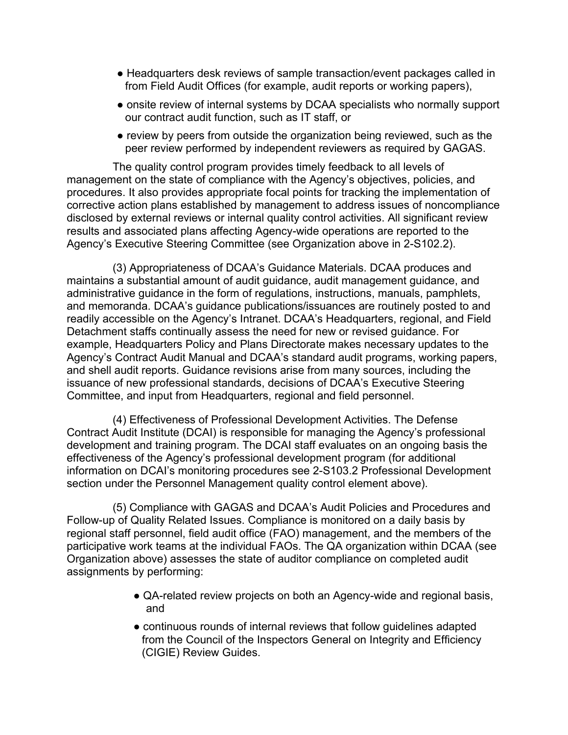- Headquarters desk reviews of sample transaction/event packages called in from Field Audit Offices (for example, audit reports or working papers),
- onsite review of internal systems by DCAA specialists who normally support our contract audit function, such as IT staff, or
- review by peers from outside the organization being reviewed, such as the peer review performed by independent reviewers as required by GAGAS.

The quality control program provides timely feedback to all levels of management on the state of compliance with the Agency's objectives, policies, and procedures. It also provides appropriate focal points for tracking the implementation of corrective action plans established by management to address issues of noncompliance disclosed by external reviews or internal quality control activities. All significant review results and associated plans affecting Agency-wide operations are reported to the Agency's Executive Steering Committee (see Organization above in 2-S102.2).

(3) Appropriateness of DCAA's Guidance Materials. DCAA produces and maintains a substantial amount of audit guidance, audit management guidance, and administrative guidance in the form of regulations, instructions, manuals, pamphlets, and memoranda. DCAA's guidance publications/issuances are routinely posted to and readily accessible on the Agency's Intranet. DCAA's Headquarters, regional, and Field Detachment staffs continually assess the need for new or revised guidance. For example, Headquarters Policy and Plans Directorate makes necessary updates to the Agency's Contract Audit Manual and DCAA's standard audit programs, working papers, and shell audit reports. Guidance revisions arise from many sources, including the issuance of new professional standards, decisions of DCAA's Executive Steering Committee, and input from Headquarters, regional and field personnel.

(4) Effectiveness of Professional Development Activities. The Defense Contract Audit Institute (DCAI) is responsible for managing the Agency's professional development and training program. The DCAI staff evaluates on an ongoing basis the effectiveness of the Agency's professional development program (for additional information on DCAI's monitoring procedures see 2-S103.2 Professional Development section under the Personnel Management quality control element above).

(5) Compliance with GAGAS and DCAA's Audit Policies and Procedures and Follow-up of Quality Related Issues. Compliance is monitored on a daily basis by regional staff personnel, field audit office (FAO) management, and the members of the participative work teams at the individual FAOs. The QA organization within DCAA (see Organization above) assesses the state of auditor compliance on completed audit assignments by performing:

- QA-related review projects on both an Agency-wide and regional basis, and
- continuous rounds of internal reviews that follow guidelines adapted from the Council of the Inspectors General on Integrity and Efficiency (CIGIE) Review Guides.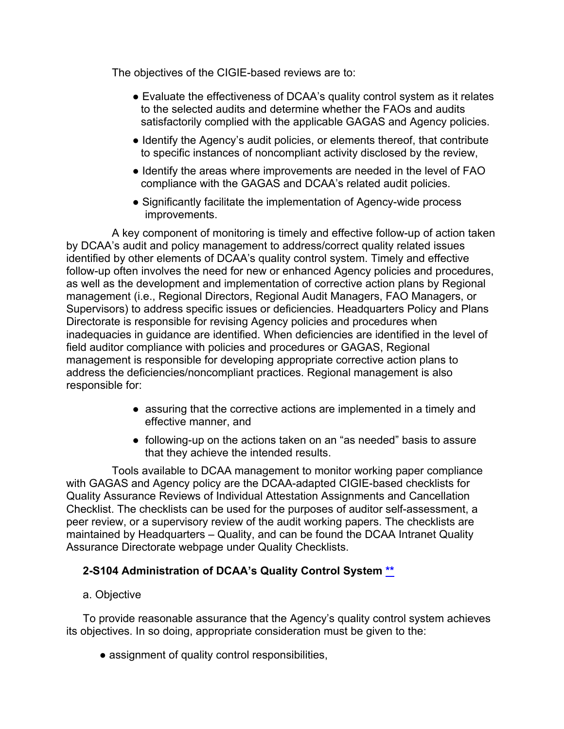The objectives of the CIGIE-based reviews are to:

- Evaluate the effectiveness of DCAA's quality control system as it relates to the selected audits and determine whether the FAOs and audits satisfactorily complied with the applicable GAGAS and Agency policies.
- Identify the Agency's audit policies, or elements thereof, that contribute to specific instances of noncompliant activity disclosed by the review,
- Identify the areas where improvements are needed in the level of FAO compliance with the GAGAS and DCAA's related audit policies.
- Significantly facilitate the implementation of Agency-wide process improvements.

A key component of monitoring is timely and effective follow-up of action taken by DCAA's audit and policy management to address/correct quality related issues identified by other elements of DCAA's quality control system. Timely and effective follow-up often involves the need for new or enhanced Agency policies and procedures, as well as the development and implementation of corrective action plans by Regional management (i.e., Regional Directors, Regional Audit Managers, FAO Managers, or Supervisors) to address specific issues or deficiencies. Headquarters Policy and Plans Directorate is responsible for revising Agency policies and procedures when inadequacies in guidance are identified. When deficiencies are identified in the level of field auditor compliance with policies and procedures or GAGAS, Regional management is responsible for developing appropriate corrective action plans to address the deficiencies/noncompliant practices. Regional management is also responsible for:

- assuring that the corrective actions are implemented in a timely and effective manner, and
- following-up on the actions taken on an "as needed" basis to assure that they achieve the intended results.

Tools available to DCAA management to monitor working paper compliance with GAGAS and Agency policy are the DCAA-adapted CIGIE-based checklists for Quality Assurance Reviews of Individual Attestation Assignments and Cancellation Checklist. The checklists can be used for the purposes of auditor self-assessment, a peer review, or a supervisory review of the audit working papers. The checklists are maintained by Headquarters – Quality, and can be found the DCAA Intranet Quality Assurance Directorate webpage under Quality Checklists.

### 2-S104 Administration of DCAA's Quality Control System **

a. Objective

To provide reasonable assurance that the Agency's quality control system achieves its objectives. In so doing, appropriate consideration must be given to the:

- assignment of quality control responsibilities,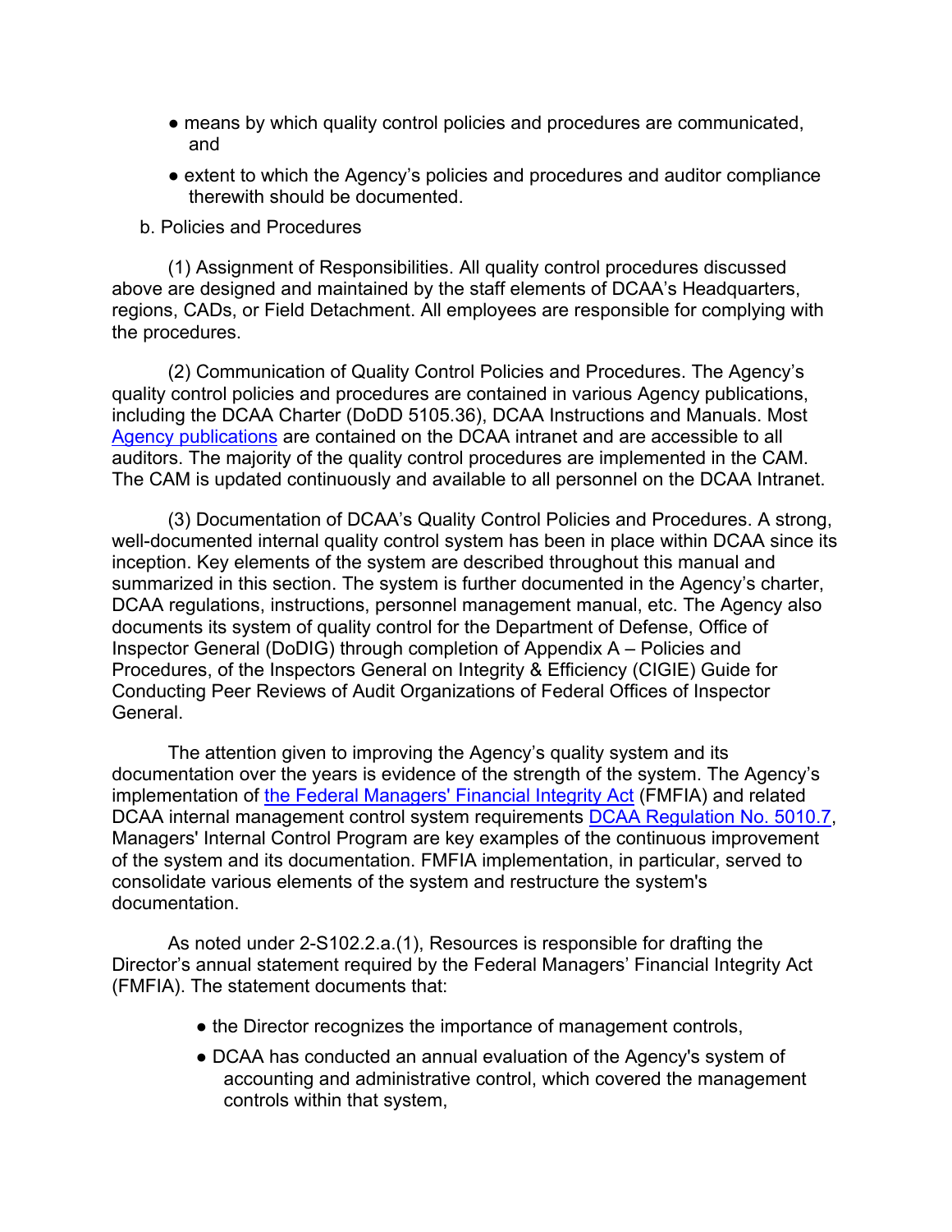- means by which quality control policies and procedures are communicated, and
- extent to which the Agency's policies and procedures and auditor compliance therewith should be documented.

b. Policies and Procedures

(1) Assignment of Responsibilities. All quality control procedures discussed above are designed and maintained by the staff elements of DCAA's Headquarters, regions, CADs, or Field Detachment. All employees are responsible for complying with the procedures.

(2) Communication of Quality Control Policies and Procedures. The Agency's quality control policies and procedures are contained in various Agency publications, including the DCAA Charter (DoDD 5105.36), DCAA Instructions and Manuals. Most Agency publications are contained on the DCAA intranet and are accessible to all auditors. The majority of the quality control procedures are implemented in the CAM. The CAM is updated continuously and available to all personnel on the DCAA Intranet.

(3) Documentation of DCAA's Quality Control Policies and Procedures. A strong, well-documented internal quality control system has been in place within DCAA since its inception. Key elements of the system are described throughout this manual and summarized in this section. The system is further documented in the Agency's charter, DCAA regulations, instructions, personnel management manual, etc. The Agency also documents its system of quality control for the Department of Defense, Office of Inspector General (DoDIG) through completion of Appendix A – Policies and Procedures, of the Inspectors General on Integrity & Efficiency (CIGIE) Guide for Conducting Peer Reviews of Audit Organizations of Federal Offices of Inspector General.

The attention given to improving the Agency's quality system and its documentation over the years is evidence of the strength of the system. The Agency's implementation of the Federal Managers' Financial Integrity Act (FMFIA) and related DCAA internal management control system requirements DCAA Regulation No. 5010.7, Managers' Internal Control Program are key examples of the continuous improvement of the system and its documentation. FMFIA implementation, in particular, served to consolidate various elements of the system and restructure the system's documentation.

As noted under 2-S102.2.a.(1), Resources is responsible for drafting the Director's annual statement required by the Federal Managers' Financial Integrity Act (FMFIA). The statement documents that:

- the Director recognizes the importance of management controls,
- DCAA has conducted an annual evaluation of the Agency's system of accounting and administrative control, which covered the management controls within that system,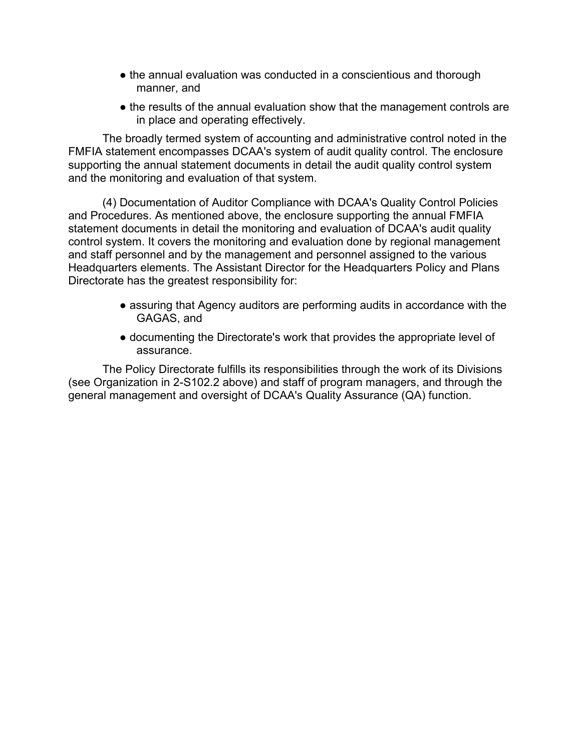- the annual evaluation was conducted in a conscientious and thorough manner, and
- the results of the annual evaluation show that the management controls are in place and operating effectively.

The broadly termed system of accounting and administrative control noted in the FMFIA statement encompasses DCAA's system of audit quality control. The enclosure supporting the annual statement documents in detail the audit quality control system and the monitoring and evaluation of that system.

(4) Documentation of Auditor Compliance with DCAA's Quality Control Policies and Procedures. As mentioned above, the enclosure supporting the annual FMFIA statement documents in detail the monitoring and evaluation of DCAA's audit quality control system. It covers the monitoring and evaluation done by regional management and staff personnel and by the management and personnel assigned to the various Headquarters elements. The Assistant Director for the Headquarters Policy and Plans Directorate has the greatest responsibility for:

- assuring that Agency auditors are performing audits in accordance with the GAGAS, and
- documenting the Directorate's work that provides the appropriate level of assurance.

The Policy Directorate fulfills its responsibilities through the work of its Divisions (see Organization in 2-S102.2 above) and staff of program managers, and through the general management and oversight of DCAA's Quality Assurance (QA) function.